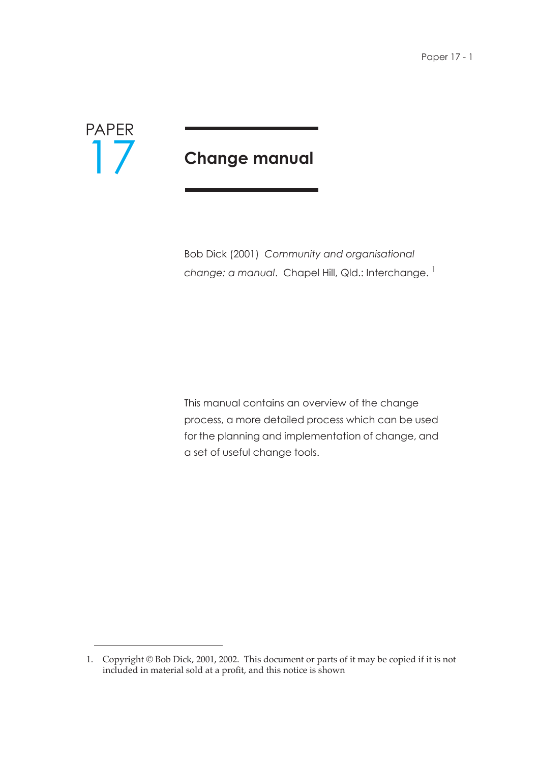# PAPER 17

# Change manual

Bob Dick (2001) *Community and organisational change: a manual*. Chapel Hill, Qld.: Interchange. [1]

This manual contains an overview of the change process, a more detailed process which can be used for the planning and implementation of change, and a set of useful change tools.

1. Copyright © Bob Dick, 2001, 2002. This document or parts of it may be copied if it is not included in material sold at a profit, and this notice is shown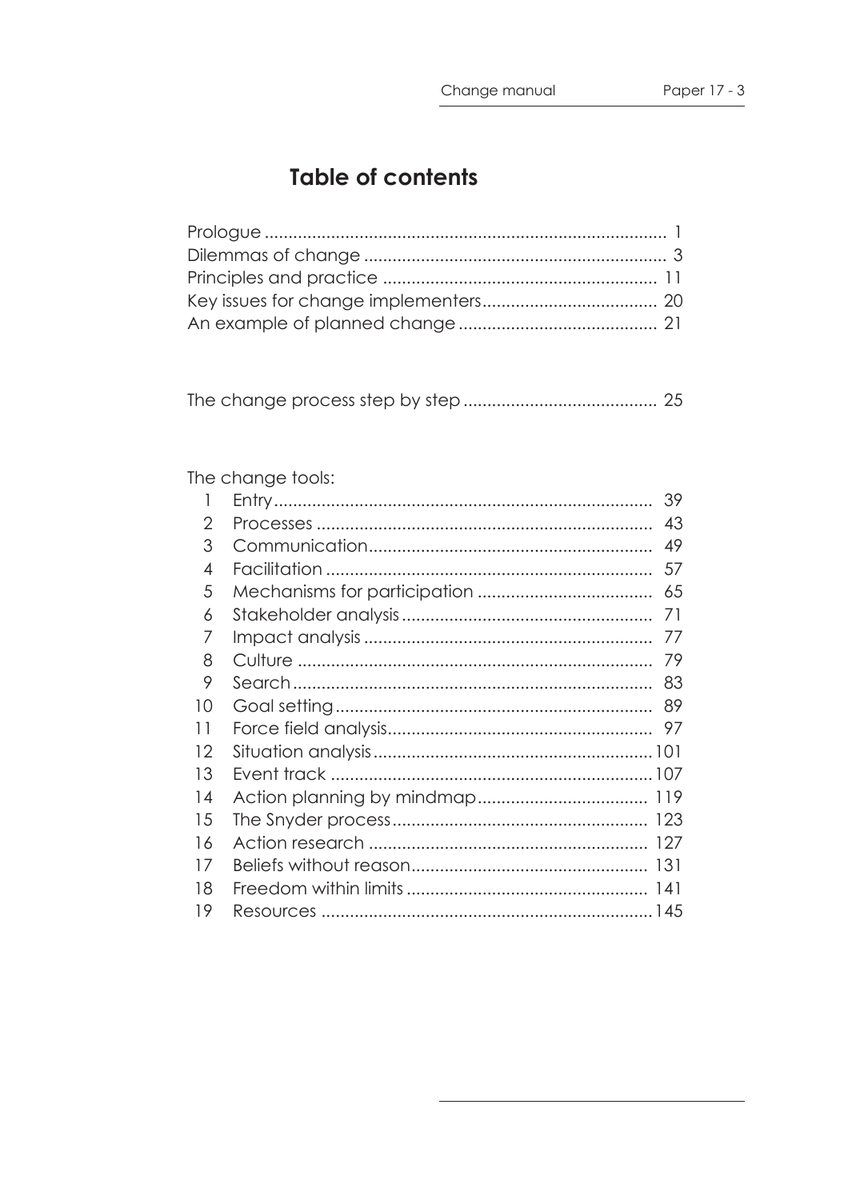# Table of contents

Prologue .................................................................................... 1
Dilemmas of change ............................................................... 3
Principles and practice ......................................................... 11
Key issues for change implementers.................................... 20
An example of planned change ......................................... 21

The change process step by step ........................................ 25

The change tools:

1 Entry................................................................................ 39
2 Processes ...................................................................... 43
3 Communication........................................................... 49
4 Facilitation .................................................................... 57
5 Mechanisms for participation .................................... 65
6 Stakeholder analysis .................................................... 71
7 Impact analysis ............................................................ 77
8 Culture .......................................................................... 79
9 Search........................................................................... 83
10 Goal setting.................................................................. 89
11 Force field analysis....................................................... 97
12 Situation analysis..........................................................101
13 Event track ...................................................................107
14 Action planning by mindmap................................... 119
15 The Snyder process..................................................... 123
16 Action research .......................................................... 127
17 Beliefs without reason................................................. 131
18 Freedom within limits .................................................. 141
19 Resources .....................................................................145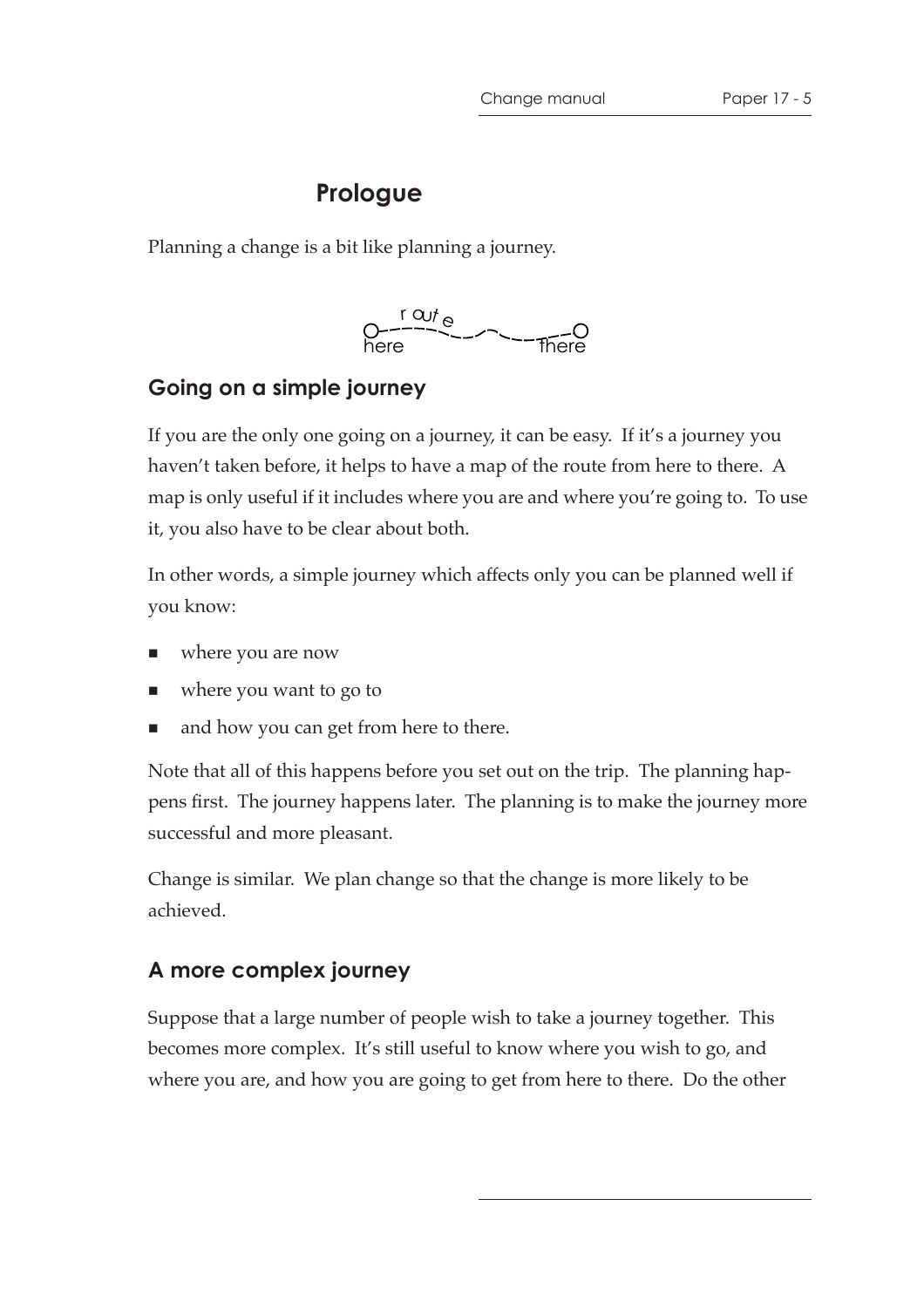## Prologue

Planning a change is a bit like planning a journey.

here — route — there

### Going on a simple journey

If you are the only one going on a journey, it can be easy. If it's a journey you haven't taken before, it helps to have a map of the route from here to there. A map is only useful if it includes where you are and where you're going to. To use it, you also have to be clear about both.

In other words, a simple journey which affects only you can be planned well if you know:

- where you are now
- where you want to go to
- and how you can get from here to there.

Note that all of this happens before you set out on the trip. The planning happens first. The journey happens later. The planning is to make the journey more successful and more pleasant.

Change is similar. We plan change so that the change is more likely to be achieved.

### A more complex journey

Suppose that a large number of people wish to take a journey together. This becomes more complex. It's still useful to know where you wish to go, and where you are, and how you are going to get from here to there. Do the other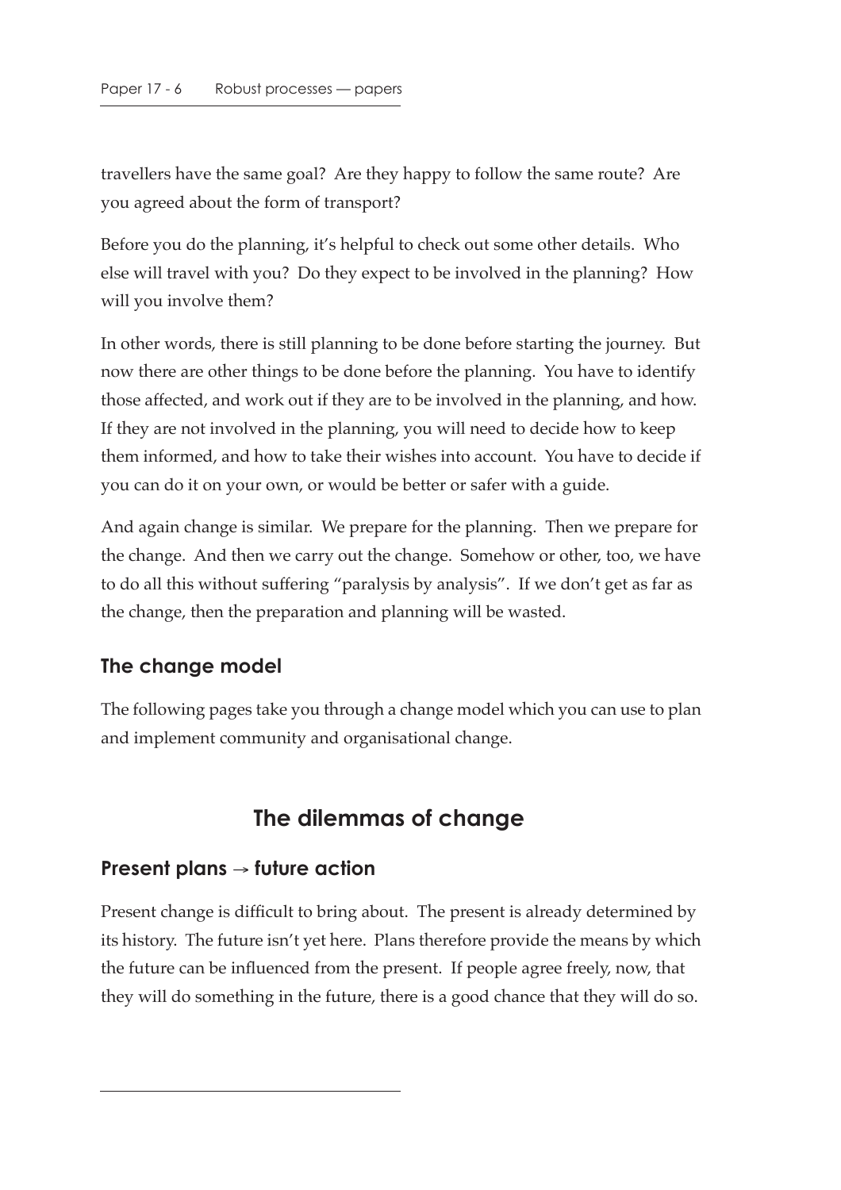travellers have the same goal? Are they happy to follow the same route? Are you agreed about the form of transport?

Before you do the planning, it's helpful to check out some other details. Who else will travel with you? Do they expect to be involved in the planning? How will you involve them?

In other words, there is still planning to be done before starting the journey. But now there are other things to be done before the planning. You have to identify those affected, and work out if they are to be involved in the planning, and how. If they are not involved in the planning, you will need to decide how to keep them informed, and how to take their wishes into account. You have to decide if you can do it on your own, or would be better or safer with a guide.

And again change is similar. We prepare for the planning. Then we prepare for the change. And then we carry out the change. Somehow or other, too, we have to do all this without suffering "paralysis by analysis". If we don't get as far as the change, then the preparation and planning will be wasted.

### The change model

The following pages take you through a change model which you can use to plan and implement community and organisational change.

## The dilemmas of change

### Present plans → future action

Present change is difficult to bring about. The present is already determined by its history. The future isn't yet here. Plans therefore provide the means by which the future can be influenced from the present. If people agree freely, now, that they will do something in the future, there is a good chance that they will do so.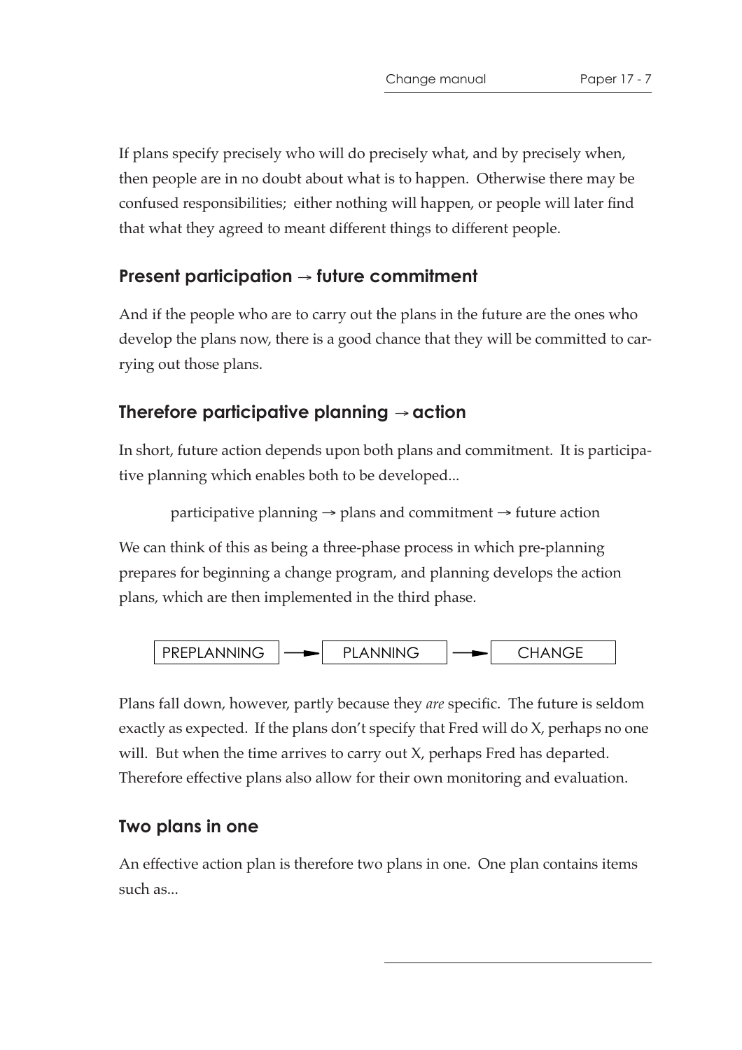If plans specify precisely who will do precisely what, and by precisely when, then people are in no doubt about what is to happen. Otherwise there may be confused responsibilities; either nothing will happen, or people will later find that what they agreed to meant different things to different people.

### Present participation → future commitment

And if the people who are to carry out the plans in the future are the ones who develop the plans now, there is a good chance that they will be committed to carrying out those plans.

### Therefore participative planning → action

In short, future action depends upon both plans and commitment. It is participative planning which enables both to be developed...

participative planning → plans and commitment → future action

We can think of this as being a three-phase process in which pre-planning prepares for beginning a change program, and planning develops the action plans, which are then implemented in the third phase.

PREPLANNING → PLANNING → CHANGE

Plans fall down, however, partly because they *are* specific. The future is seldom exactly as expected. If the plans don't specify that Fred will do X, perhaps no one will. But when the time arrives to carry out X, perhaps Fred has departed. Therefore effective plans also allow for their own monitoring and evaluation.

### Two plans in one

An effective action plan is therefore two plans in one. One plan contains items such as...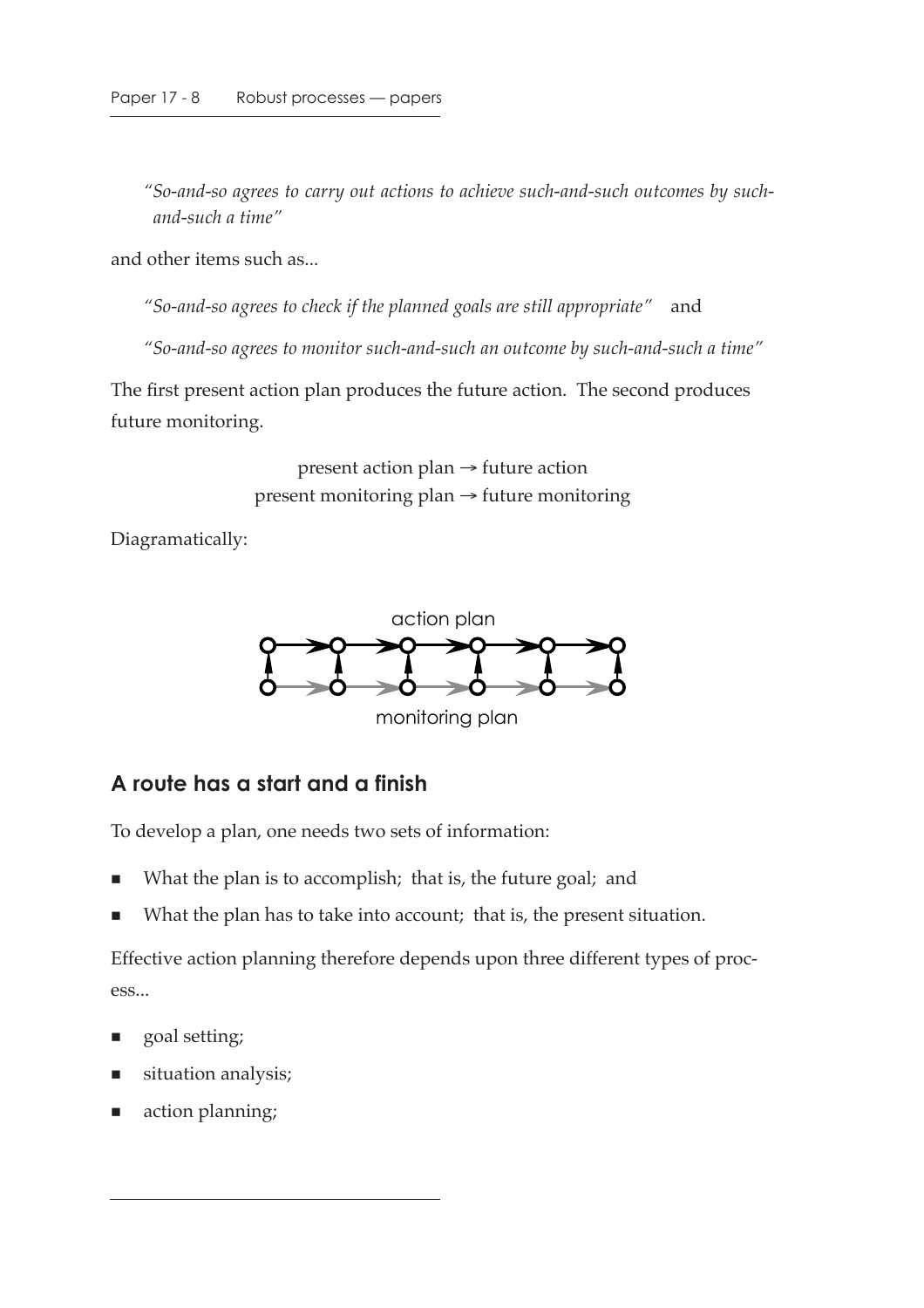*"So-and-so agrees to carry out actions to achieve such-and-such outcomes by such-and-such a time"*

and other items such as...

*"So-and-so agrees to check if the planned goals are still appropriate"* and

*"So-and-so agrees to monitor such-and-such an outcome by such-and-such a time"*

The first present action plan produces the future action. The second produces future monitoring.

present action plan → future action
present monitoring plan → future monitoring

Diagramatically:

action plan

monitoring plan

## A route has a start and a finish

To develop a plan, one needs two sets of information:

- What the plan is to accomplish; that is, the future goal; and
- What the plan has to take into account; that is, the present situation.

Effective action planning therefore depends upon three different types of process...

- goal setting;
- situation analysis;
- action planning;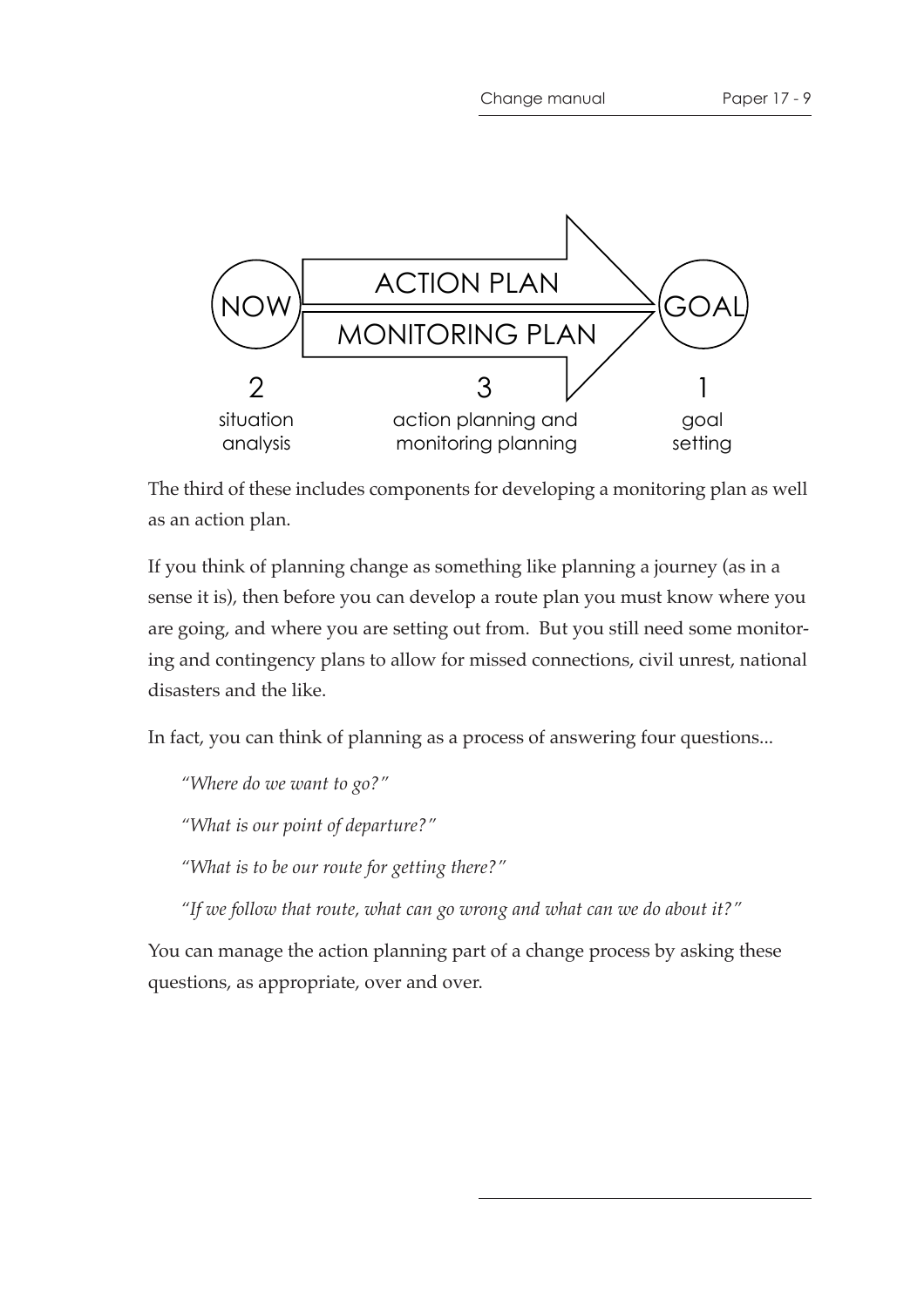NOW — ACTION PLAN / MONITORING PLAN — GOAL

2 situation analysis | 3 action planning and monitoring planning | 1 goal setting

The third of these includes components for developing a monitoring plan as well as an action plan.

If you think of planning change as something like planning a journey (as in a sense it is), then before you can develop a route plan you must know where you are going, and where you are setting out from. But you still need some monitoring and contingency plans to allow for missed connections, civil unrest, national disasters and the like.

In fact, you can think of planning as a process of answering four questions...

> *"Where do we want to go?"*
>
> *"What is our point of departure?"*
>
> *"What is to be our route for getting there?"*
>
> *"If we follow that route, what can go wrong and what can we do about it?"*

You can manage the action planning part of a change process by asking these questions, as appropriate, over and over.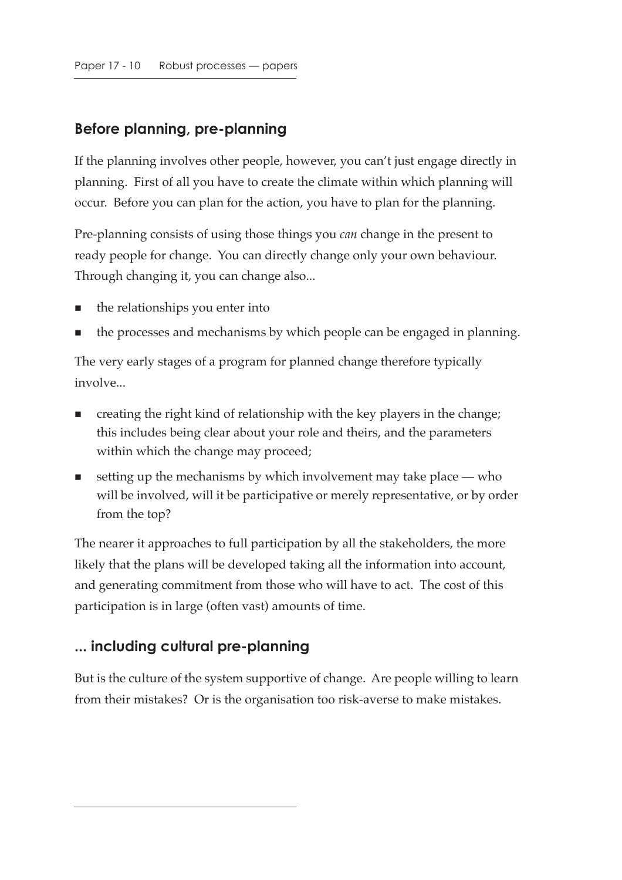## Before planning, pre-planning

If the planning involves other people, however, you can't just engage directly in planning. First of all you have to create the climate within which planning will occur. Before you can plan for the action, you have to plan for the planning.

Pre-planning consists of using those things you *can* change in the present to ready people for change. You can directly change only your own behaviour. Through changing it, you can change also...

- the relationships you enter into
- the processes and mechanisms by which people can be engaged in planning.

The very early stages of a program for planned change therefore typically involve...

- creating the right kind of relationship with the key players in the change; this includes being clear about your role and theirs, and the parameters within which the change may proceed;
- setting up the mechanisms by which involvement may take place — who will be involved, will it be participative or merely representative, or by order from the top?

The nearer it approaches to full participation by all the stakeholders, the more likely that the plans will be developed taking all the information into account, and generating commitment from those who will have to act. The cost of this participation is in large (often vast) amounts of time.

## ... including cultural pre-planning

But is the culture of the system supportive of change. Are people willing to learn from their mistakes? Or is the organisation too risk-averse to make mistakes.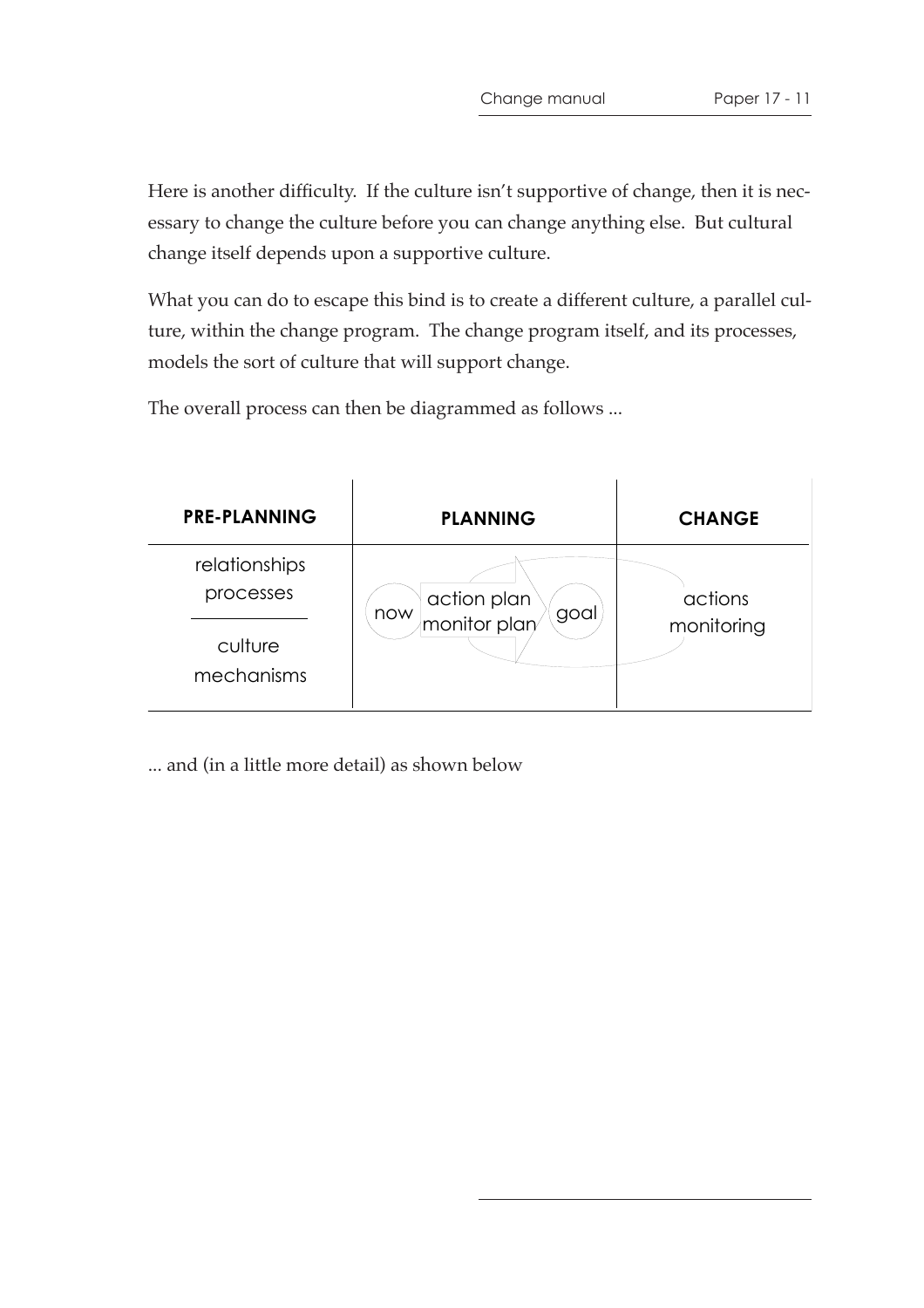Here is another difficulty. If the culture isn't supportive of change, then it is necessary to change the culture before you can change anything else. But cultural change itself depends upon a supportive culture.

What you can do to escape this bind is to create a different culture, a parallel culture, within the change program. The change program itself, and its processes, models the sort of culture that will support change.

The overall process can then be diagrammed as follows ...

| **PRE-PLANNING** | **PLANNING** | **CHANGE** |
|---|---|---|
| relationships<br>processes<br>―――<br>culture<br>mechanisms | now → action plan<br>monitor plan → goal | actions<br>monitoring |

... and (in a little more detail) as shown below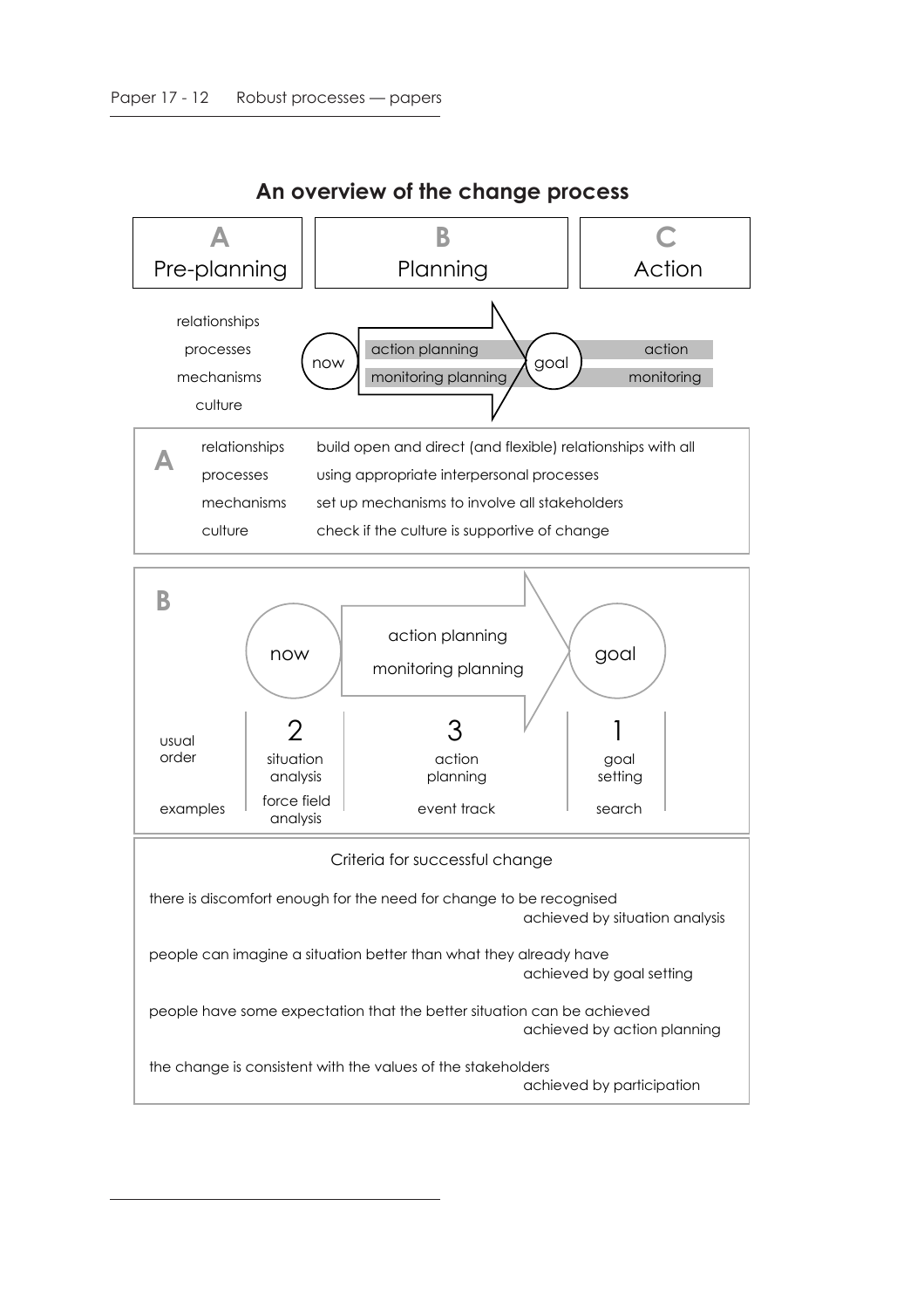## An overview of the change process

| A | B | C |
|---|---|---|
| Pre-planning | Planning | Action |

relationships
processes
mechanisms
culture

now → action planning / monitoring planning → goal → action / monitoring

| A | |
|---|---|
| relationships | build open and direct (and flexible) relationships with all |
| processes | using appropriate interpersonal processes |
| mechanisms | set up mechanisms to involve all stakeholders |
| culture | check if the culture is supportive of change |

**B**

now → action planning / monitoring planning → goal

| | now | | goal |
|---|---|---|---|
| usual order | 2 situation analysis | 3 action planning | 1 goal setting |
| examples | force field analysis | event track | search |

### Criteria for successful change

there is discomfort enough for the need for change to be recognised
achieved by situation analysis

people can imagine a situation better than what they already have
achieved by goal setting

people have some expectation that the better situation can be achieved
achieved by action planning

the change is consistent with the values of the stakeholders
achieved by participation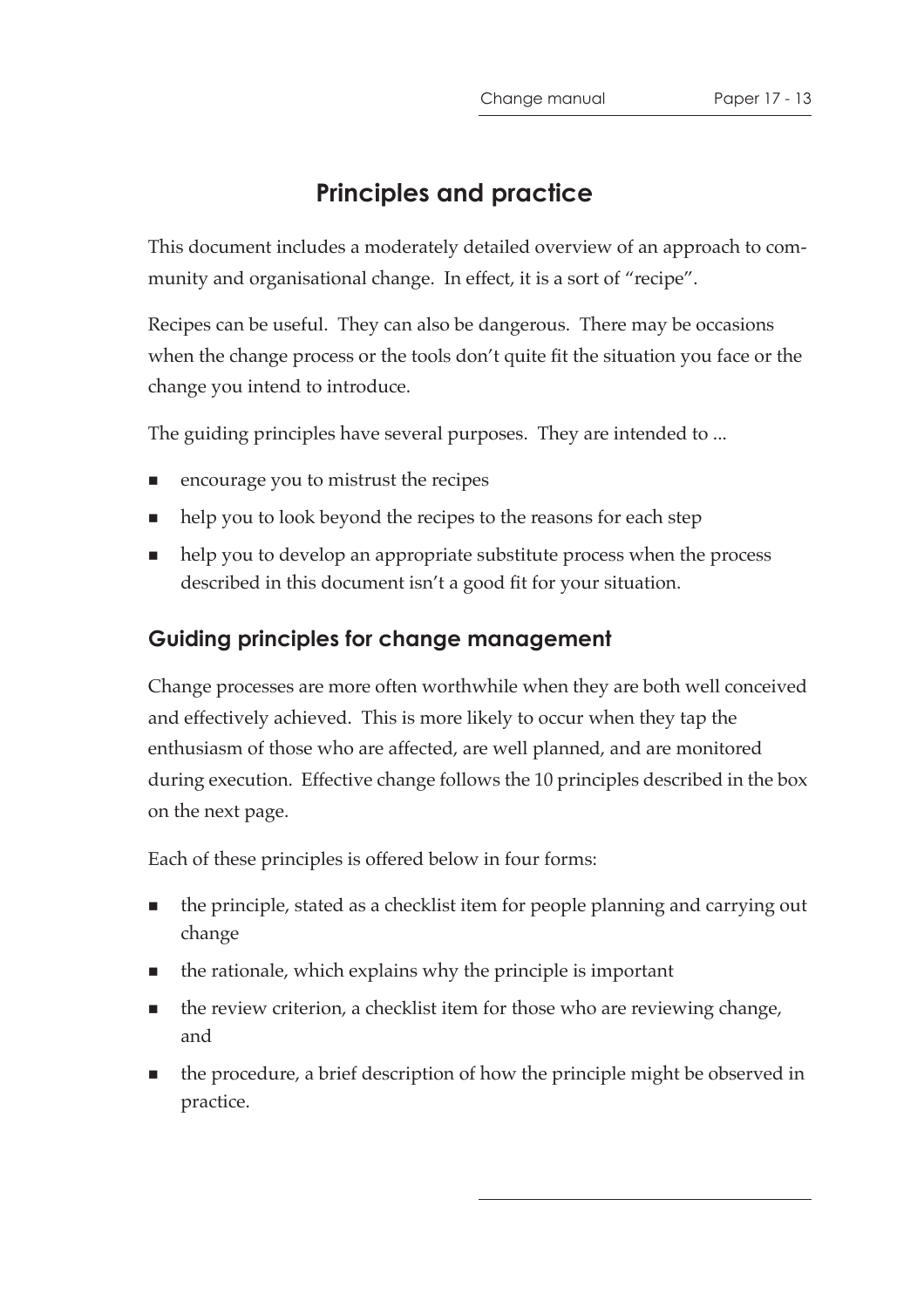# Principles and practice

This document includes a moderately detailed overview of an approach to community and organisational change. In effect, it is a sort of "recipe".

Recipes can be useful. They can also be dangerous. There may be occasions when the change process or the tools don't quite fit the situation you face or the change you intend to introduce.

The guiding principles have several purposes. They are intended to ...

- encourage you to mistrust the recipes
- help you to look beyond the recipes to the reasons for each step
- help you to develop an appropriate substitute process when the process described in this document isn't a good fit for your situation.

## Guiding principles for change management

Change processes are more often worthwhile when they are both well conceived and effectively achieved. This is more likely to occur when they tap the enthusiasm of those who are affected, are well planned, and are monitored during execution. Effective change follows the 10 principles described in the box on the next page.

Each of these principles is offered below in four forms:

- the principle, stated as a checklist item for people planning and carrying out change
- the rationale, which explains why the principle is important
- the review criterion, a checklist item for those who are reviewing change, and
- the procedure, a brief description of how the principle might be observed in practice.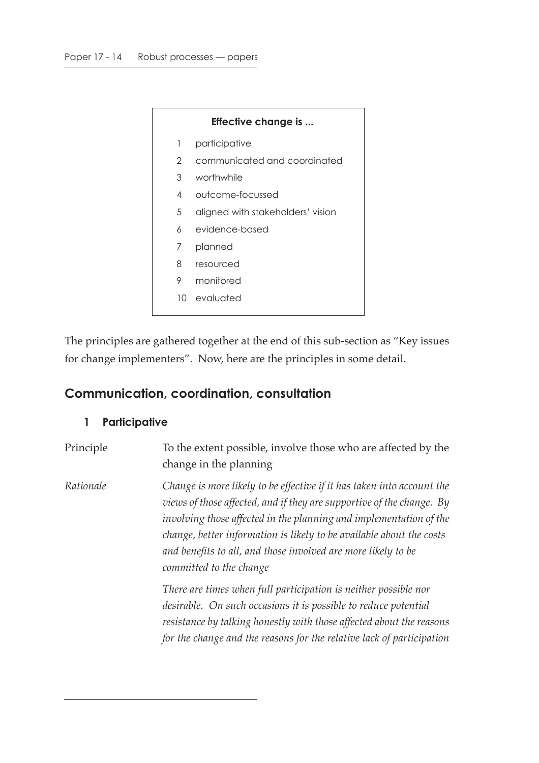**Effective change is ...**

1. participative
2. communicated and coordinated
3. worthwhile
4. outcome-focussed
5. aligned with stakeholders' vision
6. evidence-based
7. planned
8. resourced
9. monitored
10. evaluated

The principles are gathered together at the end of this sub-section as "Key issues for change implementers". Now, here are the principles in some detail.

## Communication, coordination, consultation

### 1 Participative

| | |
|---|---|
| Principle | To the extent possible, involve those who are affected by the change in the planning |
| *Rationale* | *Change is more likely to be effective if it has taken into account the views of those affected, and if they are supportive of the change. By involving those affected in the planning and implementation of the change, better information is likely to be available about the costs and benefits to all, and those involved are more likely to be committed to the change* |
| | *There are times when full participation is neither possible nor desirable. On such occasions it is possible to reduce potential resistance by talking honestly with those affected about the reasons for the change and the reasons for the relative lack of participation* |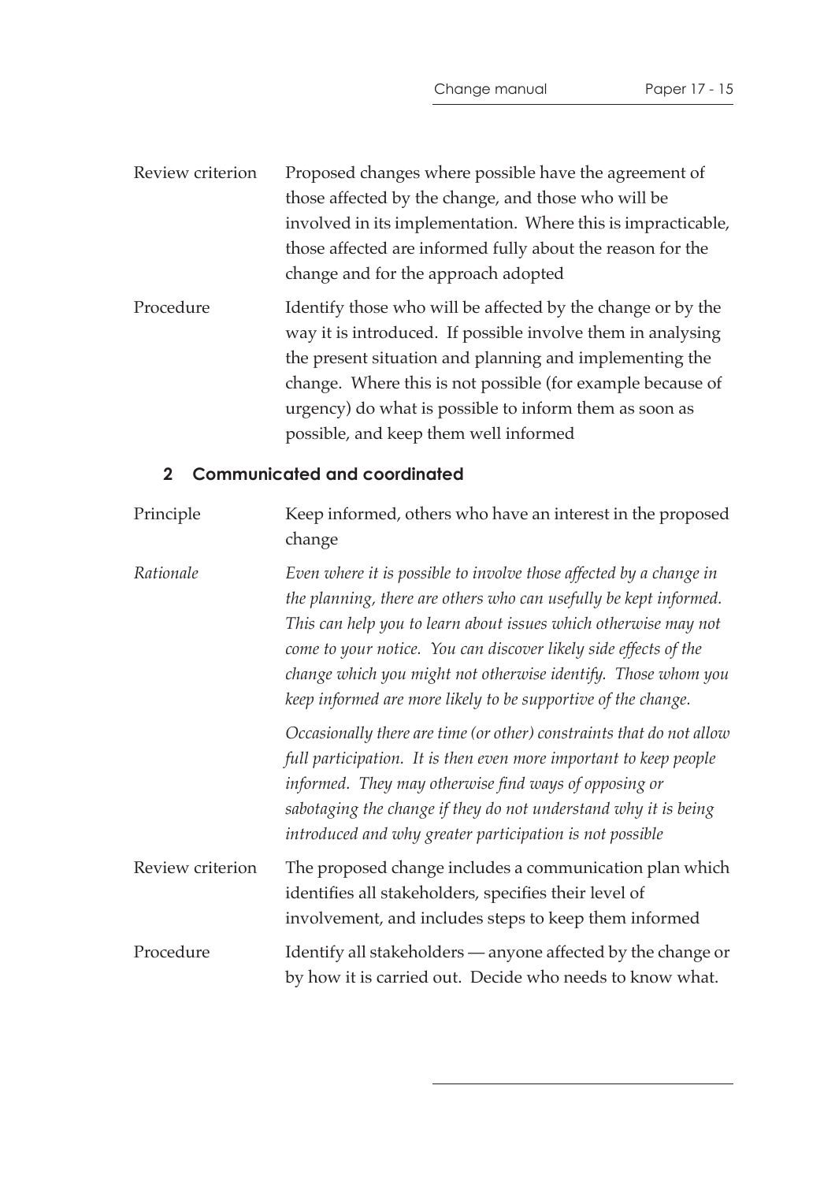Review criterion Proposed changes where possible have the agreement of those affected by the change, and those who will be involved in its implementation. Where this is impracticable, those affected are informed fully about the reason for the change and for the approach adopted

Procedure Identify those who will be affected by the change or by the way it is introduced. If possible involve them in analysing the present situation and planning and implementing the change. Where this is not possible (for example because of urgency) do what is possible to inform them as soon as possible, and keep them well informed

### 2 Communicated and coordinated

Principle Keep informed, others who have an interest in the proposed change

*Rationale* *Even where it is possible to involve those affected by a change in the planning, there are others who can usefully be kept informed. This can help you to learn about issues which otherwise may not come to your notice. You can discover likely side effects of the change which you might not otherwise identify. Those whom you keep informed are more likely to be supportive of the change.*

*Occasionally there are time (or other) constraints that do not allow full participation. It is then even more important to keep people informed. They may otherwise find ways of opposing or sabotaging the change if they do not understand why it is being introduced and why greater participation is not possible*

Review criterion The proposed change includes a communication plan which identifies all stakeholders, specifies their level of involvement, and includes steps to keep them informed

Procedure Identify all stakeholders — anyone affected by the change or by how it is carried out. Decide who needs to know what.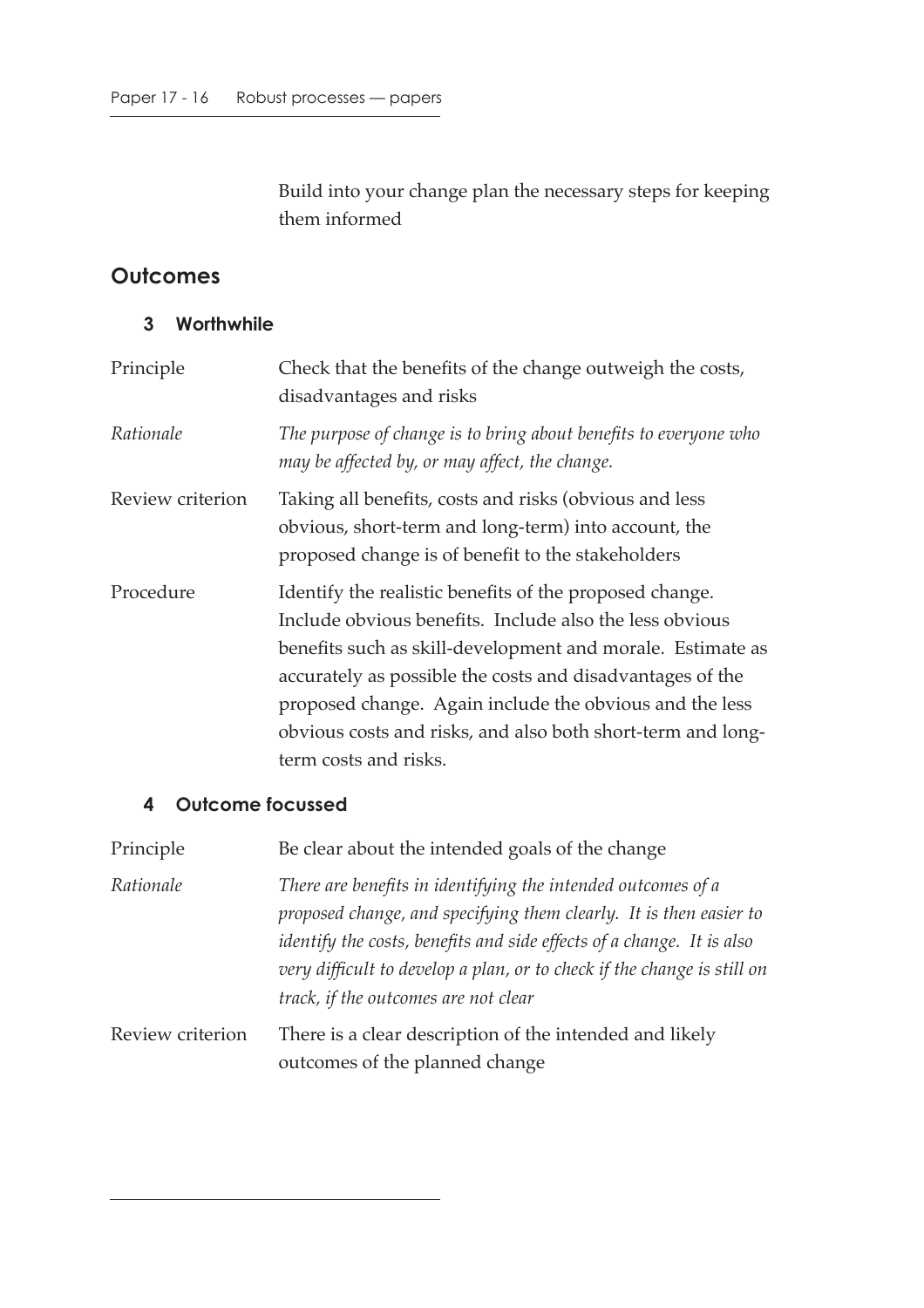Build into your change plan the necessary steps for keeping them informed

## Outcomes

### 3 Worthwhile

| | |
|---|---|
| Principle | Check that the benefits of the change outweigh the costs, disadvantages and risks |
| *Rationale* | *The purpose of change is to bring about benefits to everyone who may be affected by, or may affect, the change.* |
| Review criterion | Taking all benefits, costs and risks (obvious and less obvious, short-term and long-term) into account, the proposed change is of benefit to the stakeholders |
| Procedure | Identify the realistic benefits of the proposed change. Include obvious benefits. Include also the less obvious benefits such as skill-development and morale. Estimate as accurately as possible the costs and disadvantages of the proposed change. Again include the obvious and the less obvious costs and risks, and also both short-term and long-term costs and risks. |

### 4 Outcome focussed

| | |
|---|---|
| Principle | Be clear about the intended goals of the change |
| *Rationale* | *There are benefits in identifying the intended outcomes of a proposed change, and specifying them clearly. It is then easier to identify the costs, benefits and side effects of a change. It is also very difficult to develop a plan, or to check if the change is still on track, if the outcomes are not clear* |
| Review criterion | There is a clear description of the intended and likely outcomes of the planned change |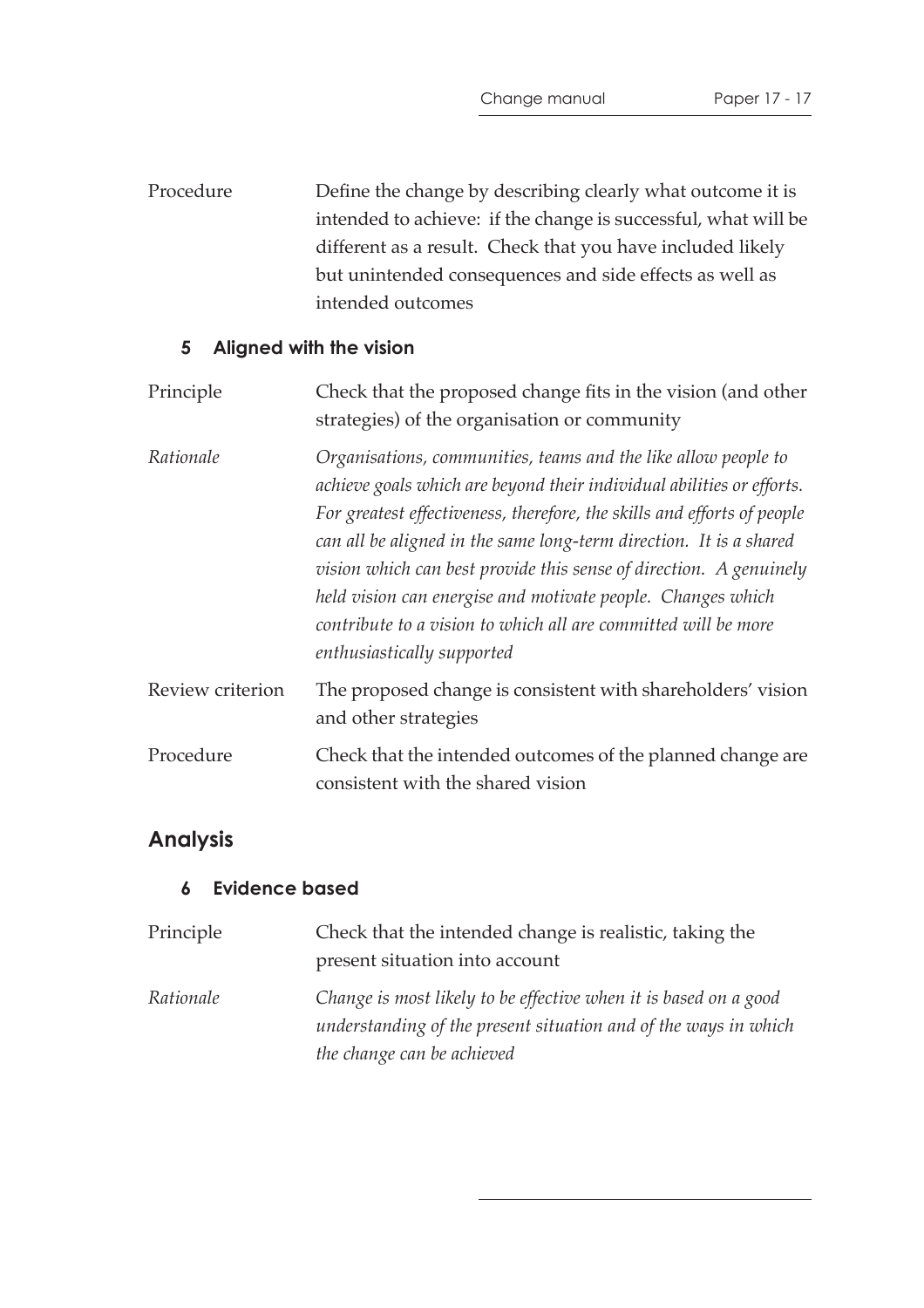| | |
|---|---|
| Procedure | Define the change by describing clearly what outcome it is intended to achieve: if the change is successful, what will be different as a result. Check that you have included likely but unintended consequences and side effects as well as intended outcomes |

### 5 Aligned with the vision

| | |
|---|---|
| Principle | Check that the proposed change fits in the vision (and other strategies) of the organisation or community |
| *Rationale* | *Organisations, communities, teams and the like allow people to achieve goals which are beyond their individual abilities or efforts. For greatest effectiveness, therefore, the skills and efforts of people can all be aligned in the same long-term direction. It is a shared vision which can best provide this sense of direction. A genuinely held vision can energise and motivate people. Changes which contribute to a vision to which all are committed will be more enthusiastically supported* |
| Review criterion | The proposed change is consistent with shareholders' vision and other strategies |
| Procedure | Check that the intended outcomes of the planned change are consistent with the shared vision |

## Analysis

### 6 Evidence based

| | |
|---|---|
| Principle | Check that the intended change is realistic, taking the present situation into account |
| *Rationale* | *Change is most likely to be effective when it is based on a good understanding of the present situation and of the ways in which the change can be achieved* |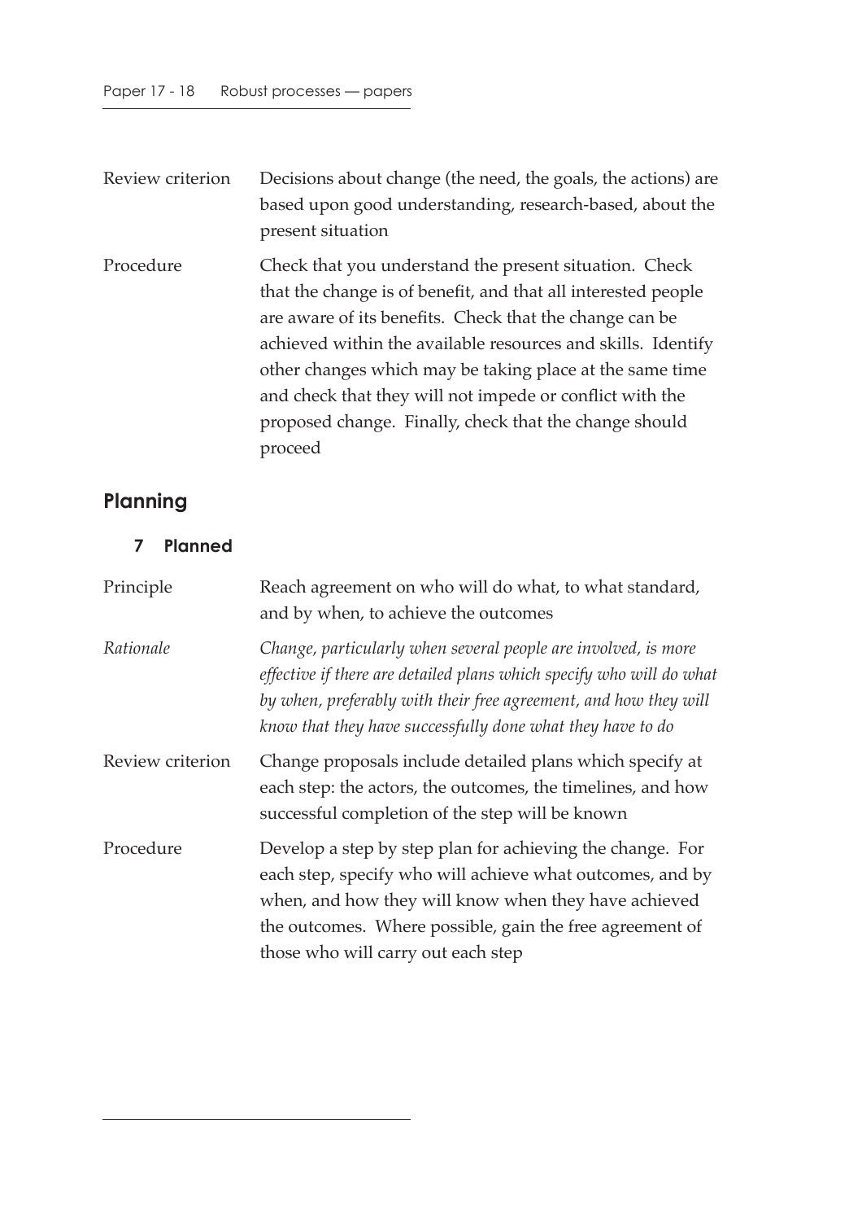Review criterion — Decisions about change (the need, the goals, the actions) are based upon good understanding, research-based, about the present situation

Procedure — Check that you understand the present situation. Check that the change is of benefit, and that all interested people are aware of its benefits. Check that the change can be achieved within the available resources and skills. Identify other changes which may be taking place at the same time and check that they will not impede or conflict with the proposed change. Finally, check that the change should proceed

## Planning

### 7 Planned

Principle — Reach agreement on who will do what, to what standard, and by when, to achieve the outcomes

*Rationale* — *Change, particularly when several people are involved, is more effective if there are detailed plans which specify who will do what by when, preferably with their free agreement, and how they will know that they have successfully done what they have to do*

Review criterion — Change proposals include detailed plans which specify at each step: the actors, the outcomes, the timelines, and how successful completion of the step will be known

Procedure — Develop a step by step plan for achieving the change. For each step, specify who will achieve what outcomes, and by when, and how they will know when they have achieved the outcomes. Where possible, gain the free agreement of those who will carry out each step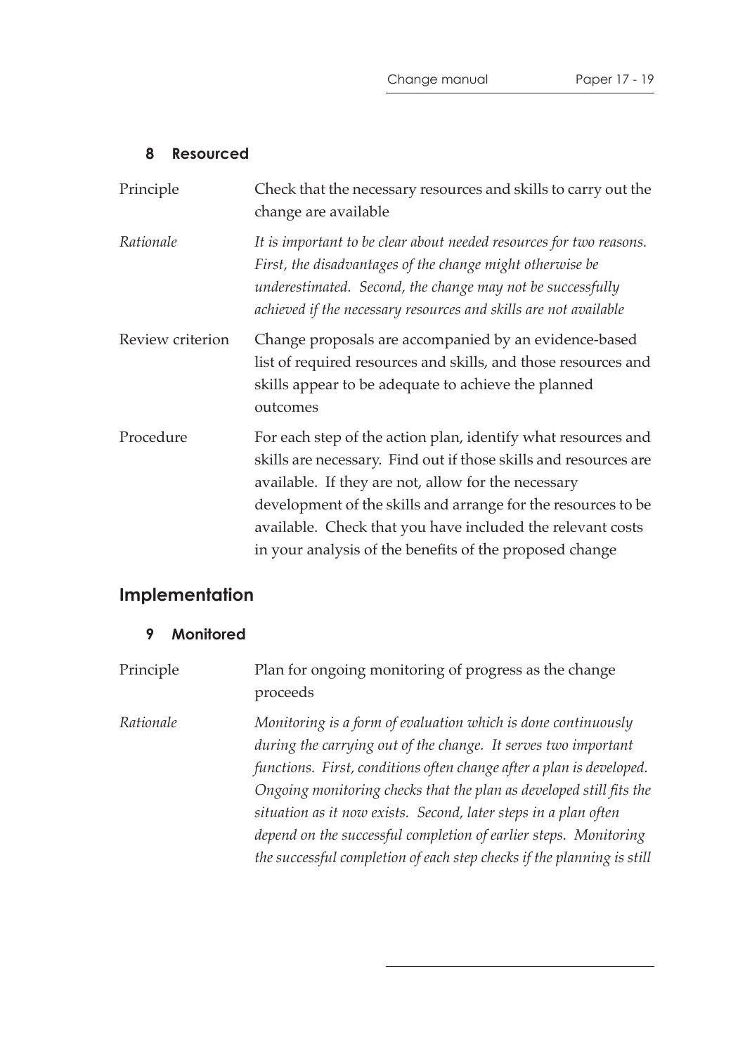### 8 Resourced

| | |
|---|---|
| Principle | Check that the necessary resources and skills to carry out the change are available |
| *Rationale* | *It is important to be clear about needed resources for two reasons. First, the disadvantages of the change might otherwise be underestimated. Second, the change may not be successfully achieved if the necessary resources and skills are not available* |
| Review criterion | Change proposals are accompanied by an evidence-based list of required resources and skills, and those resources and skills appear to be adequate to achieve the planned outcomes |
| Procedure | For each step of the action plan, identify what resources and skills are necessary. Find out if those skills and resources are available. If they are not, allow for the necessary development of the skills and arrange for the resources to be available. Check that you have included the relevant costs in your analysis of the benefits of the proposed change |

## Implementation

### 9 Monitored

| | |
|---|---|
| Principle | Plan for ongoing monitoring of progress as the change proceeds |
| *Rationale* | *Monitoring is a form of evaluation which is done continuously during the carrying out of the change. It serves two important functions. First, conditions often change after a plan is developed. Ongoing monitoring checks that the plan as developed still fits the situation as it now exists. Second, later steps in a plan often depend on the successful completion of earlier steps. Monitoring the successful completion of each step checks if the planning is still* |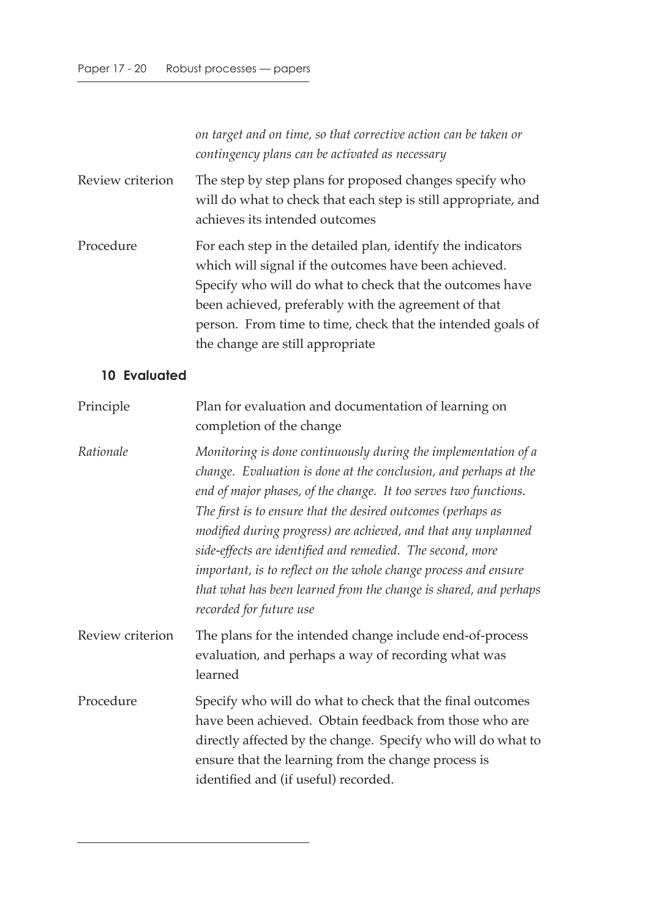*on target and on time, so that corrective action can be taken or contingency plans can be activated as necessary*

| | |
|---|---|
| Review criterion | The step by step plans for proposed changes specify who will do what to check that each step is still appropriate, and achieves its intended outcomes |
| Procedure | For each step in the detailed plan, identify the indicators which will signal if the outcomes have been achieved. Specify who will do what to check that the outcomes have been achieved, preferably with the agreement of that person. From time to time, check that the intended goals of the change are still appropriate |

### 10 Evaluated

| | |
|---|---|
| Principle | Plan for evaluation and documentation of learning on completion of the change |
| *Rationale* | *Monitoring is done continuously during the implementation of a change. Evaluation is done at the conclusion, and perhaps at the end of major phases, of the change. It too serves two functions. The first is to ensure that the desired outcomes (perhaps as modified during progress) are achieved, and that any unplanned side-effects are identified and remedied. The second, more important, is to reflect on the whole change process and ensure that what has been learned from the change is shared, and perhaps recorded for future use* |
| Review criterion | The plans for the intended change include end-of-process evaluation, and perhaps a way of recording what was learned |
| Procedure | Specify who will do what to check that the final outcomes have been achieved. Obtain feedback from those who are directly affected by the change. Specify who will do what to ensure that the learning from the change process is identified and (if useful) recorded. |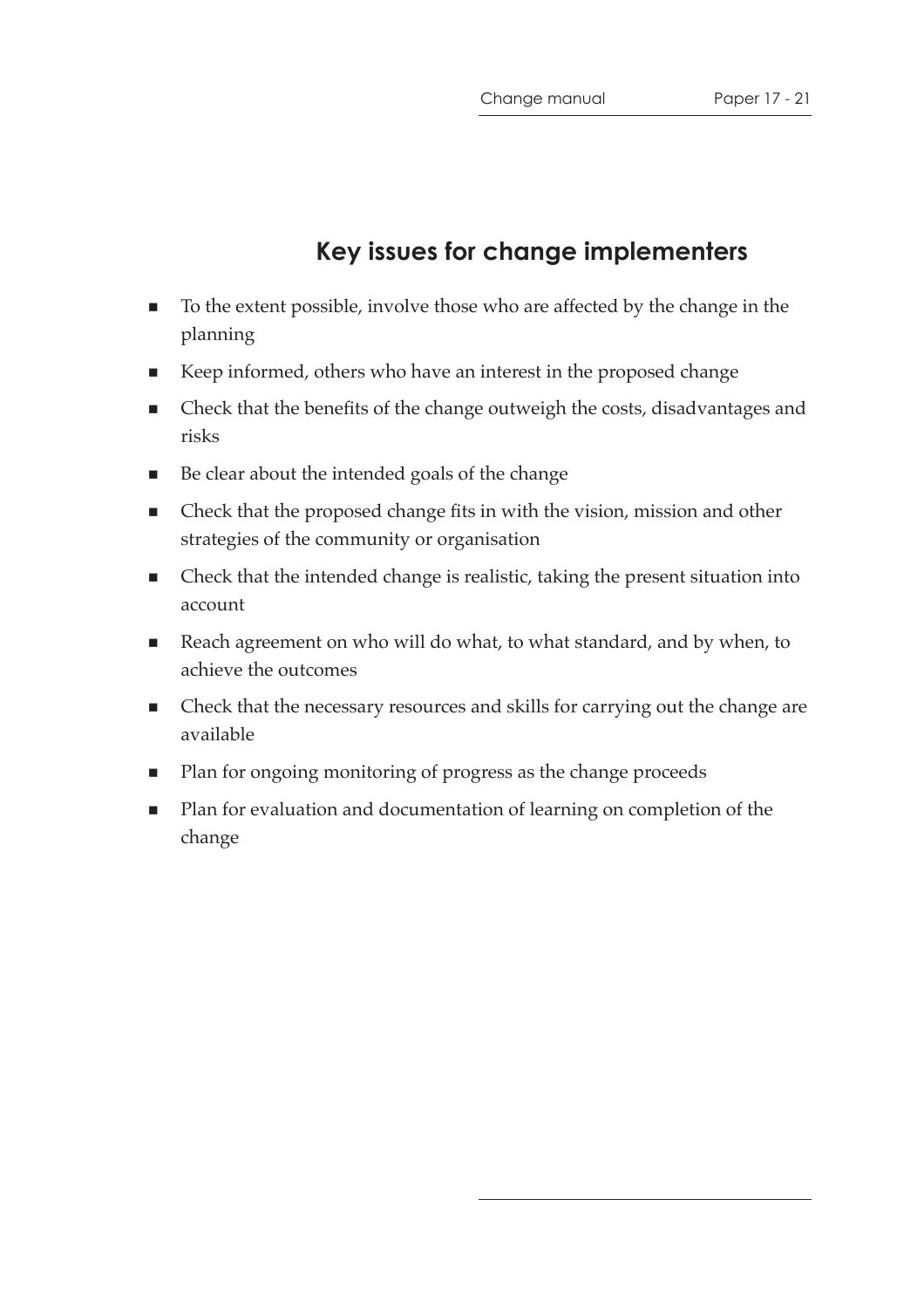## Key issues for change implementers

- To the extent possible, involve those who are affected by the change in the planning
- Keep informed, others who have an interest in the proposed change
- Check that the benefits of the change outweigh the costs, disadvantages and risks
- Be clear about the intended goals of the change
- Check that the proposed change fits in with the vision, mission and other strategies of the community or organisation
- Check that the intended change is realistic, taking the present situation into account
- Reach agreement on who will do what, to what standard, and by when, to achieve the outcomes
- Check that the necessary resources and skills for carrying out the change are available
- Plan for ongoing monitoring of progress as the change proceeds
- Plan for evaluation and documentation of learning on completion of the change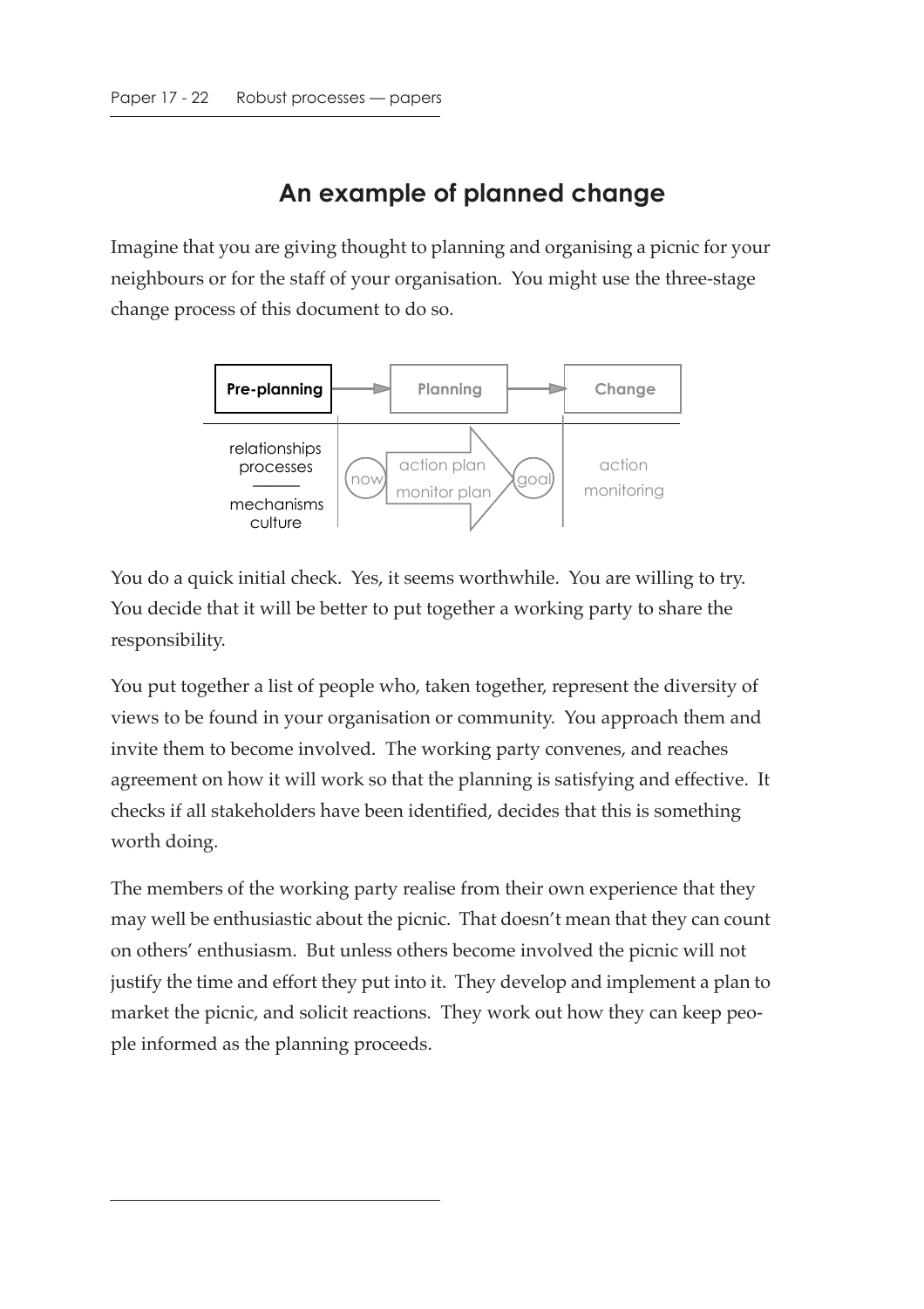## An example of planned change

Imagine that you are giving thought to planning and organising a picnic for your neighbours or for the staff of your organisation. You might use the three-stage change process of this document to do so.

| Pre-planning | Planning | Change |
|---|---|---|
| relationships processes / mechanisms culture | now → action plan, monitor plan → goal | action monitoring |

You do a quick initial check. Yes, it seems worthwhile. You are willing to try. You decide that it will be better to put together a working party to share the responsibility.

You put together a list of people who, taken together, represent the diversity of views to be found in your organisation or community. You approach them and invite them to become involved. The working party convenes, and reaches agreement on how it will work so that the planning is satisfying and effective. It checks if all stakeholders have been identified, decides that this is something worth doing.

The members of the working party realise from their own experience that they may well be enthusiastic about the picnic. That doesn't mean that they can count on others' enthusiasm. But unless others become involved the picnic will not justify the time and effort they put into it. They develop and implement a plan to market the picnic, and solicit reactions. They work out how they can keep people informed as the planning proceeds.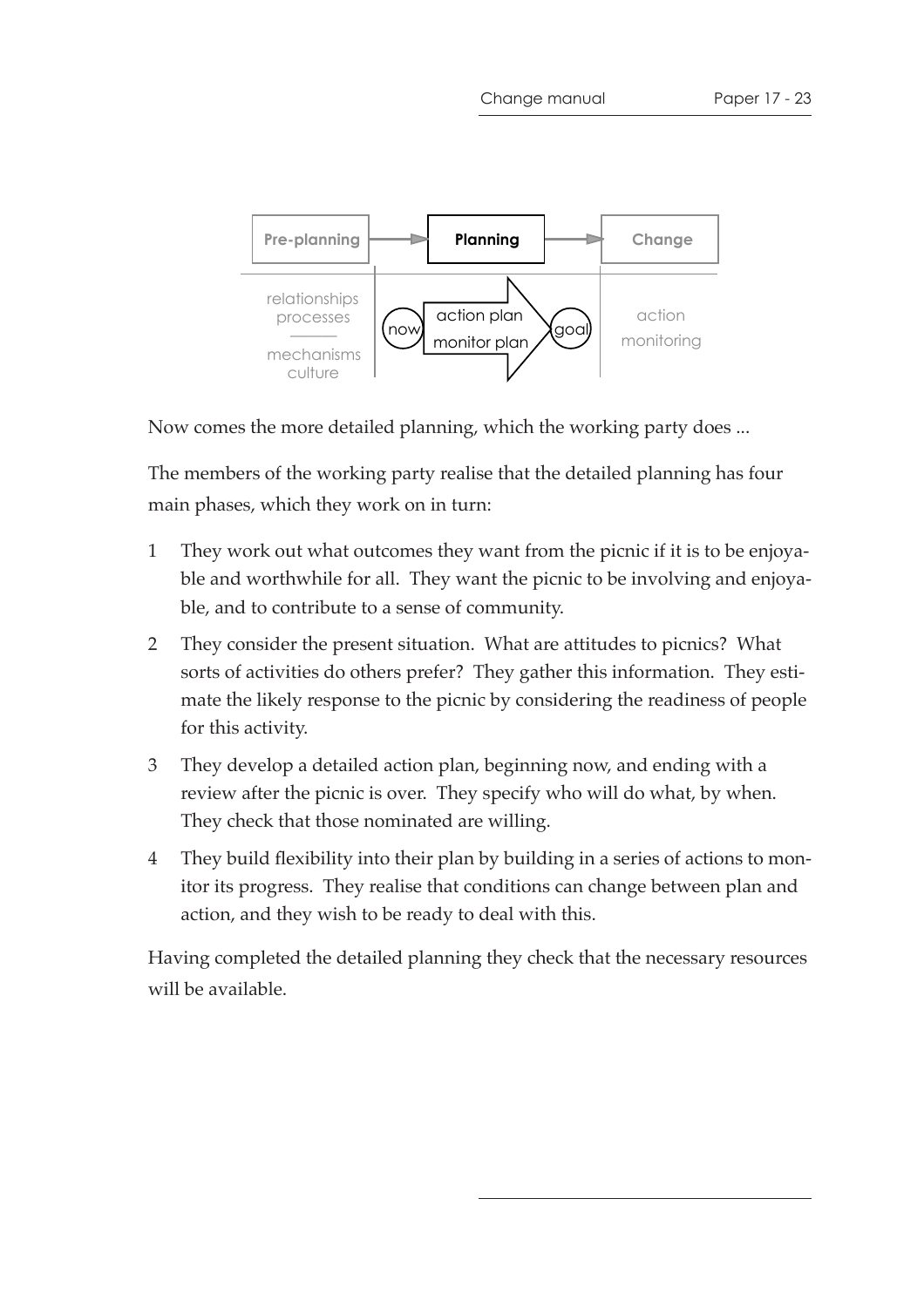Now comes the more detailed planning, which the working party does ...

The members of the working party realise that the detailed planning has four main phases, which they work on in turn:

1. They work out what outcomes they want from the picnic if it is to be enjoyable and worthwhile for all. They want the picnic to be involving and enjoyable, and to contribute to a sense of community.
2. They consider the present situation. What are attitudes to picnics? What sorts of activities do others prefer? They gather this information. They estimate the likely response to the picnic by considering the readiness of people for this activity.
3. They develop a detailed action plan, beginning now, and ending with a review after the picnic is over. They specify who will do what, by when. They check that those nominated are willing.
4. They build flexibility into their plan by building in a series of actions to monitor its progress. They realise that conditions can change between plan and action, and they wish to be ready to deal with this.

Having completed the detailed planning they check that the necessary resources will be available.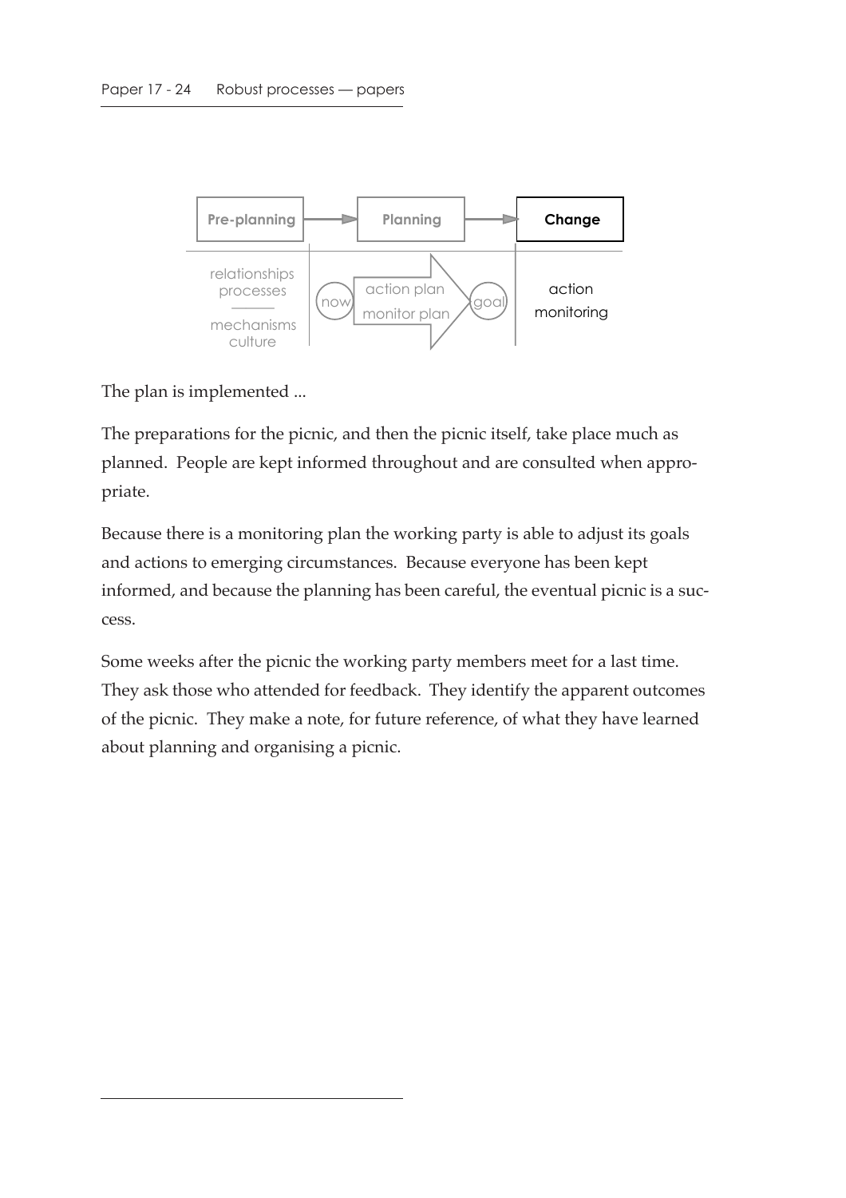The plan is implemented ...

The preparations for the picnic, and then the picnic itself, take place much as planned. People are kept informed throughout and are consulted when appropriate.

Because there is a monitoring plan the working party is able to adjust its goals and actions to emerging circumstances. Because everyone has been kept informed, and because the planning has been careful, the eventual picnic is a success.

Some weeks after the picnic the working party members meet for a last time. They ask those who attended for feedback. They identify the apparent outcomes of the picnic. They make a note, for future reference, of what they have learned about planning and organising a picnic.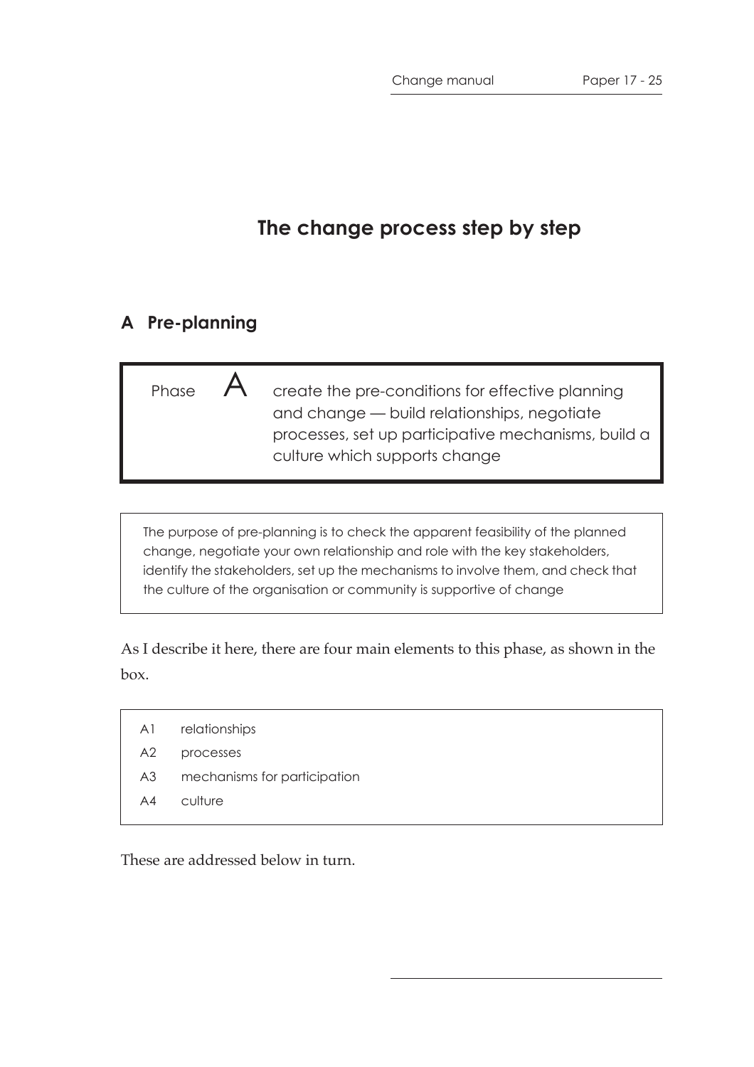# The change process step by step

## A Pre-planning

| Phase A | create the pre-conditions for effective planning and change — build relationships, negotiate processes, set up participative mechanisms, build a culture which supports change |
|---|---|

The purpose of pre-planning is to check the apparent feasibility of the planned change, negotiate your own relationship and role with the key stakeholders, identify the stakeholders, set up the mechanisms to involve them, and check that the culture of the organisation or community is supportive of change

As I describe it here, there are four main elements to this phase, as shown in the box.

| | |
|---|---|
| A1 | relationships |
| A2 | processes |
| A3 | mechanisms for participation |
| A4 | culture |

These are addressed below in turn.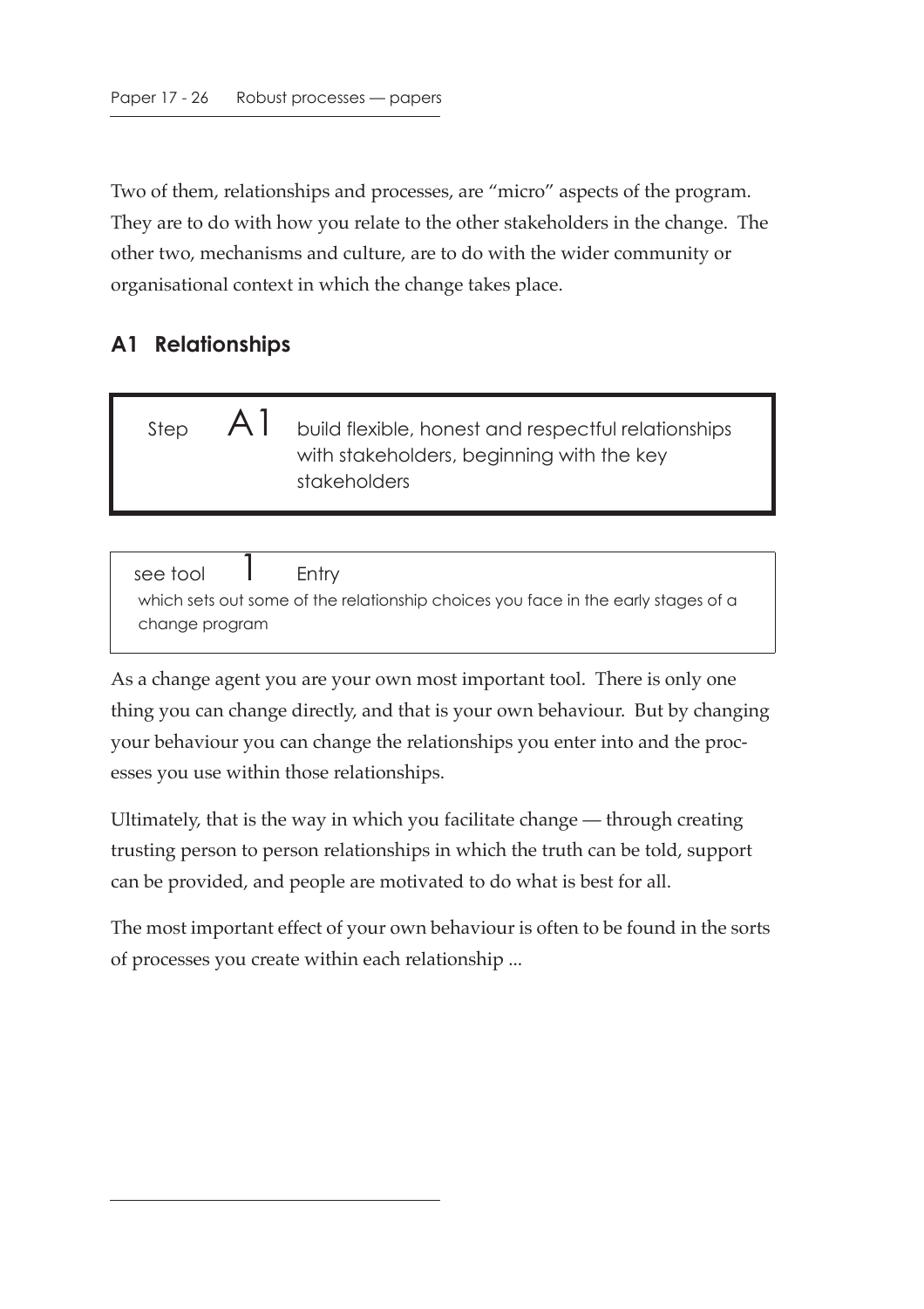Two of them, relationships and processes, are "micro" aspects of the program. They are to do with how you relate to the other stakeholders in the change. The other two, mechanisms and culture, are to do with the wider community or organisational context in which the change takes place.

## A1 Relationships

> Step **A1** build flexible, honest and respectful relationships with stakeholders, beginning with the key stakeholders

> see tool **1** Entry
> which sets out some of the relationship choices you face in the early stages of a change program

As a change agent you are your own most important tool. There is only one thing you can change directly, and that is your own behaviour. But by changing your behaviour you can change the relationships you enter into and the processes you use within those relationships.

Ultimately, that is the way in which you facilitate change — through creating trusting person to person relationships in which the truth can be told, support can be provided, and people are motivated to do what is best for all.

The most important effect of your own behaviour is often to be found in the sorts of processes you create within each relationship ...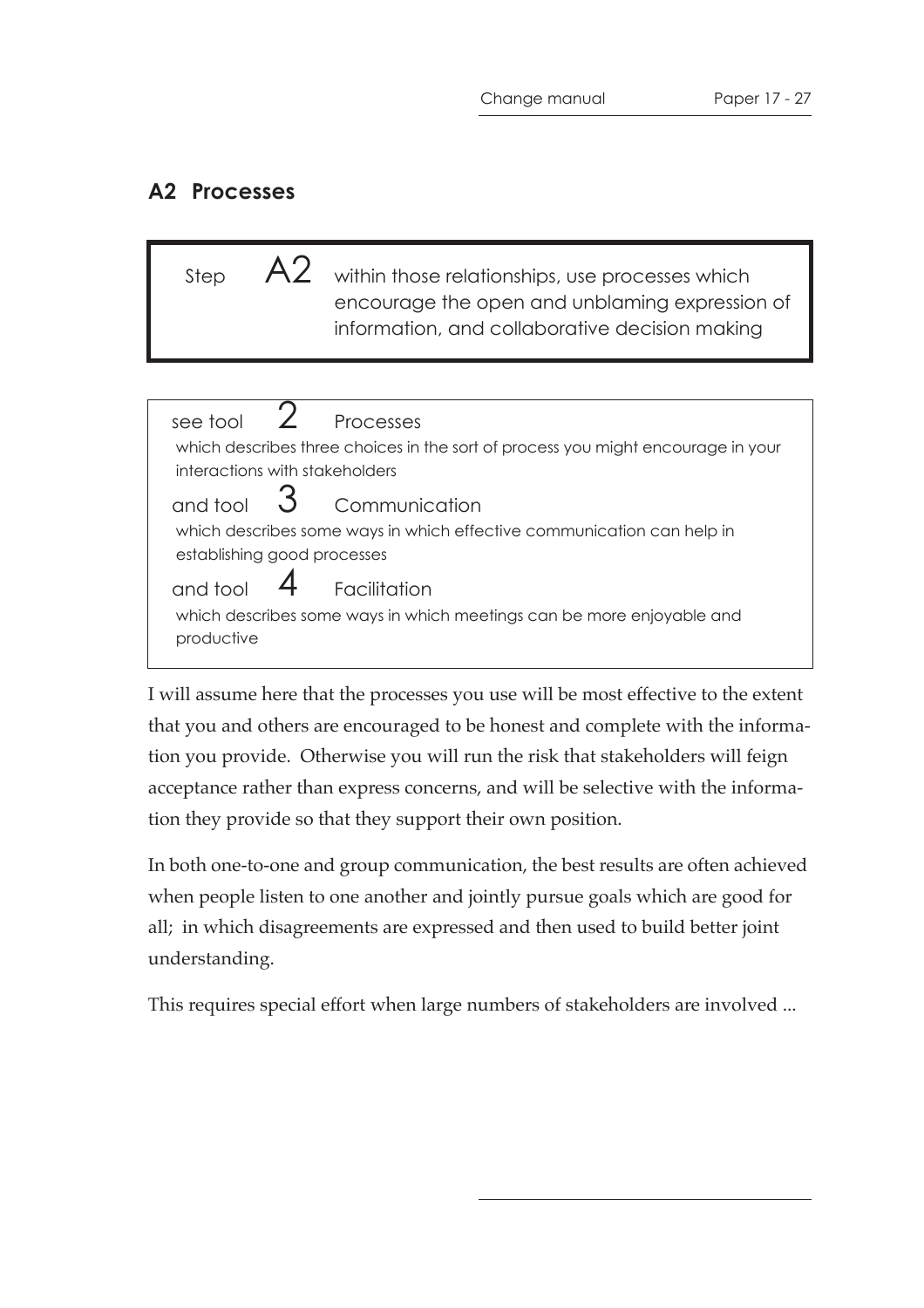## A2 Processes

Step **A2** within those relationships, use processes which encourage the open and unblaming expression of information, and collaborative decision making

see tool **2** Processes
which describes three choices in the sort of process you might encourage in your interactions with stakeholders

and tool **3** Communication
which describes some ways in which effective communication can help in establishing good processes

and tool **4** Facilitation
which describes some ways in which meetings can be more enjoyable and productive

I will assume here that the processes you use will be most effective to the extent that you and others are encouraged to be honest and complete with the information you provide. Otherwise you will run the risk that stakeholders will feign acceptance rather than express concerns, and will be selective with the information they provide so that they support their own position.

In both one-to-one and group communication, the best results are often achieved when people listen to one another and jointly pursue goals which are good for all; in which disagreements are expressed and then used to build better joint understanding.

This requires special effort when large numbers of stakeholders are involved ...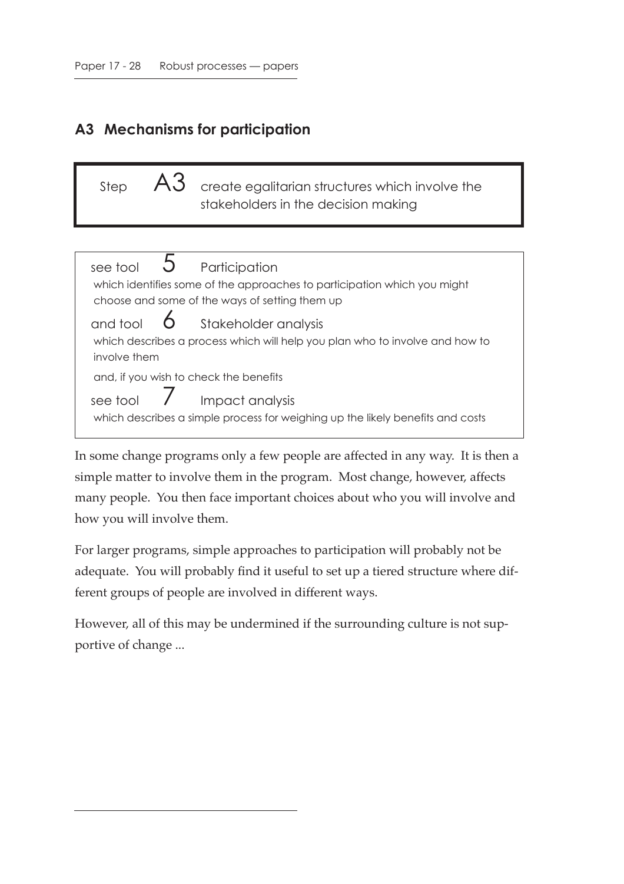## A3 Mechanisms for participation

**Step A3** create egalitarian structures which involve the stakeholders in the decision making

see tool **5** Participation
which identifies some of the approaches to participation which you might choose and some of the ways of setting them up

and tool **6** Stakeholder analysis
which describes a process which will help you plan who to involve and how to involve them

and, if you wish to check the benefits

see tool **7** Impact analysis
which describes a simple process for weighing up the likely benefits and costs

In some change programs only a few people are affected in any way. It is then a simple matter to involve them in the program. Most change, however, affects many people. You then face important choices about who you will involve and how you will involve them.

For larger programs, simple approaches to participation will probably not be adequate. You will probably find it useful to set up a tiered structure where different groups of people are involved in different ways.

However, all of this may be undermined if the surrounding culture is not supportive of change ...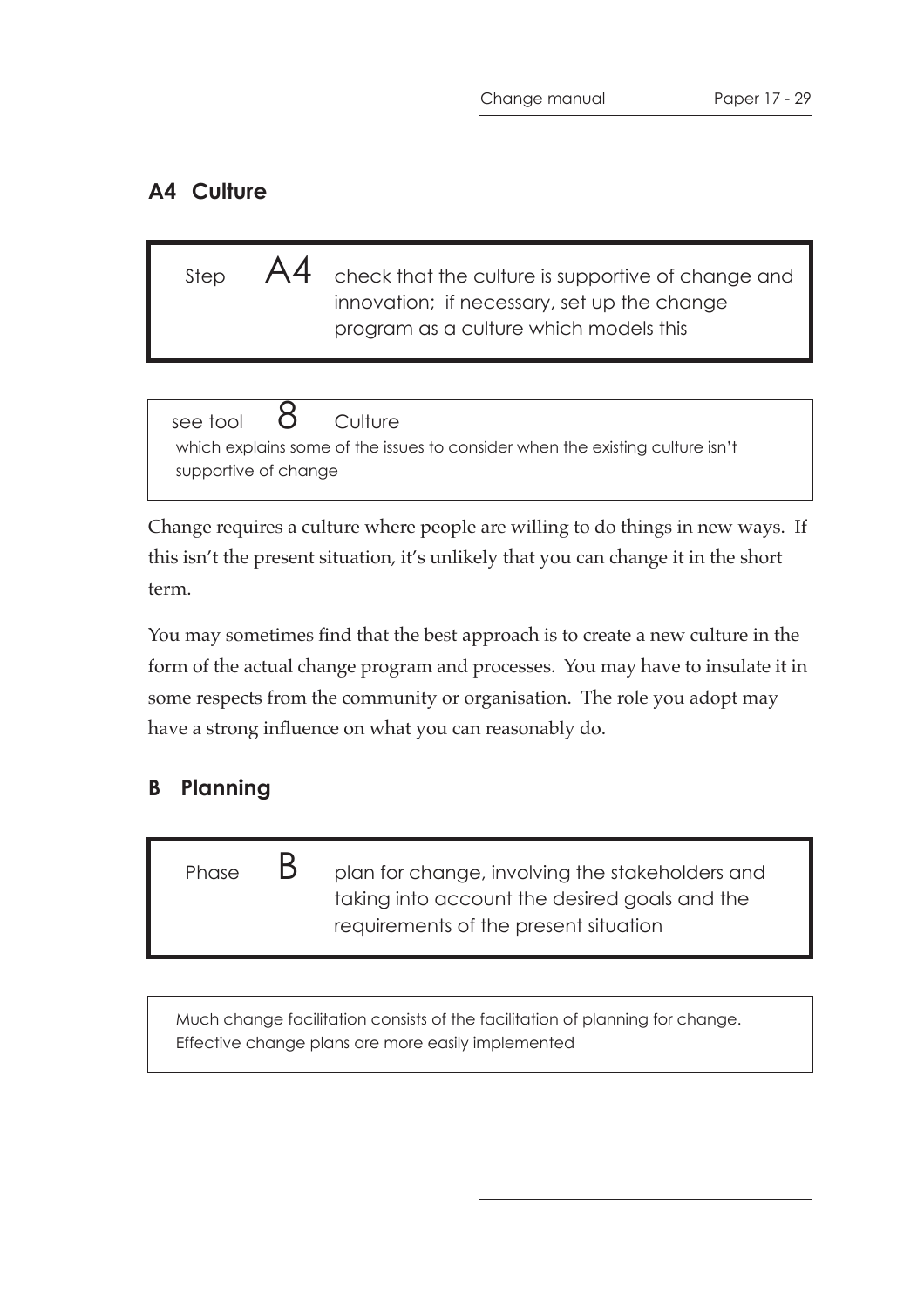## A4 Culture

Step **A4** check that the culture is supportive of change and innovation; if necessary, set up the change program as a culture which models this

see tool **8** Culture
which explains some of the issues to consider when the existing culture isn't supportive of change

Change requires a culture where people are willing to do things in new ways. If this isn't the present situation, it's unlikely that you can change it in the short term.

You may sometimes find that the best approach is to create a new culture in the form of the actual change program and processes. You may have to insulate it in some respects from the community or organisation. The role you adopt may have a strong influence on what you can reasonably do.

## B Planning

Phase **B** plan for change, involving the stakeholders and taking into account the desired goals and the requirements of the present situation

Much change facilitation consists of the facilitation of planning for change. Effective change plans are more easily implemented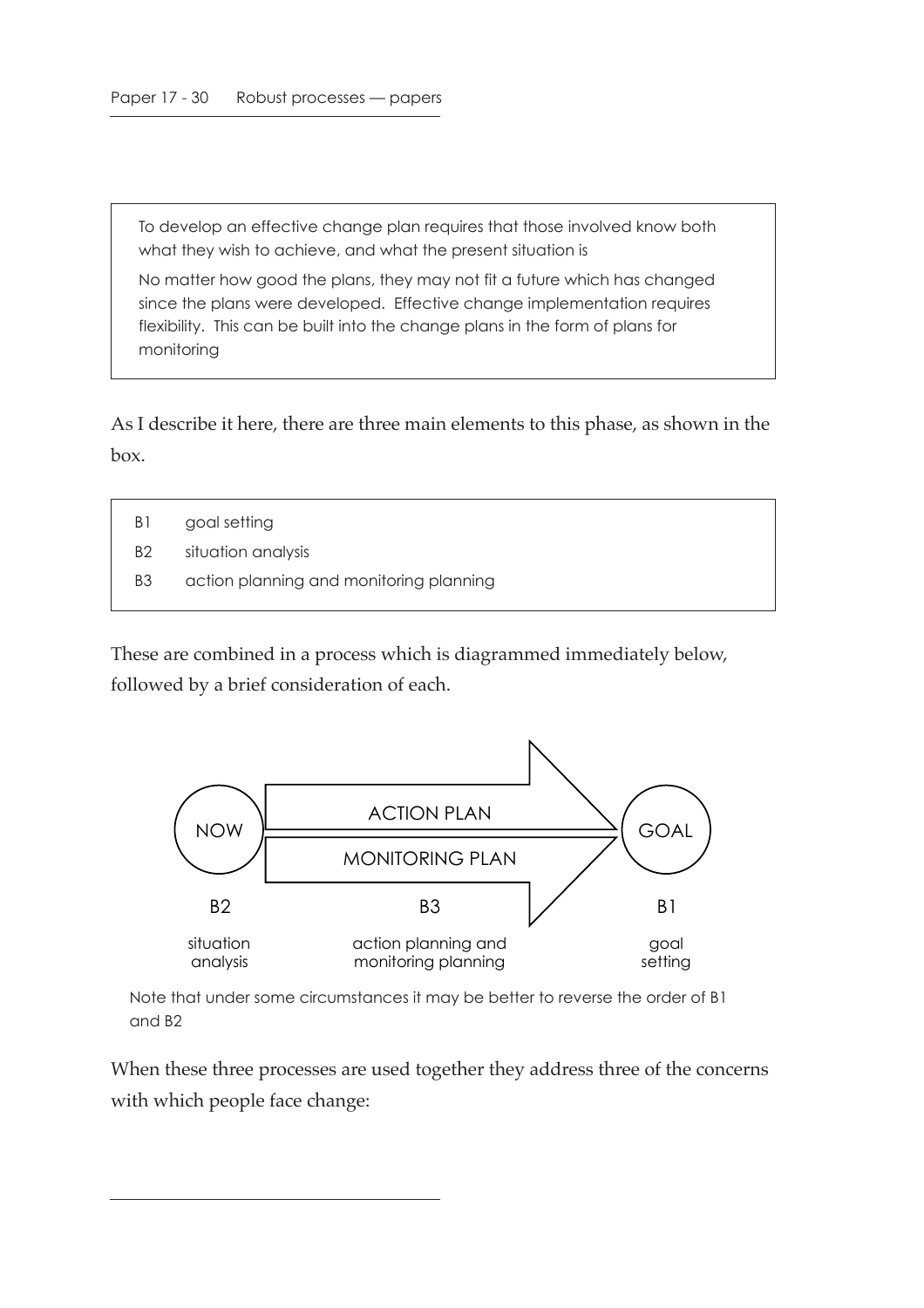> To develop an effective change plan requires that those involved know both what they wish to achieve, and what the present situation is
>
> No matter how good the plans, they may not fit a future which has changed since the plans were developed. Effective change implementation requires flexibility. This can be built into the change plans in the form of plans for monitoring

As I describe it here, there are three main elements to this phase, as shown in the box.

> B1 goal setting
> B2 situation analysis
> B3 action planning and monitoring planning

These are combined in a process which is diagrammed immediately below, followed by a brief consideration of each.

NOW → ACTION PLAN / MONITORING PLAN → GOAL

| B2 | B3 | B1 |
|---|---|---|
| situation analysis | action planning and monitoring planning | goal setting |

Note that under some circumstances it may be better to reverse the order of B1 and B2

When these three processes are used together they address three of the concerns with which people face change: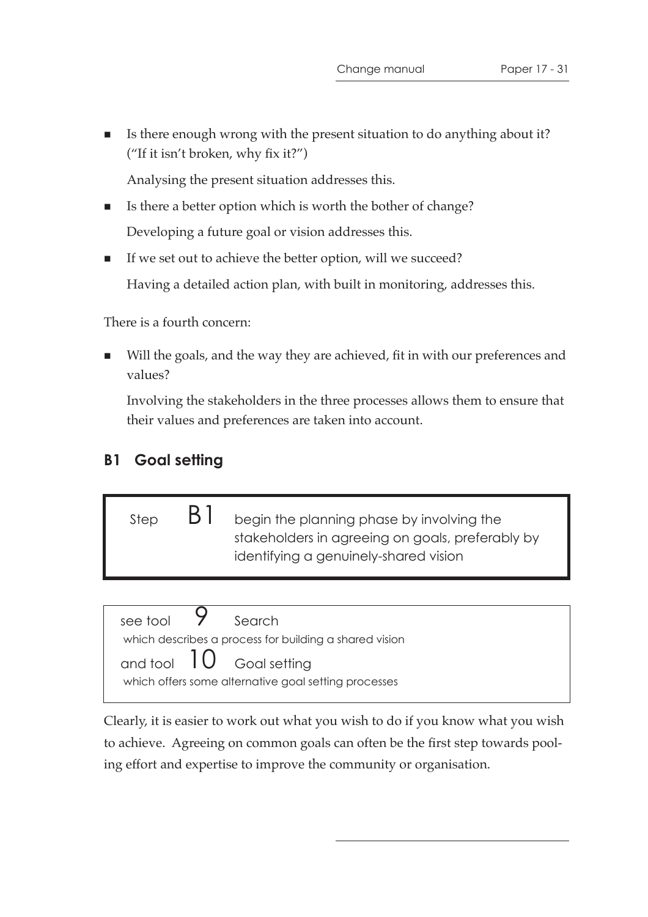- Is there enough wrong with the present situation to do anything about it? ("If it isn't broken, why fix it?")

  Analysing the present situation addresses this.

- Is there a better option which is worth the bother of change?

  Developing a future goal or vision addresses this.

- If we set out to achieve the better option, will we succeed?

  Having a detailed action plan, with built in monitoring, addresses this.

There is a fourth concern:

- Will the goals, and the way they are achieved, fit in with our preferences and values?

  Involving the stakeholders in the three processes allows them to ensure that their values and preferences are taken into account.

## B1 Goal setting

> Step **B1** begin the planning phase by involving the stakeholders in agreeing on goals, preferably by identifying a genuinely-shared vision

> see tool **9** Search
> which describes a process for building a shared vision
> and tool **10** Goal setting
> which offers some alternative goal setting processes

Clearly, it is easier to work out what you wish to do if you know what you wish to achieve. Agreeing on common goals can often be the first step towards pooling effort and expertise to improve the community or organisation.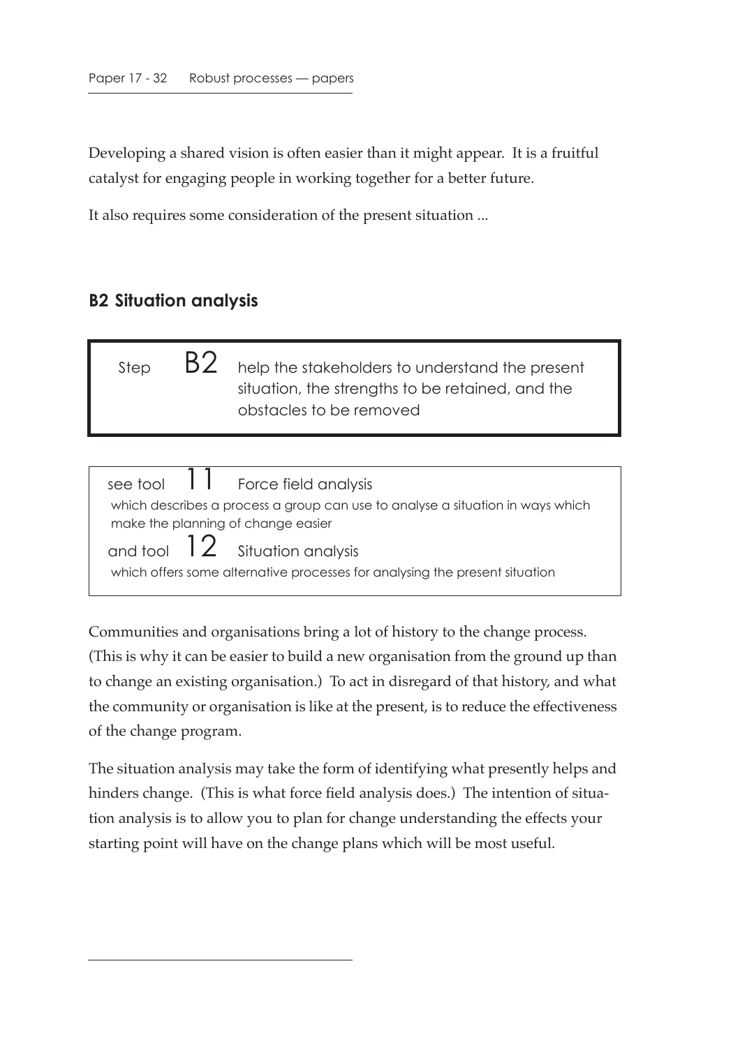Developing a shared vision is often easier than it might appear. It is a fruitful catalyst for engaging people in working together for a better future.

It also requires some consideration of the present situation ...

## B2 Situation analysis

> Step **B2** help the stakeholders to understand the present situation, the strengths to be retained, and the obstacles to be removed

> see tool **11** Force field analysis
> which describes a process a group can use to analyse a situation in ways which make the planning of change easier
>
> and tool **12** Situation analysis
> which offers some alternative processes for analysing the present situation

Communities and organisations bring a lot of history to the change process. (This is why it can be easier to build a new organisation from the ground up than to change an existing organisation.) To act in disregard of that history, and what the community or organisation is like at the present, is to reduce the effectiveness of the change program.

The situation analysis may take the form of identifying what presently helps and hinders change. (This is what force field analysis does.) The intention of situation analysis is to allow you to plan for change understanding the effects your starting point will have on the change plans which will be most useful.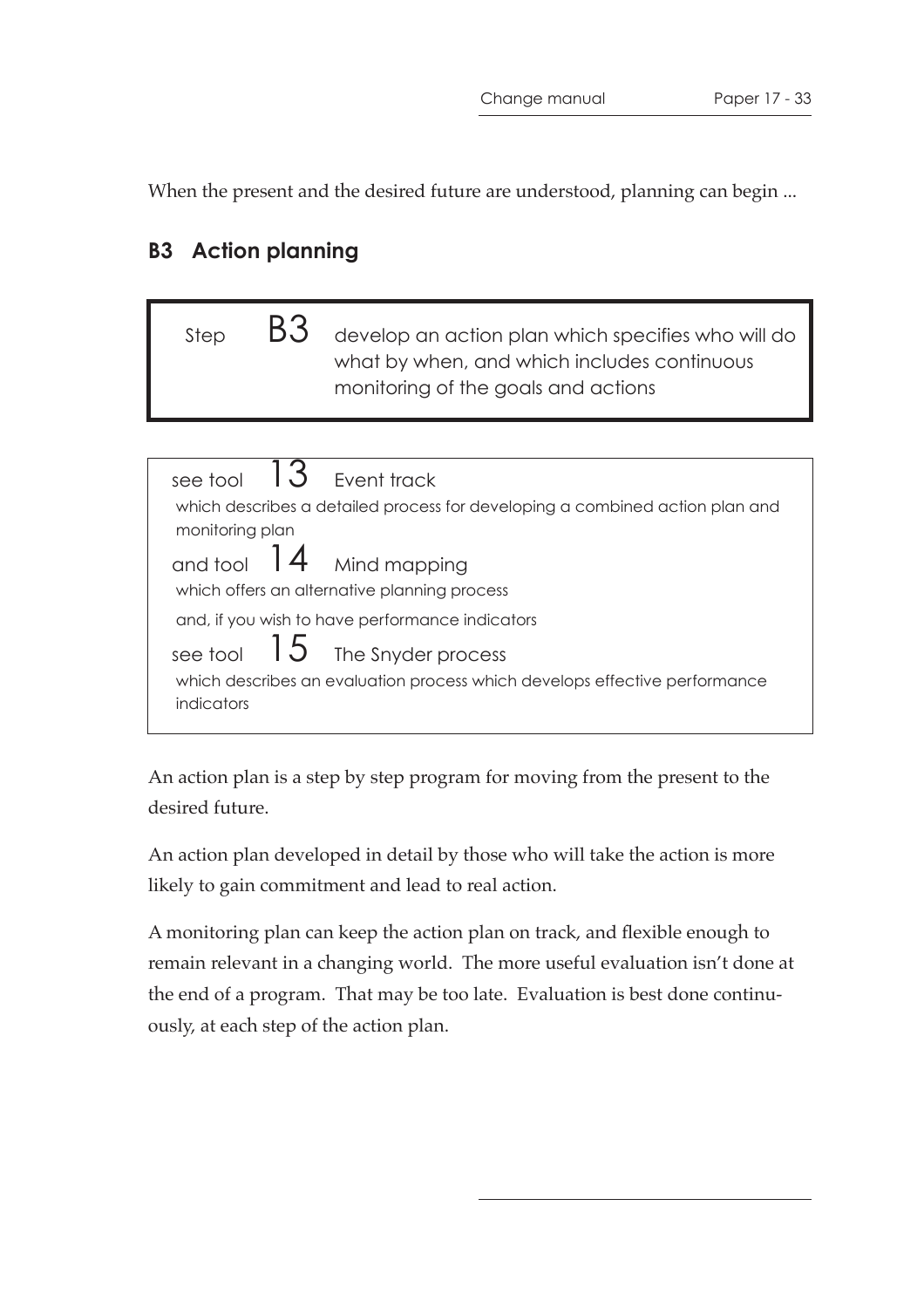When the present and the desired future are understood, planning can begin ...

## B3 Action planning

Step **B3** develop an action plan which specifies who will do what by when, and which includes continuous monitoring of the goals and actions

see tool **13** Event track
which describes a detailed process for developing a combined action plan and monitoring plan

and tool **14** Mind mapping
which offers an alternative planning process

and, if you wish to have performance indicators

see tool **15** The Snyder process
which describes an evaluation process which develops effective performance indicators

An action plan is a step by step program for moving from the present to the desired future.

An action plan developed in detail by those who will take the action is more likely to gain commitment and lead to real action.

A monitoring plan can keep the action plan on track, and flexible enough to remain relevant in a changing world. The more useful evaluation isn't done at the end of a program. That may be too late. Evaluation is best done continuously, at each step of the action plan.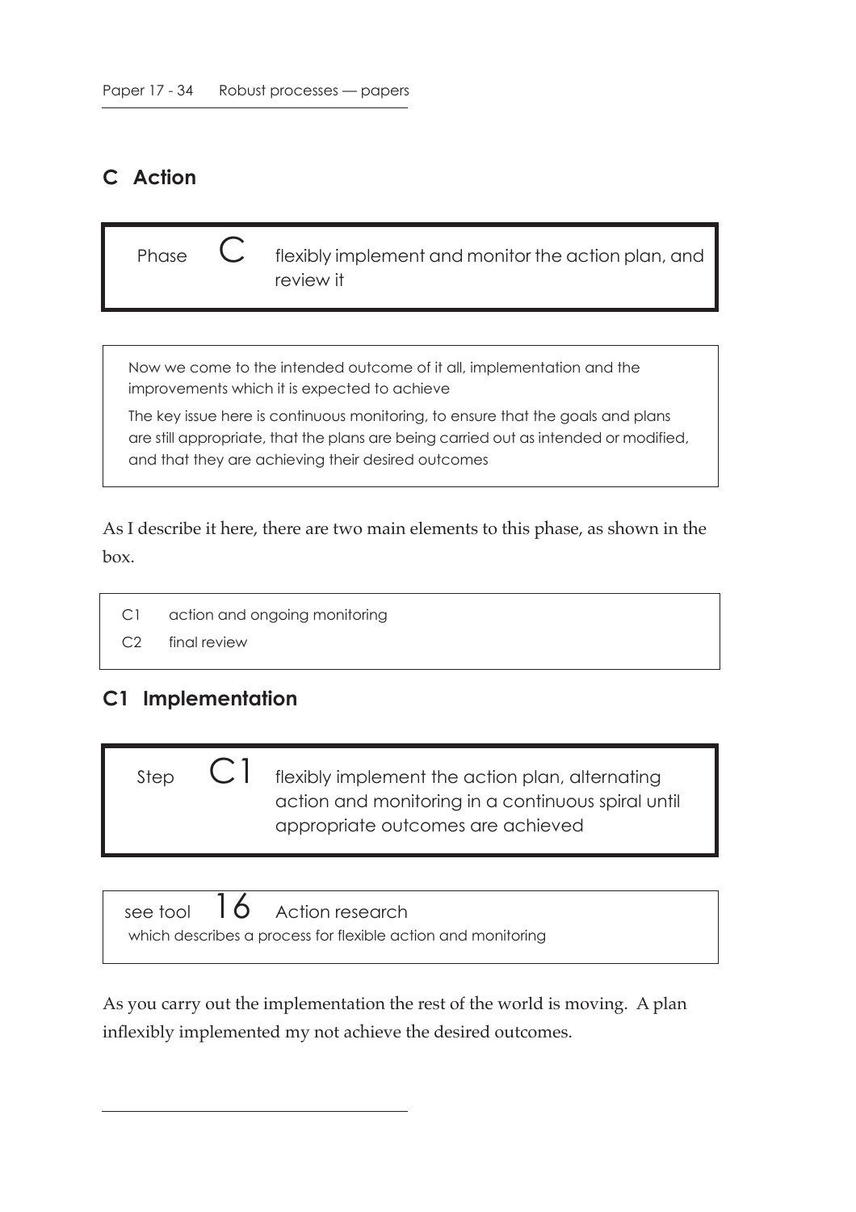## C Action

Phase **C** flexibly implement and monitor the action plan, and review it

Now we come to the intended outcome of it all, implementation and the improvements which it is expected to achieve

The key issue here is continuous monitoring, to ensure that the goals and plans are still appropriate, that the plans are being carried out as intended or modified, and that they are achieving their desired outcomes

As I describe it here, there are two main elements to this phase, as shown in the box.

- C1 action and ongoing monitoring
- C2 final review

## C1 Implementation

Step **C1** flexibly implement the action plan, alternating action and monitoring in a continuous spiral until appropriate outcomes are achieved

see tool **16** Action research
which describes a process for flexible action and monitoring

As you carry out the implementation the rest of the world is moving. A plan inflexibly implemented my not achieve the desired outcomes.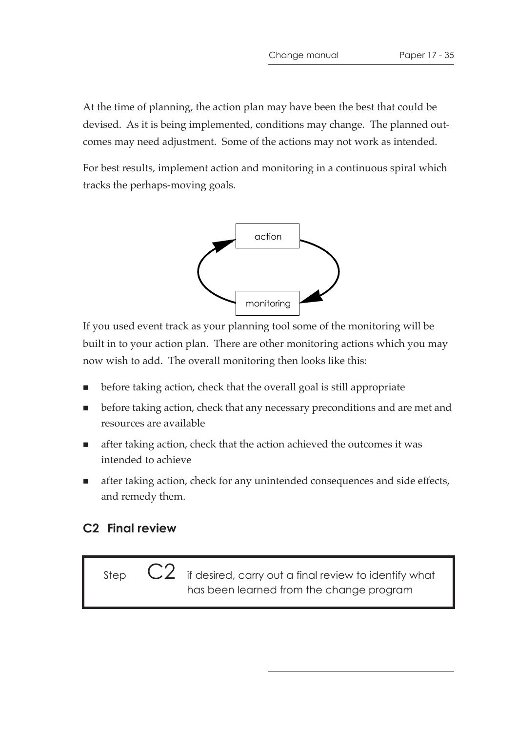At the time of planning, the action plan may have been the best that could be devised. As it is being implemented, conditions may change. The planned outcomes may need adjustment. Some of the actions may not work as intended.

For best results, implement action and monitoring in a continuous spiral which tracks the perhaps-moving goals.

action

monitoring

If you used event track as your planning tool some of the monitoring will be built in to your action plan. There are other monitoring actions which you may now wish to add. The overall monitoring then looks like this:

- before taking action, check that the overall goal is still appropriate
- before taking action, check that any necessary preconditions and are met and resources are available
- after taking action, check that the action achieved the outcomes it was intended to achieve
- after taking action, check for any unintended consequences and side effects, and remedy them.

## C2 Final review

> Step **C2** if desired, carry out a final review to identify what has been learned from the change program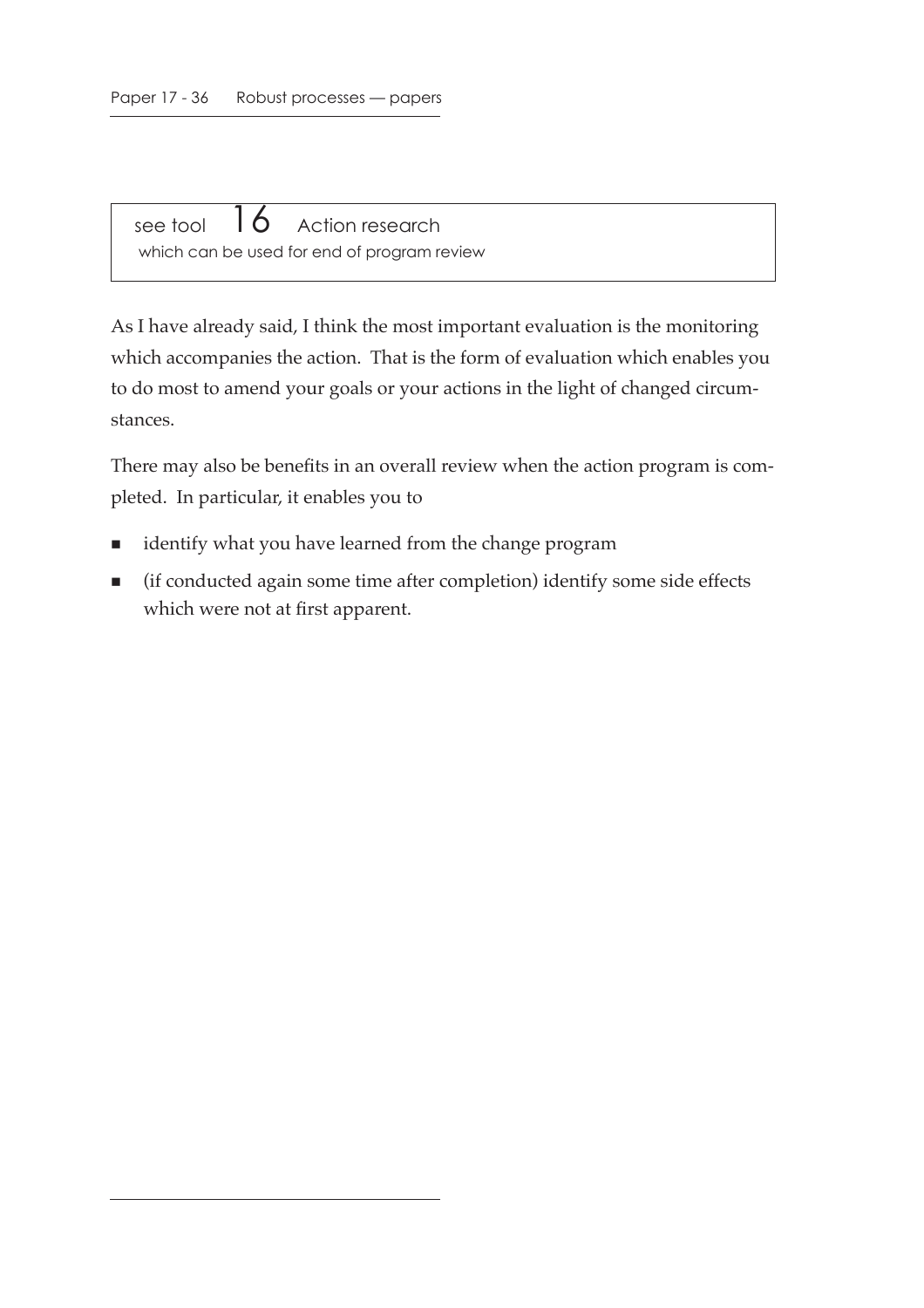see tool 16 Action research
which can be used for end of program review

As I have already said, I think the most important evaluation is the monitoring which accompanies the action. That is the form of evaluation which enables you to do most to amend your goals or your actions in the light of changed circumstances.

There may also be benefits in an overall review when the action program is completed. In particular, it enables you to

- identify what you have learned from the change program
- (if conducted again some time after completion) identify some side effects which were not at first apparent.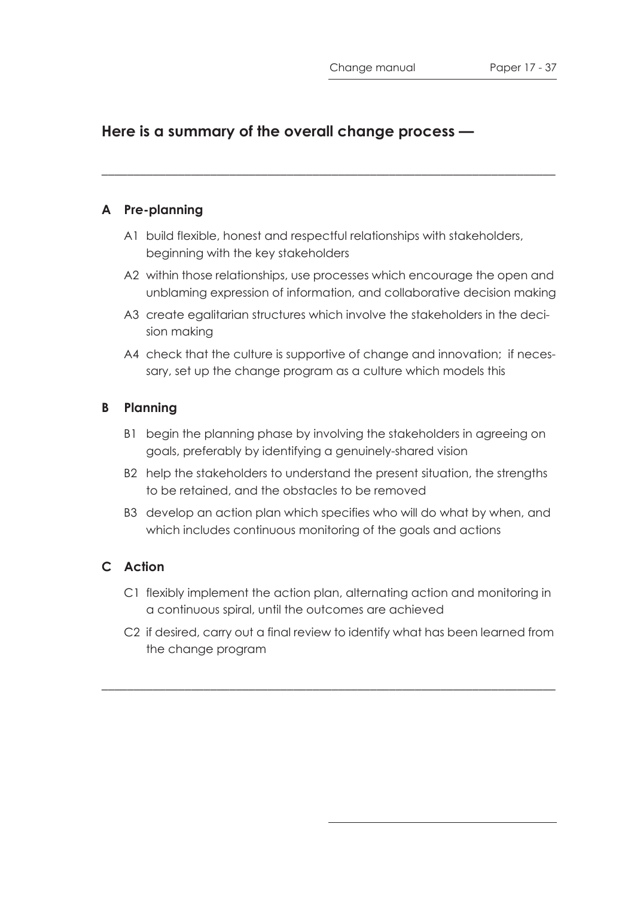## Here is a summary of the overall change process —

### A Pre-planning

- A1 build flexible, honest and respectful relationships with stakeholders, beginning with the key stakeholders
- A2 within those relationships, use processes which encourage the open and unblaming expression of information, and collaborative decision making
- A3 create egalitarian structures which involve the stakeholders in the decision making
- A4 check that the culture is supportive of change and innovation; if necessary, set up the change program as a culture which models this

### B Planning

- B1 begin the planning phase by involving the stakeholders in agreeing on goals, preferably by identifying a genuinely-shared vision
- B2 help the stakeholders to understand the present situation, the strengths to be retained, and the obstacles to be removed
- B3 develop an action plan which specifies who will do what by when, and which includes continuous monitoring of the goals and actions

### C Action

- C1 flexibly implement the action plan, alternating action and monitoring in a continuous spiral, until the outcomes are achieved
- C2 if desired, carry out a final review to identify what has been learned from the change program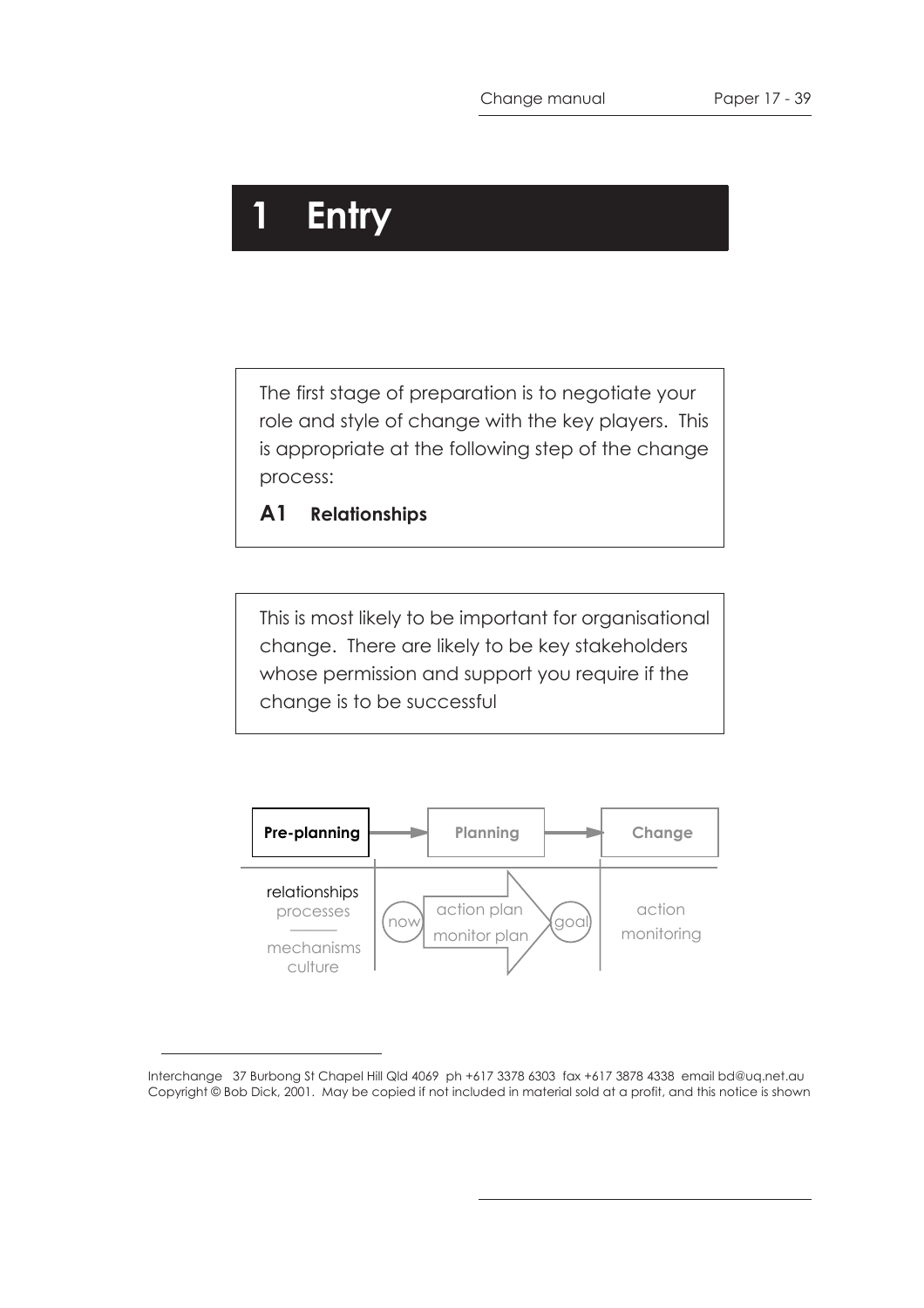# 1 Entry

The first stage of preparation is to negotiate your role and style of change with the key players. This is appropriate at the following step of the change process:

**A1 Relationships**

This is most likely to be important for organisational change. There are likely to be key stakeholders whose permission and support you require if the change is to be successful

**Pre-planning** → **Planning** → **Change**

| Pre-planning | Planning | Change |
|---|---|---|
| relationships<br>processes<br>mechanisms<br>culture | now → action plan / monitor plan → goal | action<br>monitoring |

Interchange 37 Burbong St Chapel Hill Qld 4069 ph +617 3378 6303 fax +617 3878 4338 email bd@uq.net.au
Copyright © Bob Dick, 2001. May be copied if not included in material sold at a profit, and this notice is shown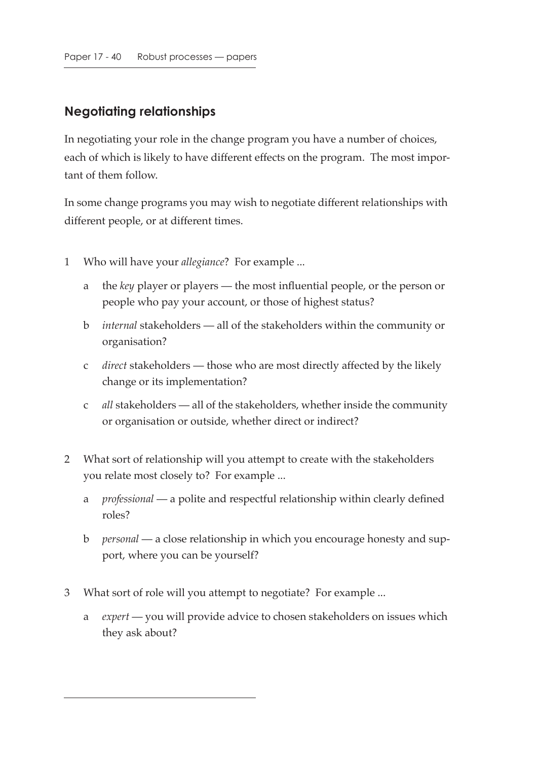## Negotiating relationships

In negotiating your role in the change program you have a number of choices, each of which is likely to have different effects on the program. The most important of them follow.

In some change programs you may wish to negotiate different relationships with different people, or at different times.

1 Who will have your *allegiance*? For example ...

   a the *key* player or players — the most influential people, or the person or people who pay your account, or those of highest status?

   b *internal* stakeholders — all of the stakeholders within the community or organisation?

   c *direct* stakeholders — those who are most directly affected by the likely change or its implementation?

   c *all* stakeholders — all of the stakeholders, whether inside the community or organisation or outside, whether direct or indirect?

2 What sort of relationship will you attempt to create with the stakeholders you relate most closely to? For example ...

   a *professional* — a polite and respectful relationship within clearly defined roles?

   b *personal* — a close relationship in which you encourage honesty and support, where you can be yourself?

3 What sort of role will you attempt to negotiate? For example ...

   a *expert* — you will provide advice to chosen stakeholders on issues which they ask about?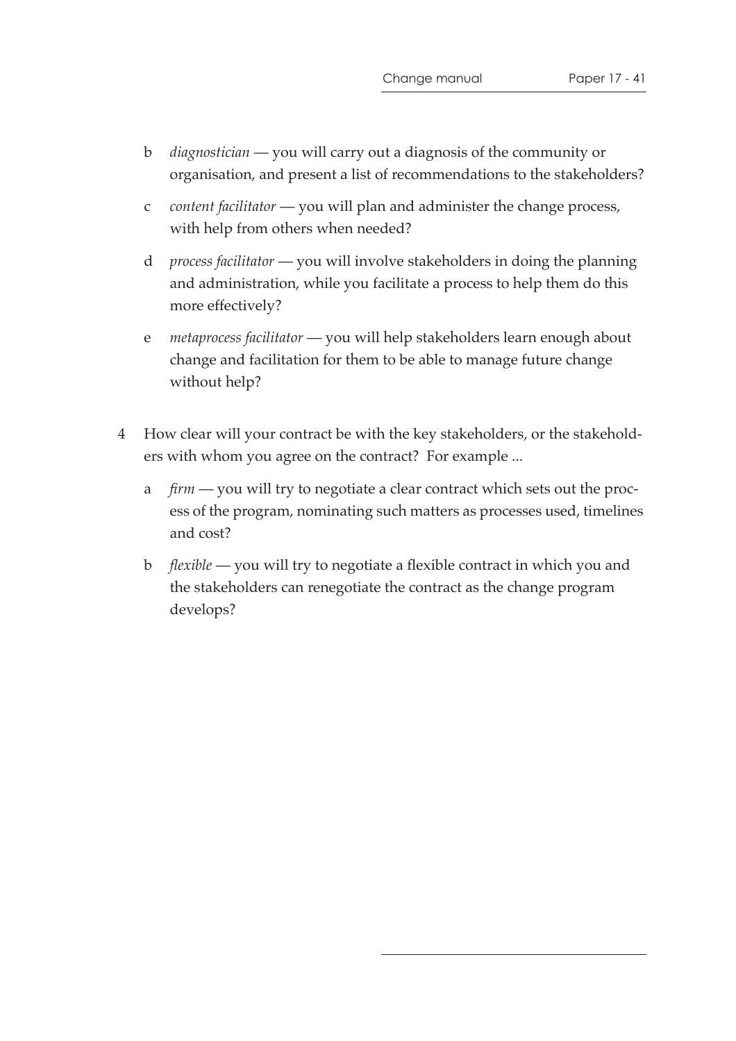b *diagnostician* — you will carry out a diagnosis of the community or organisation, and present a list of recommendations to the stakeholders?

c *content facilitator* — you will plan and administer the change process, with help from others when needed?

d *process facilitator* — you will involve stakeholders in doing the planning and administration, while you facilitate a process to help them do this more effectively?

e *metaprocess facilitator* — you will help stakeholders learn enough about change and facilitation for them to be able to manage future change without help?

4 How clear will your contract be with the key stakeholders, or the stakeholders with whom you agree on the contract? For example ...

a *firm* — you will try to negotiate a clear contract which sets out the process of the program, nominating such matters as processes used, timelines and cost?

b *flexible* — you will try to negotiate a flexible contract in which you and the stakeholders can renegotiate the contract as the change program develops?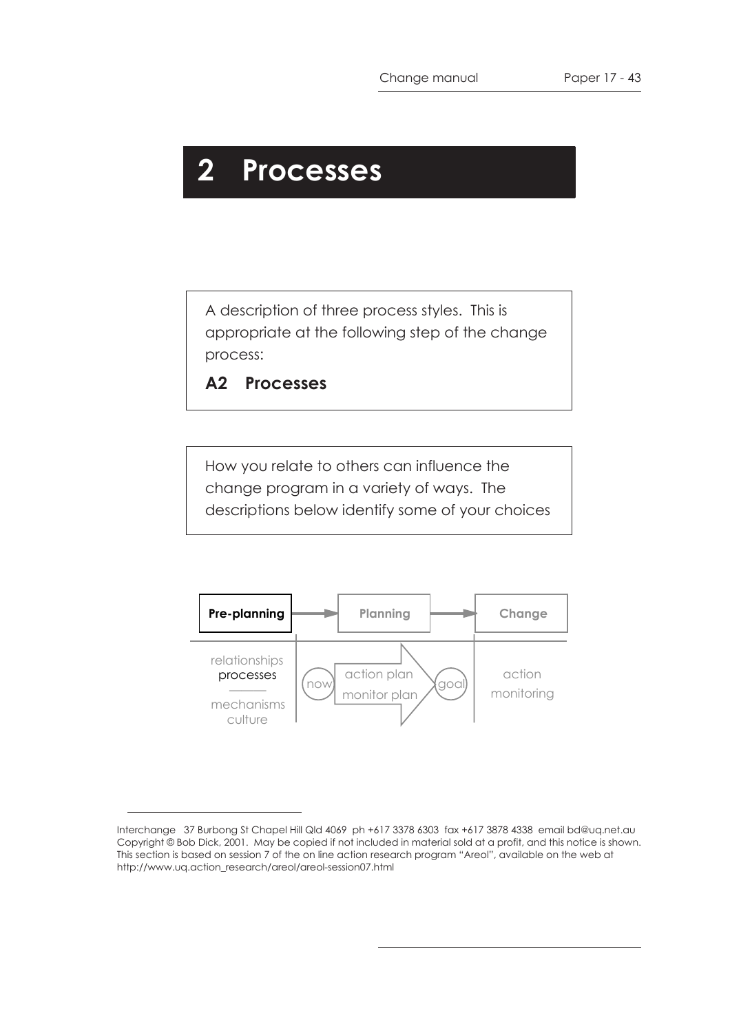# 2 Processes

A description of three process styles. This is appropriate at the following step of the change process:

**A2 Processes**

How you relate to others can influence the change program in a variety of ways. The descriptions below identify some of your choices

**Pre-planning** → **Planning** → **Change**

relationships
processes
mechanisms
culture

now — action plan / monitor plan — goal

action
monitoring

Interchange 37 Burbong St Chapel Hill Qld 4069 ph +617 3378 6303 fax +617 3878 4338 email bd@uq.net.au
Copyright © Bob Dick, 2001. May be copied if not included in material sold at a profit, and this notice is shown.
This section is based on session 7 of the on line action research program "Areol", available on the web at http://www.uq.action_research/areol/areol-session07.html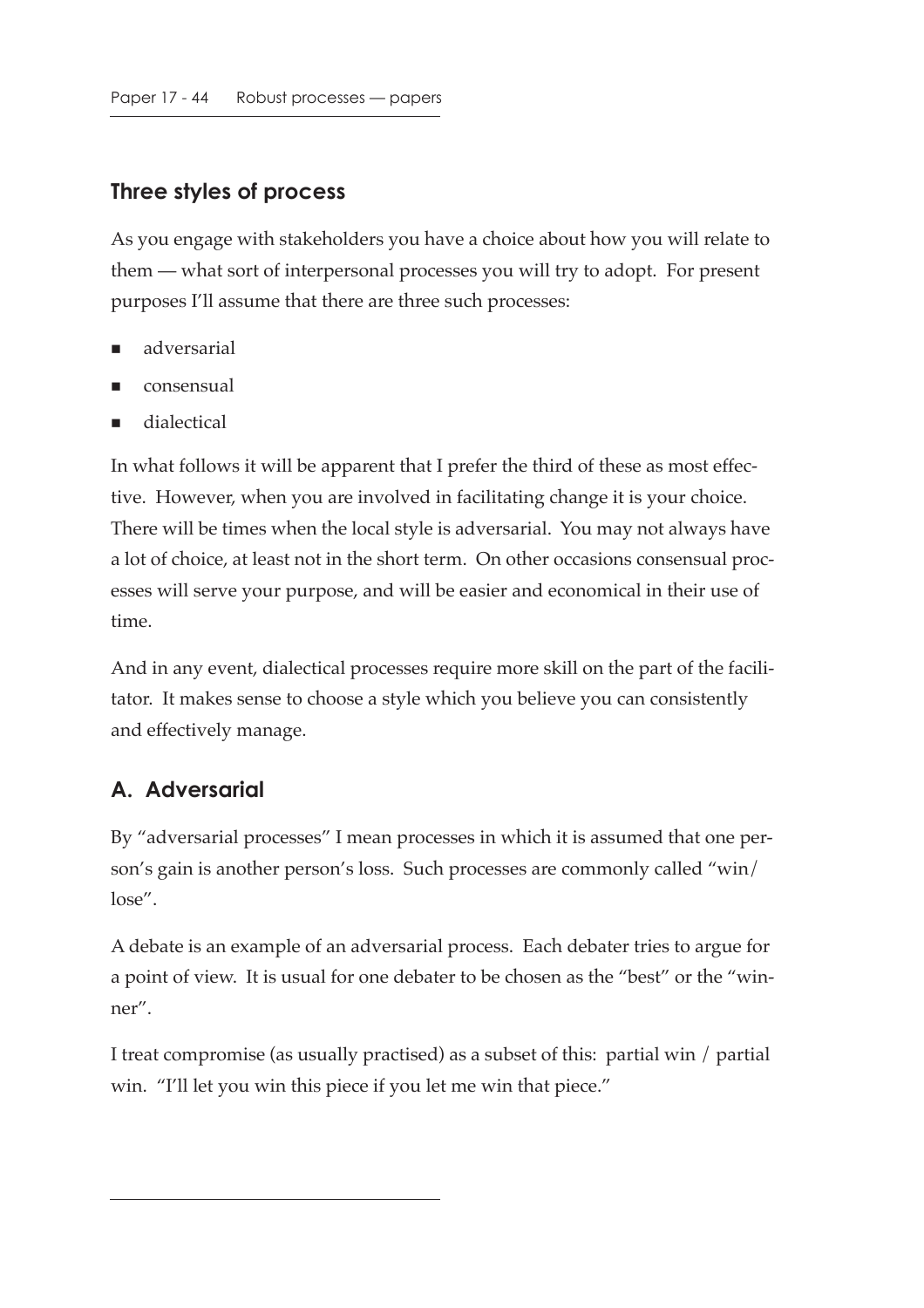## Three styles of process

As you engage with stakeholders you have a choice about how you will relate to them — what sort of interpersonal processes you will try to adopt. For present purposes I'll assume that there are three such processes:

- adversarial
- consensual
- dialectical

In what follows it will be apparent that I prefer the third of these as most effective. However, when you are involved in facilitating change it is your choice. There will be times when the local style is adversarial. You may not always have a lot of choice, at least not in the short term. On other occasions consensual processes will serve your purpose, and will be easier and economical in their use of time.

And in any event, dialectical processes require more skill on the part of the facilitator. It makes sense to choose a style which you believe you can consistently and effectively manage.

## A. Adversarial

By "adversarial processes" I mean processes in which it is assumed that one person's gain is another person's loss. Such processes are commonly called "win/lose".

A debate is an example of an adversarial process. Each debater tries to argue for a point of view. It is usual for one debater to be chosen as the "best" or the "winner".

I treat compromise (as usually practised) as a subset of this: partial win / partial win. "I'll let you win this piece if you let me win that piece."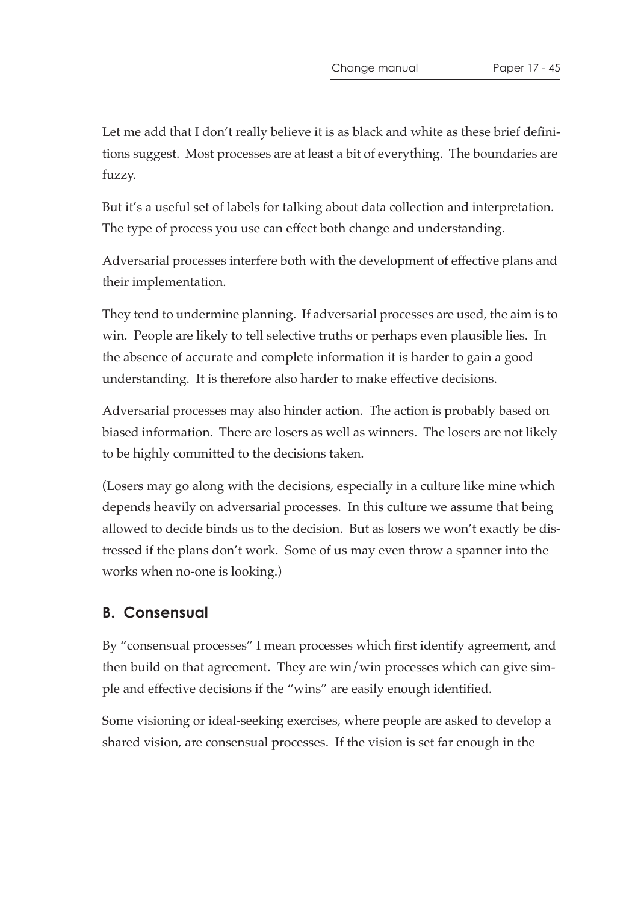Let me add that I don't really believe it is as black and white as these brief definitions suggest. Most processes are at least a bit of everything. The boundaries are fuzzy.

But it's a useful set of labels for talking about data collection and interpretation. The type of process you use can effect both change and understanding.

Adversarial processes interfere both with the development of effective plans and their implementation.

They tend to undermine planning. If adversarial processes are used, the aim is to win. People are likely to tell selective truths or perhaps even plausible lies. In the absence of accurate and complete information it is harder to gain a good understanding. It is therefore also harder to make effective decisions.

Adversarial processes may also hinder action. The action is probably based on biased information. There are losers as well as winners. The losers are not likely to be highly committed to the decisions taken.

(Losers may go along with the decisions, especially in a culture like mine which depends heavily on adversarial processes. In this culture we assume that being allowed to decide binds us to the decision. But as losers we won't exactly be distressed if the plans don't work. Some of us may even throw a spanner into the works when no-one is looking.)

## B. Consensual

By "consensual processes" I mean processes which first identify agreement, and then build on that agreement. They are win/win processes which can give simple and effective decisions if the "wins" are easily enough identified.

Some visioning or ideal-seeking exercises, where people are asked to develop a shared vision, are consensual processes. If the vision is set far enough in the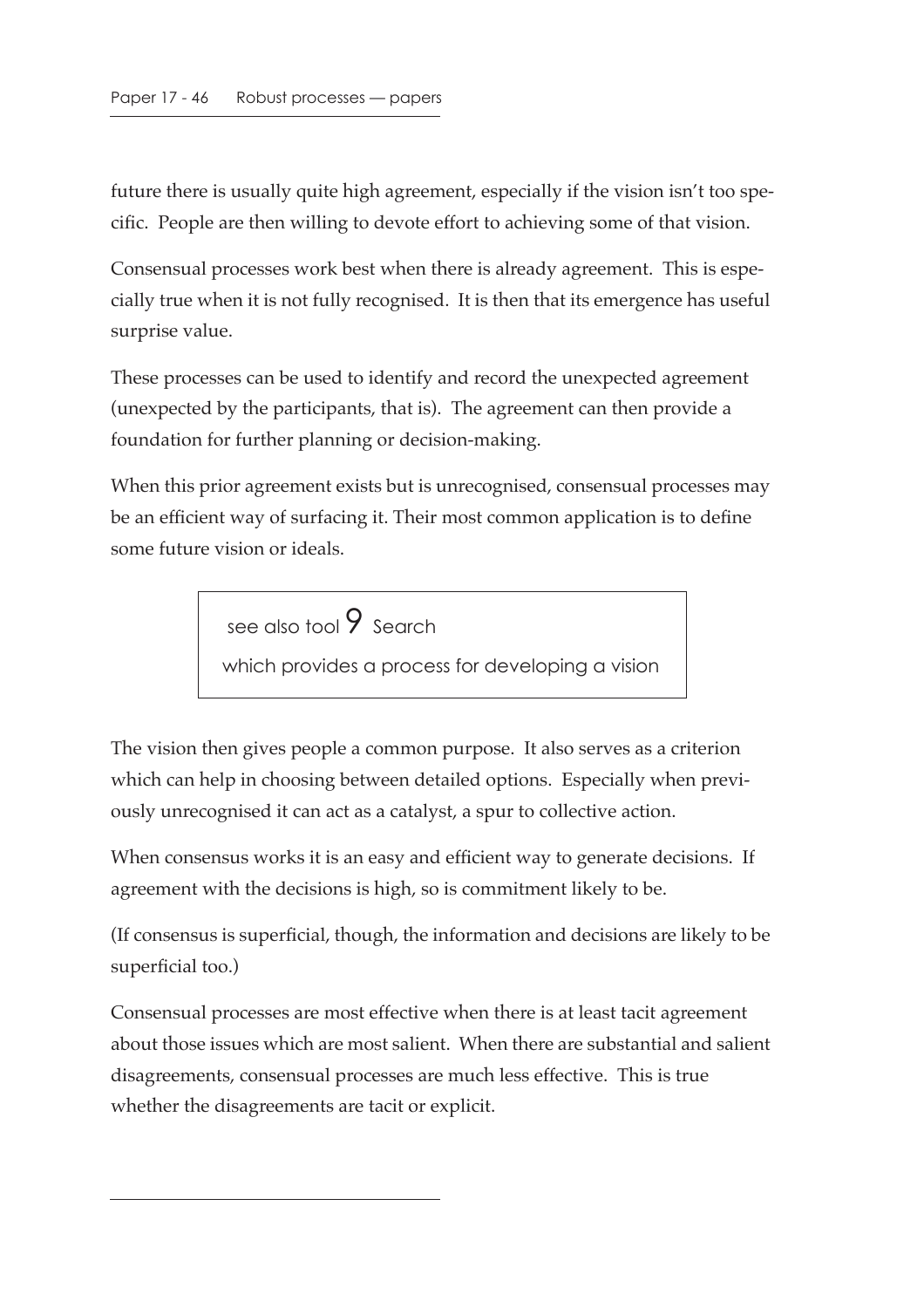future there is usually quite high agreement, especially if the vision isn't too specific. People are then willing to devote effort to achieving some of that vision.

Consensual processes work best when there is already agreement. This is especially true when it is not fully recognised. It is then that its emergence has useful surprise value.

These processes can be used to identify and record the unexpected agreement (unexpected by the participants, that is). The agreement can then provide a foundation for further planning or decision-making.

When this prior agreement exists but is unrecognised, consensual processes may be an efficient way of surfacing it. Their most common application is to define some future vision or ideals.

> see also tool 9 Search
>
> which provides a process for developing a vision

The vision then gives people a common purpose. It also serves as a criterion which can help in choosing between detailed options. Especially when previously unrecognised it can act as a catalyst, a spur to collective action.

When consensus works it is an easy and efficient way to generate decisions. If agreement with the decisions is high, so is commitment likely to be.

(If consensus is superficial, though, the information and decisions are likely to be superficial too.)

Consensual processes are most effective when there is at least tacit agreement about those issues which are most salient. When there are substantial and salient disagreements, consensual processes are much less effective. This is true whether the disagreements are tacit or explicit.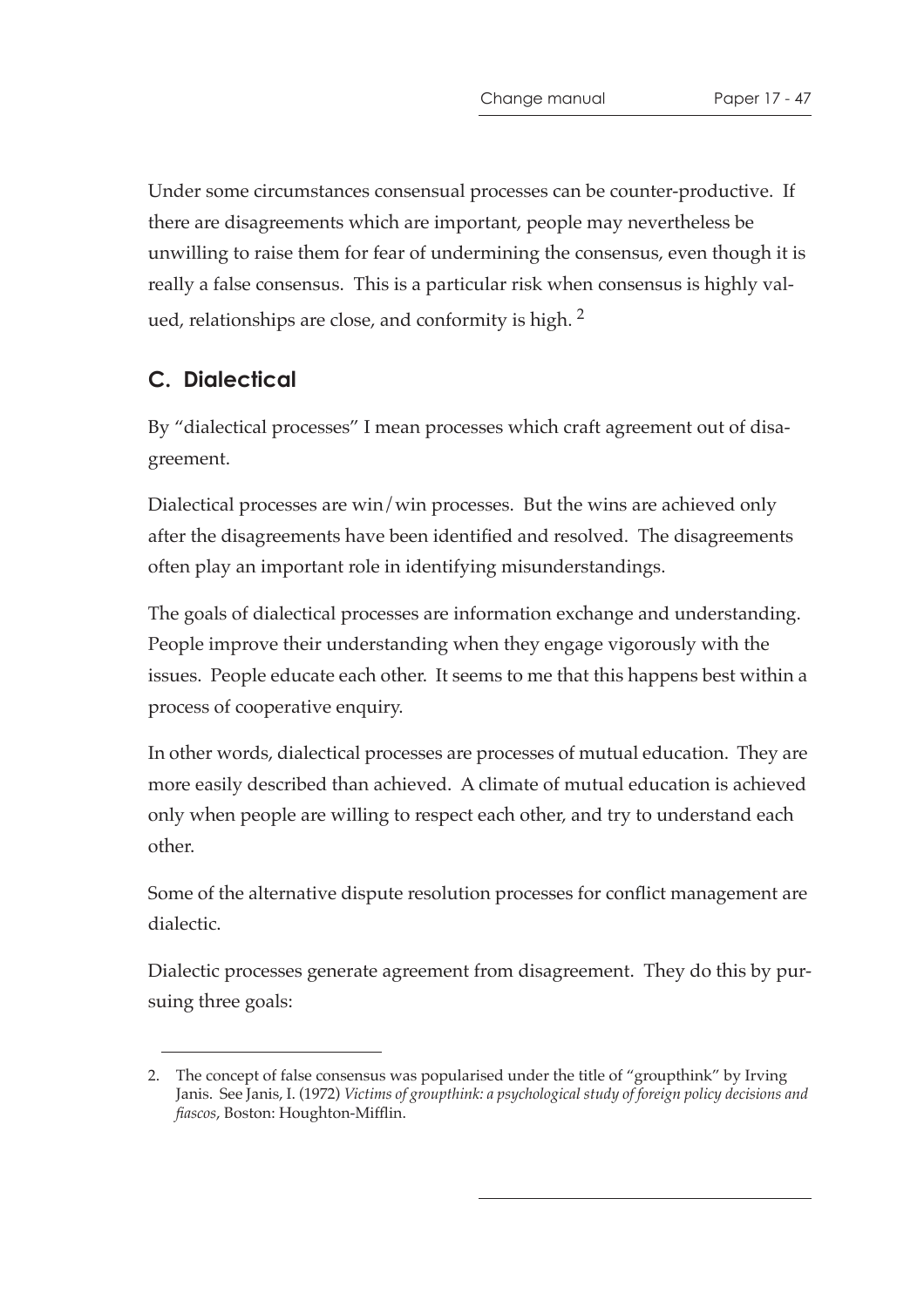Under some circumstances consensual processes can be counter-productive. If there are disagreements which are important, people may nevertheless be unwilling to raise them for fear of undermining the consensus, even though it is really a false consensus. This is a particular risk when consensus is highly valued, relationships are close, and conformity is high. [2]

## C. Dialectical

By "dialectical processes" I mean processes which craft agreement out of disagreement.

Dialectical processes are win/win processes. But the wins are achieved only after the disagreements have been identified and resolved. The disagreements often play an important role in identifying misunderstandings.

The goals of dialectical processes are information exchange and understanding. People improve their understanding when they engage vigorously with the issues. People educate each other. It seems to me that this happens best within a process of cooperative enquiry.

In other words, dialectical processes are processes of mutual education. They are more easily described than achieved. A climate of mutual education is achieved only when people are willing to respect each other, and try to understand each other.

Some of the alternative dispute resolution processes for conflict management are dialectic.

Dialectic processes generate agreement from disagreement. They do this by pursuing three goals:

---

2. The concept of false consensus was popularised under the title of "groupthink" by Irving Janis. See Janis, I. (1972) *Victims of groupthink: a psychological study of foreign policy decisions and fiascos*, Boston: Houghton-Mifflin.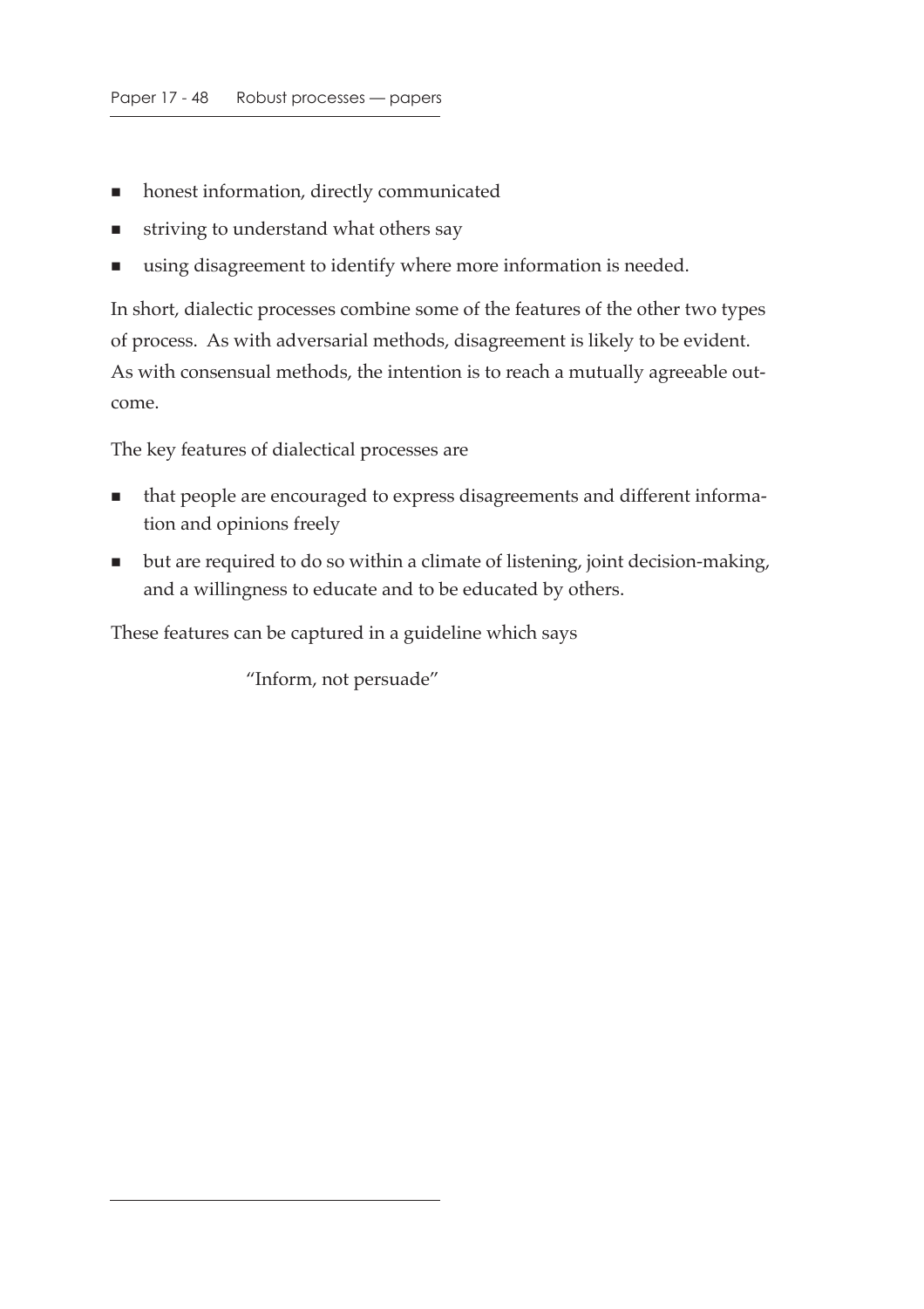- honest information, directly communicated
- striving to understand what others say
- using disagreement to identify where more information is needed.

In short, dialectic processes combine some of the features of the other two types of process. As with adversarial methods, disagreement is likely to be evident. As with consensual methods, the intention is to reach a mutually agreeable outcome.

The key features of dialectical processes are

- that people are encouraged to express disagreements and different information and opinions freely
- but are required to do so within a climate of listening, joint decision-making, and a willingness to educate and to be educated by others.

These features can be captured in a guideline which says

"Inform, not persuade"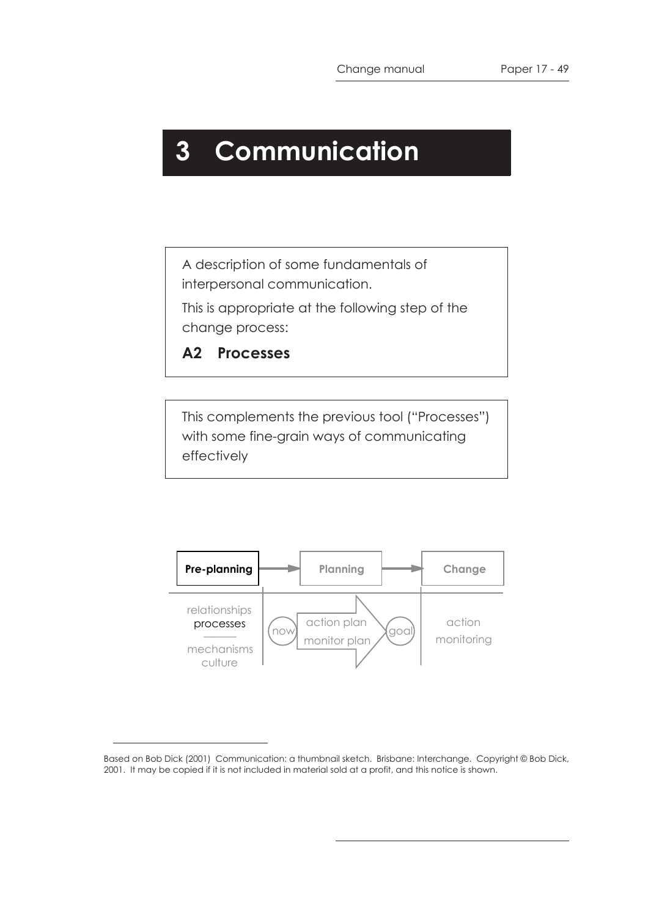# 3 Communication

A description of some fundamentals of interpersonal communication.

This is appropriate at the following step of the change process:

**A2 Processes**

This complements the previous tool ("Processes") with some fine-grain ways of communicating effectively

**Pre-planning** → Planning → Change

relationships
processes
mechanisms
culture

now → action plan / monitor plan → goal

action
monitoring

---

Based on Bob Dick (2001) Communication: a thumbnail sketch. Brisbane: Interchange. Copyright © Bob Dick, 2001. It may be copied if it is not included in material sold at a profit, and this notice is shown.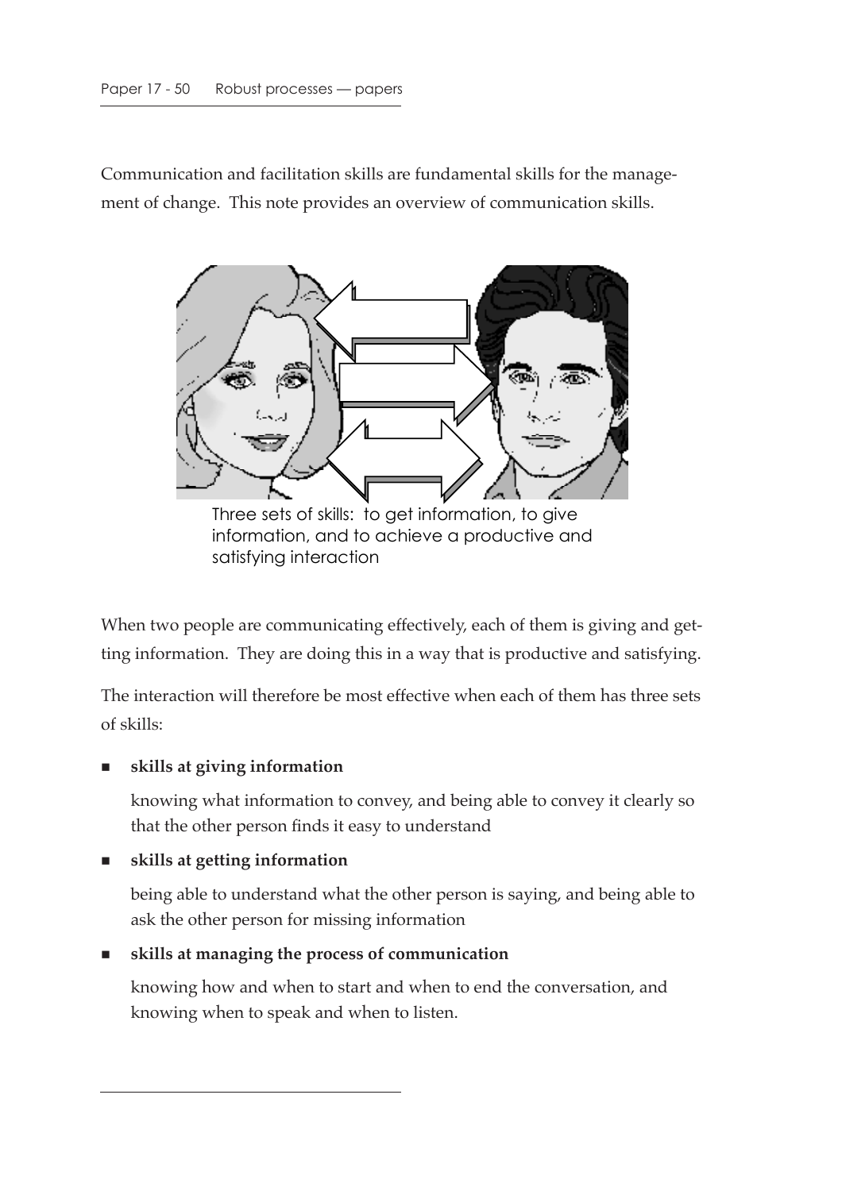Communication and facilitation skills are fundamental skills for the management of change. This note provides an overview of communication skills.

Three sets of skills: to get information, to give information, and to achieve a productive and satisfying interaction

When two people are communicating effectively, each of them is giving and getting information. They are doing this in a way that is productive and satisfying.

The interaction will therefore be most effective when each of them has three sets of skills:

- **skills at giving information**

  knowing what information to convey, and being able to convey it clearly so that the other person finds it easy to understand

- **skills at getting information**

  being able to understand what the other person is saying, and being able to ask the other person for missing information

- **skills at managing the process of communication**

  knowing how and when to start and when to end the conversation, and knowing when to speak and when to listen.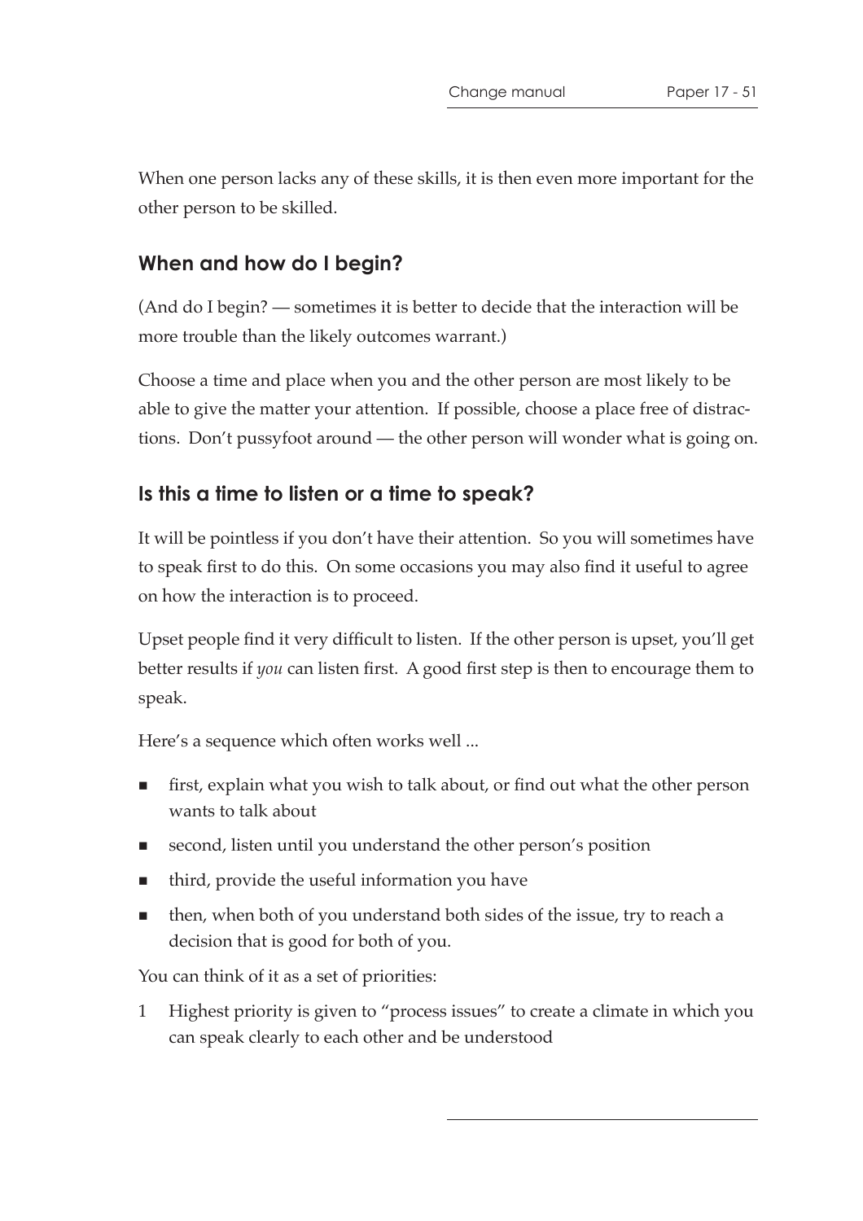When one person lacks any of these skills, it is then even more important for the other person to be skilled.

### When and how do I begin?

(And do I begin? — sometimes it is better to decide that the interaction will be more trouble than the likely outcomes warrant.)

Choose a time and place when you and the other person are most likely to be able to give the matter your attention. If possible, choose a place free of distractions. Don't pussyfoot around — the other person will wonder what is going on.

### Is this a time to listen or a time to speak?

It will be pointless if you don't have their attention. So you will sometimes have to speak first to do this. On some occasions you may also find it useful to agree on how the interaction is to proceed.

Upset people find it very difficult to listen. If the other person is upset, you'll get better results if *you* can listen first. A good first step is then to encourage them to speak.

Here's a sequence which often works well ...

- first, explain what you wish to talk about, or find out what the other person wants to talk about
- second, listen until you understand the other person's position
- third, provide the useful information you have
- then, when both of you understand both sides of the issue, try to reach a decision that is good for both of you.

You can think of it as a set of priorities:

1 Highest priority is given to "process issues" to create a climate in which you can speak clearly to each other and be understood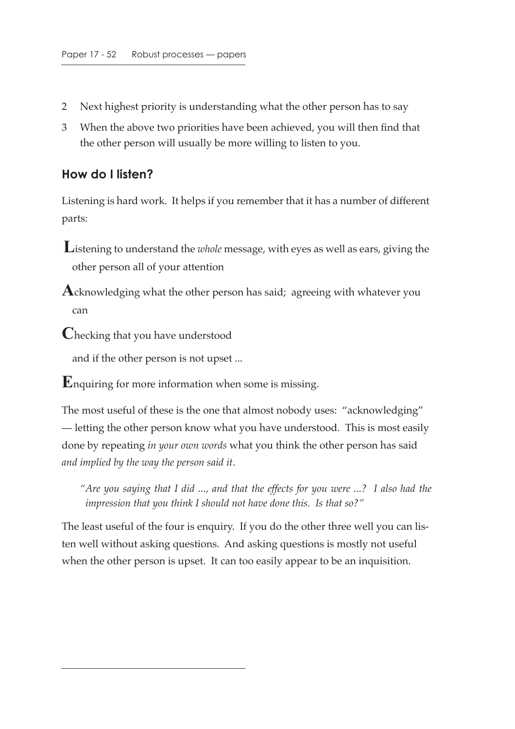2 Next highest priority is understanding what the other person has to say

3 When the above two priorities have been achieved, you will then find that the other person will usually be more willing to listen to you.

## How do I listen?

Listening is hard work. It helps if you remember that it has a number of different parts:

**L**istening to understand the *whole* message, with eyes as well as ears, giving the other person all of your attention

**A**cknowledging what the other person has said; agreeing with whatever you can

**C**hecking that you have understood

and if the other person is not upset ...

**E**nquiring for more information when some is missing.

The most useful of these is the one that almost nobody uses: "acknowledging" — letting the other person know what you have understood. This is most easily done by repeating *in your own words* what you think the other person has said *and implied by the way the person said it*.

> *"Are you saying that I did ..., and that the effects for you were ...? I also had the impression that you think I should not have done this. Is that so?"*

The least useful of the four is enquiry. If you do the other three well you can listen well without asking questions. And asking questions is mostly not useful when the other person is upset. It can too easily appear to be an inquisition.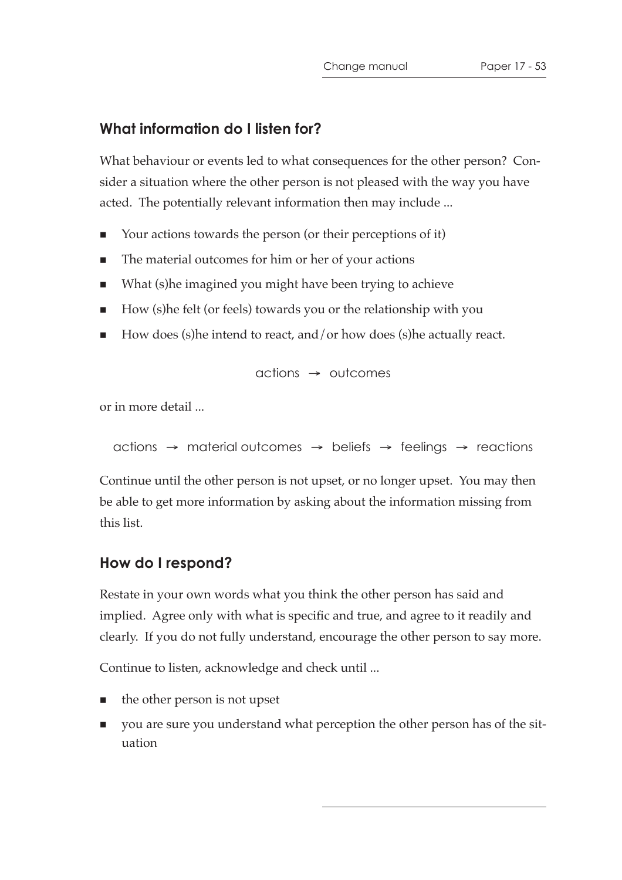### What information do I listen for?

What behaviour or events led to what consequences for the other person? Consider a situation where the other person is not pleased with the way you have acted. The potentially relevant information then may include ...

- Your actions towards the person (or their perceptions of it)
- The material outcomes for him or her of your actions
- What (s)he imagined you might have been trying to achieve
- How (s)he felt (or feels) towards you or the relationship with you
- How does (s)he intend to react, and/or how does (s)he actually react.

actions → outcomes

or in more detail ...

actions → material outcomes → beliefs → feelings → reactions

Continue until the other person is not upset, or no longer upset. You may then be able to get more information by asking about the information missing from this list.

### How do I respond?

Restate in your own words what you think the other person has said and implied. Agree only with what is specific and true, and agree to it readily and clearly. If you do not fully understand, encourage the other person to say more.

Continue to listen, acknowledge and check until ...

- the other person is not upset
- you are sure you understand what perception the other person has of the situation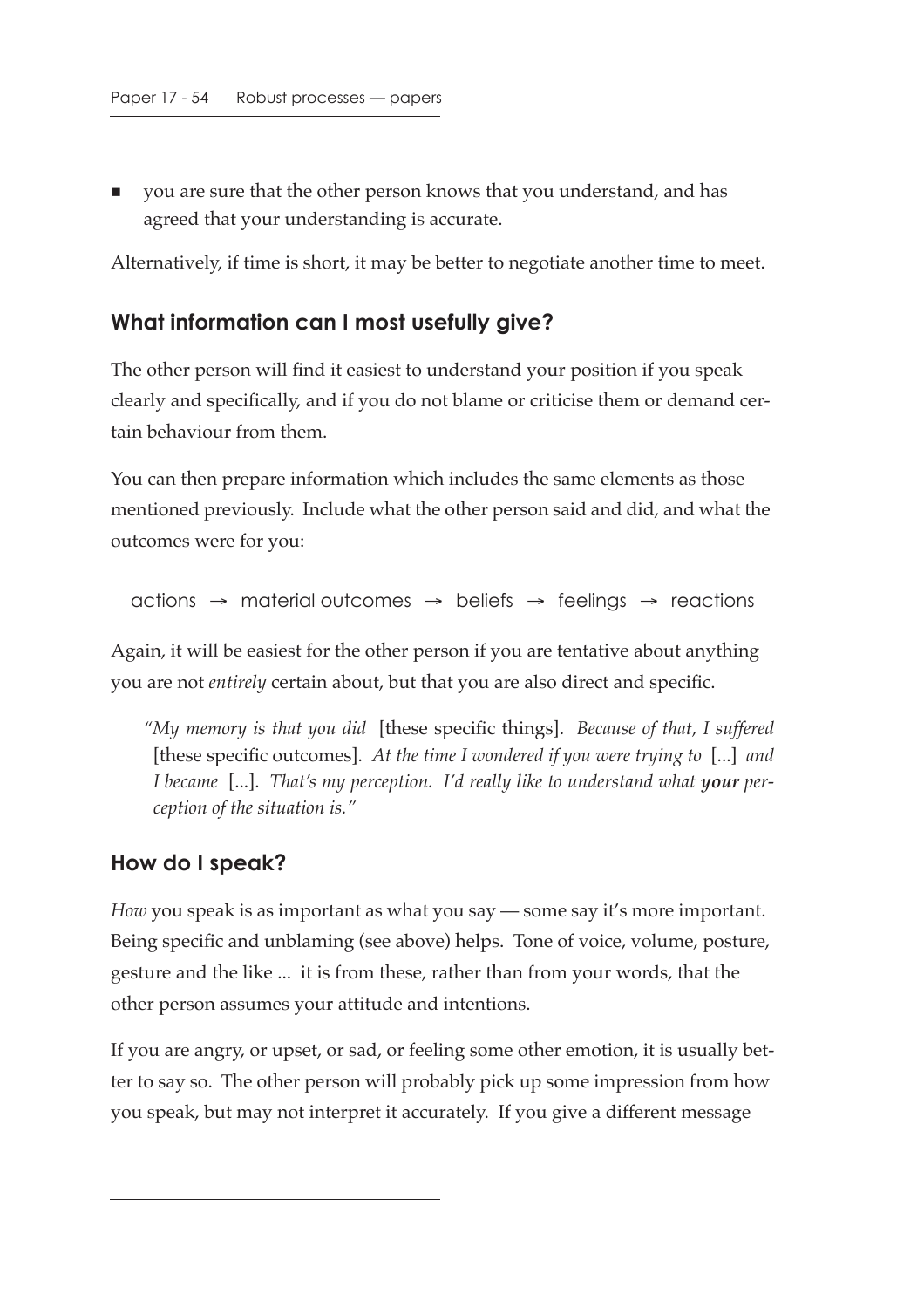- you are sure that the other person knows that you understand, and has agreed that your understanding is accurate.

Alternatively, if time is short, it may be better to negotiate another time to meet.

## What information can I most usefully give?

The other person will find it easiest to understand your position if you speak clearly and specifically, and if you do not blame or criticise them or demand certain behaviour from them.

You can then prepare information which includes the same elements as those mentioned previously. Include what the other person said and did, and what the outcomes were for you:

actions → material outcomes → beliefs → feelings → reactions

Again, it will be easiest for the other person if you are tentative about anything you are not *entirely* certain about, but that you are also direct and specific.

> *"My memory is that you did* [these specific things]. *Because of that, I suffered* [these specific outcomes]. *At the time I wondered if you were trying to* [...] *and I became* [...]. *That's my perception. I'd really like to understand what* ***your*** *perception of the situation is."*

## How do I speak?

*How* you speak is as important as what you say — some say it's more important. Being specific and unblaming (see above) helps. Tone of voice, volume, posture, gesture and the like ... it is from these, rather than from your words, that the other person assumes your attitude and intentions.

If you are angry, or upset, or sad, or feeling some other emotion, it is usually better to say so. The other person will probably pick up some impression from how you speak, but may not interpret it accurately. If you give a different message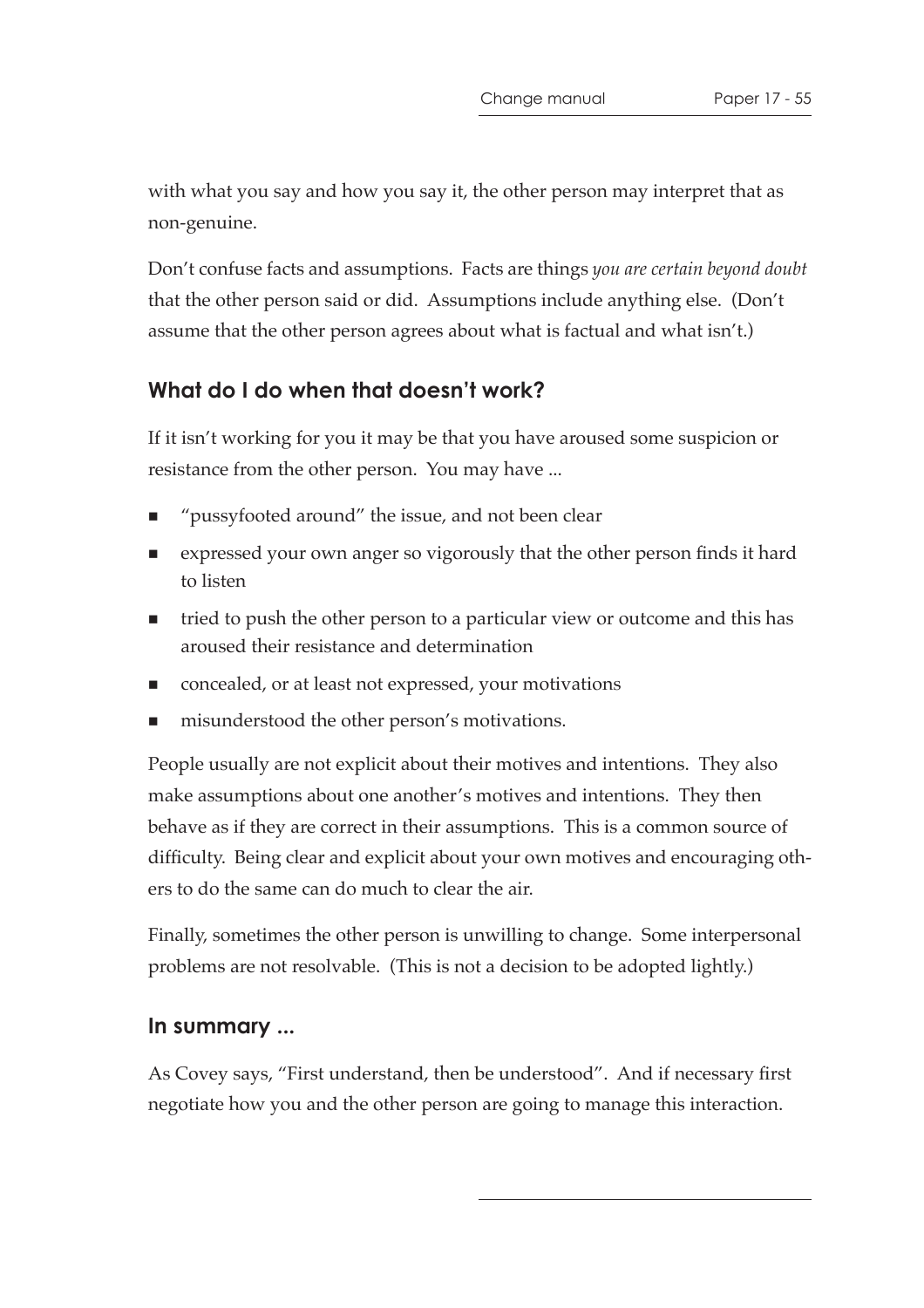with what you say and how you say it, the other person may interpret that as non-genuine.

Don't confuse facts and assumptions. Facts are things *you are certain beyond doubt* that the other person said or did. Assumptions include anything else. (Don't assume that the other person agrees about what is factual and what isn't.)

## What do I do when that doesn't work?

If it isn't working for you it may be that you have aroused some suspicion or resistance from the other person. You may have ...

- "pussyfooted around" the issue, and not been clear
- expressed your own anger so vigorously that the other person finds it hard to listen
- tried to push the other person to a particular view or outcome and this has aroused their resistance and determination
- concealed, or at least not expressed, your motivations
- misunderstood the other person's motivations.

People usually are not explicit about their motives and intentions. They also make assumptions about one another's motives and intentions. They then behave as if they are correct in their assumptions. This is a common source of difficulty. Being clear and explicit about your own motives and encouraging others to do the same can do much to clear the air.

Finally, sometimes the other person is unwilling to change. Some interpersonal problems are not resolvable. (This is not a decision to be adopted lightly.)

## In summary ...

As Covey says, "First understand, then be understood". And if necessary first negotiate how you and the other person are going to manage this interaction.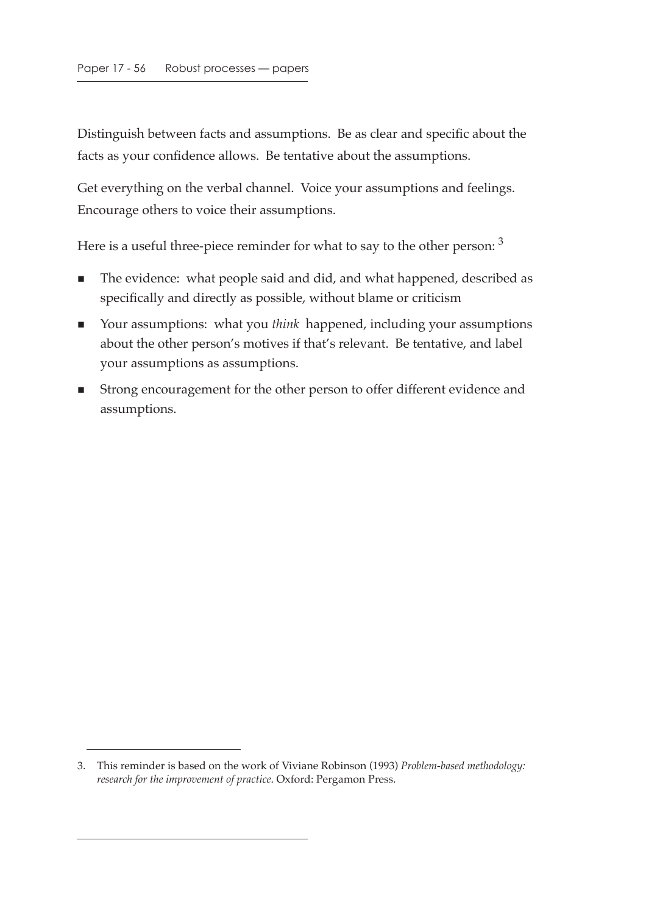Distinguish between facts and assumptions. Be as clear and specific about the facts as your confidence allows. Be tentative about the assumptions.

Get everything on the verbal channel. Voice your assumptions and feelings. Encourage others to voice their assumptions.

Here is a useful three-piece reminder for what to say to the other person: [3]

- The evidence: what people said and did, and what happened, described as specifically and directly as possible, without blame or criticism
- Your assumptions: what you *think* happened, including your assumptions about the other person's motives if that's relevant. Be tentative, and label your assumptions as assumptions.
- Strong encouragement for the other person to offer different evidence and assumptions.

---

3. This reminder is based on the work of Viviane Robinson (1993) *Problem-based methodology: research for the improvement of practice*. Oxford: Pergamon Press.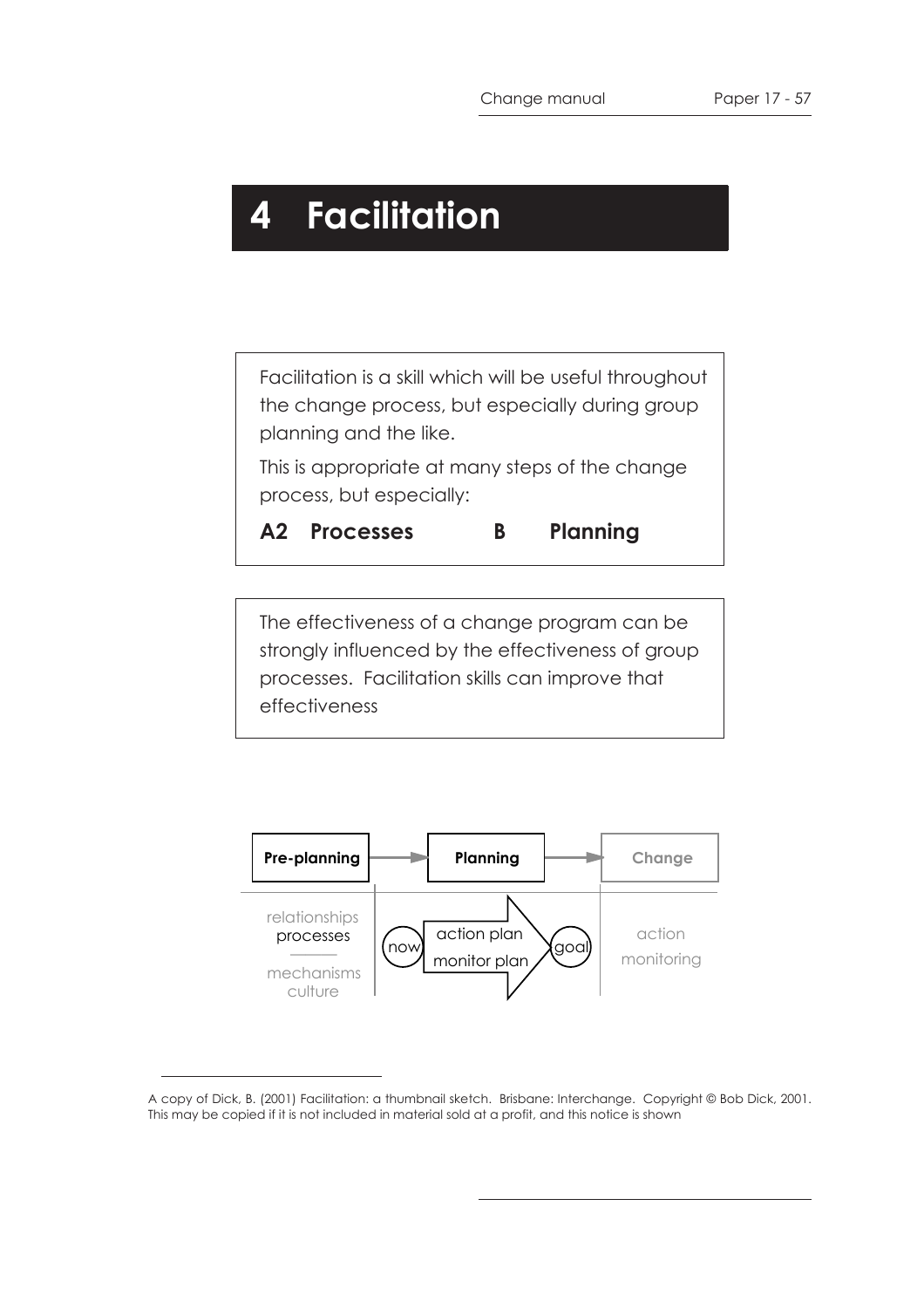# 4 Facilitation

Facilitation is a skill which will be useful throughout the change process, but especially during group planning and the like.

This is appropriate at many steps of the change process, but especially:

**A2 Processes** **B Planning**

The effectiveness of a change program can be strongly influenced by the effectiveness of group processes. Facilitation skills can improve that effectiveness

**Pre-planning** → **Planning** → **Change**

relationships
processes
mechanisms
culture

now → action plan / monitor plan → goal

action
monitoring

---

A copy of Dick, B. (2001) Facilitation: a thumbnail sketch. Brisbane: Interchange. Copyright © Bob Dick, 2001. This may be copied if it is not included in material sold at a profit, and this notice is shown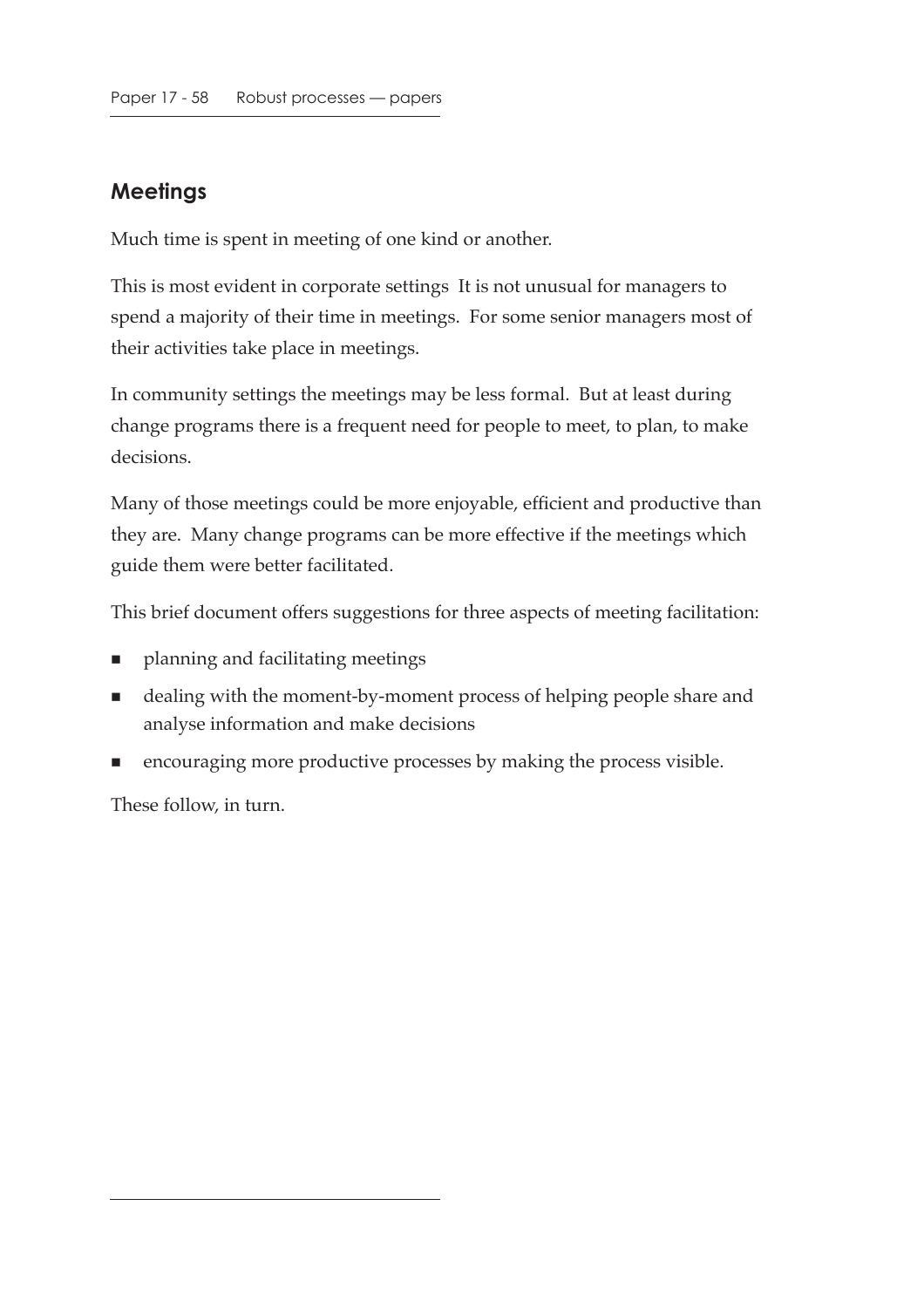## Meetings

Much time is spent in meeting of one kind or another.

This is most evident in corporate settings  It is not unusual for managers to spend a majority of their time in meetings.  For some senior managers most of their activities take place in meetings.

In community settings the meetings may be less formal.  But at least during change programs there is a frequent need for people to meet, to plan, to make decisions.

Many of those meetings could be more enjoyable, efficient and productive than they are.  Many change programs can be more effective if the meetings which guide them were better facilitated.

This brief document offers suggestions for three aspects of meeting facilitation:

- planning and facilitating meetings
- dealing with the moment-by-moment process of helping people share and analyse information and make decisions
- encouraging more productive processes by making the process visible.

These follow, in turn.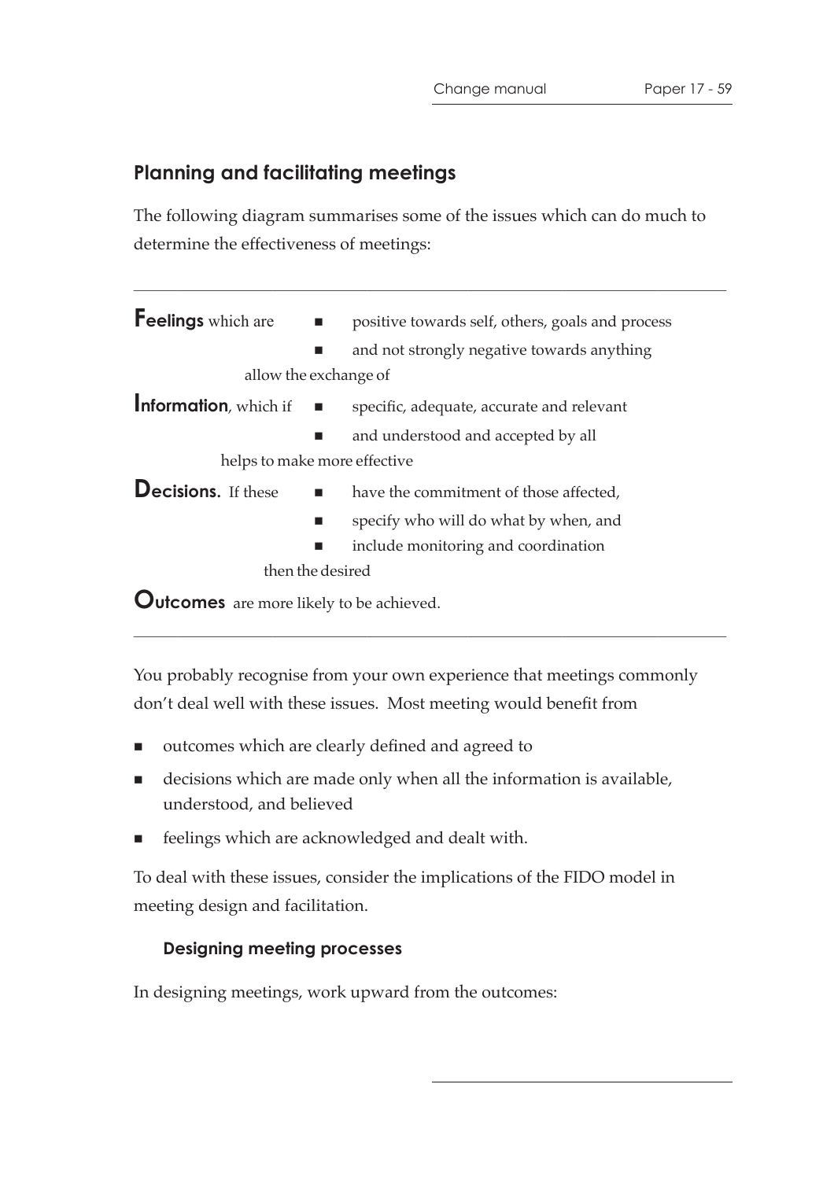## Planning and facilitating meetings

The following diagram summarises some of the issues which can do much to determine the effectiveness of meetings:

---

**Feelings** which are
- positive towards self, others, goals and process
- and not strongly negative towards anything

allow the exchange of

**Information**, which if
- specific, adequate, accurate and relevant
- and understood and accepted by all

helps to make more effective

**Decisions.** If these
- have the commitment of those affected,
- specify who will do what by when, and
- include monitoring and coordination

then the desired

**Outcomes** are more likely to be achieved.

---

You probably recognise from your own experience that meetings commonly don't deal well with these issues. Most meeting would benefit from

- outcomes which are clearly defined and agreed to
- decisions which are made only when all the information is available, understood, and believed
- feelings which are acknowledged and dealt with.

To deal with these issues, consider the implications of the FIDO model in meeting design and facilitation.

### Designing meeting processes

In designing meetings, work upward from the outcomes: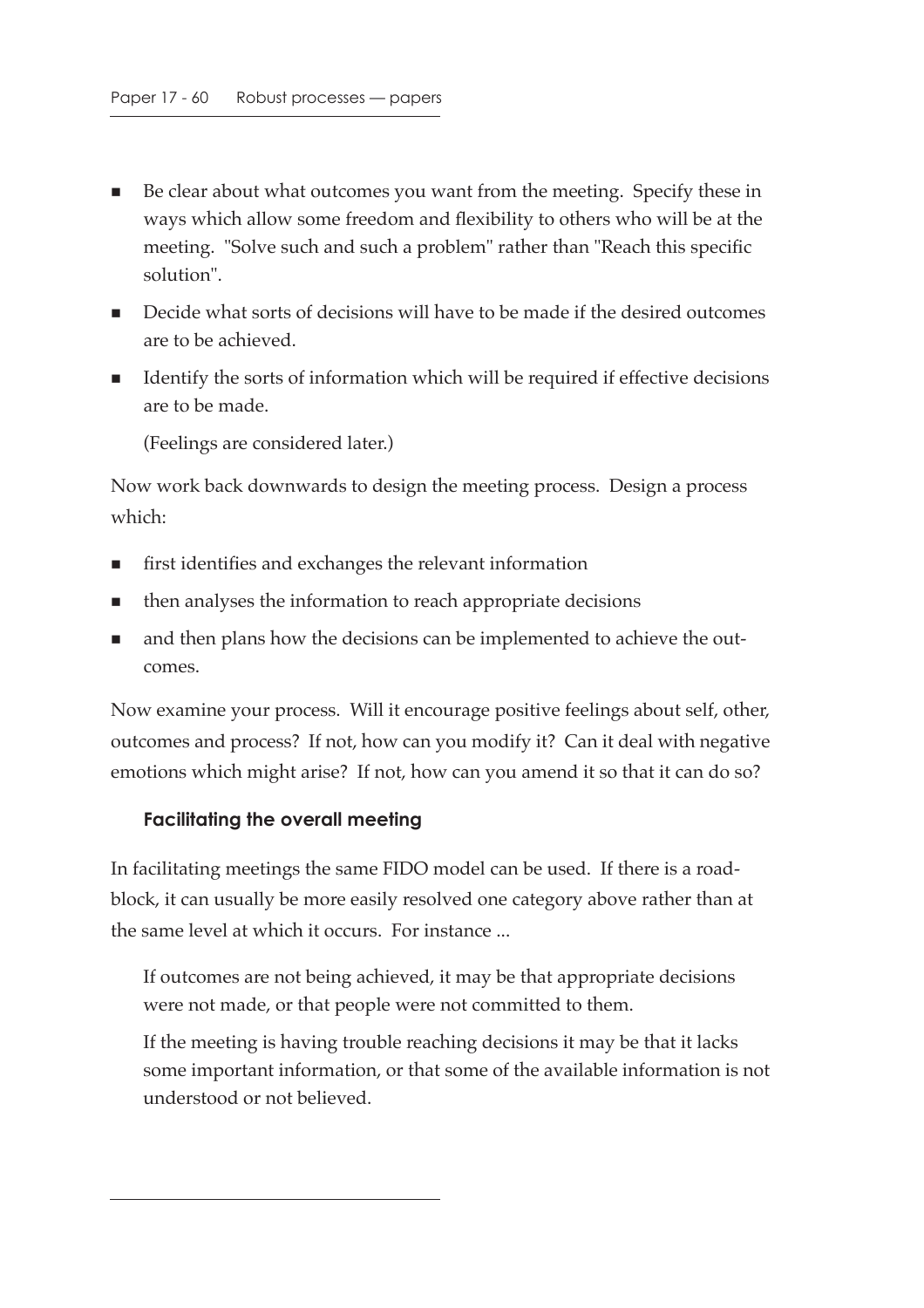- Be clear about what outcomes you want from the meeting. Specify these in ways which allow some freedom and flexibility to others who will be at the meeting. "Solve such and such a problem" rather than "Reach this specific solution".
- Decide what sorts of decisions will have to be made if the desired outcomes are to be achieved.
- Identify the sorts of information which will be required if effective decisions are to be made.

  (Feelings are considered later.)

Now work back downwards to design the meeting process. Design a process which:

- first identifies and exchanges the relevant information
- then analyses the information to reach appropriate decisions
- and then plans how the decisions can be implemented to achieve the outcomes.

Now examine your process. Will it encourage positive feelings about self, other, outcomes and process? If not, how can you modify it? Can it deal with negative emotions which might arise? If not, how can you amend it so that it can do so?

### Facilitating the overall meeting

In facilitating meetings the same FIDO model can be used. If there is a roadblock, it can usually be more easily resolved one category above rather than at the same level at which it occurs. For instance ...

> If outcomes are not being achieved, it may be that appropriate decisions were not made, or that people were not committed to them.
>
> If the meeting is having trouble reaching decisions it may be that it lacks some important information, or that some of the available information is not understood or not believed.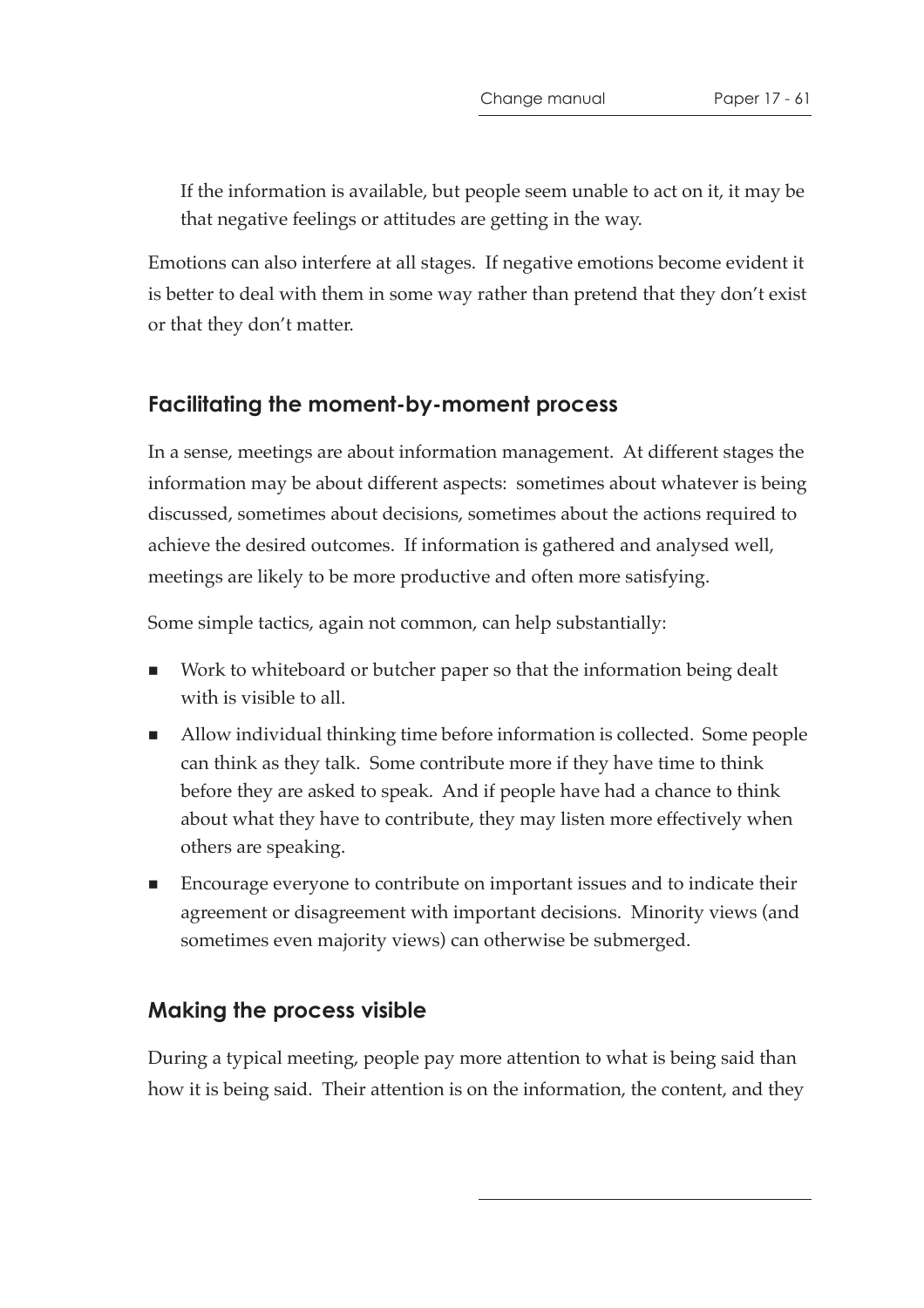If the information is available, but people seem unable to act on it, it may be that negative feelings or attitudes are getting in the way.

Emotions can also interfere at all stages. If negative emotions become evident it is better to deal with them in some way rather than pretend that they don't exist or that they don't matter.

## Facilitating the moment-by-moment process

In a sense, meetings are about information management. At different stages the information may be about different aspects: sometimes about whatever is being discussed, sometimes about decisions, sometimes about the actions required to achieve the desired outcomes. If information is gathered and analysed well, meetings are likely to be more productive and often more satisfying.

Some simple tactics, again not common, can help substantially:

- Work to whiteboard or butcher paper so that the information being dealt with is visible to all.
- Allow individual thinking time before information is collected. Some people can think as they talk. Some contribute more if they have time to think before they are asked to speak. And if people have had a chance to think about what they have to contribute, they may listen more effectively when others are speaking.
- Encourage everyone to contribute on important issues and to indicate their agreement or disagreement with important decisions. Minority views (and sometimes even majority views) can otherwise be submerged.

## Making the process visible

During a typical meeting, people pay more attention to what is being said than how it is being said. Their attention is on the information, the content, and they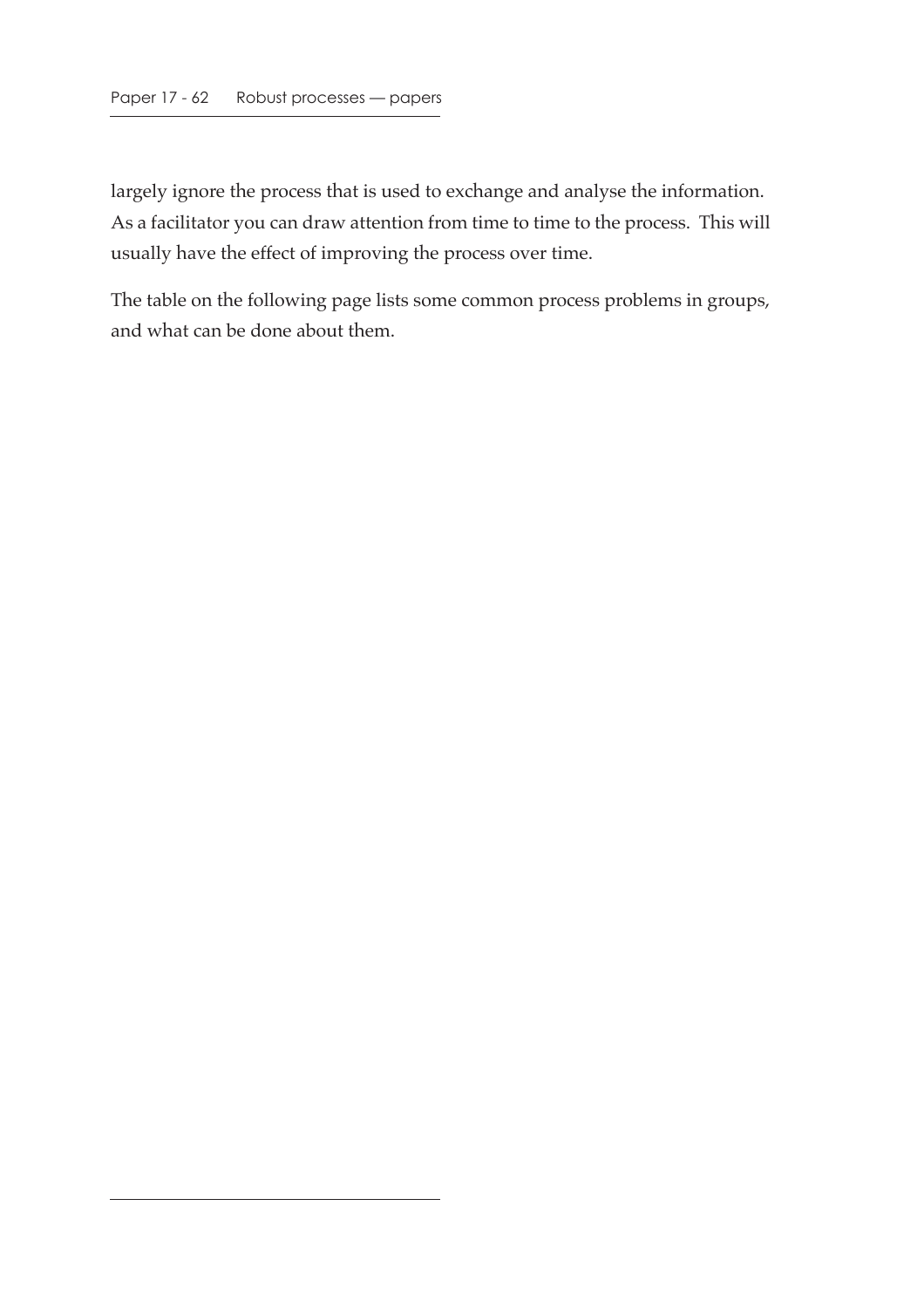largely ignore the process that is used to exchange and analyse the information. As a facilitator you can draw attention from time to time to the process. This will usually have the effect of improving the process over time.

The table on the following page lists some common process problems in groups, and what can be done about them.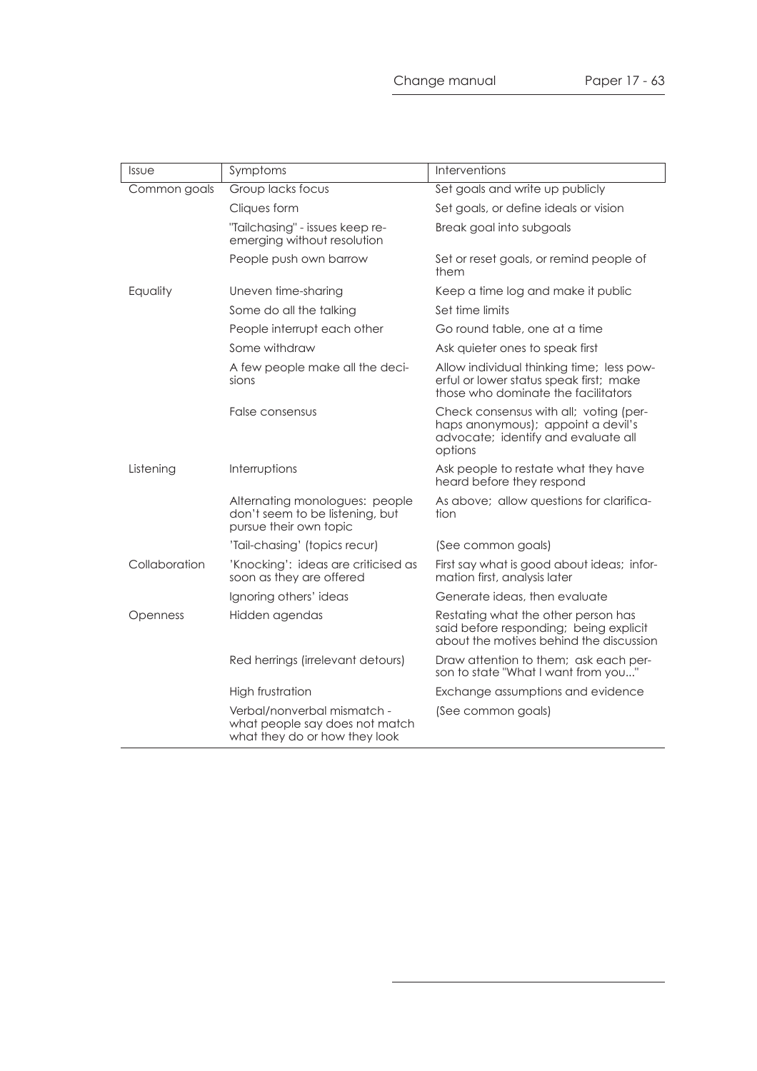| Issue | Symptoms | Interventions |
| --- | --- | --- |
| Common goals | Group lacks focus | Set goals and write up publicly |
| | Cliques form | Set goals, or define ideals or vision |
| | "Tailchasing" - issues keep re-emerging without resolution | Break goal into subgoals |
| | People push own barrow | Set or reset goals, or remind people of them |
| Equality | Uneven time-sharing | Keep a time log and make it public |
| | Some do all the talking | Set time limits |
| | People interrupt each other | Go round table, one at a time |
| | Some withdraw | Ask quieter ones to speak first |
| | A few people make all the decisions | Allow individual thinking time; less powerful or lower status speak first; make those who dominate the facilitators |
| | False consensus | Check consensus with all; voting (perhaps anonymous); appoint a devil's advocate; identify and evaluate all options |
| Listening | Interruptions | Ask people to restate what they have heard before they respond |
| | Alternating monologues: people don't seem to be listening, but pursue their own topic | As above; allow questions for clarification |
| | 'Tail-chasing' (topics recur) | (See common goals) |
| Collaboration | 'Knocking': ideas are criticised as soon as they are offered | First say what is good about ideas; information first, analysis later |
| | Ignoring others' ideas | Generate ideas, then evaluate |
| Openness | Hidden agendas | Restating what the other person has said before responding; being explicit about the motives behind the discussion |
| | Red herrings (irrelevant detours) | Draw attention to them; ask each person to state "What I want from you..." |
| | High frustration | Exchange assumptions and evidence |
| | Verbal/nonverbal mismatch - what people say does not match what they do or how they look | (See common goals) |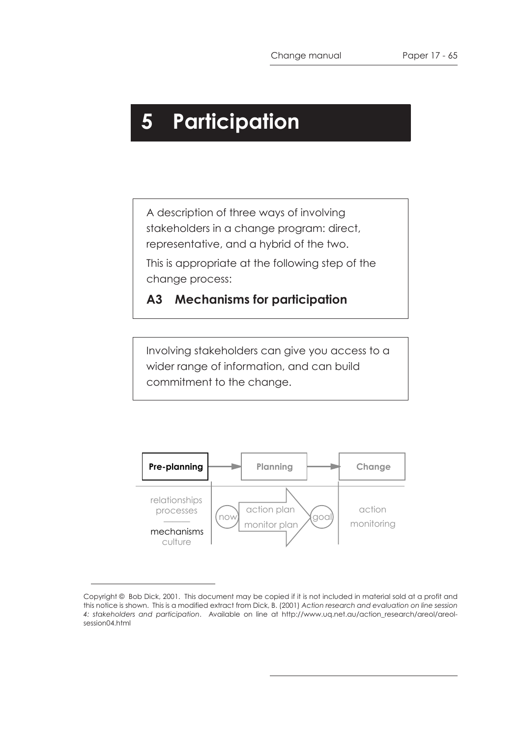# 5 Participation

A description of three ways of involving stakeholders in a change program: direct, representative, and a hybrid of the two.

This is appropriate at the following step of the change process:

**A3 Mechanisms for participation**

Involving stakeholders can give you access to a wider range of information, and can build commitment to the change.

**Pre-planning** → **Planning** → **Change**

relationships
processes
mechanisms
culture

now → action plan / monitor plan → goal

action
monitoring

Copyright © Bob Dick, 2001. This document may be copied if it is not included in material sold at a profit and this notice is shown. This is a modified extract from Dick, B. (2001) *Action research and evaluation on line session 4: stakeholders and participation*. Available on line at http://www.uq.net.au/action_research/areol/areol-session04.html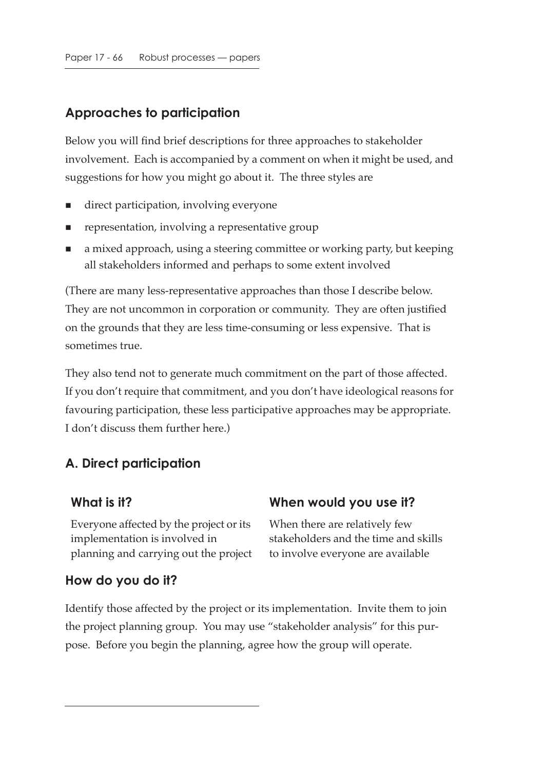## Approaches to participation

Below you will find brief descriptions for three approaches to stakeholder involvement. Each is accompanied by a comment on when it might be used, and suggestions for how you might go about it. The three styles are

- direct participation, involving everyone
- representation, involving a representative group
- a mixed approach, using a steering committee or working party, but keeping all stakeholders informed and perhaps to some extent involved

(There are many less-representative approaches than those I describe below. They are not uncommon in corporation or community. They are often justified on the grounds that they are less time-consuming or less expensive. That is sometimes true.

They also tend not to generate much commitment on the part of those affected. If you don't require that commitment, and you don't have ideological reasons for favouring participation, these less participative approaches may be appropriate. I don't discuss them further here.)

## A. Direct participation

### What is it?

Everyone affected by the project or its implementation is involved in planning and carrying out the project

### When would you use it?

When there are relatively few stakeholders and the time and skills to involve everyone are available

### How do you do it?

Identify those affected by the project or its implementation. Invite them to join the project planning group. You may use "stakeholder analysis" for this purpose. Before you begin the planning, agree how the group will operate.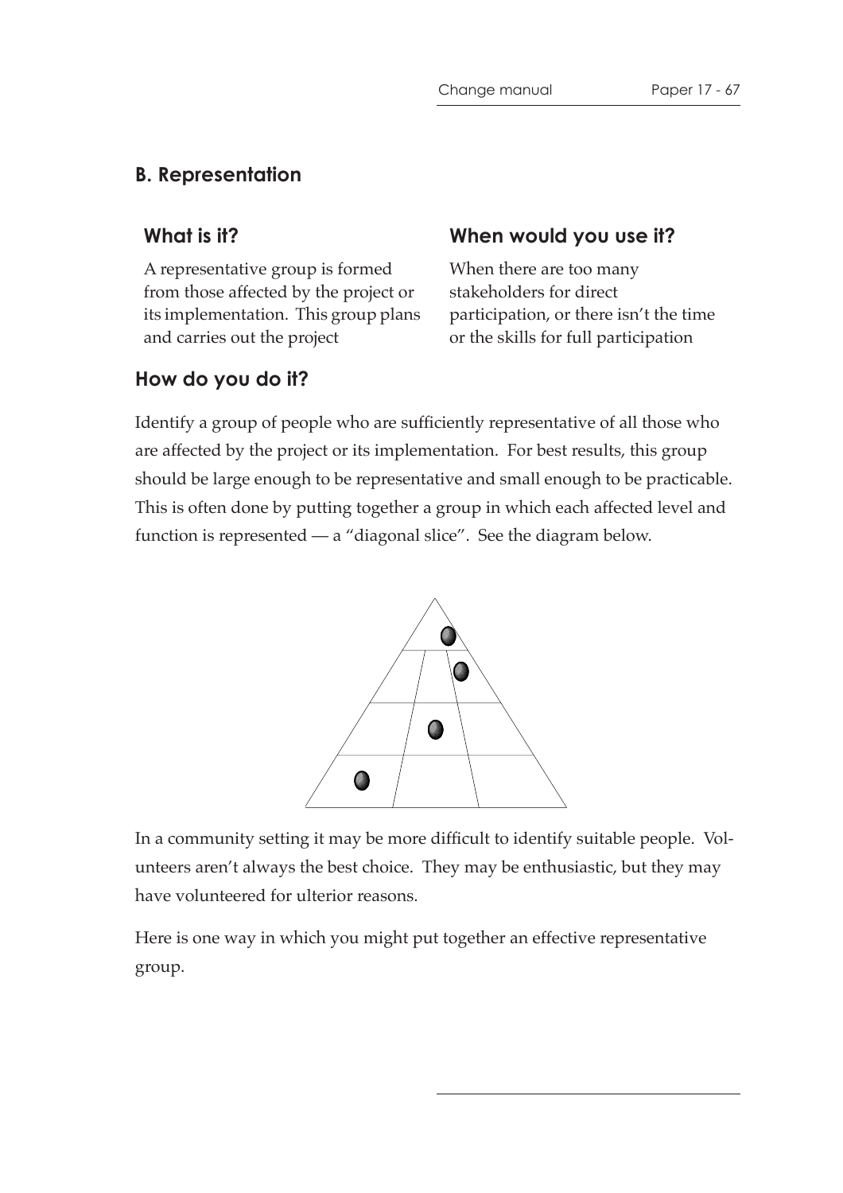## B. Representation

### What is it?

A representative group is formed from those affected by the project or its implementation. This group plans and carries out the project

### When would you use it?

When there are too many stakeholders for direct participation, or there isn't the time or the skills for full participation

### How do you do it?

Identify a group of people who are sufficiently representative of all those who are affected by the project or its implementation. For best results, this group should be large enough to be representative and small enough to be practicable. This is often done by putting together a group in which each affected level and function is represented — a "diagonal slice". See the diagram below.

In a community setting it may be more difficult to identify suitable people. Volunteers aren't always the best choice. They may be enthusiastic, but they may have volunteered for ulterior reasons.

Here is one way in which you might put together an effective representative group.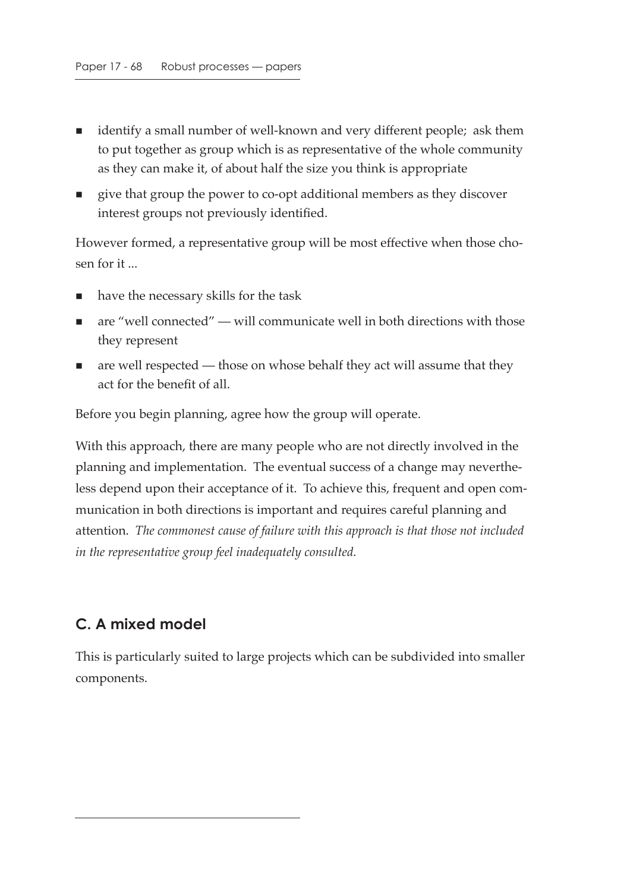- identify a small number of well-known and very different people; ask them to put together as group which is as representative of the whole community as they can make it, of about half the size you think is appropriate
- give that group the power to co-opt additional members as they discover interest groups not previously identified.

However formed, a representative group will be most effective when those chosen for it ...

- have the necessary skills for the task
- are "well connected" — will communicate well in both directions with those they represent
- are well respected — those on whose behalf they act will assume that they act for the benefit of all.

Before you begin planning, agree how the group will operate.

With this approach, there are many people who are not directly involved in the planning and implementation. The eventual success of a change may nevertheless depend upon their acceptance of it. To achieve this, frequent and open communication in both directions is important and requires careful planning and attention. *The commonest cause of failure with this approach is that those not included in the representative group feel inadequately consulted.*

## C. A mixed model

This is particularly suited to large projects which can be subdivided into smaller components.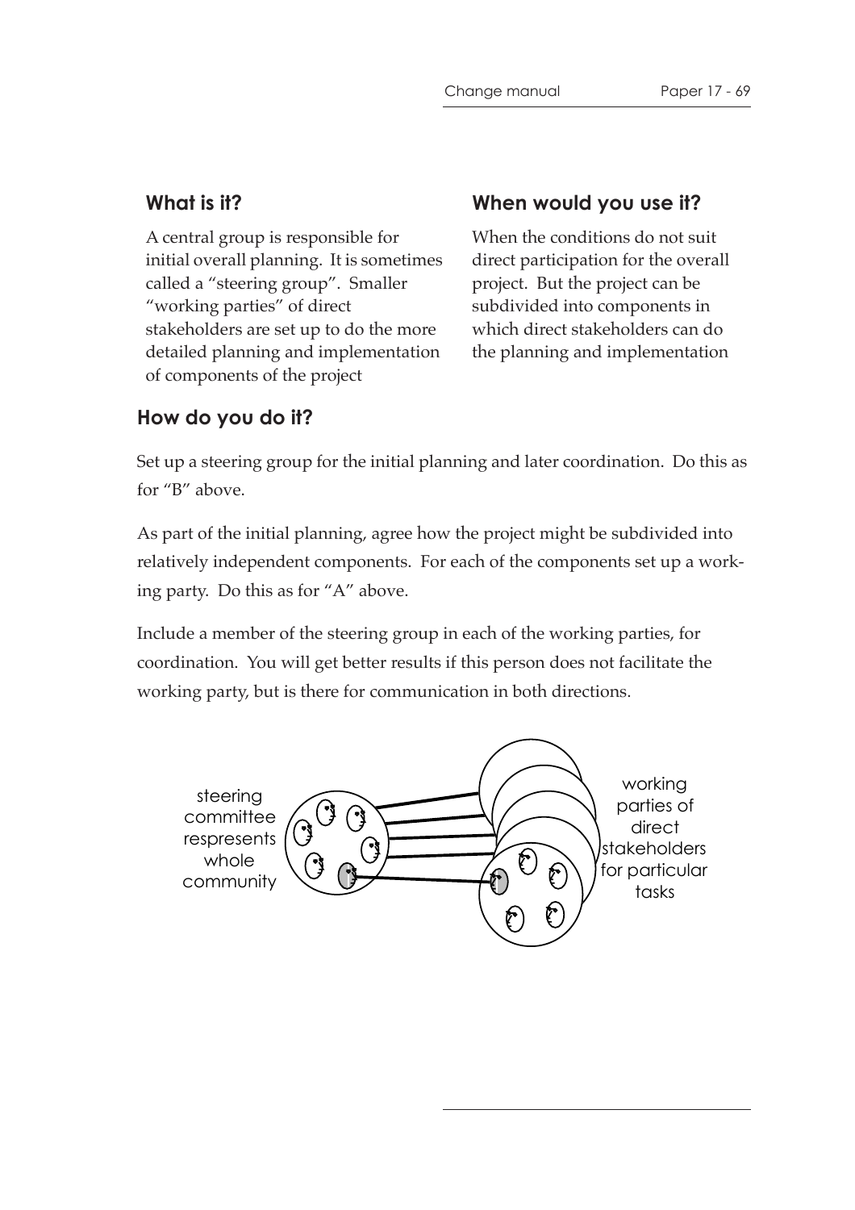## What is it?

A central group is responsible for initial overall planning. It is sometimes called a "steering group". Smaller "working parties" of direct stakeholders are set up to do the more detailed planning and implementation of components of the project

## When would you use it?

When the conditions do not suit direct participation for the overall project. But the project can be subdivided into components in which direct stakeholders can do the planning and implementation

## How do you do it?

Set up a steering group for the initial planning and later coordination. Do this as for "B" above.

As part of the initial planning, agree how the project might be subdivided into relatively independent components. For each of the components set up a working party. Do this as for "A" above.

Include a member of the steering group in each of the working parties, for coordination. You will get better results if this person does not facilitate the working party, but is there for communication in both directions.

steering committee respresents whole community

working parties of direct stakeholders for particular tasks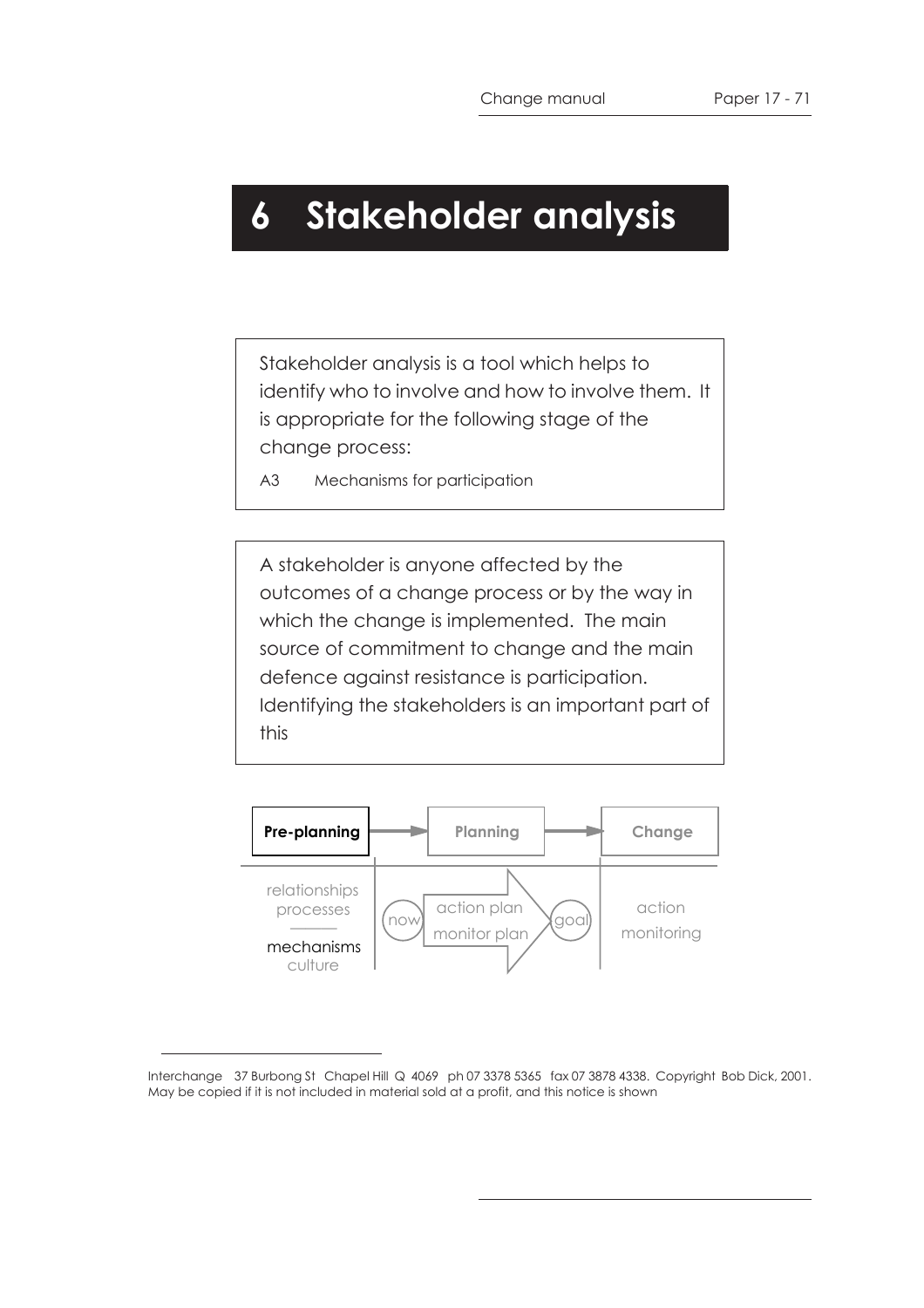# 6 Stakeholder analysis

Stakeholder analysis is a tool which helps to identify who to involve and how to involve them. It is appropriate for the following stage of the change process:

A3 Mechanisms for participation

A stakeholder is anyone affected by the outcomes of a change process or by the way in which the change is implemented. The main source of commitment to change and the main defence against resistance is participation. Identifying the stakeholders is an important part of this

**Pre-planning** → **Planning** → **Change**

relationships
processes
mechanisms
culture

now → action plan / monitor plan → goal

action
monitoring

Interchange 37 Burbong St Chapel Hill Q 4069 ph 07 3378 5365 fax 07 3878 4338. Copyright Bob Dick, 2001. May be copied if it is not included in material sold at a profit, and this notice is shown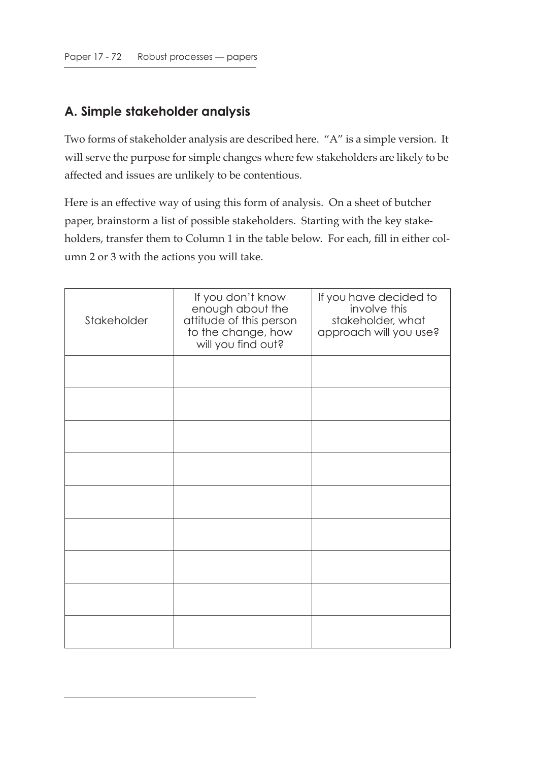## A. Simple stakeholder analysis

Two forms of stakeholder analysis are described here. "A" is a simple version. It will serve the purpose for simple changes where few stakeholders are likely to be affected and issues are unlikely to be contentious.

Here is an effective way of using this form of analysis. On a sheet of butcher paper, brainstorm a list of possible stakeholders. Starting with the key stakeholders, transfer them to Column 1 in the table below. For each, fill in either column 2 or 3 with the actions you will take.

| Stakeholder | If you don't know enough about the attitude of this person to the change, how will you find out? | If you have decided to involve this stakeholder, what approach will you use? |
|---|---|---|
| | | |
| | | |
| | | |
| | | |
| | | |
| | | |
| | | |
| | | |
| | | |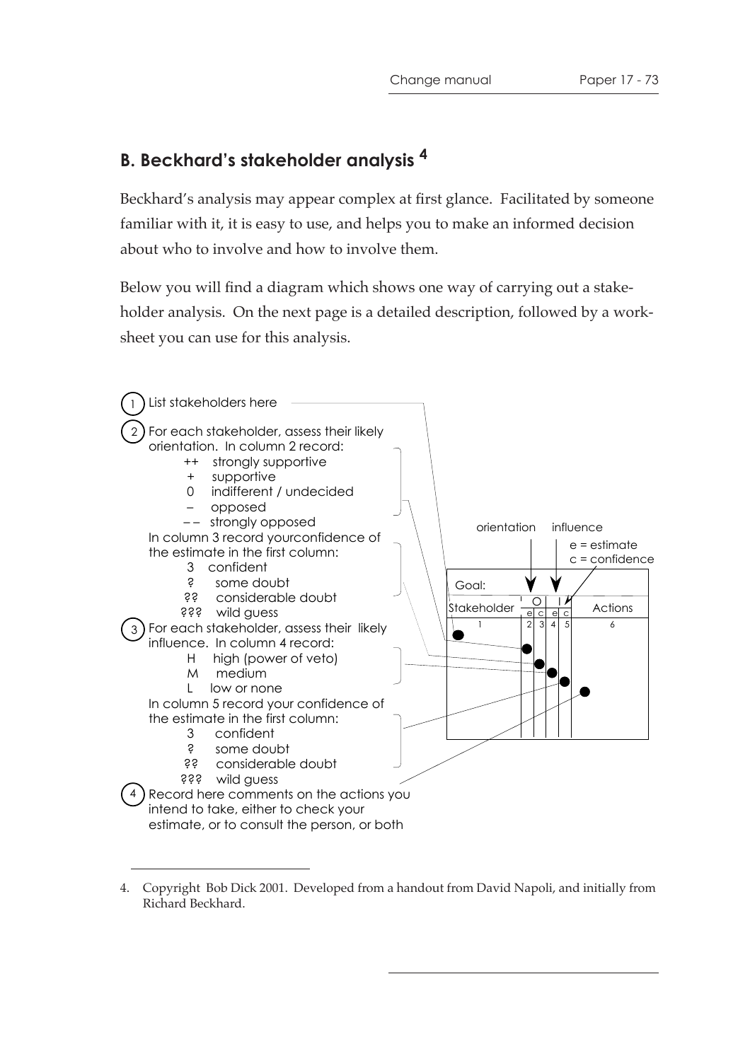## B. Beckhard's stakeholder analysis [4]

Beckhard's analysis may appear complex at first glance. Facilitated by someone familiar with it, it is easy to use, and helps you to make an informed decision about who to involve and how to involve them.

Below you will find a diagram which shows one way of carrying out a stakeholder analysis. On the next page is a detailed description, followed by a worksheet you can use for this analysis.

1. List stakeholders here
2. For each stakeholder, assess their likely orientation. In column 2 record:
   - ++ strongly supportive
   - + supportive
   - 0 indifferent / undecided
   - – opposed
   - – – strongly opposed

   In column 3 record yourconfidence of the estimate in the first column:
   - 3 confident
   - ? some doubt
   - ?? considerable doubt
   - ??? wild guess
3. For each stakeholder, assess their likely influence. In column 4 record:
   - H high (power of veto)
   - M medium
   - L low or none

   In column 5 record your confidence of the estimate in the first column:
   - 3 confident
   - ? some doubt
   - ?? considerable doubt
   - ??? wild guess
4. Record here comments on the actions you intend to take, either to check your estimate, or to consult the person, or both

orientation — influence — e = estimate, c = confidence

Goal:

| Stakeholder | O e | O c | I e | I c | Actions |
|---|---|---|---|---|---|
| 1 | 2 | 3 | 4 | 5 | 6 |

---

4. Copyright Bob Dick 2001. Developed from a handout from David Napoli, and initially from Richard Beckhard.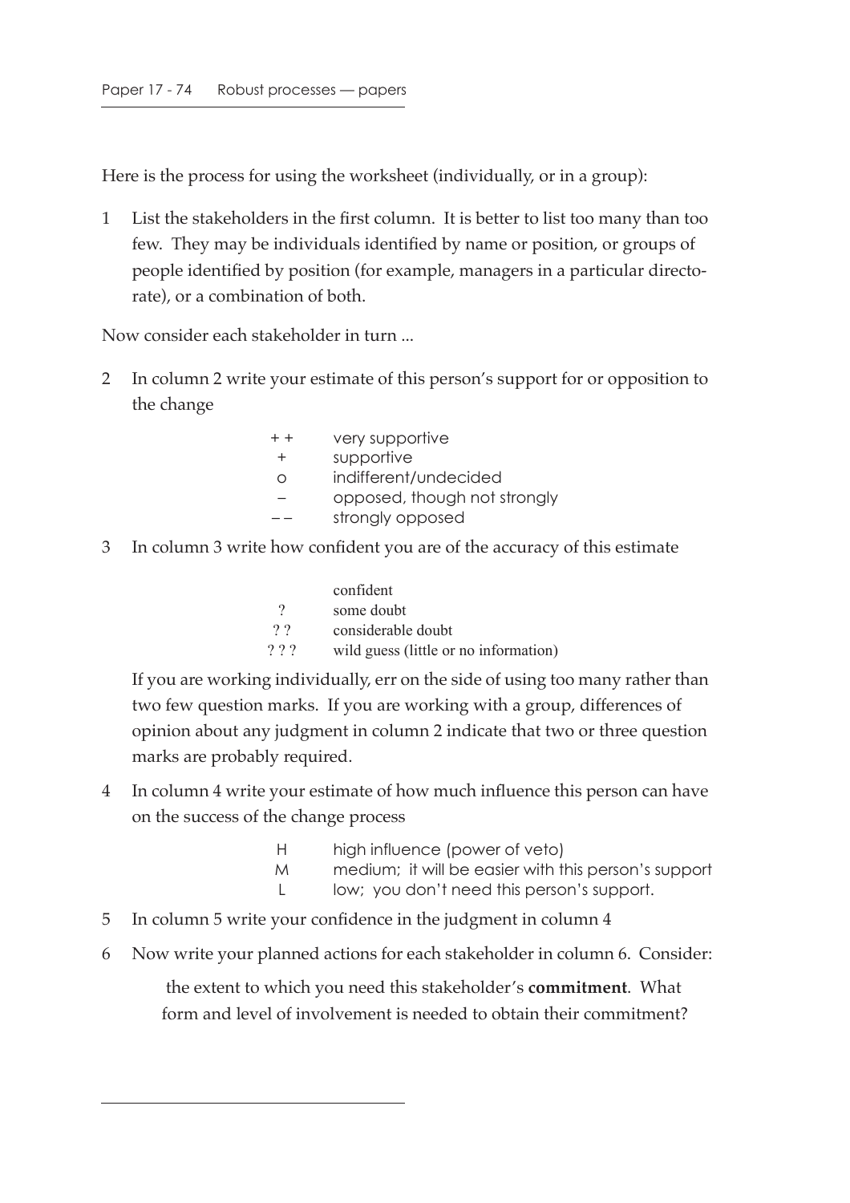Here is the process for using the worksheet (individually, or in a group):

1 List the stakeholders in the first column. It is better to list too many than too few. They may be individuals identified by name or position, or groups of people identified by position (for example, managers in a particular directorate), or a combination of both.

Now consider each stakeholder in turn ...

2 In column 2 write your estimate of this person's support for or opposition to the change

| | |
|---|---|
| + + | very supportive |
| + | supportive |
| o | indifferent/undecided |
| – | opposed, though not strongly |
| – – | strongly opposed |

3 In column 3 write how confident you are of the accuracy of this estimate

| | |
|---|---|
| | confident |
| ? | some doubt |
| ? ? | considerable doubt |
| ? ? ? | wild guess (little or no information) |

If you are working individually, err on the side of using too many rather than two few question marks. If you are working with a group, differences of opinion about any judgment in column 2 indicate that two or three question marks are probably required.

4 In column 4 write your estimate of how much influence this person can have on the success of the change process

| | |
|---|---|
| H | high influence (power of veto) |
| M | medium; it will be easier with this person's support |
| L | low; you don't need this person's support. |

5 In column 5 write your confidence in the judgment in column 4

6 Now write your planned actions for each stakeholder in column 6. Consider:

the extent to which you need this stakeholder's **commitment**. What form and level of involvement is needed to obtain their commitment?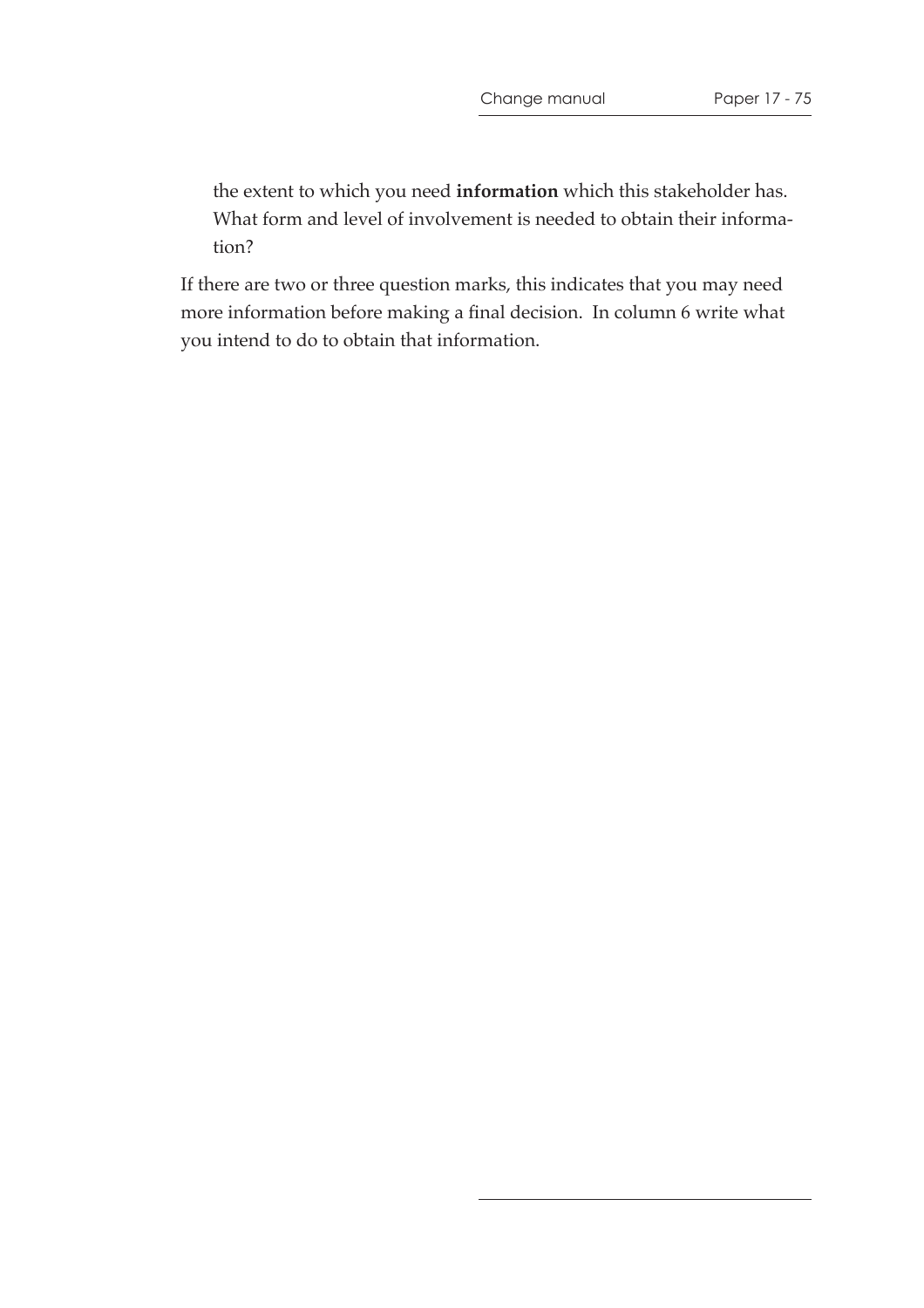the extent to which you need **information** which this stakeholder has. What form and level of involvement is needed to obtain their information?

If there are two or three question marks, this indicates that you may need more information before making a final decision. In column 6 write what you intend to do to obtain that information.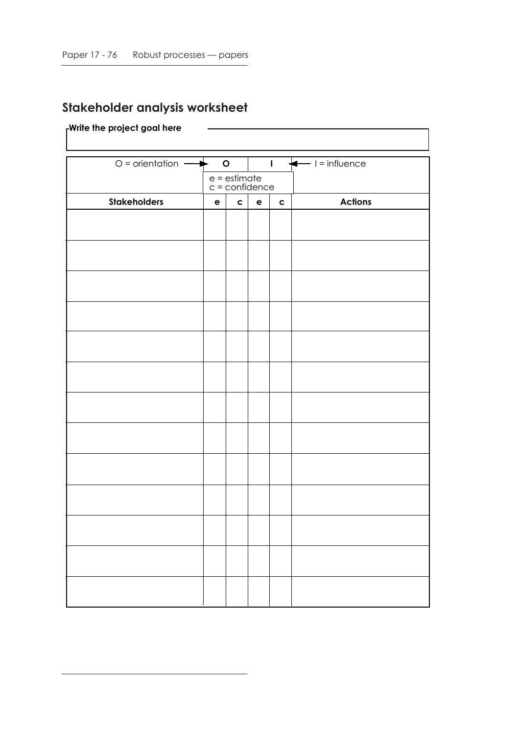## Stakeholder analysis worksheet

**Write the project goal here**

| O = orientation → | O | | I | ← I = influence |
|---|---|---|---|---|
| | e = estimate<br>c = confidence | | | |
| **Stakeholders** | **e** | **c** | **e** | **c** | **Actions** |
| | | | | | |
| | | | | | |
| | | | | | |
| | | | | | |
| | | | | | |
| | | | | | |
| | | | | | |
| | | | | | |
| | | | | | |
| | | | | | |
| | | | | | |
| | | | | | |
| | | | | | |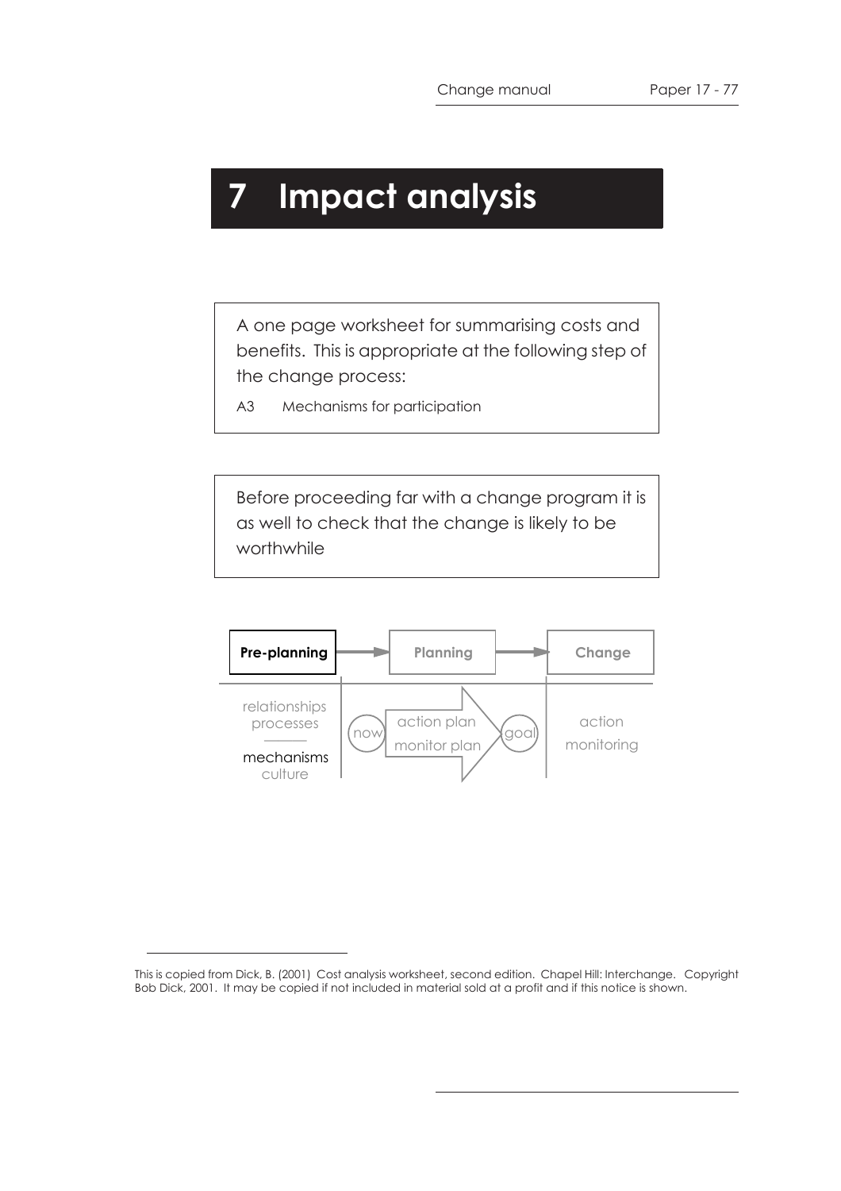# 7 Impact analysis

A one page worksheet for summarising costs and benefits. This is appropriate at the following step of the change process:

A3 Mechanisms for participation

Before proceeding far with a change program it is as well to check that the change is likely to be worthwhile

| **Pre-planning** | Planning | Change |
|---|---|---|
| relationships processes | now → action plan / monitor plan → goal | action |
| **mechanisms** culture | | monitoring |

---

This is copied from Dick, B. (2001) Cost analysis worksheet, second edition. Chapel Hill: Interchange. Copyright Bob Dick, 2001. It may be copied if not included in material sold at a profit and if this notice is shown.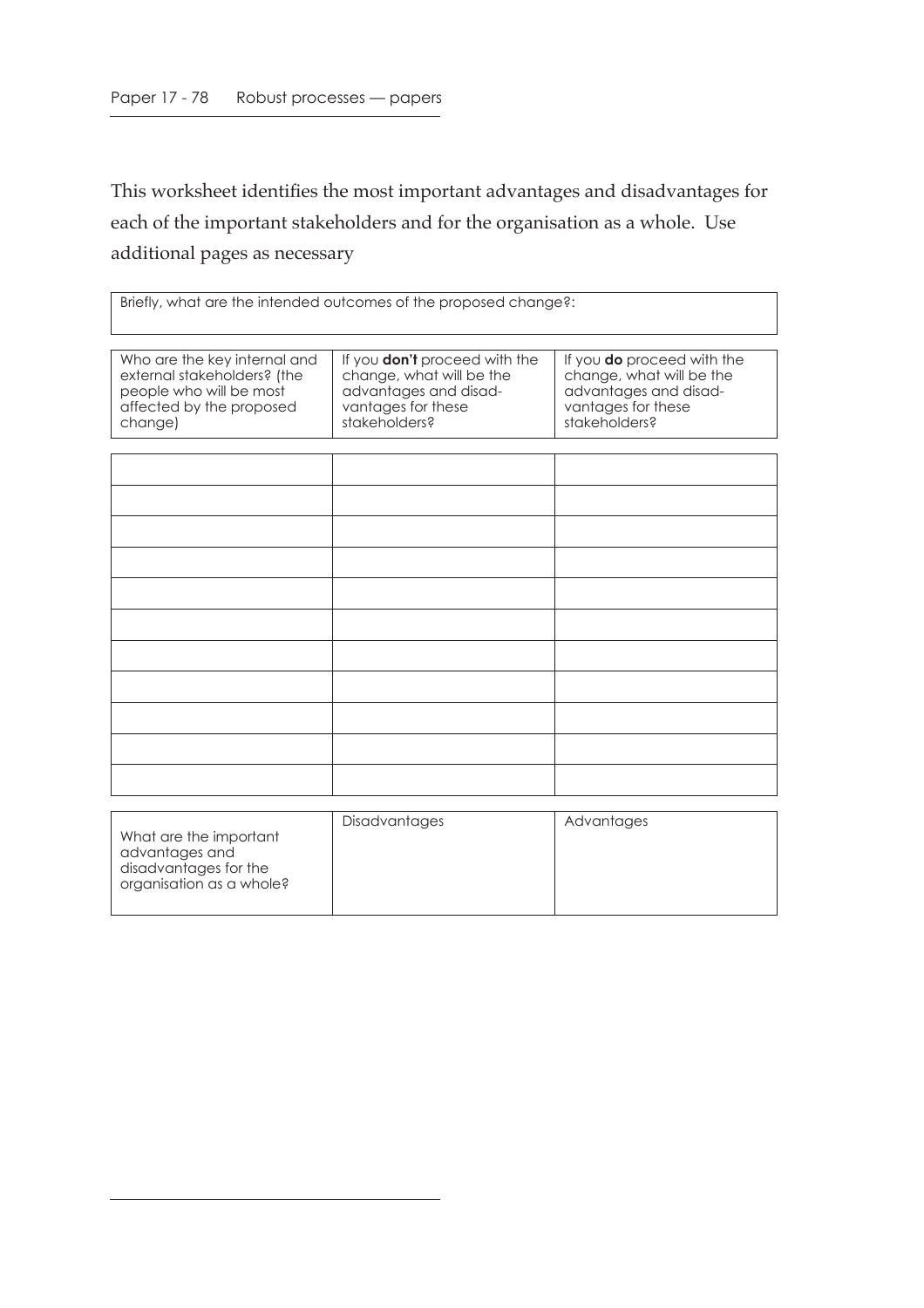This worksheet identifies the most important advantages and disadvantages for each of the important stakeholders and for the organisation as a whole. Use additional pages as necessary

| Briefly, what are the intended outcomes of the proposed change?: |
|---|
| |

| Who are the key internal and external stakeholders? (the people who will be most affected by the proposed change) | If you **don't** proceed with the change, what will be the advantages and disad- vantages for these stakeholders? | If you **do** proceed with the change, what will be the advantages and disad- vantages for these stakeholders? |
|---|---|---|
| | | |
| | | |
| | | |
| | | |
| | | |
| | | |
| | | |
| | | |
| | | |
| | | |
| | | |

| What are the important advantages and disadvantages for the organisation as a whole? | Disadvantages | Advantages |
|---|---|---|
| | | |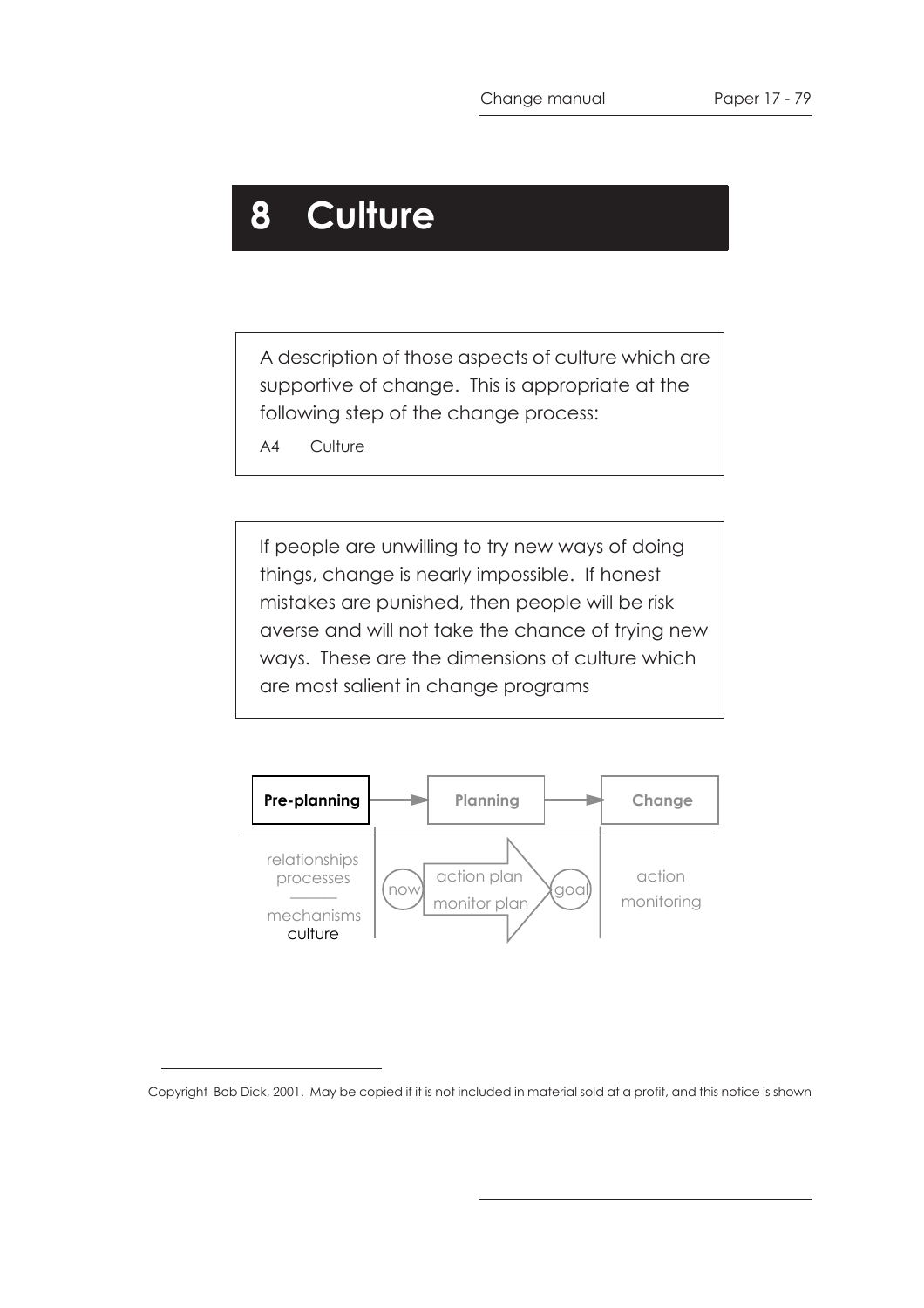# 8 Culture

A description of those aspects of culture which are supportive of change. This is appropriate at the following step of the change process:

A4 Culture

If people are unwilling to try new ways of doing things, change is nearly impossible. If honest mistakes are punished, then people will be risk averse and will not take the chance of trying new ways. These are the dimensions of culture which are most salient in change programs

**Pre-planning** → Planning → Change

relationships
processes

mechanisms
culture

now — action plan / monitor plan — goal

action
monitoring

Copyright Bob Dick, 2001. May be copied if it is not included in material sold at a profit, and this notice is shown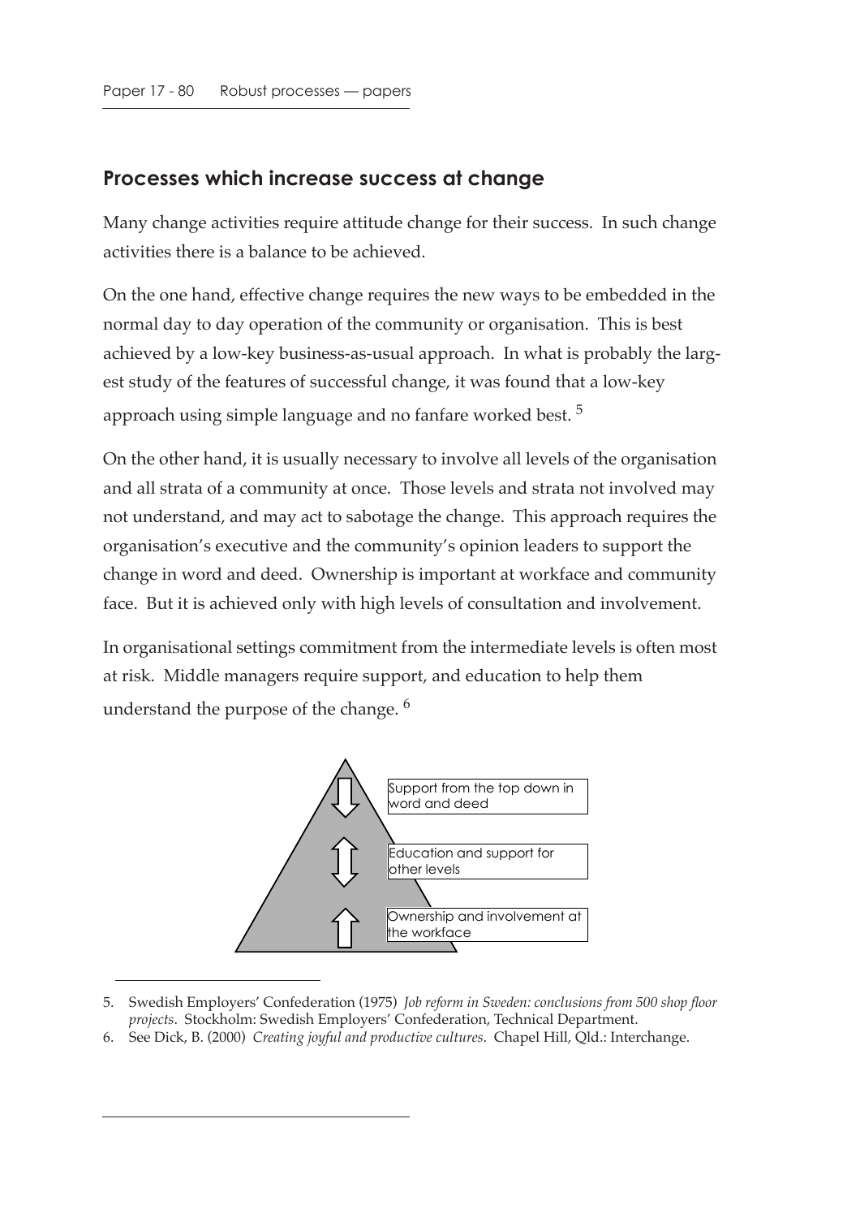## Processes which increase success at change

Many change activities require attitude change for their success. In such change activities there is a balance to be achieved.

On the one hand, effective change requires the new ways to be embedded in the normal day to day operation of the community or organisation. This is best achieved by a low-key business-as-usual approach. In what is probably the largest study of the features of successful change, it was found that a low-key approach using simple language and no fanfare worked best. [5]

On the other hand, it is usually necessary to involve all levels of the organisation and all strata of a community at once. Those levels and strata not involved may not understand, and may act to sabotage the change. This approach requires the organisation's executive and the community's opinion leaders to support the change in word and deed. Ownership is important at workface and community face. But it is achieved only with high levels of consultation and involvement.

In organisational settings commitment from the intermediate levels is often most at risk. Middle managers require support, and education to help them understand the purpose of the change. [6]

Support from the top down in word and deed

Education and support for other levels

Ownership and involvement at the workface

---

5. Swedish Employers' Confederation (1975) *Job reform in Sweden: conclusions from 500 shop floor projects*. Stockholm: Swedish Employers' Confederation, Technical Department.
6. See Dick, B. (2000) *Creating joyful and productive cultures*. Chapel Hill, Qld.: Interchange.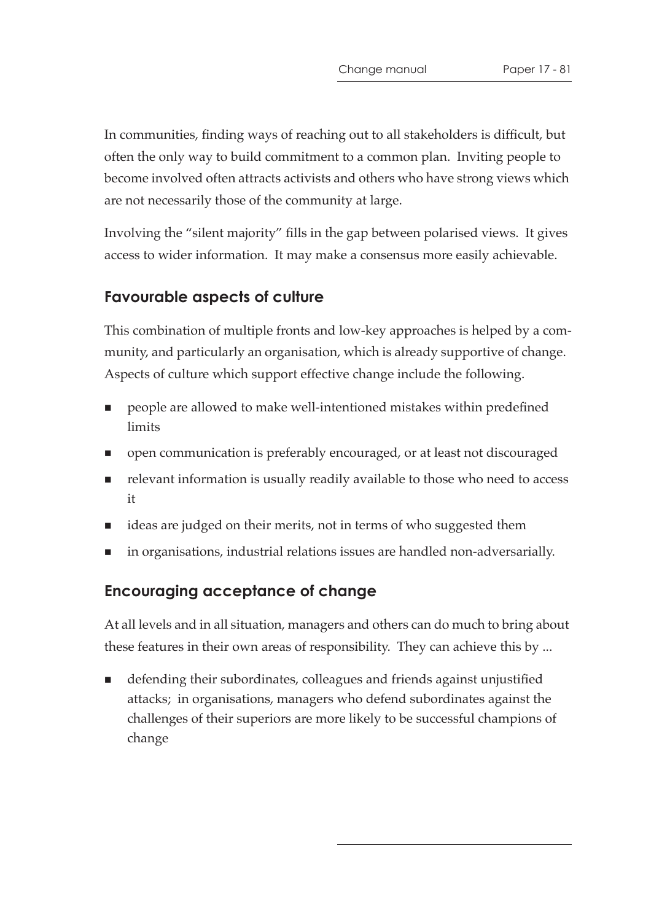In communities, finding ways of reaching out to all stakeholders is difficult, but often the only way to build commitment to a common plan. Inviting people to become involved often attracts activists and others who have strong views which are not necessarily those of the community at large.

Involving the "silent majority" fills in the gap between polarised views. It gives access to wider information. It may make a consensus more easily achievable.

## Favourable aspects of culture

This combination of multiple fronts and low-key approaches is helped by a community, and particularly an organisation, which is already supportive of change. Aspects of culture which support effective change include the following.

- people are allowed to make well-intentioned mistakes within predefined limits
- open communication is preferably encouraged, or at least not discouraged
- relevant information is usually readily available to those who need to access it
- ideas are judged on their merits, not in terms of who suggested them
- in organisations, industrial relations issues are handled non-adversarially.

## Encouraging acceptance of change

At all levels and in all situation, managers and others can do much to bring about these features in their own areas of responsibility. They can achieve this by ...

- defending their subordinates, colleagues and friends against unjustified attacks; in organisations, managers who defend subordinates against the challenges of their superiors are more likely to be successful champions of change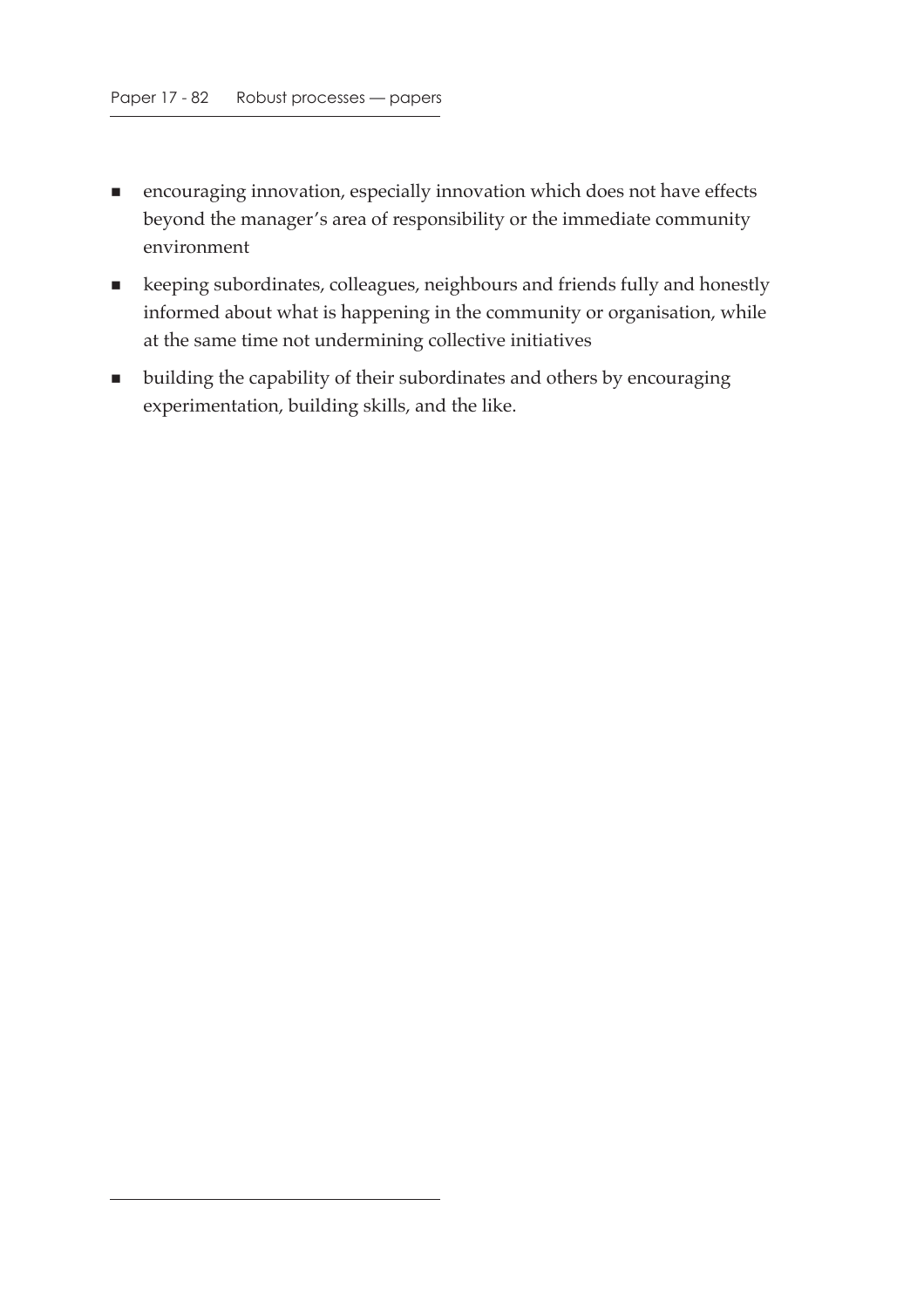- encouraging innovation, especially innovation which does not have effects beyond the manager's area of responsibility or the immediate community environment
- keeping subordinates, colleagues, neighbours and friends fully and honestly informed about what is happening in the community or organisation, while at the same time not undermining collective initiatives
- building the capability of their subordinates and others by encouraging experimentation, building skills, and the like.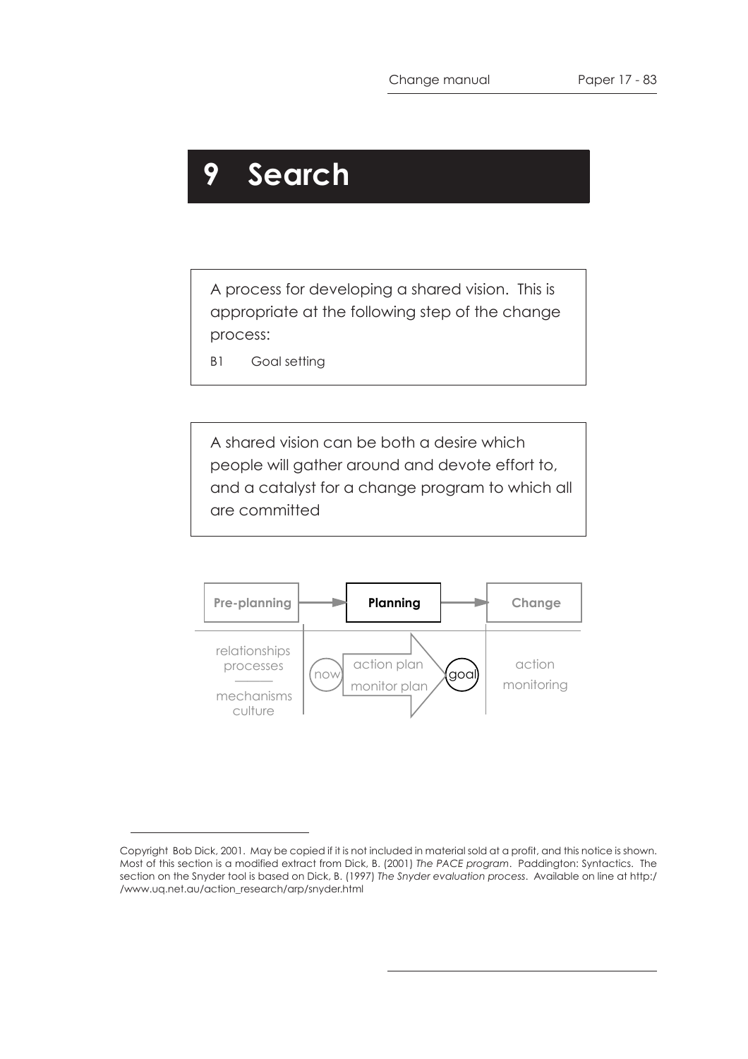# 9 Search

A process for developing a shared vision. This is appropriate at the following step of the change process:

B1 Goal setting

A shared vision can be both a desire which people will gather around and devote effort to, and a catalyst for a change program to which all are committed

**Pre-planning** → **Planning** → **Change**

relationships
processes

mechanisms
culture

now — action plan / monitor plan — goal

action
monitoring

---

Copyright Bob Dick, 2001. May be copied if it is not included in material sold at a profit, and this notice is shown. Most of this section is a modified extract from Dick, B. (2001) *The PACE program*. Paddington: Syntactics. The section on the Snyder tool is based on Dick, B. (1997) *The Snyder evaluation process*. Available on line at http://www.uq.net.au/action_research/arp/snyder.html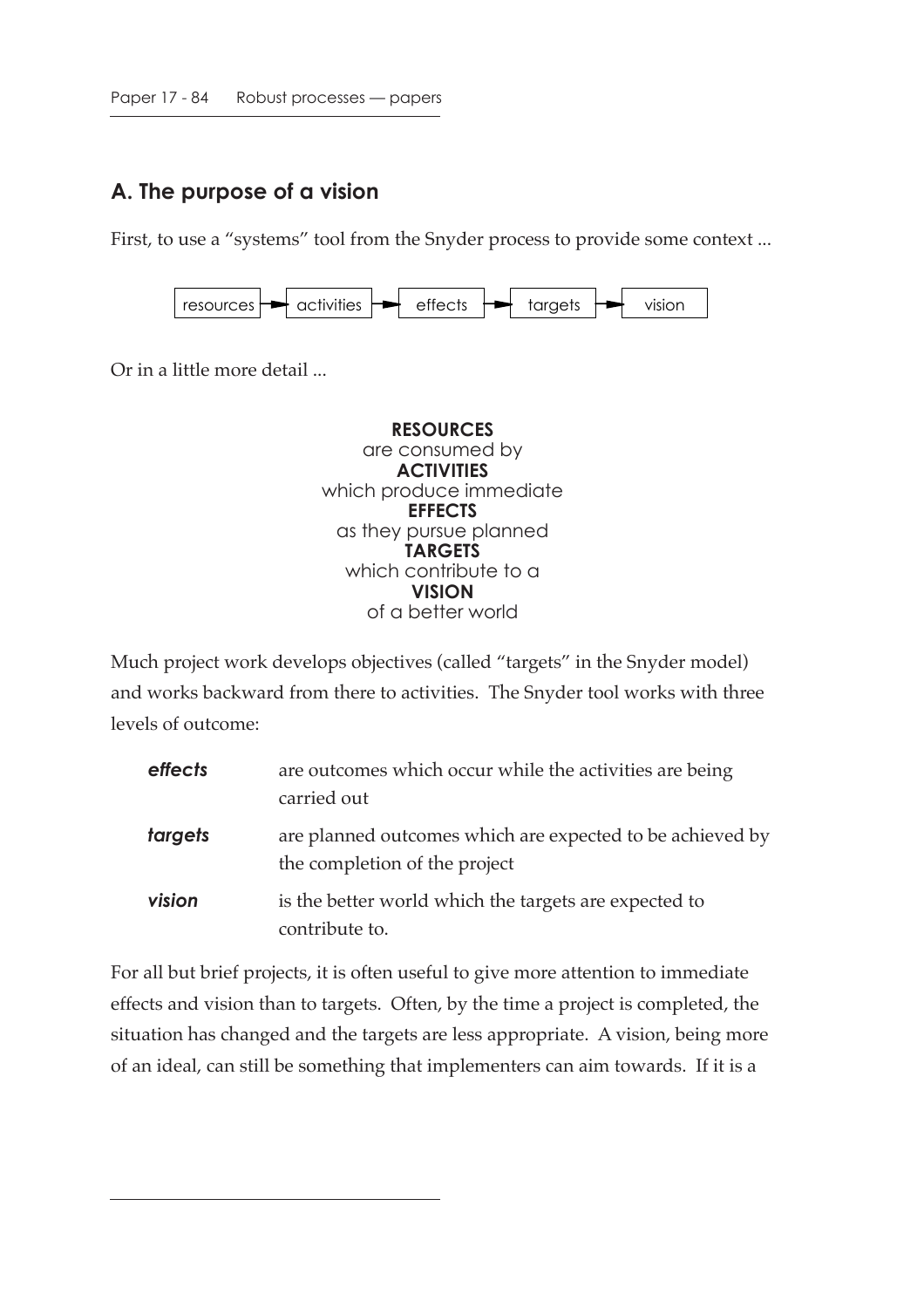## A. The purpose of a vision

First, to use a "systems" tool from the Snyder process to provide some context ...

resources → activities → effects → targets → vision

Or in a little more detail ...

**RESOURCES**
are consumed by
**ACTIVITIES**
which produce immediate
**EFFECTS**
as they pursue planned
**TARGETS**
which contribute to a
**VISION**
of a better world

Much project work develops objectives (called "targets" in the Snyder model) and works backward from there to activities. The Snyder tool works with three levels of outcome:

| | |
|---|---|
| ***effects*** | are outcomes which occur while the activities are being carried out |
| ***targets*** | are planned outcomes which are expected to be achieved by the completion of the project |
| ***vision*** | is the better world which the targets are expected to contribute to. |

For all but brief projects, it is often useful to give more attention to immediate effects and vision than to targets. Often, by the time a project is completed, the situation has changed and the targets are less appropriate. A vision, being more of an ideal, can still be something that implementers can aim towards. If it is a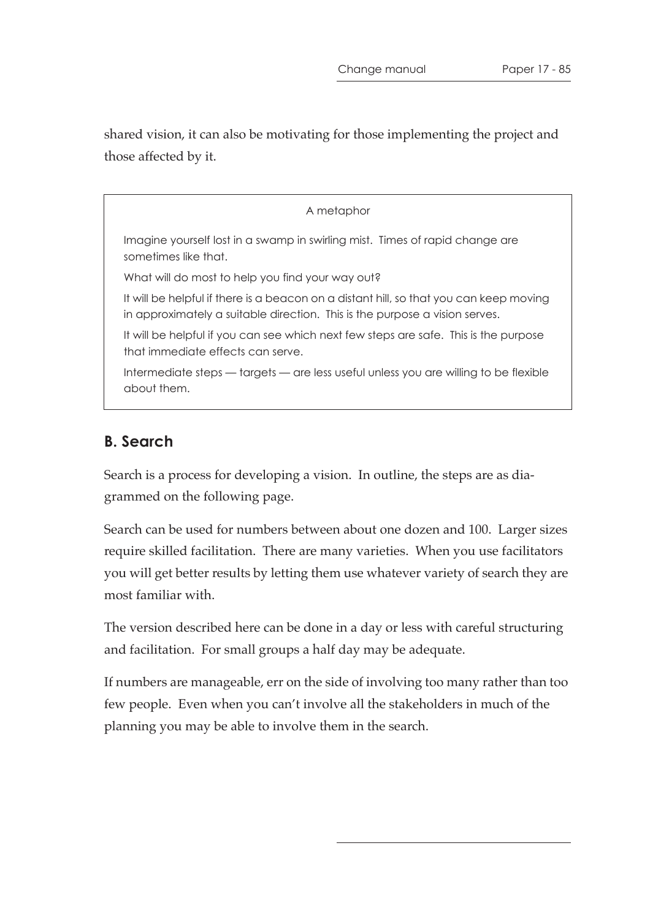shared vision, it can also be motivating for those implementing the project and those affected by it.

> A metaphor
>
> Imagine yourself lost in a swamp in swirling mist. Times of rapid change are sometimes like that.
>
> What will do most to help you find your way out?
>
> It will be helpful if there is a beacon on a distant hill, so that you can keep moving in approximately a suitable direction. This is the purpose a vision serves.
>
> It will be helpful if you can see which next few steps are safe. This is the purpose that immediate effects can serve.
>
> Intermediate steps — targets — are less useful unless you are willing to be flexible about them.

## B. Search

Search is a process for developing a vision. In outline, the steps are as diagrammed on the following page.

Search can be used for numbers between about one dozen and 100. Larger sizes require skilled facilitation. There are many varieties. When you use facilitators you will get better results by letting them use whatever variety of search they are most familiar with.

The version described here can be done in a day or less with careful structuring and facilitation. For small groups a half day may be adequate.

If numbers are manageable, err on the side of involving too many rather than too few people. Even when you can't involve all the stakeholders in much of the planning you may be able to involve them in the search.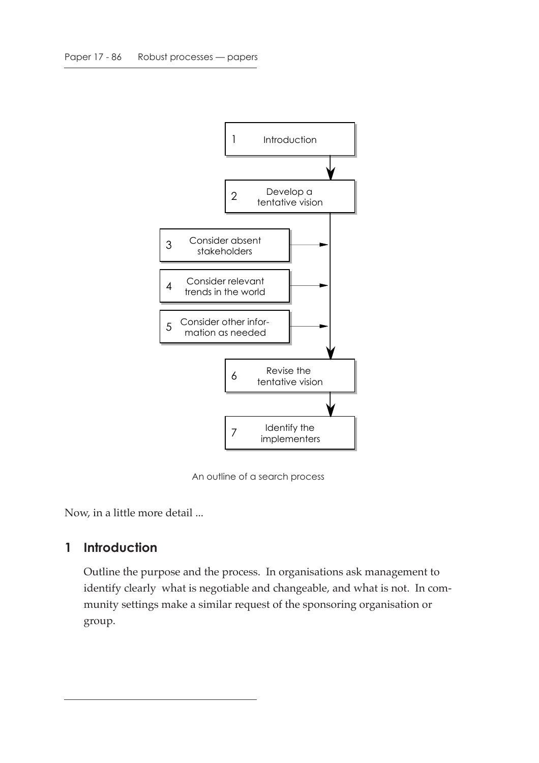1. Introduction
2. Develop a tentative vision
3. Consider absent stakeholders
4. Consider relevant trends in the world
5. Consider other information as needed
6. Revise the tentative vision
7. Identify the implementers

An outline of a search process

Now, in a little more detail ...

## 1 Introduction

Outline the purpose and the process. In organisations ask management to identify clearly what is negotiable and changeable, and what is not. In community settings make a similar request of the sponsoring organisation or group.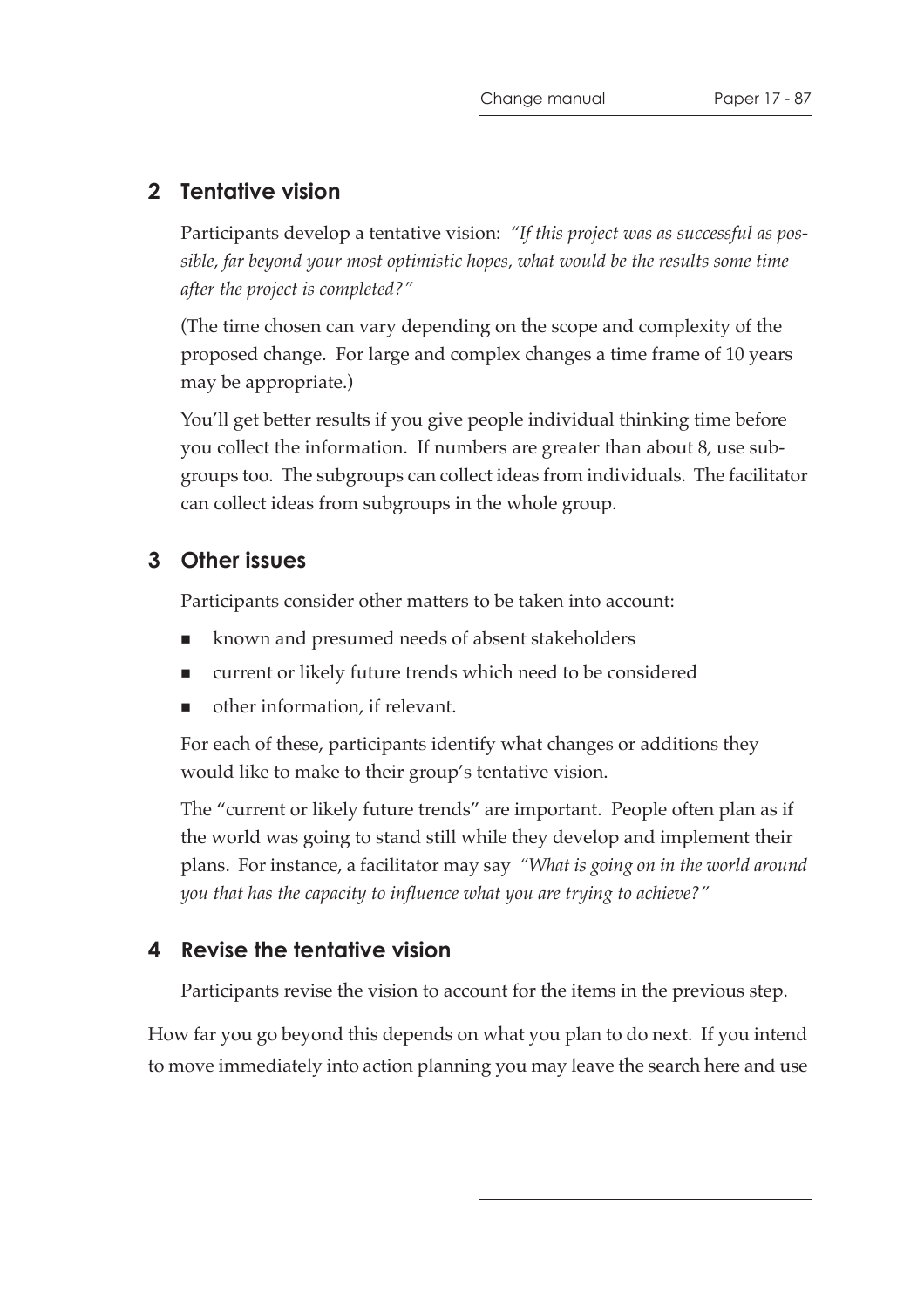## 2 Tentative vision

Participants develop a tentative vision: *"If this project was as successful as possible, far beyond your most optimistic hopes, what would be the results some time after the project is completed?"*

(The time chosen can vary depending on the scope and complexity of the proposed change. For large and complex changes a time frame of 10 years may be appropriate.)

You'll get better results if you give people individual thinking time before you collect the information. If numbers are greater than about 8, use subgroups too. The subgroups can collect ideas from individuals. The facilitator can collect ideas from subgroups in the whole group.

## 3 Other issues

Participants consider other matters to be taken into account:

- known and presumed needs of absent stakeholders
- current or likely future trends which need to be considered
- other information, if relevant.

For each of these, participants identify what changes or additions they would like to make to their group's tentative vision.

The "current or likely future trends" are important. People often plan as if the world was going to stand still while they develop and implement their plans. For instance, a facilitator may say *"What is going on in the world around you that has the capacity to influence what you are trying to achieve?"*

## 4 Revise the tentative vision

Participants revise the vision to account for the items in the previous step.

How far you go beyond this depends on what you plan to do next. If you intend to move immediately into action planning you may leave the search here and use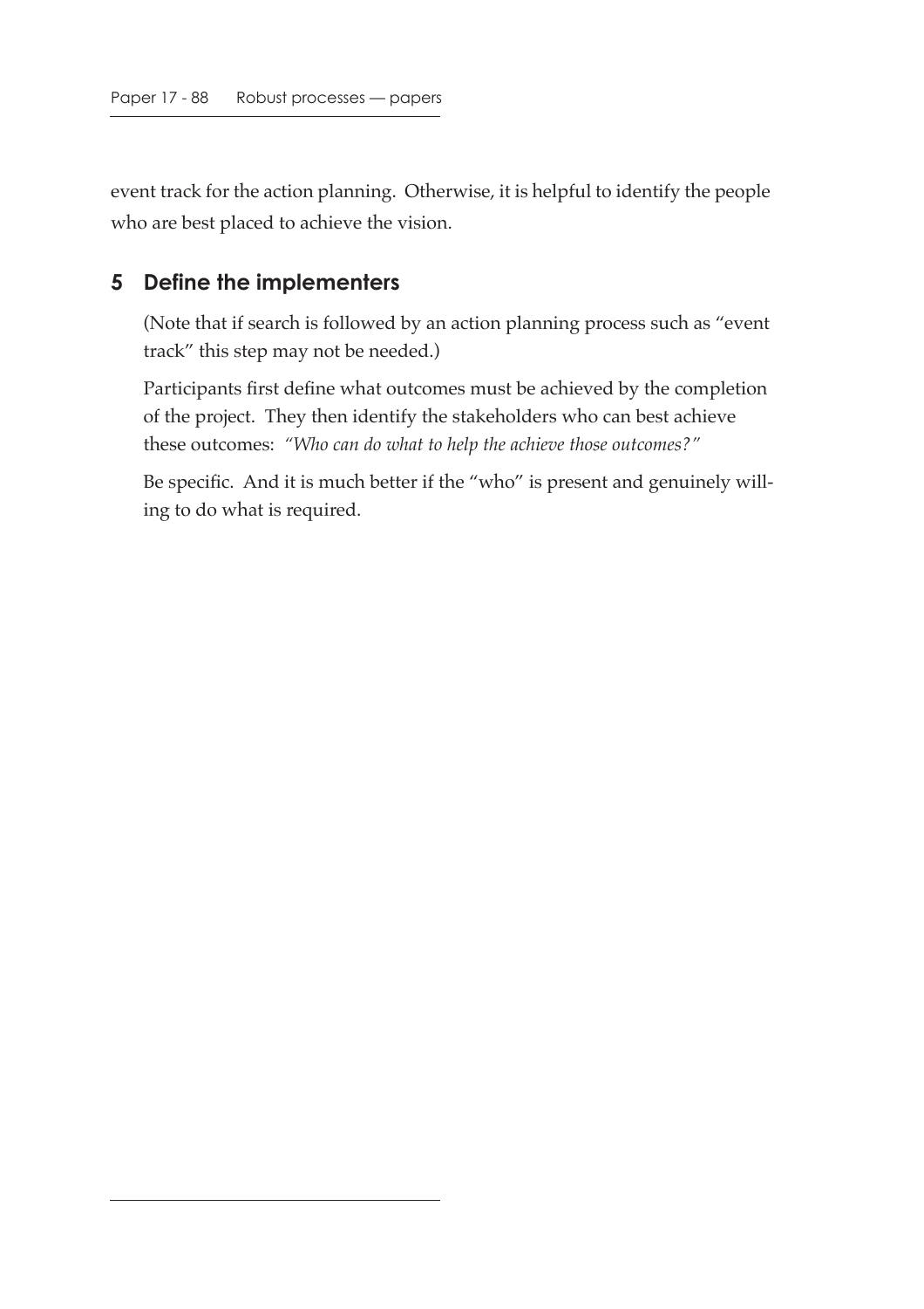event track for the action planning. Otherwise, it is helpful to identify the people who are best placed to achieve the vision.

## 5 Define the implementers

(Note that if search is followed by an action planning process such as "event track" this step may not be needed.)

Participants first define what outcomes must be achieved by the completion of the project. They then identify the stakeholders who can best achieve these outcomes: *"Who can do what to help the achieve those outcomes?"*

Be specific. And it is much better if the "who" is present and genuinely willing to do what is required.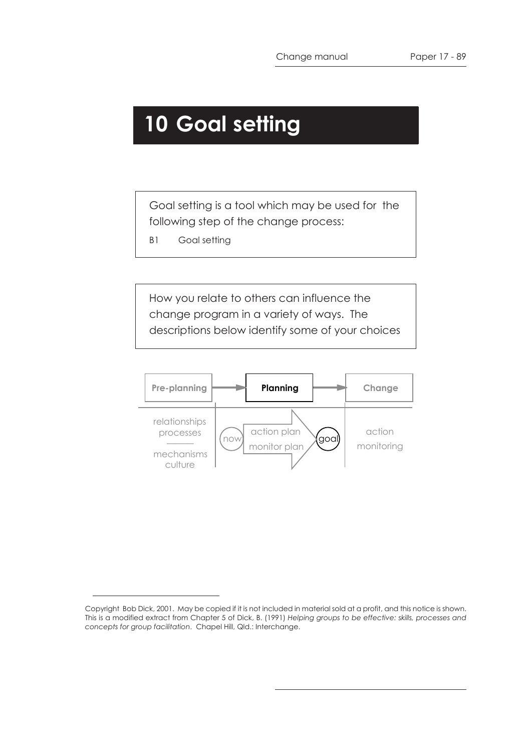# 10 Goal setting

Goal setting is a tool which may be used for the following step of the change process:

B1 Goal setting

How you relate to others can influence the change program in a variety of ways. The descriptions below identify some of your choices

| Pre-planning | Planning | Change |
|---|---|---|
| relationships<br>processes<br>mechanisms<br>culture | now → action plan / monitor plan → goal | action<br>monitoring |

---

Copyright Bob Dick, 2001. May be copied if it is not included in material sold at a profit, and this notice is shown. This is a modified extract from Chapter 5 of Dick, B. (1991) *Helping groups to be effective: skills, processes and concepts for group facilitation*. Chapel Hill, Qld.: Interchange.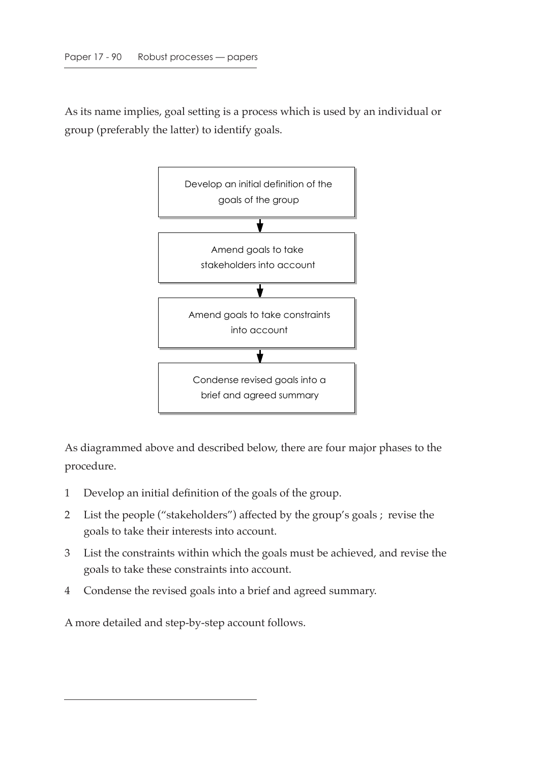As its name implies, goal setting is a process which is used by an individual or group (preferably the latter) to identify goals.

Develop an initial definition of the goals of the group

↓

Amend goals to take stakeholders into account

↓

Amend goals to take constraints into account

↓

Condense revised goals into a brief and agreed summary

As diagrammed above and described below, there are four major phases to the procedure.

1 Develop an initial definition of the goals of the group.
2 List the people ("stakeholders") affected by the group's goals ; revise the goals to take their interests into account.
3 List the constraints within which the goals must be achieved, and revise the goals to take these constraints into account.
4 Condense the revised goals into a brief and agreed summary.

A more detailed and step-by-step account follows.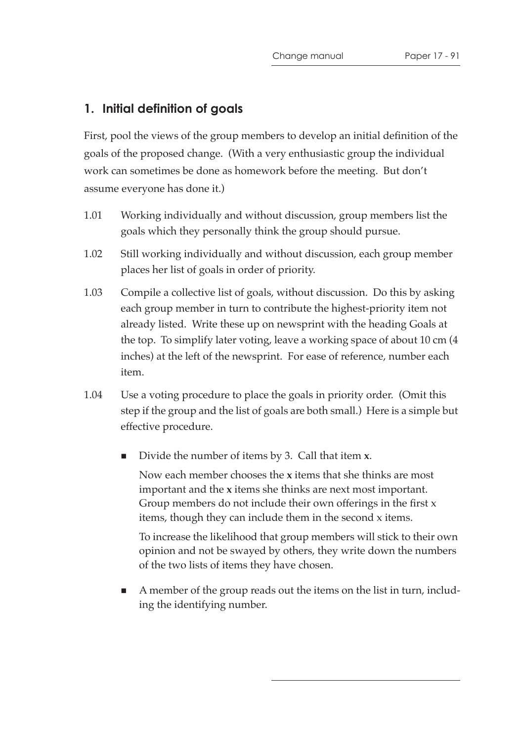## 1. Initial definition of goals

First, pool the views of the group members to develop an initial definition of the goals of the proposed change. (With a very enthusiastic group the individual work can sometimes be done as homework before the meeting. But don't assume everyone has done it.)

1.01 Working individually and without discussion, group members list the goals which they personally think the group should pursue.

1.02 Still working individually and without discussion, each group member places her list of goals in order of priority.

1.03 Compile a collective list of goals, without discussion. Do this by asking each group member in turn to contribute the highest-priority item not already listed. Write these up on newsprint with the heading Goals at the top. To simplify later voting, leave a working space of about 10 cm (4 inches) at the left of the newsprint. For ease of reference, number each item.

1.04 Use a voting procedure to place the goals in priority order. (Omit this step if the group and the list of goals are both small.) Here is a simple but effective procedure.

- Divide the number of items by 3. Call that item **x**.

  Now each member chooses the **x** items that she thinks are most important and the **x** items she thinks are next most important. Group members do not include their own offerings in the first x items, though they can include them in the second x items.

  To increase the likelihood that group members will stick to their own opinion and not be swayed by others, they write down the numbers of the two lists of items they have chosen.

- A member of the group reads out the items on the list in turn, including the identifying number.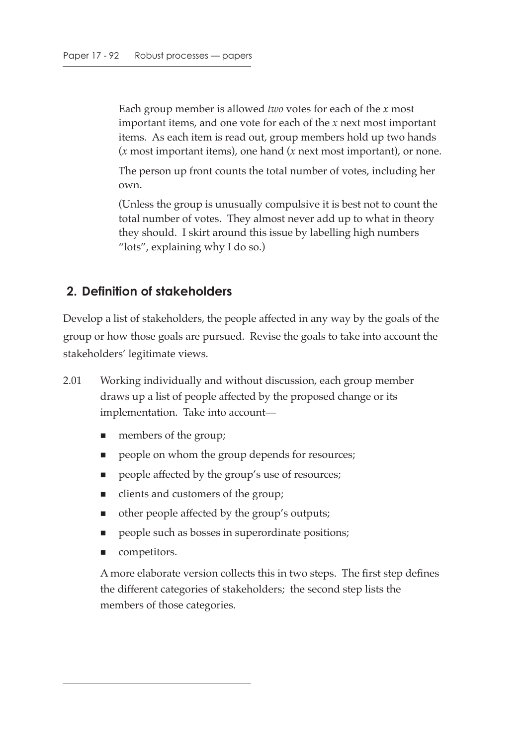Each group member is allowed *two* votes for each of the $x$ most important items, and one vote for each of the $x$ next most important items. As each item is read out, group members hold up two hands ($x$ most important items), one hand ($x$ next most important), or none.

The person up front counts the total number of votes, including her own.

(Unless the group is unusually compulsive it is best not to count the total number of votes. They almost never add up to what in theory they should. I skirt around this issue by labelling high numbers "lots", explaining why I do so.)

## 2. Definition of stakeholders

Develop a list of stakeholders, the people affected in any way by the goals of the group or how those goals are pursued. Revise the goals to take into account the stakeholders' legitimate views.

2.01 Working individually and without discussion, each group member draws up a list of people affected by the proposed change or its implementation. Take into account—

- members of the group;
- people on whom the group depends for resources;
- people affected by the group's use of resources;
- clients and customers of the group;
- other people affected by the group's outputs;
- people such as bosses in superordinate positions;
- competitors.

A more elaborate version collects this in two steps. The first step defines the different categories of stakeholders; the second step lists the members of those categories.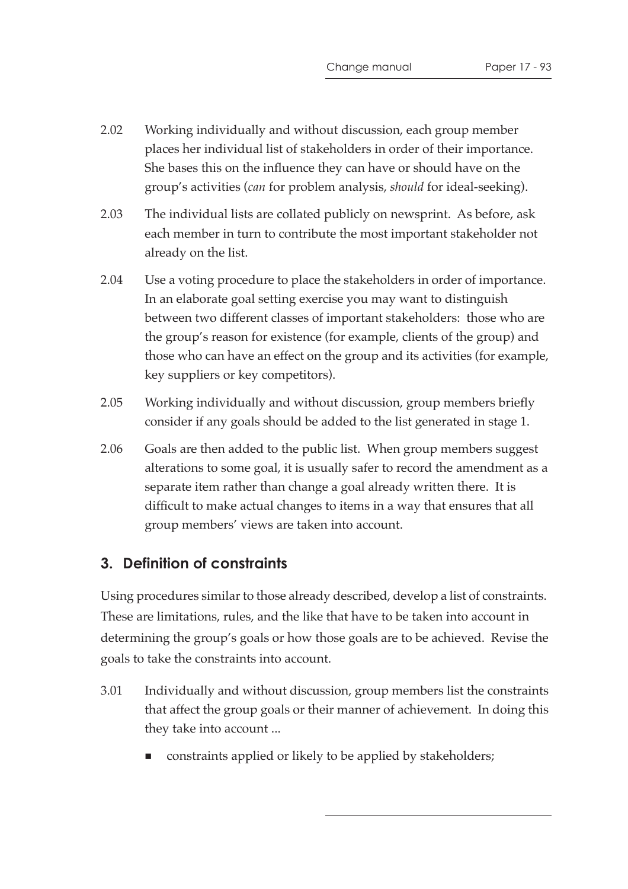2.02 Working individually and without discussion, each group member places her individual list of stakeholders in order of their importance. She bases this on the influence they can have or should have on the group's activities (*can* for problem analysis, *should* for ideal-seeking).

2.03 The individual lists are collated publicly on newsprint. As before, ask each member in turn to contribute the most important stakeholder not already on the list.

2.04 Use a voting procedure to place the stakeholders in order of importance. In an elaborate goal setting exercise you may want to distinguish between two different classes of important stakeholders: those who are the group's reason for existence (for example, clients of the group) and those who can have an effect on the group and its activities (for example, key suppliers or key competitors).

2.05 Working individually and without discussion, group members briefly consider if any goals should be added to the list generated in stage 1.

2.06 Goals are then added to the public list. When group members suggest alterations to some goal, it is usually safer to record the amendment as a separate item rather than change a goal already written there. It is difficult to make actual changes to items in a way that ensures that all group members' views are taken into account.

## 3. Definition of constraints

Using procedures similar to those already described, develop a list of constraints. These are limitations, rules, and the like that have to be taken into account in determining the group's goals or how those goals are to be achieved. Revise the goals to take the constraints into account.

3.01 Individually and without discussion, group members list the constraints that affect the group goals or their manner of achievement. In doing this they take into account ...

- constraints applied or likely to be applied by stakeholders;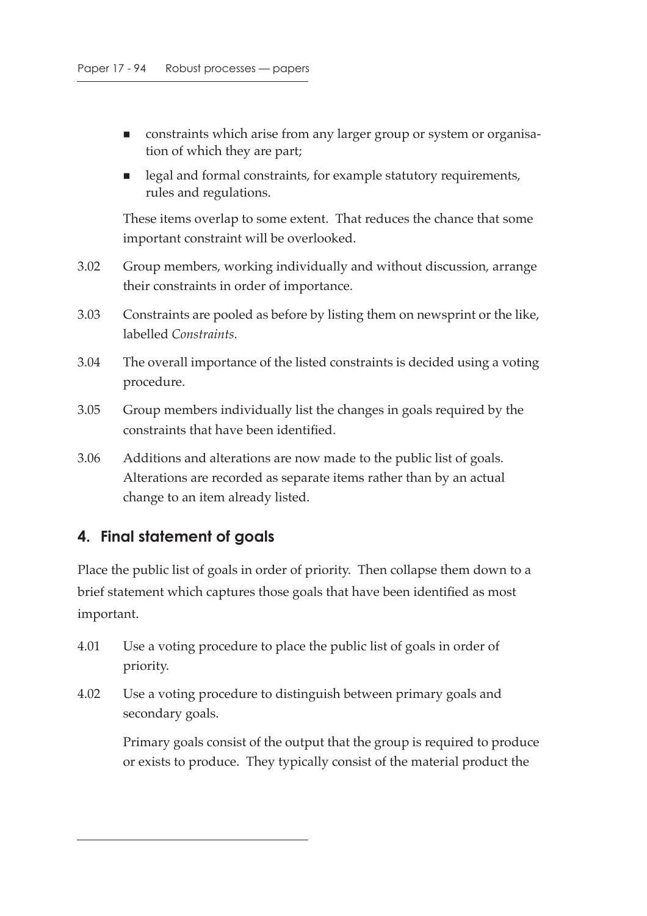- constraints which arise from any larger group or system or organisation of which they are part;
- legal and formal constraints, for example statutory requirements, rules and regulations.

These items overlap to some extent. That reduces the chance that some important constraint will be overlooked.

3.02 Group members, working individually and without discussion, arrange their constraints in order of importance.

3.03 Constraints are pooled as before by listing them on newsprint or the like, labelled *Constraints*.

3.04 The overall importance of the listed constraints is decided using a voting procedure.

3.05 Group members individually list the changes in goals required by the constraints that have been identified.

3.06 Additions and alterations are now made to the public list of goals. Alterations are recorded as separate items rather than by an actual change to an item already listed.

## 4. Final statement of goals

Place the public list of goals in order of priority. Then collapse them down to a brief statement which captures those goals that have been identified as most important.

4.01 Use a voting procedure to place the public list of goals in order of priority.

4.02 Use a voting procedure to distinguish between primary goals and secondary goals.

Primary goals consist of the output that the group is required to produce or exists to produce. They typically consist of the material product the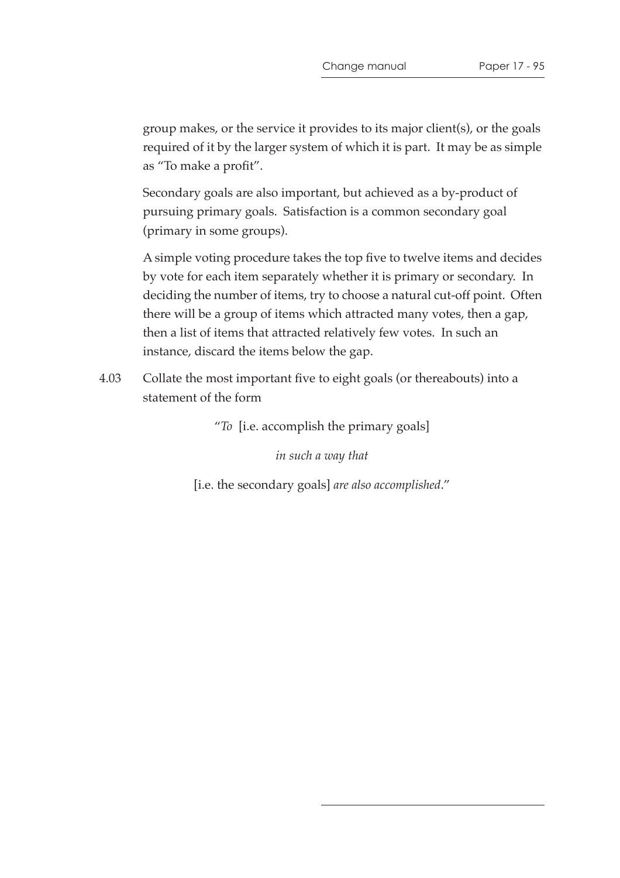group makes, or the service it provides to its major client(s), or the goals required of it by the larger system of which it is part. It may be as simple as "To make a profit".

Secondary goals are also important, but achieved as a by-product of pursuing primary goals. Satisfaction is a common secondary goal (primary in some groups).

A simple voting procedure takes the top five to twelve items and decides by vote for each item separately whether it is primary or secondary. In deciding the number of items, try to choose a natural cut-off point. Often there will be a group of items which attracted many votes, then a gap, then a list of items that attracted relatively few votes. In such an instance, discard the items below the gap.

4.03 Collate the most important five to eight goals (or thereabouts) into a statement of the form

"*To* [i.e. accomplish the primary goals]

*in such a way that*

[i.e. the secondary goals] *are also accomplished*."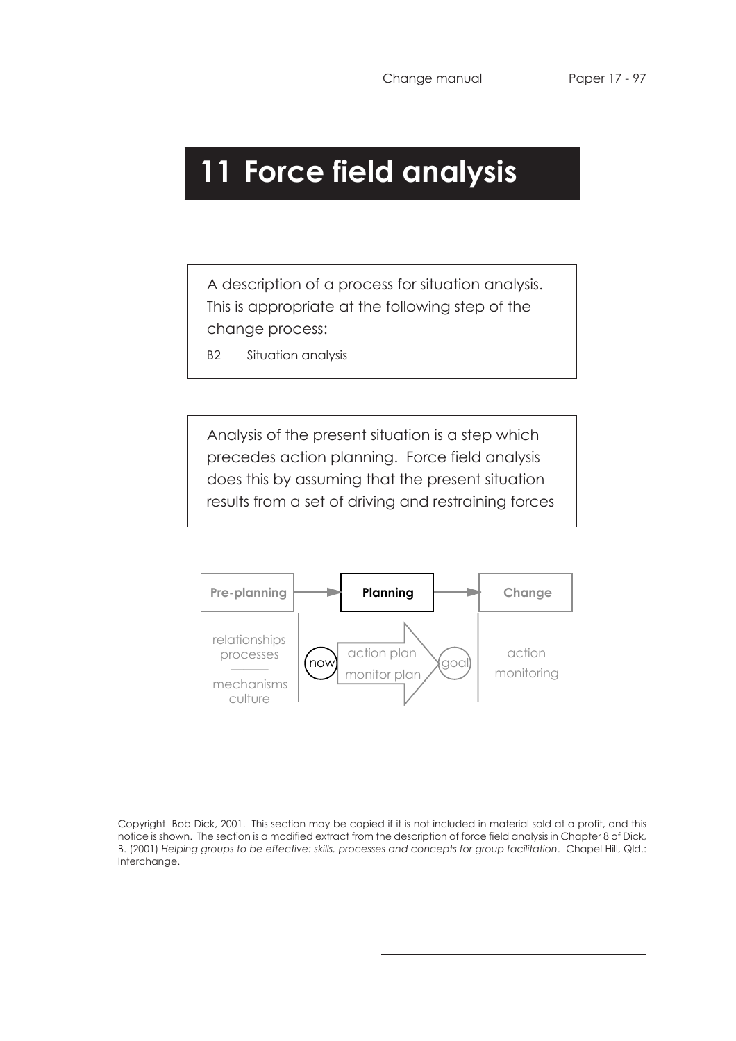# 11 Force field analysis

A description of a process for situation analysis. This is appropriate at the following step of the change process:

B2 Situation analysis

Analysis of the present situation is a step which precedes action planning. Force field analysis does this by assuming that the present situation results from a set of driving and restraining forces

Pre-planning → **Planning** → Change

relationships
processes

mechanisms
culture

now → action plan / monitor plan → goal

action
monitoring

---

Copyright Bob Dick, 2001. This section may be copied if it is not included in material sold at a profit, and this notice is shown. The section is a modified extract from the description of force field analysis in Chapter 8 of Dick, B. (2001) *Helping groups to be effective: skills, processes and concepts for group facilitation*. Chapel Hill, Qld.: Interchange.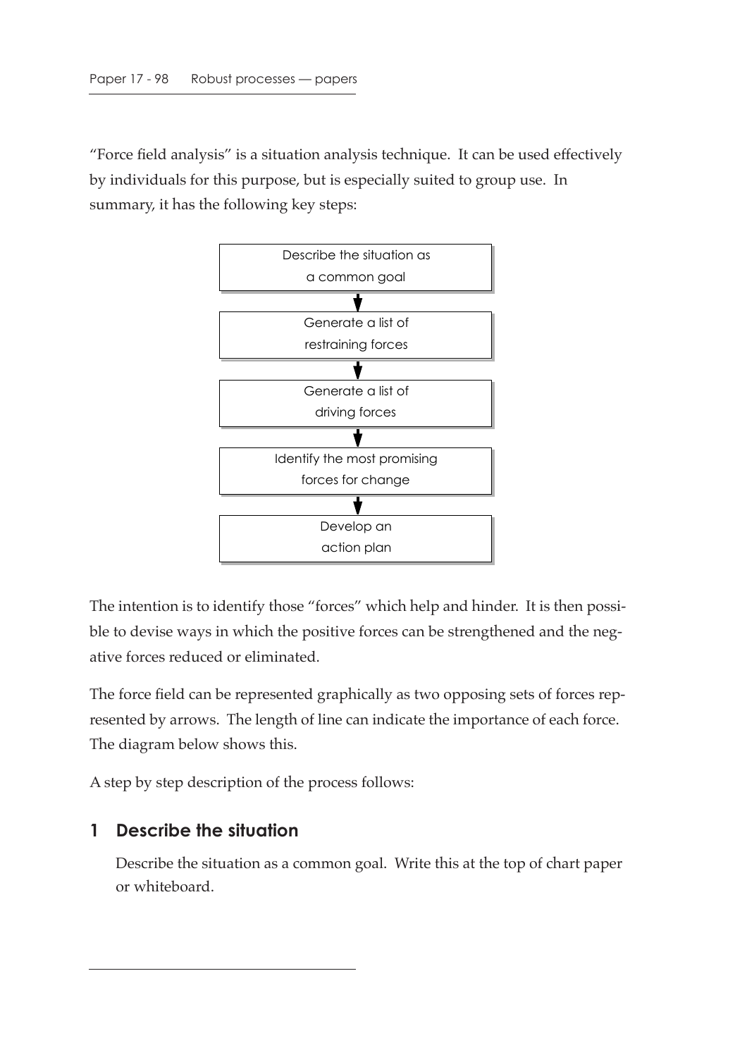"Force field analysis" is a situation analysis technique. It can be used effectively by individuals for this purpose, but is especially suited to group use. In summary, it has the following key steps:

Describe the situation as a common goal

↓

Generate a list of restraining forces

↓

Generate a list of driving forces

↓

Identify the most promising forces for change

↓

Develop an action plan

The intention is to identify those "forces" which help and hinder. It is then possible to devise ways in which the positive forces can be strengthened and the negative forces reduced or eliminated.

The force field can be represented graphically as two opposing sets of forces represented by arrows. The length of line can indicate the importance of each force. The diagram below shows this.

A step by step description of the process follows:

## 1 Describe the situation

Describe the situation as a common goal. Write this at the top of chart paper or whiteboard.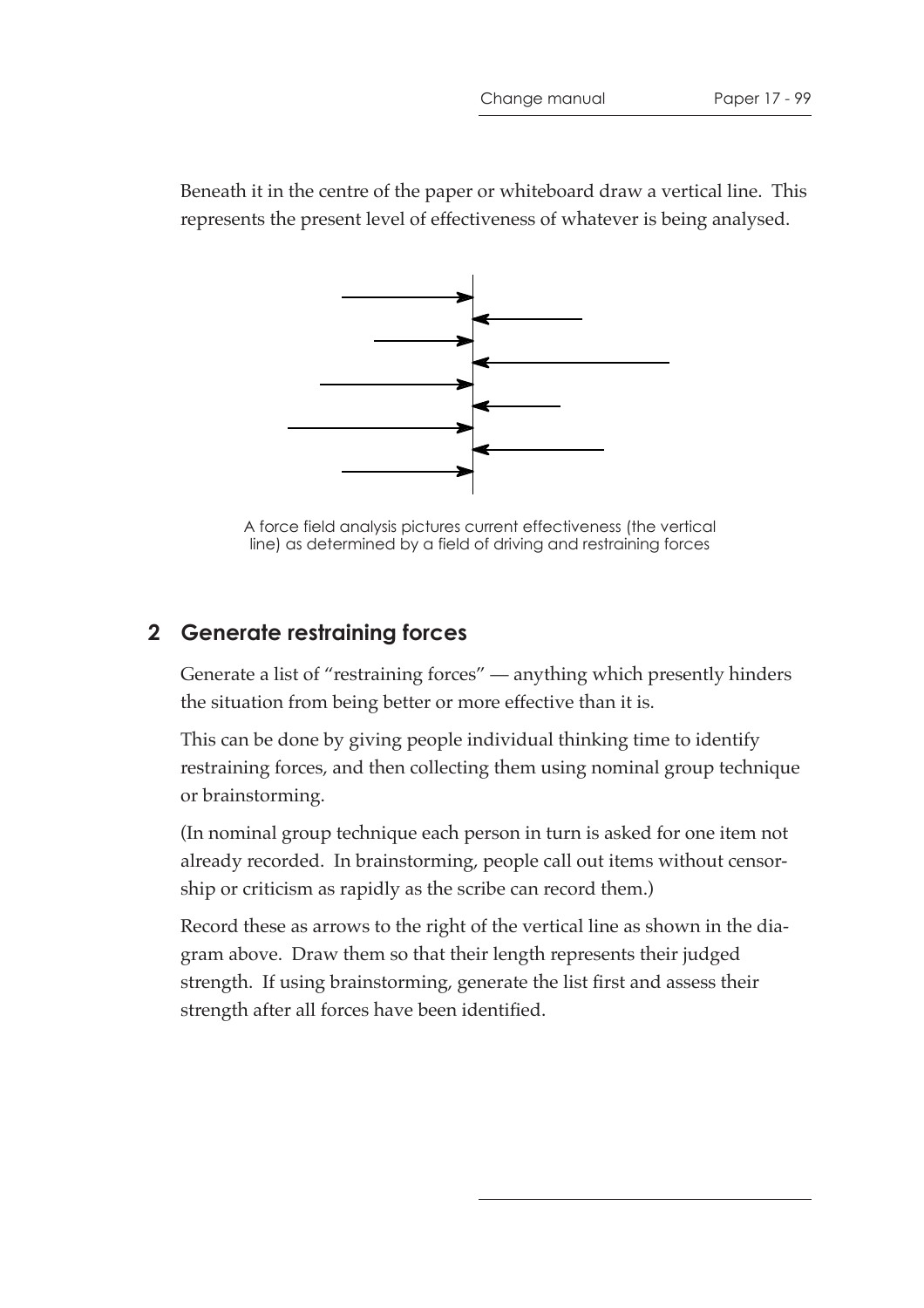Beneath it in the centre of the paper or whiteboard draw a vertical line. This represents the present level of effectiveness of whatever is being analysed.

A force field analysis pictures current effectiveness (the vertical line) as determined by a field of driving and restraining forces

## 2 Generate restraining forces

Generate a list of "restraining forces" — anything which presently hinders the situation from being better or more effective than it is.

This can be done by giving people individual thinking time to identify restraining forces, and then collecting them using nominal group technique or brainstorming.

(In nominal group technique each person in turn is asked for one item not already recorded. In brainstorming, people call out items without censorship or criticism as rapidly as the scribe can record them.)

Record these as arrows to the right of the vertical line as shown in the diagram above. Draw them so that their length represents their judged strength. If using brainstorming, generate the list first and assess their strength after all forces have been identified.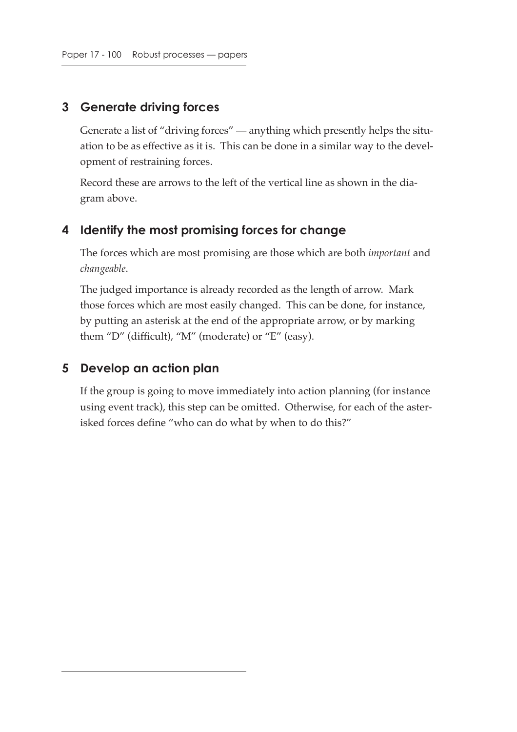## 3 Generate driving forces

Generate a list of "driving forces" — anything which presently helps the situation to be as effective as it is. This can be done in a similar way to the development of restraining forces.

Record these are arrows to the left of the vertical line as shown in the diagram above.

## 4 Identify the most promising forces for change

The forces which are most promising are those which are both *important* and *changeable*.

The judged importance is already recorded as the length of arrow. Mark those forces which are most easily changed. This can be done, for instance, by putting an asterisk at the end of the appropriate arrow, or by marking them "D" (difficult), "M" (moderate) or "E" (easy).

## 5 Develop an action plan

If the group is going to move immediately into action planning (for instance using event track), this step can be omitted. Otherwise, for each of the asterisked forces define "who can do what by when to do this?"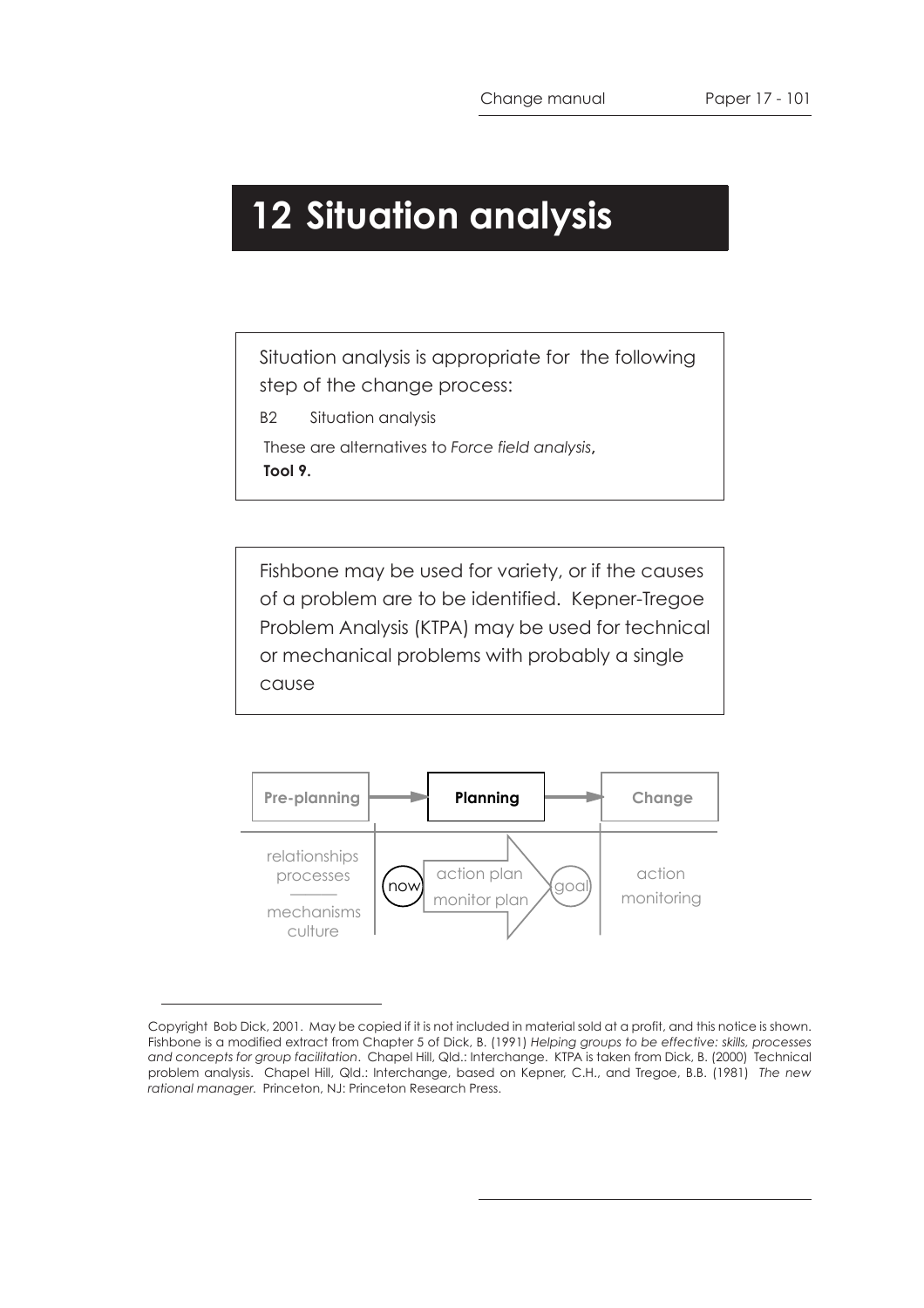# 12 Situation analysis

Situation analysis is appropriate for the following step of the change process:

B2 Situation analysis

These are alternatives to *Force field analysis*, **Tool 9.**

Fishbone may be used for variety, or if the causes of a problem are to be identified. Kepner-Tregoe Problem Analysis (KTPA) may be used for technical or mechanical problems with probably a single cause

**Pre-planning** → **Planning** → **Change**

relationships
processes

mechanisms
culture

now — action plan / monitor plan — goal

action
monitoring

---

Copyright Bob Dick, 2001. May be copied if it is not included in material sold at a profit, and this notice is shown. Fishbone is a modified extract from Chapter 5 of Dick, B. (1991) *Helping groups to be effective: skills, processes and concepts for group facilitation*. Chapel Hill, Qld.: Interchange. KTPA is taken from Dick, B. (2000) Technical problem analysis. Chapel Hill, Qld.: Interchange, based on Kepner, C.H., and Tregoe, B.B. (1981) *The new rational manager*. Princeton, NJ: Princeton Research Press.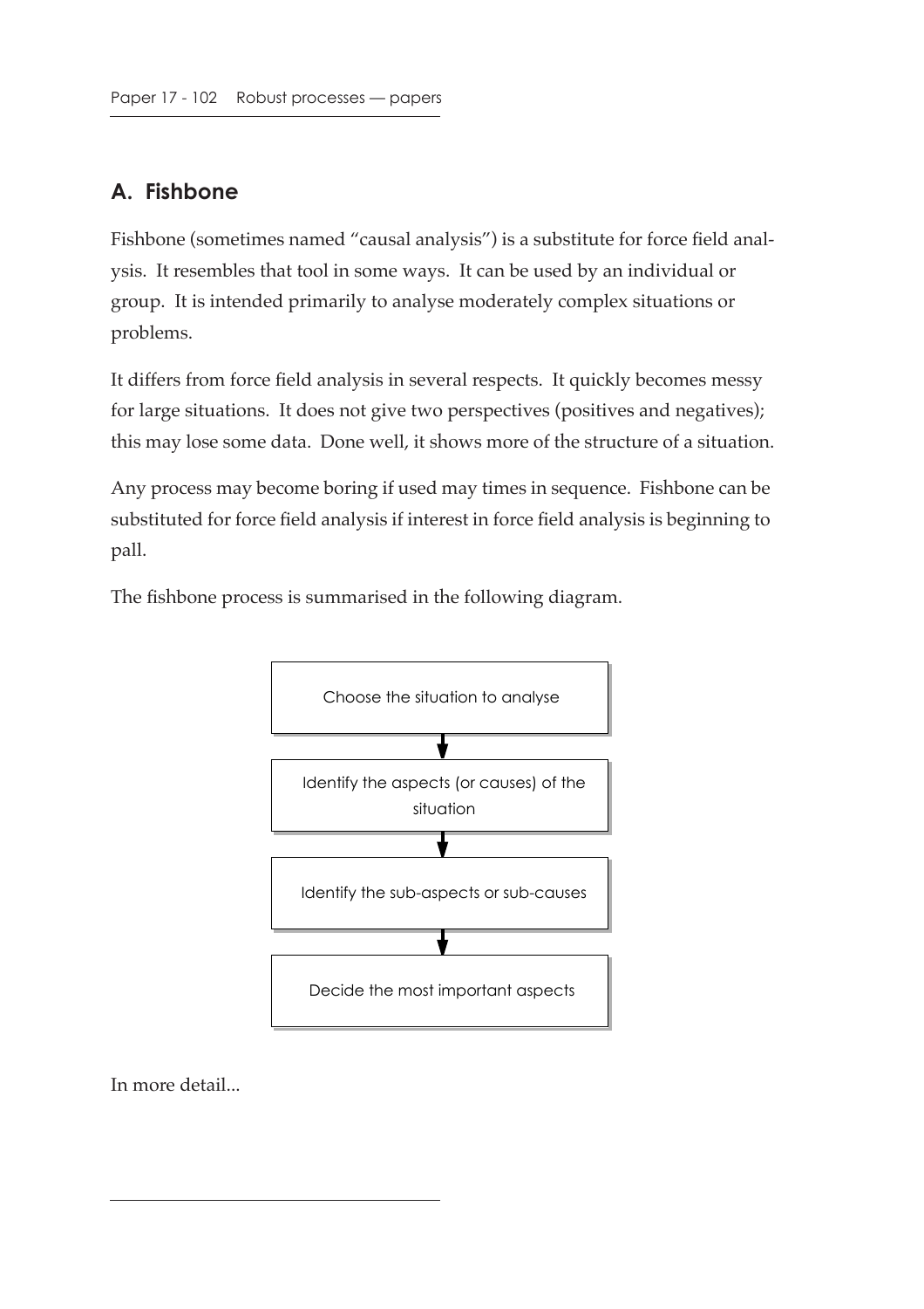## A. Fishbone

Fishbone (sometimes named "causal analysis") is a substitute for force field analysis. It resembles that tool in some ways. It can be used by an individual or group. It is intended primarily to analyse moderately complex situations or problems.

It differs from force field analysis in several respects. It quickly becomes messy for large situations. It does not give two perspectives (positives and negatives); this may lose some data. Done well, it shows more of the structure of a situation.

Any process may become boring if used may times in sequence. Fishbone can be substituted for force field analysis if interest in force field analysis is beginning to pall.

The fishbone process is summarised in the following diagram.

Choose the situation to analyse

↓

Identify the aspects (or causes) of the situation

↓

Identify the sub-aspects or sub-causes

↓

Decide the most important aspects

In more detail...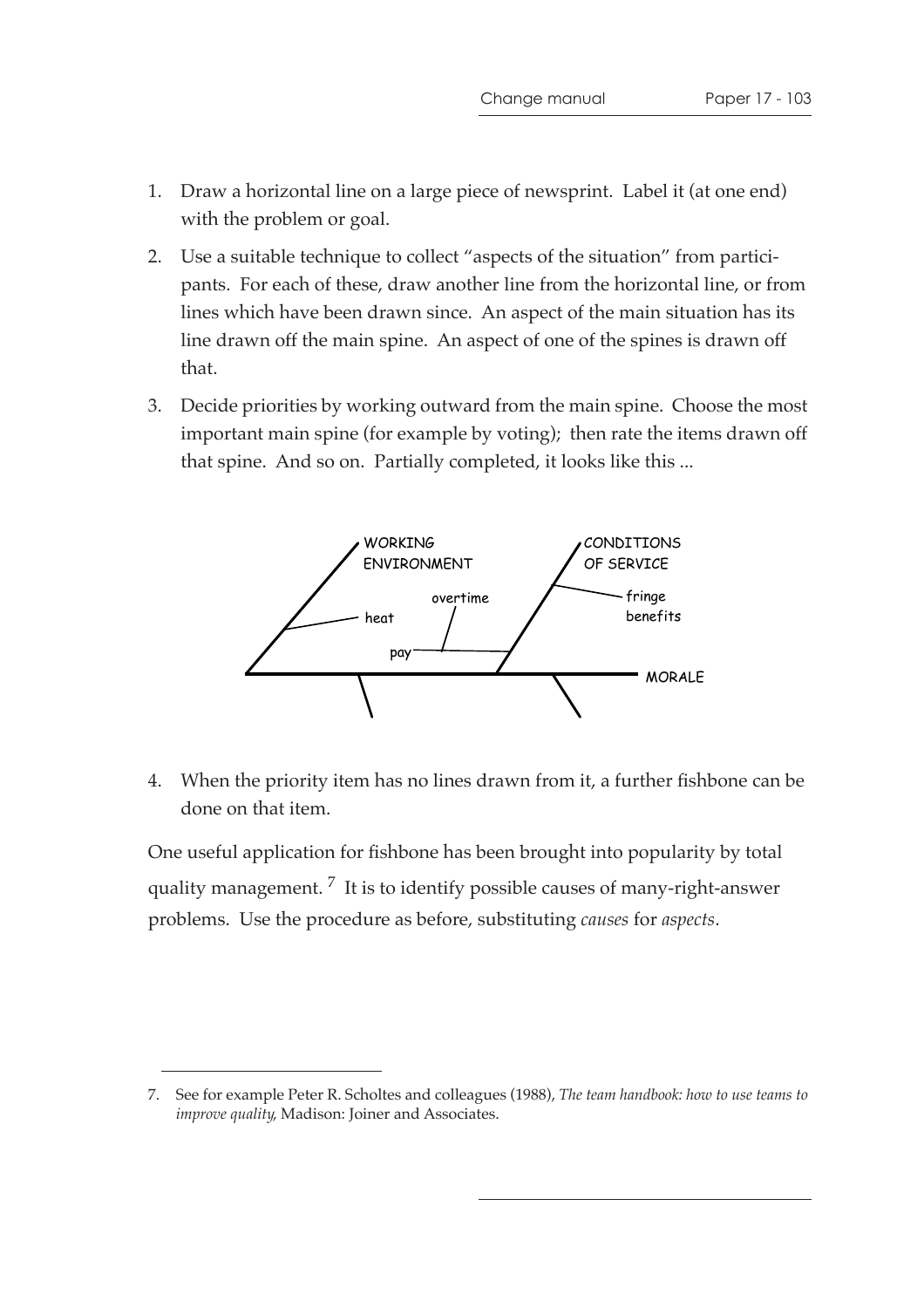1. Draw a horizontal line on a large piece of newsprint. Label it (at one end) with the problem or goal.
2. Use a suitable technique to collect "aspects of the situation" from participants. For each of these, draw another line from the horizontal line, or from lines which have been drawn since. An aspect of the main situation has its line drawn off the main spine. An aspect of one of the spines is drawn off that.
3. Decide priorities by working outward from the main spine. Choose the most important main spine (for example by voting); then rate the items drawn off that spine. And so on. Partially completed, it looks like this ...

WORKING ENVIRONMENT — heat

CONDITIONS OF SERVICE — fringe benefits; pay — overtime

MORALE

4. When the priority item has no lines drawn from it, a further fishbone can be done on that item.

One useful application for fishbone has been brought into popularity by total quality management. [7] It is to identify possible causes of many-right-answer problems. Use the procedure as before, substituting *causes* for *aspects*.

---

7. See for example Peter R. Scholtes and colleagues (1988), *The team handbook: how to use teams to improve quality*, Madison: Joiner and Associates.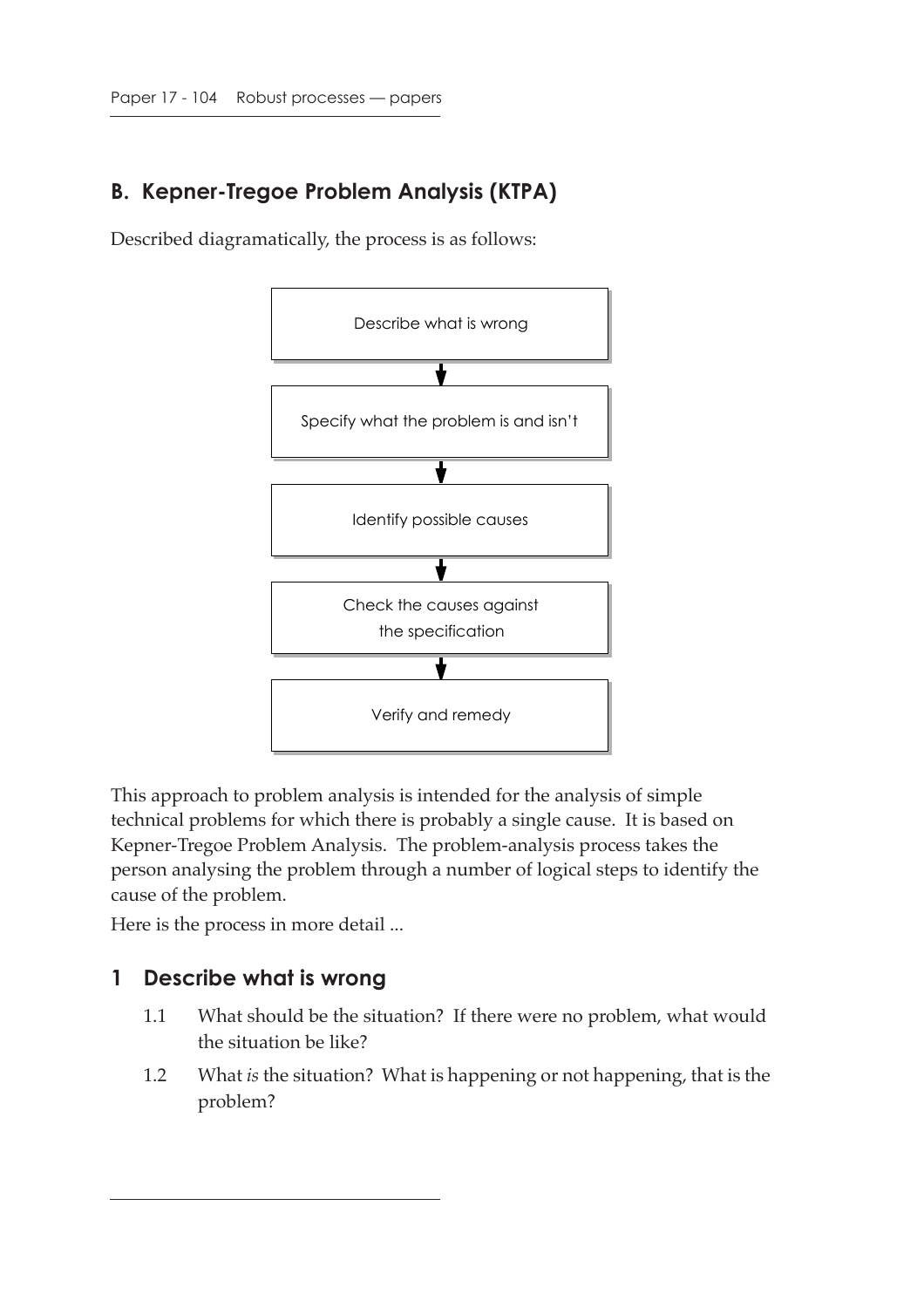## B. Kepner-Tregoe Problem Analysis (KTPA)

Described diagramatically, the process is as follows:

Describe what is wrong
↓
Specify what the problem is and isn't
↓
Identify possible causes
↓
Check the causes against the specification
↓
Verify and remedy

This approach to problem analysis is intended for the analysis of simple technical problems for which there is probably a single cause. It is based on Kepner-Tregoe Problem Analysis. The problem-analysis process takes the person analysing the problem through a number of logical steps to identify the cause of the problem.

Here is the process in more detail ...

### 1 Describe what is wrong

1.1 What should be the situation? If there were no problem, what would the situation be like?

1.2 What *is* the situation? What is happening or not happening, that is the problem?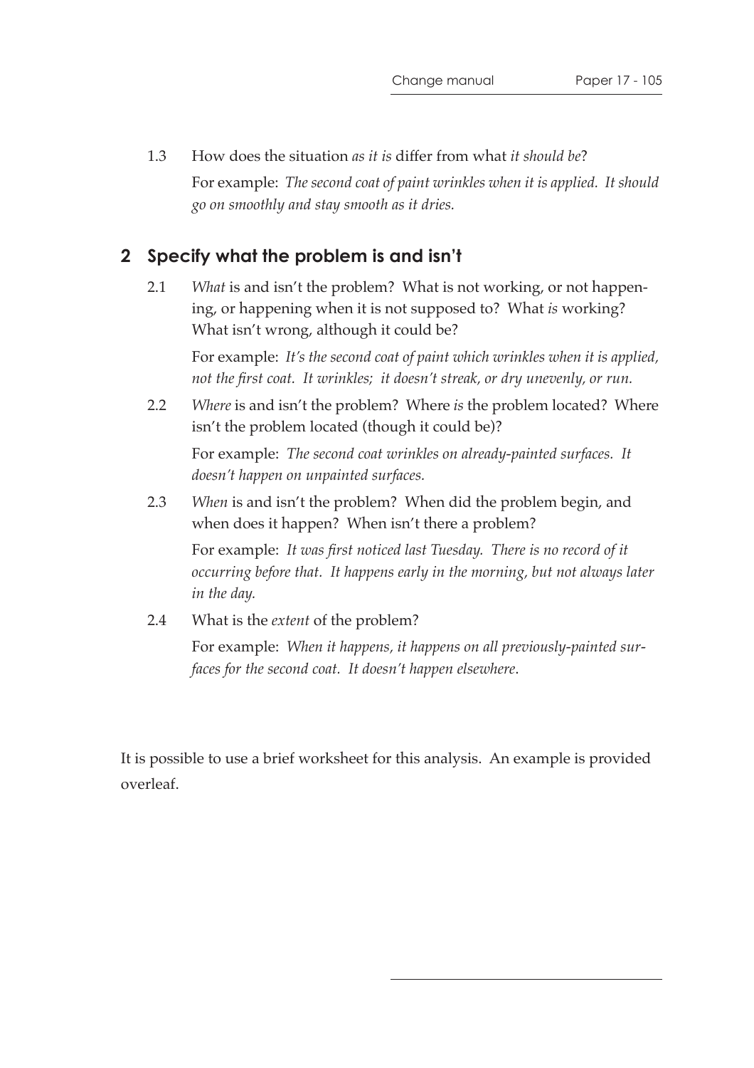1.3 How does the situation *as it is* differ from what *it should be*?

For example: *The second coat of paint wrinkles when it is applied. It should go on smoothly and stay smooth as it dries.*

## 2 Specify what the problem is and isn't

2.1 *What* is and isn't the problem? What is not working, or not happening, or happening when it is not supposed to? What *is* working? What isn't wrong, although it could be?

For example: *It's the second coat of paint which wrinkles when it is applied, not the first coat. It wrinkles; it doesn't streak, or dry unevenly, or run.*

2.2 *Where* is and isn't the problem? Where *is* the problem located? Where isn't the problem located (though it could be)?

For example: *The second coat wrinkles on already-painted surfaces. It doesn't happen on unpainted surfaces.*

2.3 *When* is and isn't the problem? When did the problem begin, and when does it happen? When isn't there a problem?

For example: *It was first noticed last Tuesday. There is no record of it occurring before that. It happens early in the morning, but not always later in the day.*

2.4 What is the *extent* of the problem?

For example: *When it happens, it happens on all previously-painted surfaces for the second coat. It doesn't happen elsewhere*.

It is possible to use a brief worksheet for this analysis. An example is provided overleaf.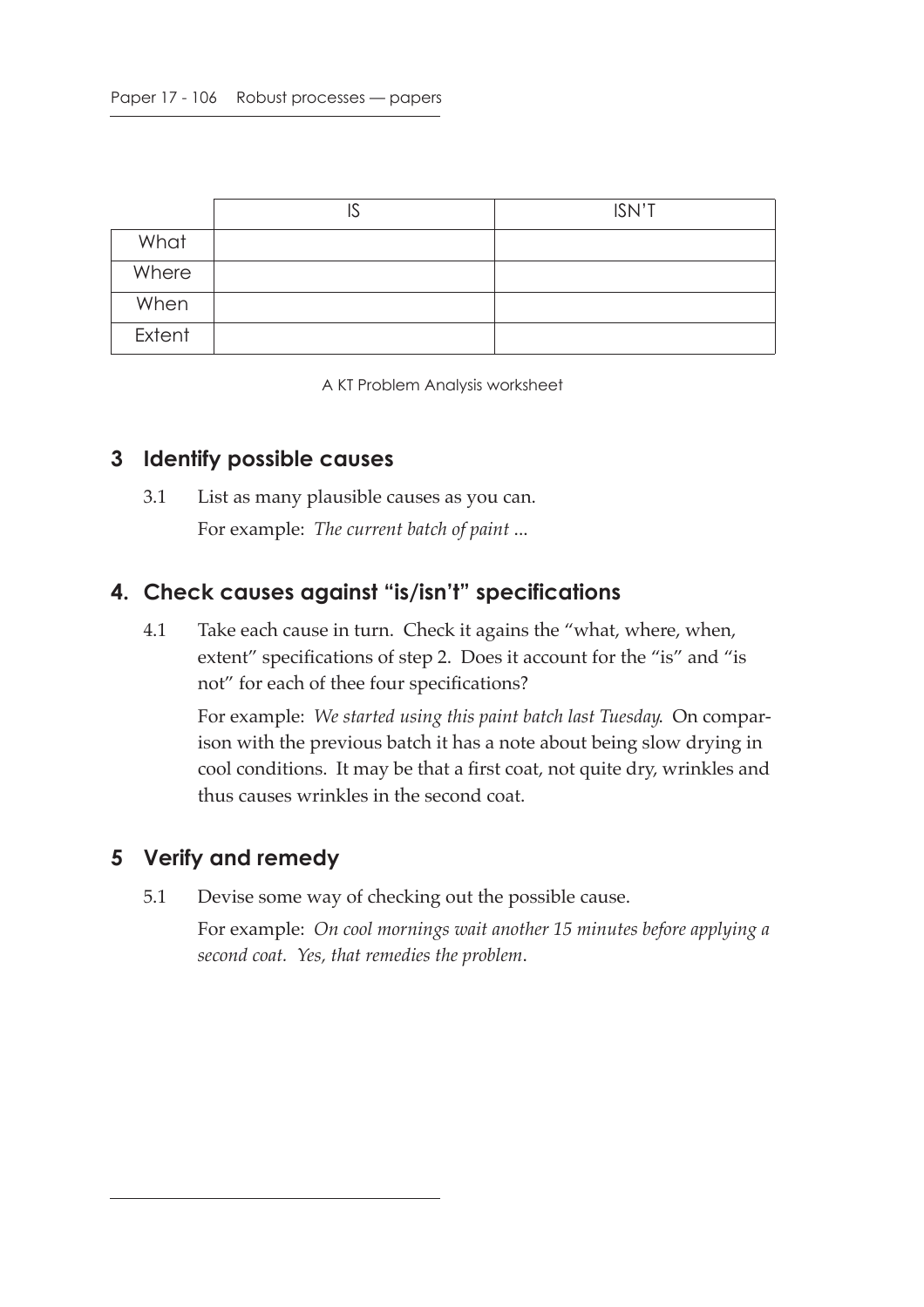| | IS | ISN'T |
|---|---|---|
| What | | |
| Where | | |
| When | | |
| Extent | | |

A KT Problem Analysis worksheet

## 3 Identify possible causes

3.1 List as many plausible causes as you can.

For example: *The current batch of paint ...*

## 4. Check causes against "is/isn't" specifications

4.1 Take each cause in turn. Check it agains the "what, where, when, extent" specifications of step 2. Does it account for the "is" and "is not" for each of thee four specifications?

For example: *We started using this paint batch last Tuesday*. On comparison with the previous batch it has a note about being slow drying in cool conditions. It may be that a first coat, not quite dry, wrinkles and thus causes wrinkles in the second coat.

## 5 Verify and remedy

5.1 Devise some way of checking out the possible cause.

For example: *On cool mornings wait another 15 minutes before applying a second coat. Yes, that remedies the problem*.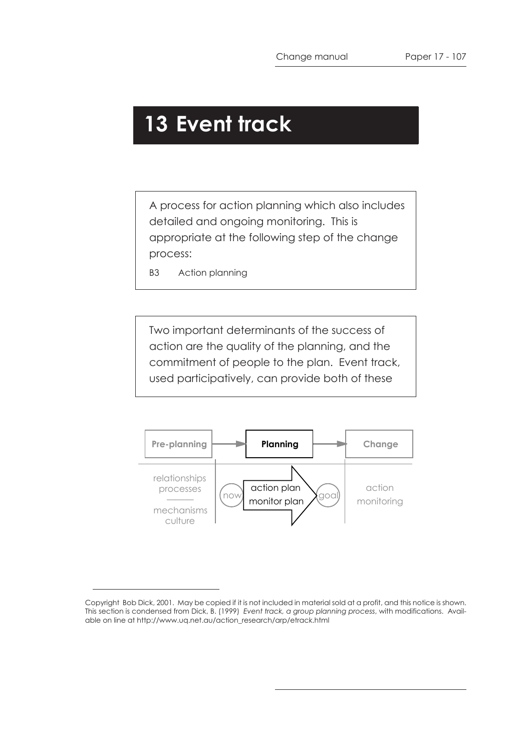# 13 Event track

A process for action planning which also includes detailed and ongoing monitoring. This is appropriate at the following step of the change process:

B3 Action planning

Two important determinants of the success of action are the quality of the planning, and the commitment of people to the plan. Event track, used participatively, can provide both of these

| Pre-planning | Planning | Change |
|---|---|---|
| relationships<br>processes<br>mechanisms<br>culture | now → action plan<br>monitor plan → goal | action<br>monitoring |

Copyright Bob Dick, 2001. May be copied if it is not included in material sold at a profit, and this notice is shown. This section is condensed from Dick, B. (1999) *Event track, a group planning process*, with modifications. Available on line at http://www.uq.net.au/action_research/arp/etrack.html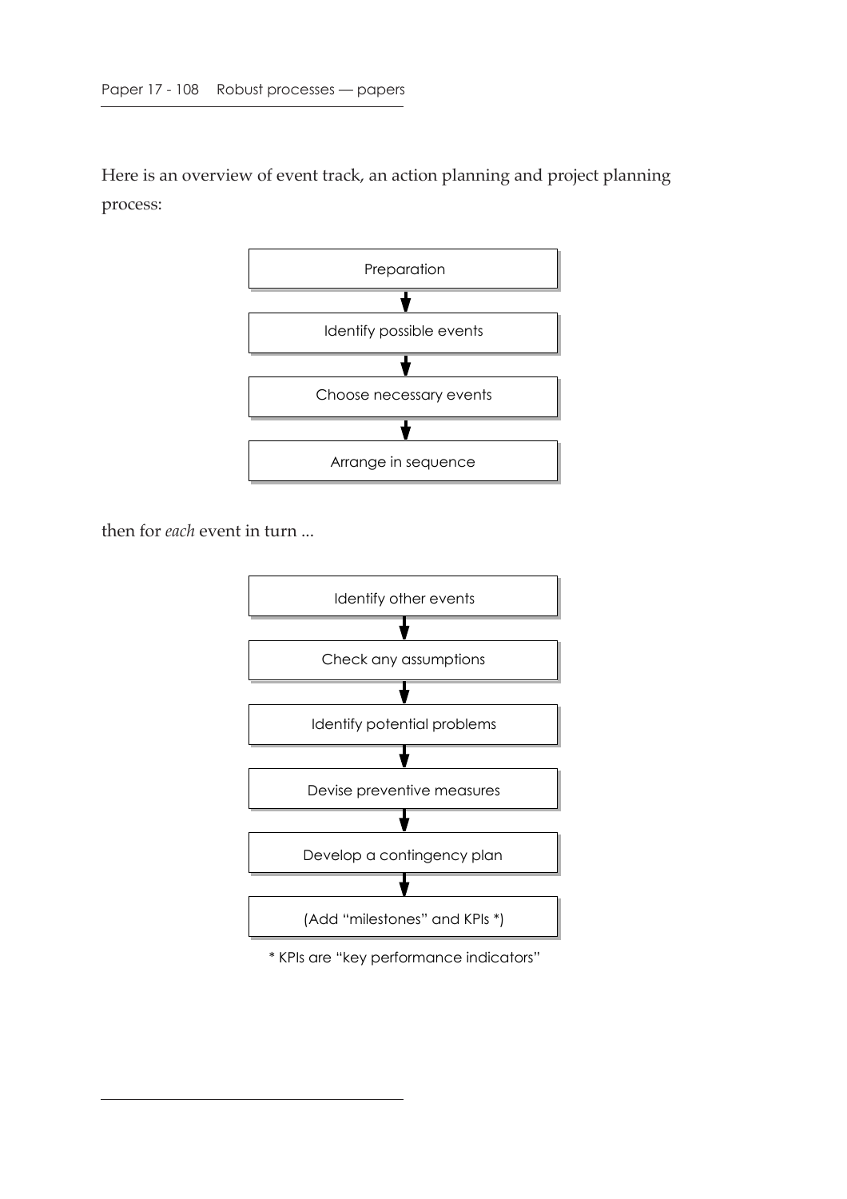Here is an overview of event track, an action planning and project planning process:

Preparation

↓

Identify possible events

↓

Choose necessary events

↓

Arrange in sequence

then for *each* event in turn ...

Identify other events

↓

Check any assumptions

↓

Identify potential problems

↓

Devise preventive measures

↓

Develop a contingency plan

↓

(Add “milestones” and KPIs *)

* KPIs are “key performance indicators”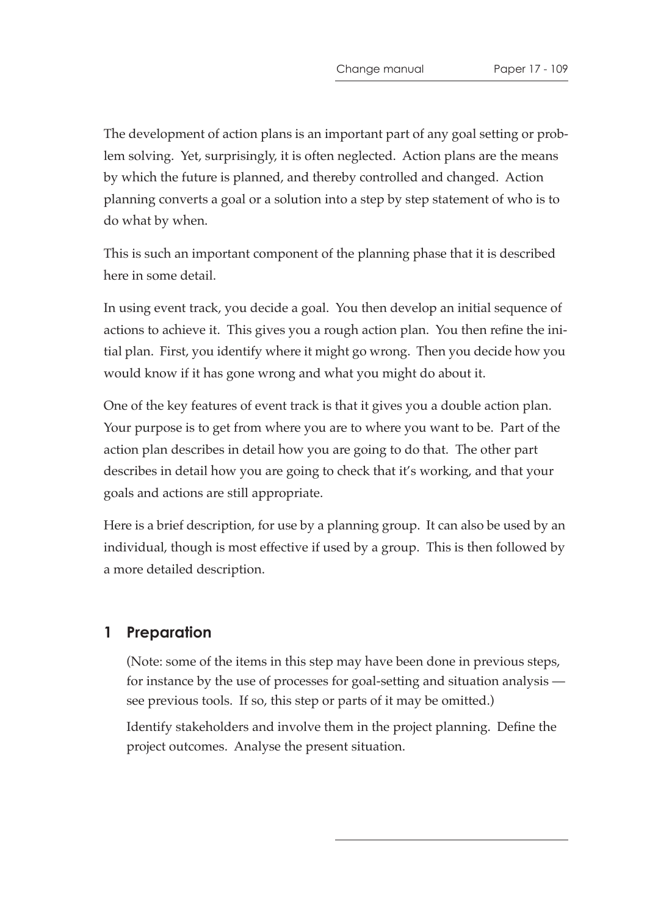The development of action plans is an important part of any goal setting or problem solving. Yet, surprisingly, it is often neglected. Action plans are the means by which the future is planned, and thereby controlled and changed. Action planning converts a goal or a solution into a step by step statement of who is to do what by when.

This is such an important component of the planning phase that it is described here in some detail.

In using event track, you decide a goal. You then develop an initial sequence of actions to achieve it. This gives you a rough action plan. You then refine the initial plan. First, you identify where it might go wrong. Then you decide how you would know if it has gone wrong and what you might do about it.

One of the key features of event track is that it gives you a double action plan. Your purpose is to get from where you are to where you want to be. Part of the action plan describes in detail how you are going to do that. The other part describes in detail how you are going to check that it's working, and that your goals and actions are still appropriate.

Here is a brief description, for use by a planning group. It can also be used by an individual, though is most effective if used by a group. This is then followed by a more detailed description.

## 1 Preparation

(Note: some of the items in this step may have been done in previous steps, for instance by the use of processes for goal-setting and situation analysis — see previous tools. If so, this step or parts of it may be omitted.)

Identify stakeholders and involve them in the project planning. Define the project outcomes. Analyse the present situation.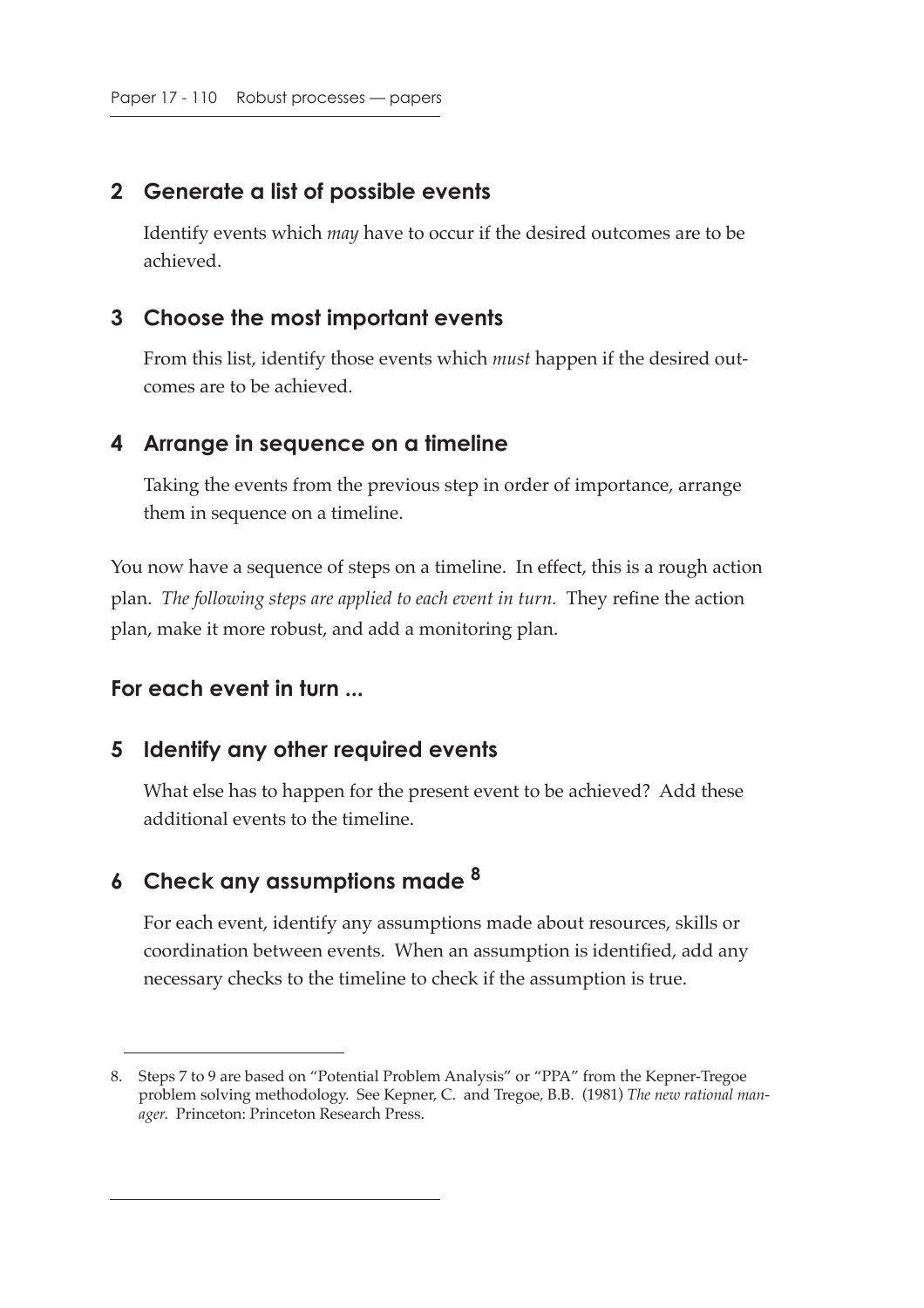## 2 Generate a list of possible events

Identify events which *may* have to occur if the desired outcomes are to be achieved.

## 3 Choose the most important events

From this list, identify those events which *must* happen if the desired outcomes are to be achieved.

## 4 Arrange in sequence on a timeline

Taking the events from the previous step in order of importance, arrange them in sequence on a timeline.

You now have a sequence of steps on a timeline. In effect, this is a rough action plan. *The following steps are applied to each event in turn.* They refine the action plan, make it more robust, and add a monitoring plan.

### For each event in turn ...

## 5 Identify any other required events

What else has to happen for the present event to be achieved? Add these additional events to the timeline.

## 6 Check any assumptions made [8]

For each event, identify any assumptions made about resources, skills or coordination between events. When an assumption is identified, add any necessary checks to the timeline to check if the assumption is true.

---

8. Steps 7 to 9 are based on "Potential Problem Analysis" or "PPA" from the Kepner-Tregoe problem solving methodology. See Kepner, C. and Tregoe, B.B. (1981) *The new rational manager*. Princeton: Princeton Research Press.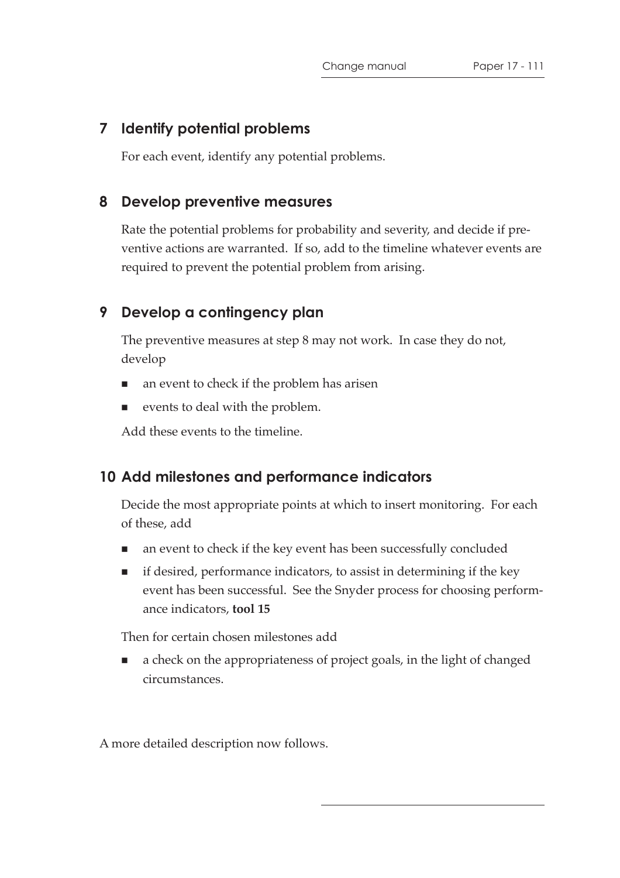## 7 Identify potential problems

For each event, identify any potential problems.

## 8 Develop preventive measures

Rate the potential problems for probability and severity, and decide if preventive actions are warranted. If so, add to the timeline whatever events are required to prevent the potential problem from arising.

## 9 Develop a contingency plan

The preventive measures at step 8 may not work. In case they do not, develop

- an event to check if the problem has arisen
- events to deal with the problem.

Add these events to the timeline.

## 10 Add milestones and performance indicators

Decide the most appropriate points at which to insert monitoring. For each of these, add

- an event to check if the key event has been successfully concluded
- if desired, performance indicators, to assist in determining if the key event has been successful. See the Snyder process for choosing performance indicators, **tool 15**

Then for certain chosen milestones add

- a check on the appropriateness of project goals, in the light of changed circumstances.

A more detailed description now follows.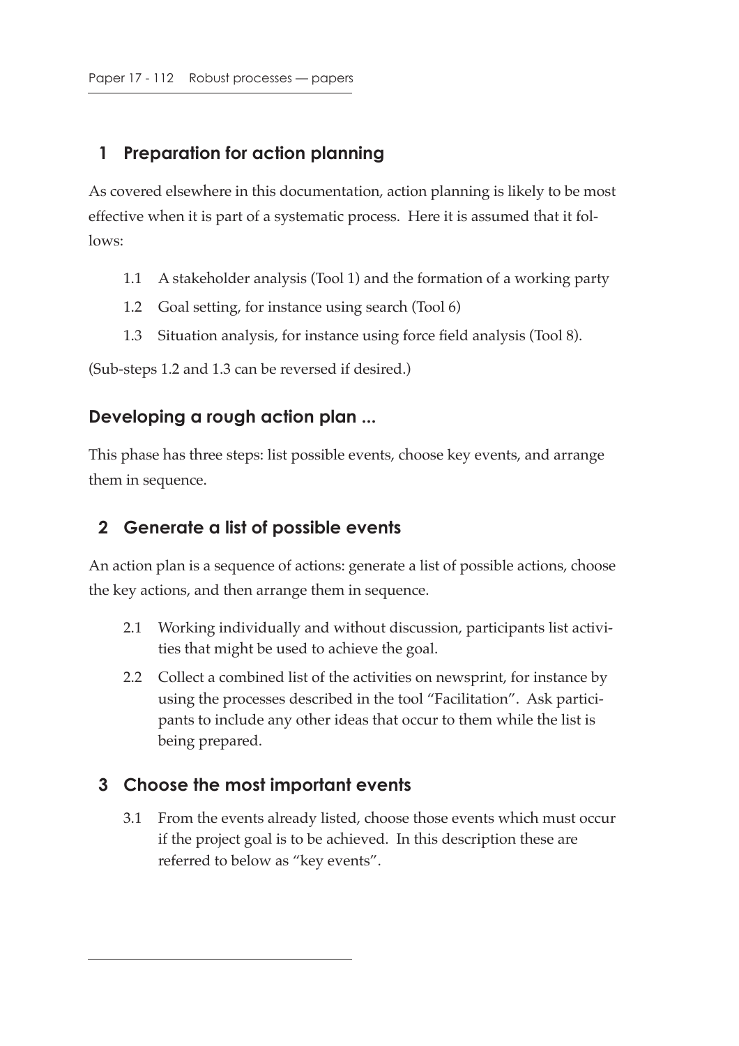## 1 Preparation for action planning

As covered elsewhere in this documentation, action planning is likely to be most effective when it is part of a systematic process. Here it is assumed that it follows:

1.1 A stakeholder analysis (Tool 1) and the formation of a working party

1.2 Goal setting, for instance using search (Tool 6)

1.3 Situation analysis, for instance using force field analysis (Tool 8).

(Sub-steps 1.2 and 1.3 can be reversed if desired.)

### Developing a rough action plan ...

This phase has three steps: list possible events, choose key events, and arrange them in sequence.

## 2 Generate a list of possible events

An action plan is a sequence of actions: generate a list of possible actions, choose the key actions, and then arrange them in sequence.

2.1 Working individually and without discussion, participants list activities that might be used to achieve the goal.

2.2 Collect a combined list of the activities on newsprint, for instance by using the processes described in the tool "Facilitation". Ask participants to include any other ideas that occur to them while the list is being prepared.

## 3 Choose the most important events

3.1 From the events already listed, choose those events which must occur if the project goal is to be achieved. In this description these are referred to below as "key events".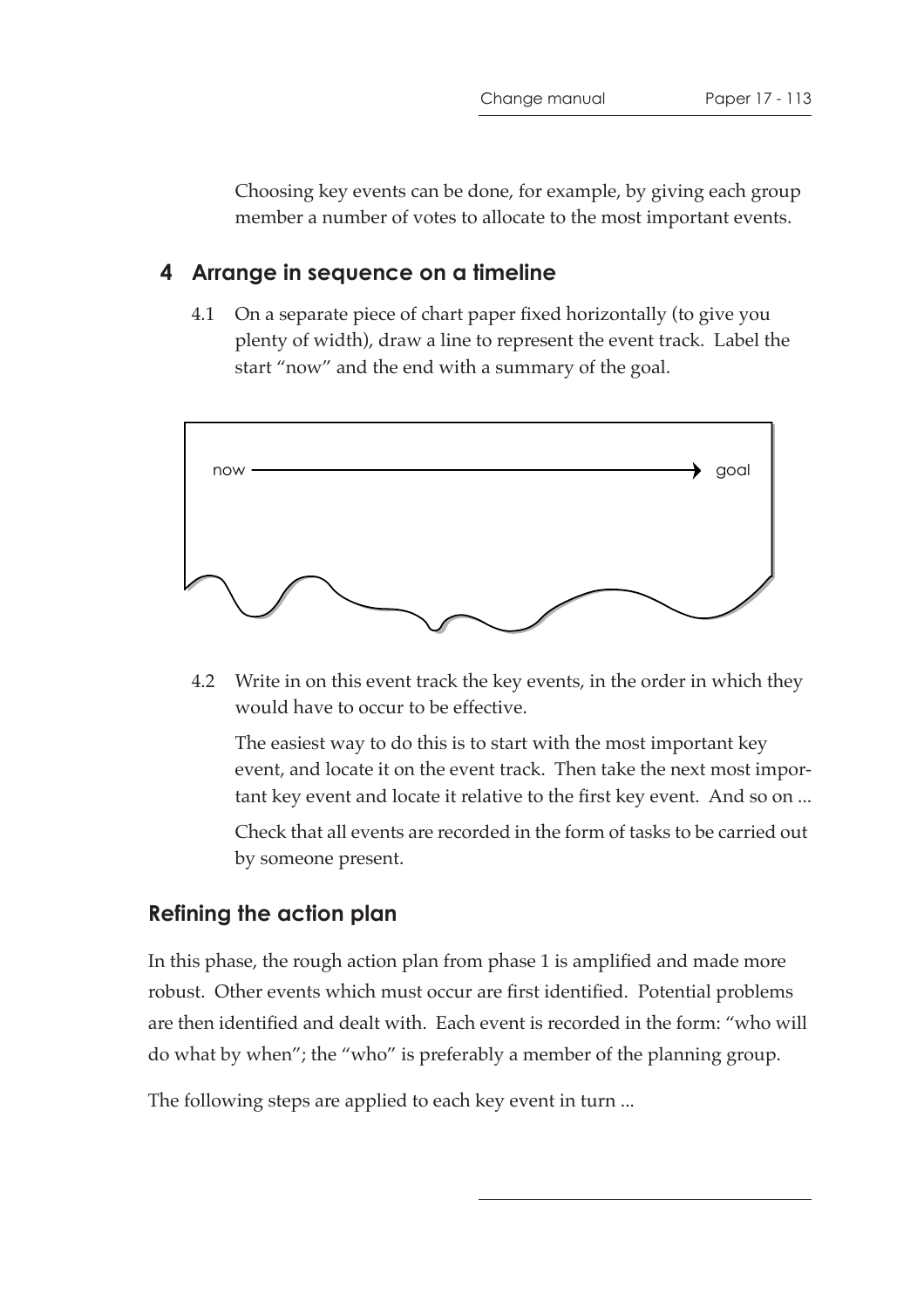Choosing key events can be done, for example, by giving each group member a number of votes to allocate to the most important events.

## 4 Arrange in sequence on a timeline

4.1 On a separate piece of chart paper fixed horizontally (to give you plenty of width), draw a line to represent the event track. Label the start "now" and the end with a summary of the goal.

now ————————————————→ goal

4.2 Write in on this event track the key events, in the order in which they would have to occur to be effective.

The easiest way to do this is to start with the most important key event, and locate it on the event track. Then take the next most important key event and locate it relative to the first key event. And so on ...

Check that all events are recorded in the form of tasks to be carried out by someone present.

## Refining the action plan

In this phase, the rough action plan from phase 1 is amplified and made more robust. Other events which must occur are first identified. Potential problems are then identified and dealt with. Each event is recorded in the form: "who will do what by when"; the "who" is preferably a member of the planning group.

The following steps are applied to each key event in turn ...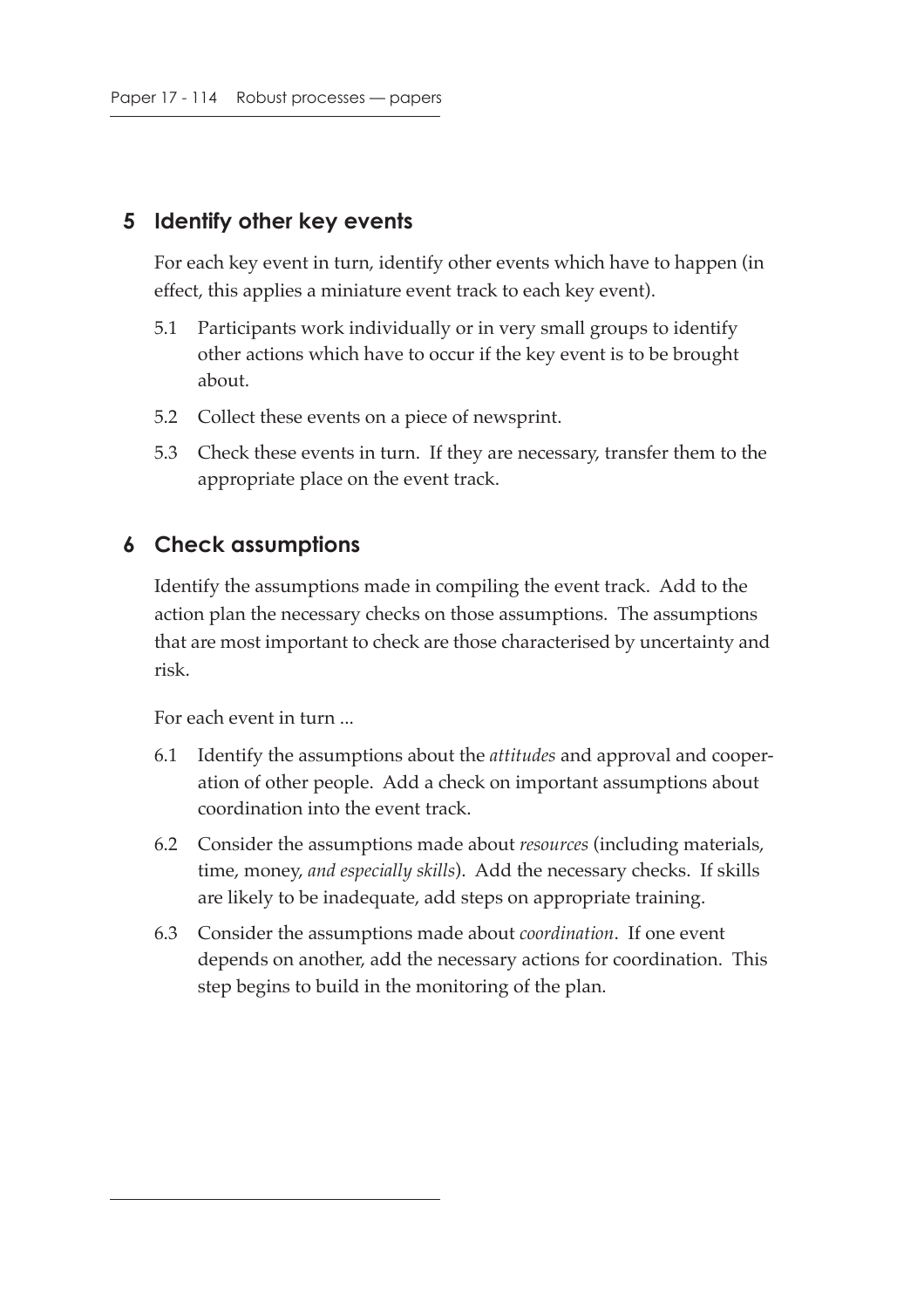## 5 Identify other key events

For each key event in turn, identify other events which have to happen (in effect, this applies a miniature event track to each key event).

5.1 Participants work individually or in very small groups to identify other actions which have to occur if the key event is to be brought about.

5.2 Collect these events on a piece of newsprint.

5.3 Check these events in turn. If they are necessary, transfer them to the appropriate place on the event track.

## 6 Check assumptions

Identify the assumptions made in compiling the event track. Add to the action plan the necessary checks on those assumptions. The assumptions that are most important to check are those characterised by uncertainty and risk.

For each event in turn ...

6.1 Identify the assumptions about the *attitudes* and approval and cooperation of other people. Add a check on important assumptions about coordination into the event track.

6.2 Consider the assumptions made about *resources* (including materials, time, money, *and especially skills*). Add the necessary checks. If skills are likely to be inadequate, add steps on appropriate training.

6.3 Consider the assumptions made about *coordination*. If one event depends on another, add the necessary actions for coordination. This step begins to build in the monitoring of the plan.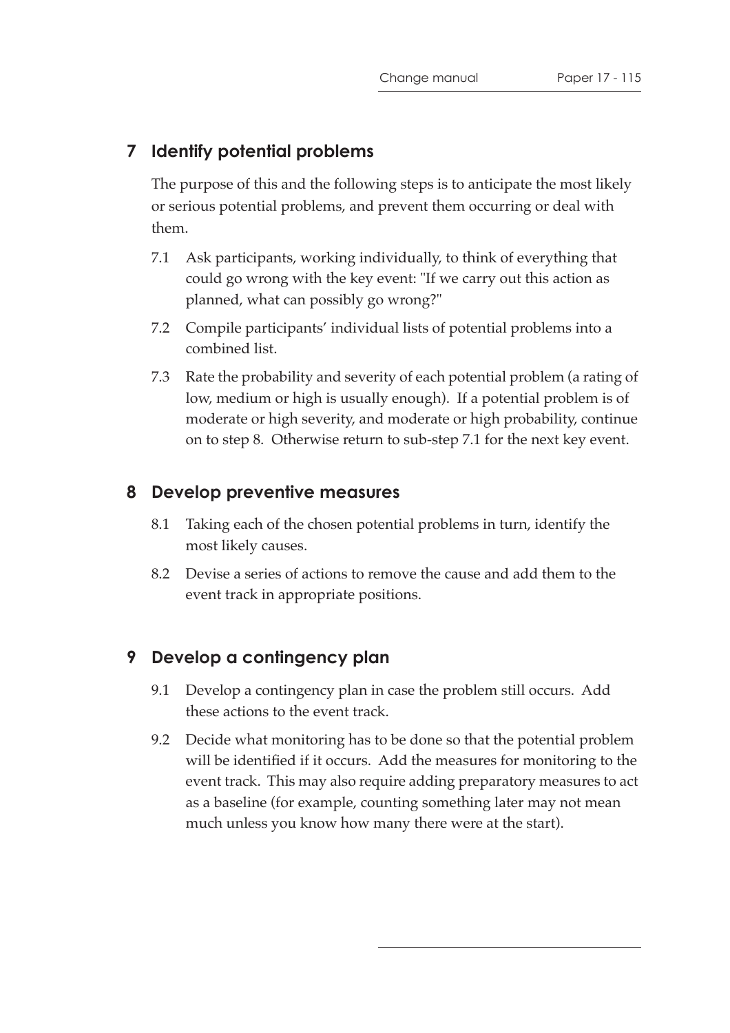## 7 Identify potential problems

The purpose of this and the following steps is to anticipate the most likely or serious potential problems, and prevent them occurring or deal with them.

7.1 Ask participants, working individually, to think of everything that could go wrong with the key event: "If we carry out this action as planned, what can possibly go wrong?"

7.2 Compile participants' individual lists of potential problems into a combined list.

7.3 Rate the probability and severity of each potential problem (a rating of low, medium or high is usually enough). If a potential problem is of moderate or high severity, and moderate or high probability, continue on to step 8. Otherwise return to sub-step 7.1 for the next key event.

## 8 Develop preventive measures

8.1 Taking each of the chosen potential problems in turn, identify the most likely causes.

8.2 Devise a series of actions to remove the cause and add them to the event track in appropriate positions.

## 9 Develop a contingency plan

9.1 Develop a contingency plan in case the problem still occurs. Add these actions to the event track.

9.2 Decide what monitoring has to be done so that the potential problem will be identified if it occurs. Add the measures for monitoring to the event track. This may also require adding preparatory measures to act as a baseline (for example, counting something later may not mean much unless you know how many there were at the start).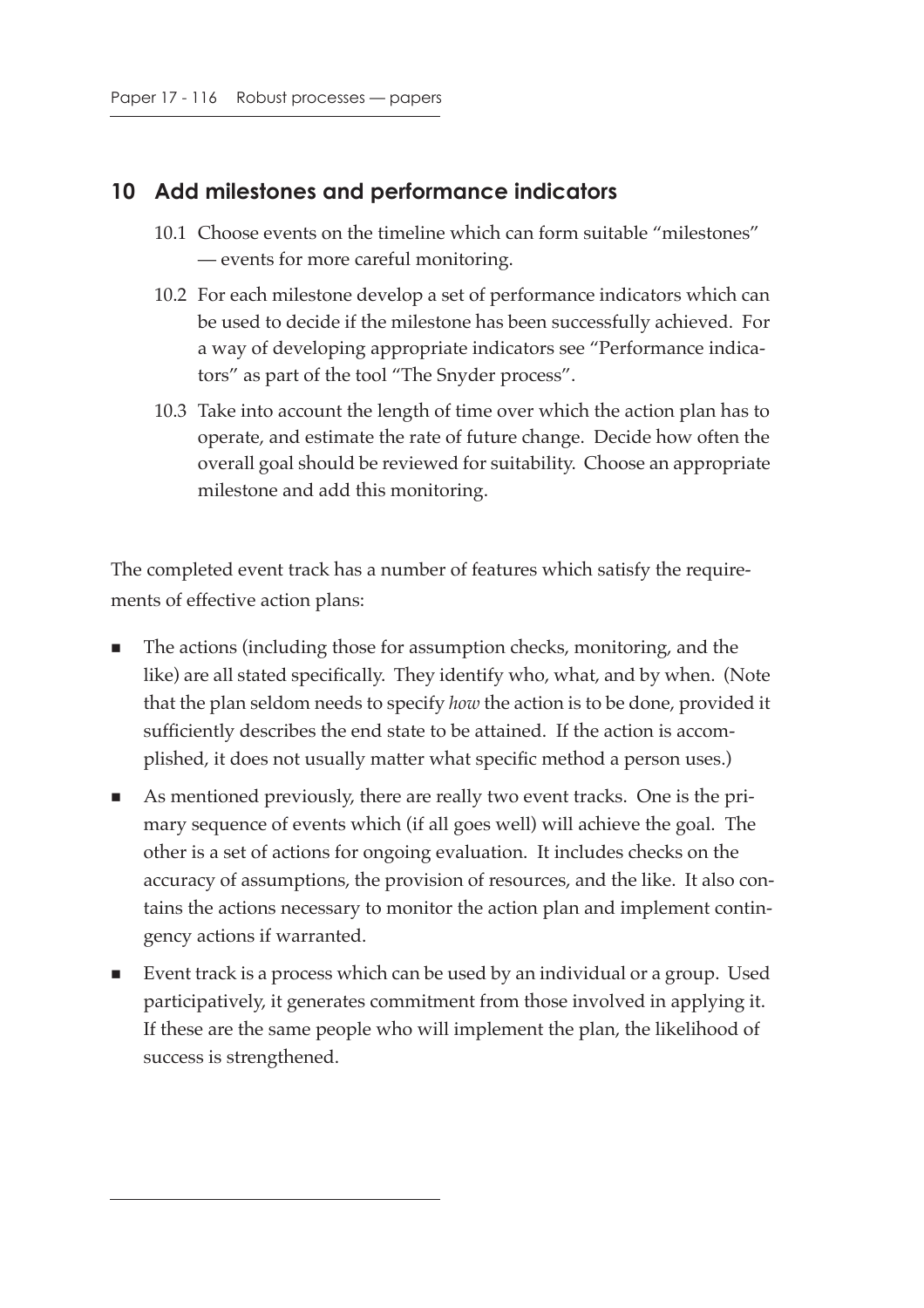## 10 Add milestones and performance indicators

10.1 Choose events on the timeline which can form suitable "milestones" — events for more careful monitoring.

10.2 For each milestone develop a set of performance indicators which can be used to decide if the milestone has been successfully achieved. For a way of developing appropriate indicators see "Performance indicators" as part of the tool "The Snyder process".

10.3 Take into account the length of time over which the action plan has to operate, and estimate the rate of future change. Decide how often the overall goal should be reviewed for suitability. Choose an appropriate milestone and add this monitoring.

The completed event track has a number of features which satisfy the requirements of effective action plans:

- The actions (including those for assumption checks, monitoring, and the like) are all stated specifically. They identify who, what, and by when. (Note that the plan seldom needs to specify *how* the action is to be done, provided it sufficiently describes the end state to be attained. If the action is accomplished, it does not usually matter what specific method a person uses.)
- As mentioned previously, there are really two event tracks. One is the primary sequence of events which (if all goes well) will achieve the goal. The other is a set of actions for ongoing evaluation. It includes checks on the accuracy of assumptions, the provision of resources, and the like. It also contains the actions necessary to monitor the action plan and implement contingency actions if warranted.
- Event track is a process which can be used by an individual or a group. Used participatively, it generates commitment from those involved in applying it. If these are the same people who will implement the plan, the likelihood of success is strengthened.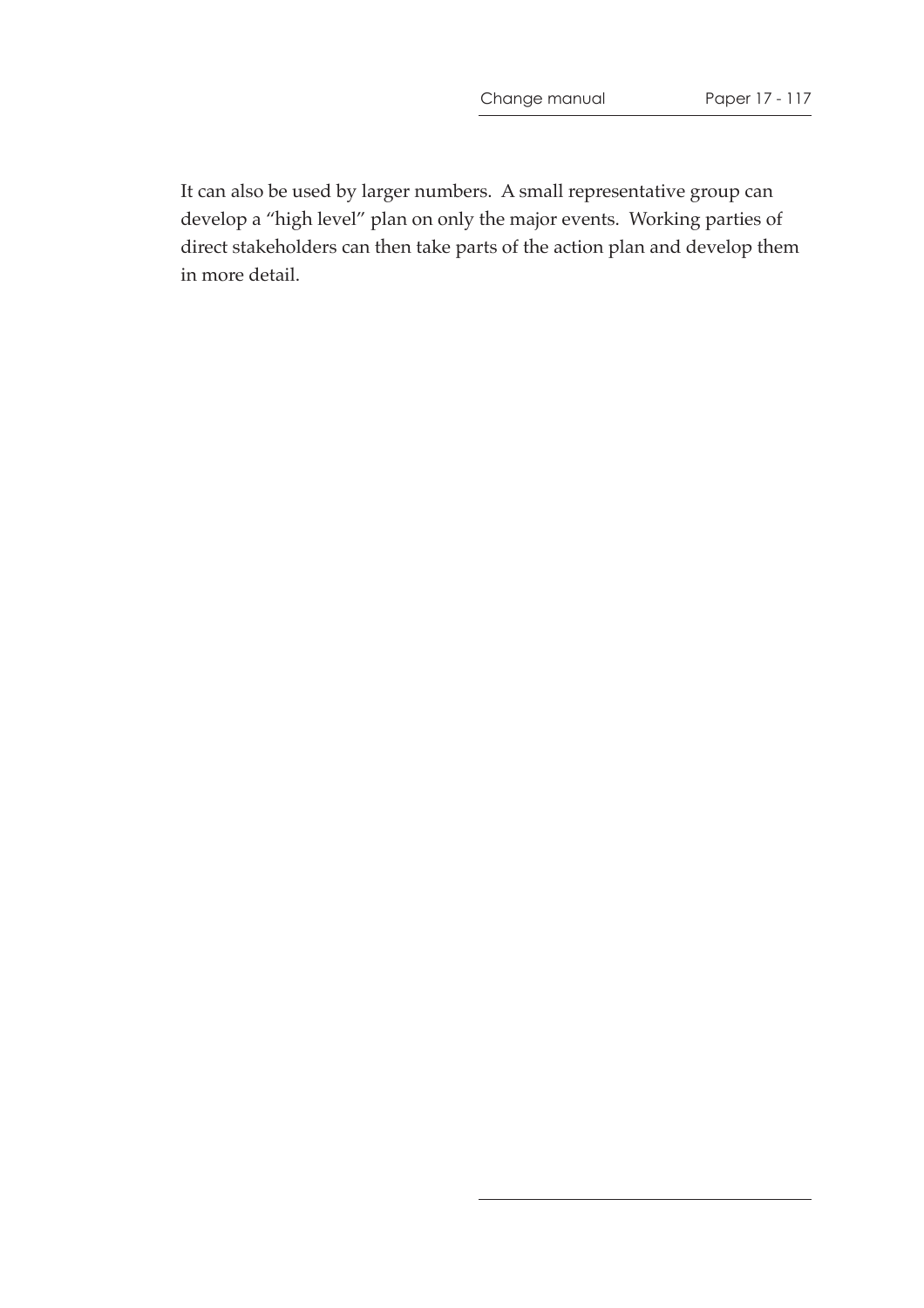It can also be used by larger numbers. A small representative group can develop a "high level" plan on only the major events. Working parties of direct stakeholders can then take parts of the action plan and develop them in more detail.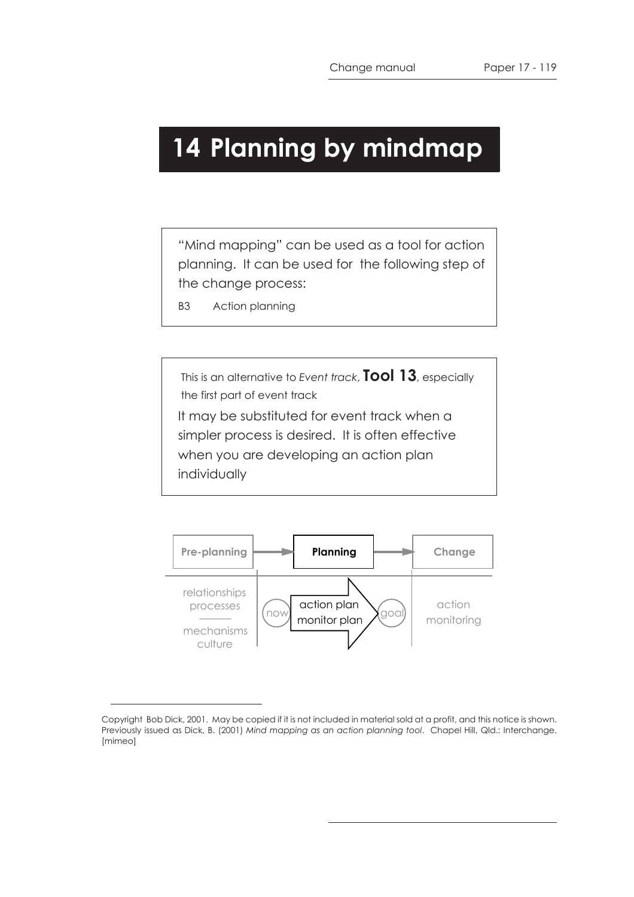# 14 Planning by mindmap

"Mind mapping" can be used as a tool for action planning. It can be used for the following step of the change process:

B3 Action planning

This is an alternative to *Event track*, **Tool 13**, especially the first part of event track

It may be substituted for event track when a simpler process is desired. It is often effective when you are developing an action plan individually

| **Pre-planning** | **Planning** | **Change** |
|---|---|---|
| relationships<br>processes<br>———<br>mechanisms<br>culture | now → action plan<br>monitor plan → goal | action<br>monitoring |

---

Copyright Bob Dick, 2001. May be copied if it is not included in material sold at a profit, and this notice is shown. Previously issued as Dick, B. (2001) *Mind mapping as an action planning tool*. Chapel Hill, Qld.: Interchange. [mimeo]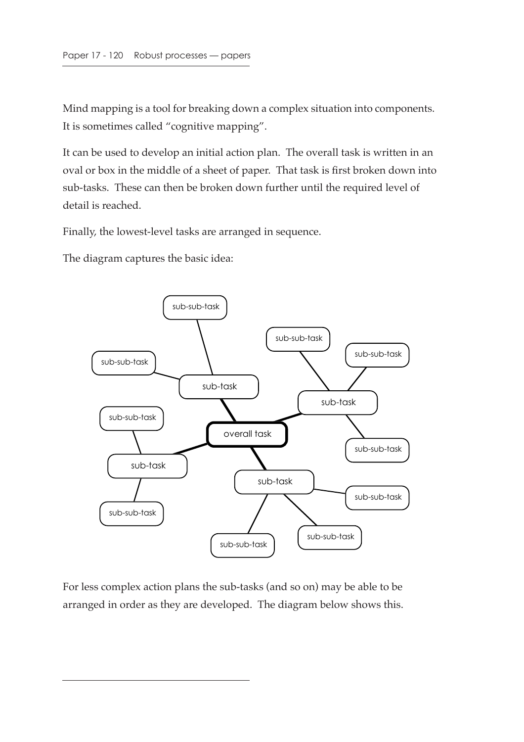Mind mapping is a tool for breaking down a complex situation into components. It is sometimes called “cognitive mapping”.

It can be used to develop an initial action plan. The overall task is written in an oval or box in the middle of a sheet of paper. That task is first broken down into sub-tasks. These can then be broken down further until the required level of detail is reached.

Finally, the lowest-level tasks are arranged in sequence.

The diagram captures the basic idea:

For less complex action plans the sub-tasks (and so on) may be able to be arranged in order as they are developed. The diagram below shows this.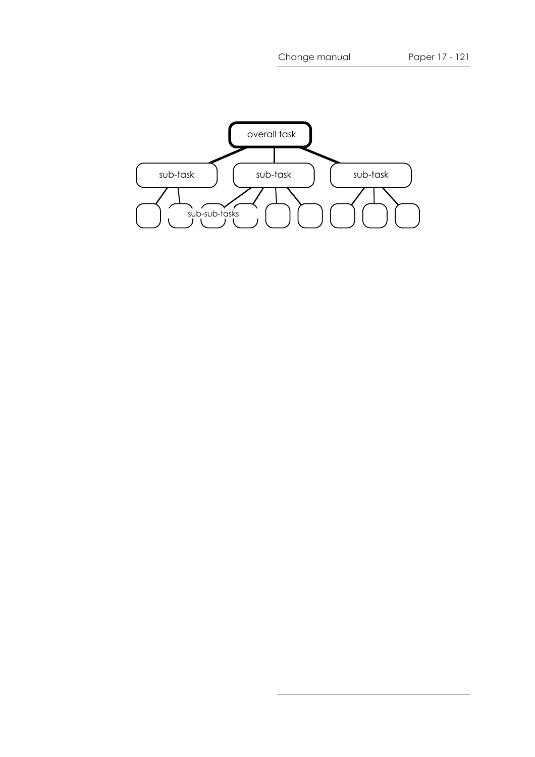overall task

sub-task

sub-task

sub-task

sub-sub-tasks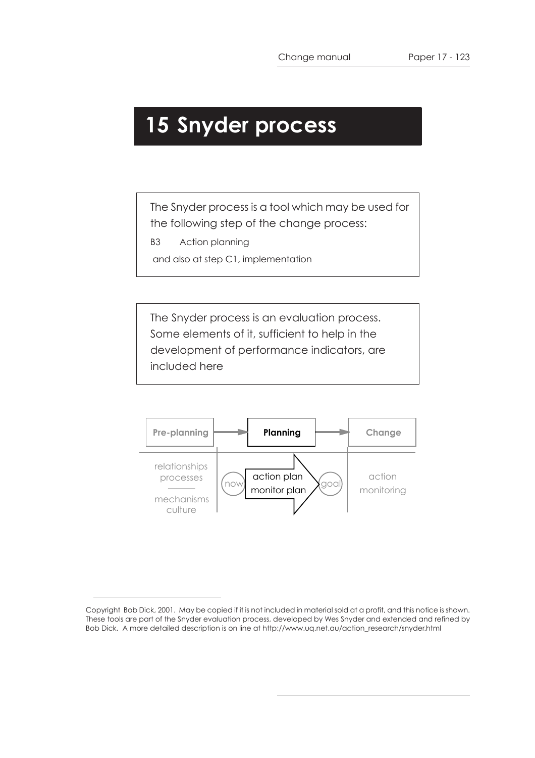# 15 Snyder process

The Snyder process is a tool which may be used for the following step of the change process:

B3 Action planning

and also at step C1, implementation

The Snyder process is an evaluation process. Some elements of it, sufficient to help in the development of performance indicators, are included here

Pre-planning → **Planning** → Change

relationships
processes
mechanisms
culture

now → action plan / monitor plan → goal

action
monitoring

---

Copyright Bob Dick, 2001. May be copied if it is not included in material sold at a profit, and this notice is shown. These tools are part of the Snyder evaluation process, developed by Wes Snyder and extended and refined by Bob Dick. A more detailed description is on line at http://www.uq.net.au/action_research/snyder.html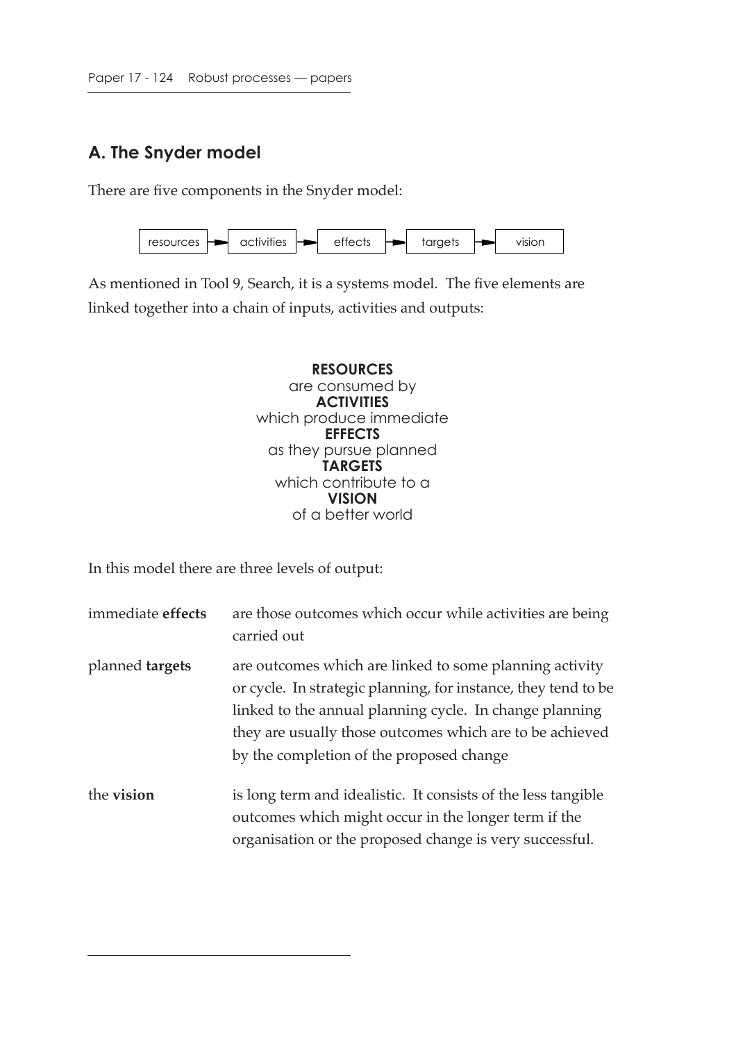## A. The Snyder model

There are five components in the Snyder model:

resources → activities → effects → targets → vision

As mentioned in Tool 9, Search, it is a systems model. The five elements are linked together into a chain of inputs, activities and outputs:

**RESOURCES**
are consumed by
**ACTIVITIES**
which produce immediate
**EFFECTS**
as they pursue planned
**TARGETS**
which contribute to a
**VISION**
of a better world

In this model there are three levels of output:

immediate **effects** — are those outcomes which occur while activities are being carried out

planned **targets** — are outcomes which are linked to some planning activity or cycle. In strategic planning, for instance, they tend to be linked to the annual planning cycle. In change planning they are usually those outcomes which are to be achieved by the completion of the proposed change

the **vision** — is long term and idealistic. It consists of the less tangible outcomes which might occur in the longer term if the organisation or the proposed change is very successful.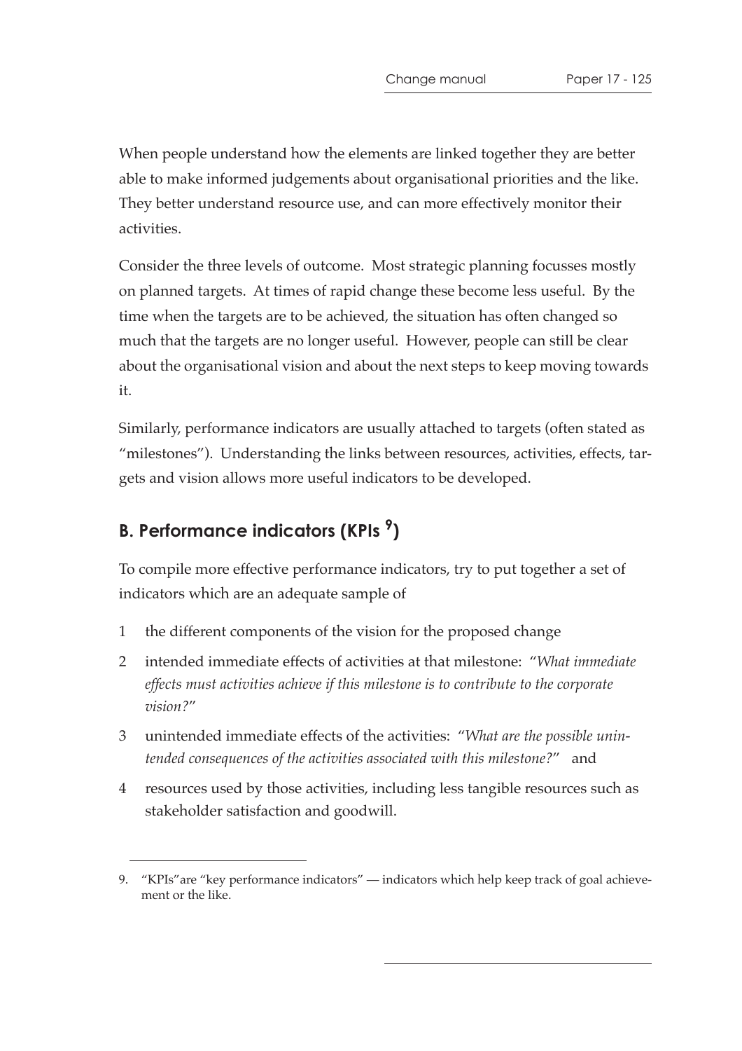When people understand how the elements are linked together they are better able to make informed judgements about organisational priorities and the like. They better understand resource use, and can more effectively monitor their activities.

Consider the three levels of outcome. Most strategic planning focusses mostly on planned targets. At times of rapid change these become less useful. By the time when the targets are to be achieved, the situation has often changed so much that the targets are no longer useful. However, people can still be clear about the organisational vision and about the next steps to keep moving towards it.

Similarly, performance indicators are usually attached to targets (often stated as "milestones"). Understanding the links between resources, activities, effects, targets and vision allows more useful indicators to be developed.

## B. Performance indicators (KPIs [9])

To compile more effective performance indicators, try to put together a set of indicators which are an adequate sample of

1. the different components of the vision for the proposed change
2. intended immediate effects of activities at that milestone: "*What immediate effects must activities achieve if this milestone is to contribute to the corporate vision?*"
3. unintended immediate effects of the activities: "*What are the possible unintended consequences of the activities associated with this milestone?*" and
4. resources used by those activities, including less tangible resources such as stakeholder satisfaction and goodwill.

---

9. "KPIs"are "key performance indicators" — indicators which help keep track of goal achievement or the like.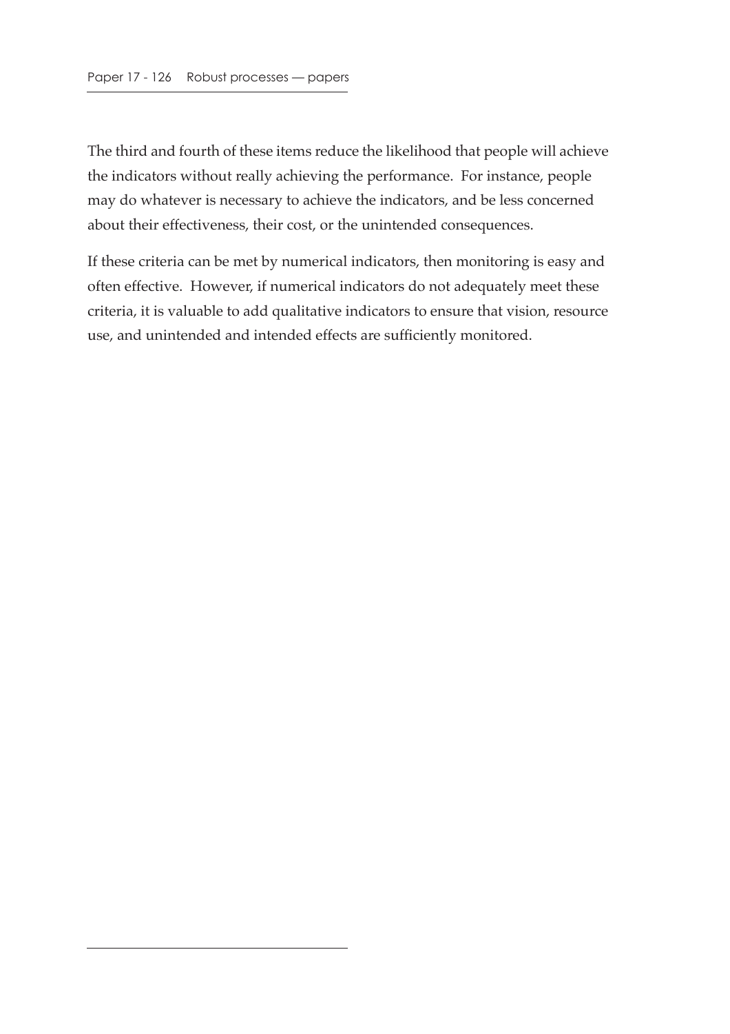The third and fourth of these items reduce the likelihood that people will achieve the indicators without really achieving the performance. For instance, people may do whatever is necessary to achieve the indicators, and be less concerned about their effectiveness, their cost, or the unintended consequences.

If these criteria can be met by numerical indicators, then monitoring is easy and often effective. However, if numerical indicators do not adequately meet these criteria, it is valuable to add qualitative indicators to ensure that vision, resource use, and unintended and intended effects are sufficiently monitored.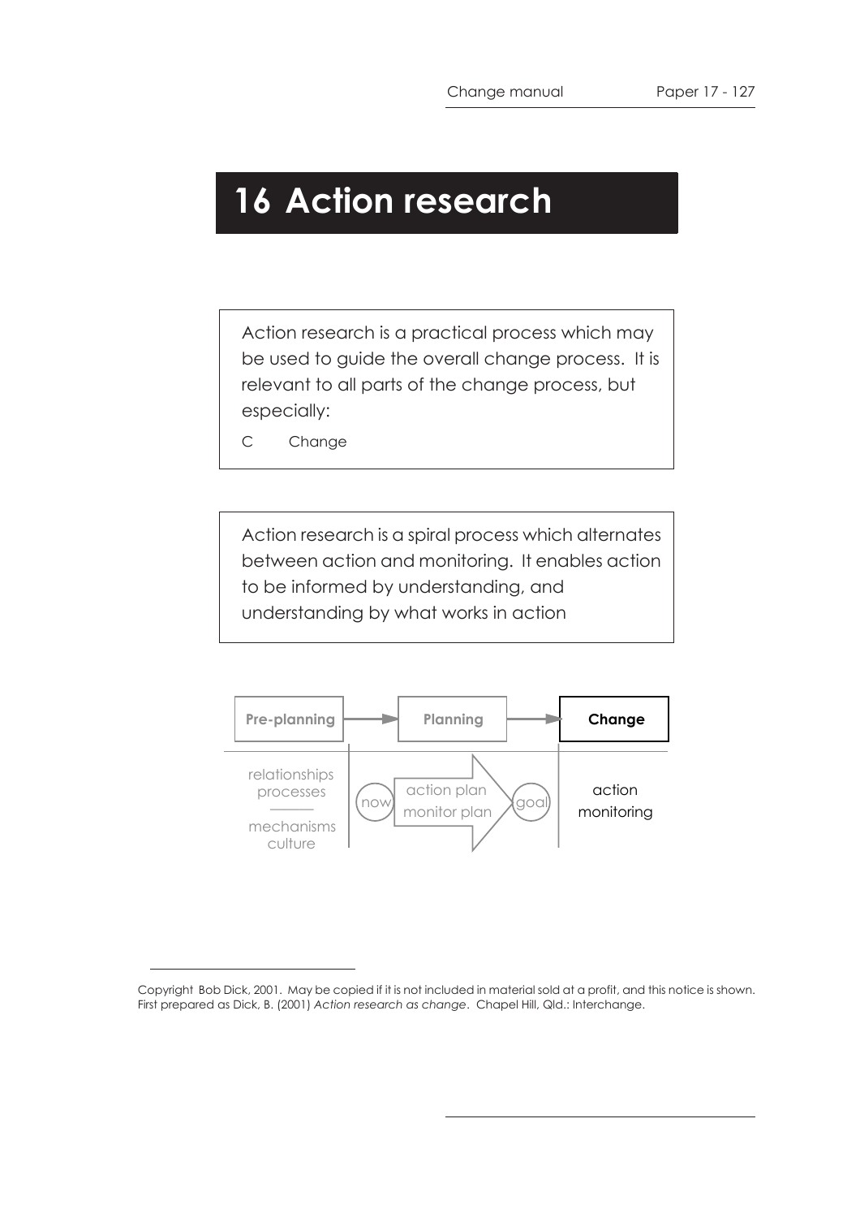# 16 Action research

Action research is a practical process which may be used to guide the overall change process. It is relevant to all parts of the change process, but especially:

C Change

Action research is a spiral process which alternates between action and monitoring. It enables action to be informed by understanding, and understanding by what works in action

| Pre-planning | Planning | Change |
| --- | --- | --- |
| relationships<br>processes<br>———<br>mechanisms<br>culture | now → action plan<br>monitor plan → goal | action<br>monitoring |

---

Copyright Bob Dick, 2001. May be copied if it is not included in material sold at a profit, and this notice is shown. First prepared as Dick, B. (2001) *Action research as change*. Chapel Hill, Qld.: Interchange.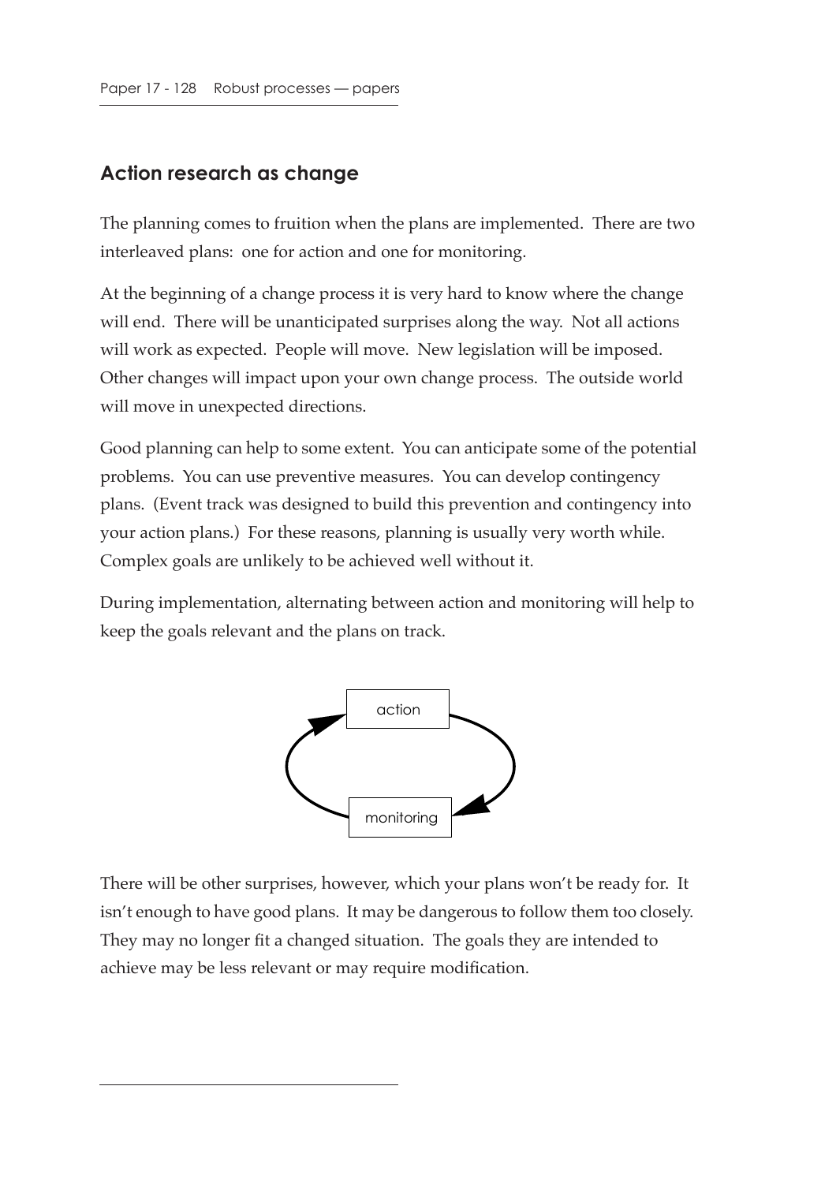## Action research as change

The planning comes to fruition when the plans are implemented. There are two interleaved plans: one for action and one for monitoring.

At the beginning of a change process it is very hard to know where the change will end. There will be unanticipated surprises along the way. Not all actions will work as expected. People will move. New legislation will be imposed. Other changes will impact upon your own change process. The outside world will move in unexpected directions.

Good planning can help to some extent. You can anticipate some of the potential problems. You can use preventive measures. You can develop contingency plans. (Event track was designed to build this prevention and contingency into your action plans.) For these reasons, planning is usually very worth while. Complex goals are unlikely to be achieved well without it.

During implementation, alternating between action and monitoring will help to keep the goals relevant and the plans on track.

action

monitoring

There will be other surprises, however, which your plans won't be ready for. It isn't enough to have good plans. It may be dangerous to follow them too closely. They may no longer fit a changed situation. The goals they are intended to achieve may be less relevant or may require modification.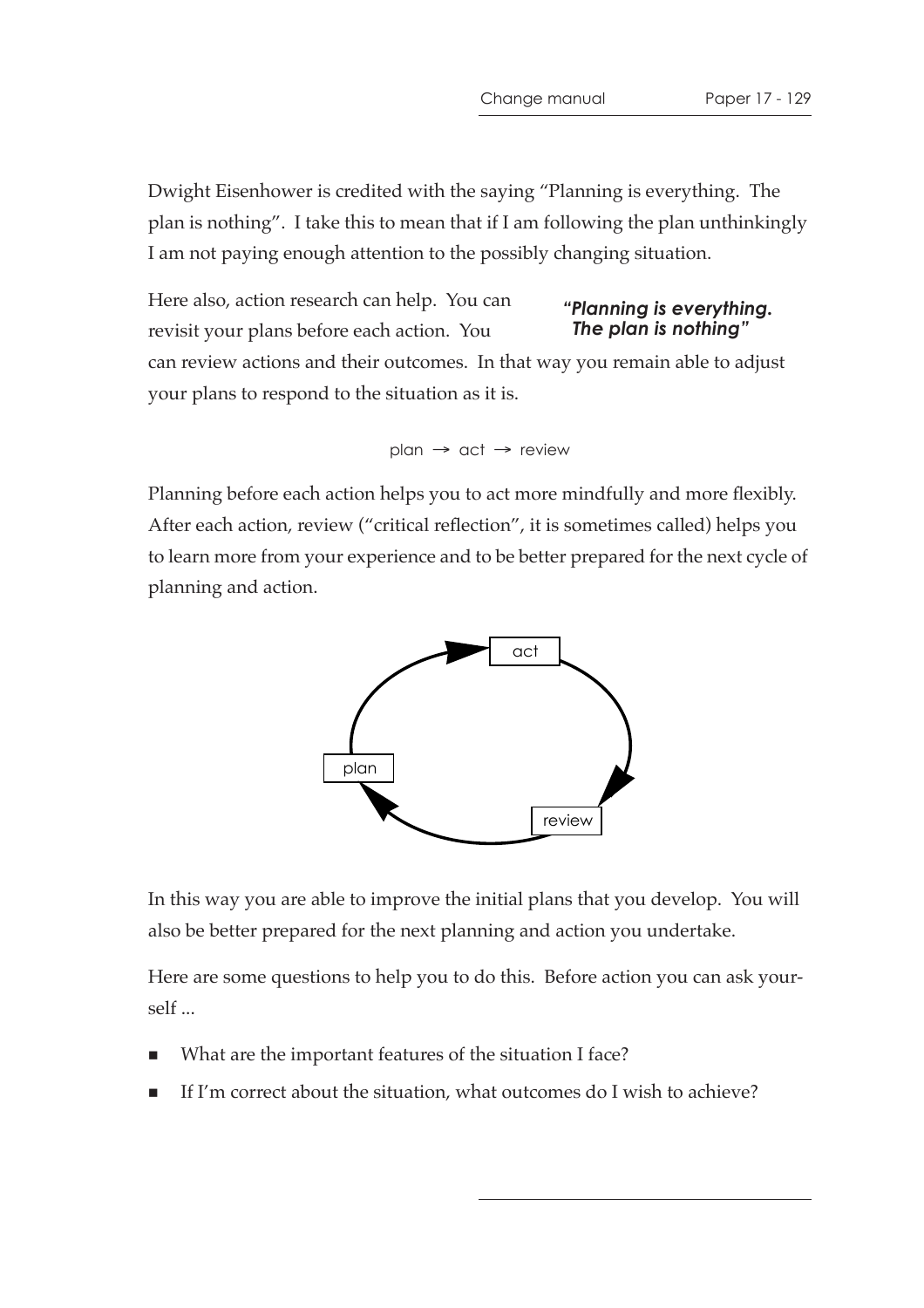Dwight Eisenhower is credited with the saying "Planning is everything. The plan is nothing". I take this to mean that if I am following the plan unthinkingly I am not paying enough attention to the possibly changing situation.

***"Planning is everything. The plan is nothing"***

Here also, action research can help. You can revisit your plans before each action. You can review actions and their outcomes. In that way you remain able to adjust your plans to respond to the situation as it is.

plan → act → review

Planning before each action helps you to act more mindfully and more flexibly. After each action, review ("critical reflection", it is sometimes called) helps you to learn more from your experience and to be better prepared for the next cycle of planning and action.

plan → act → review → plan

In this way you are able to improve the initial plans that you develop. You will also be better prepared for the next planning and action you undertake.

Here are some questions to help you to do this. Before action you can ask yourself ...

- What are the important features of the situation I face?
- If I'm correct about the situation, what outcomes do I wish to achieve?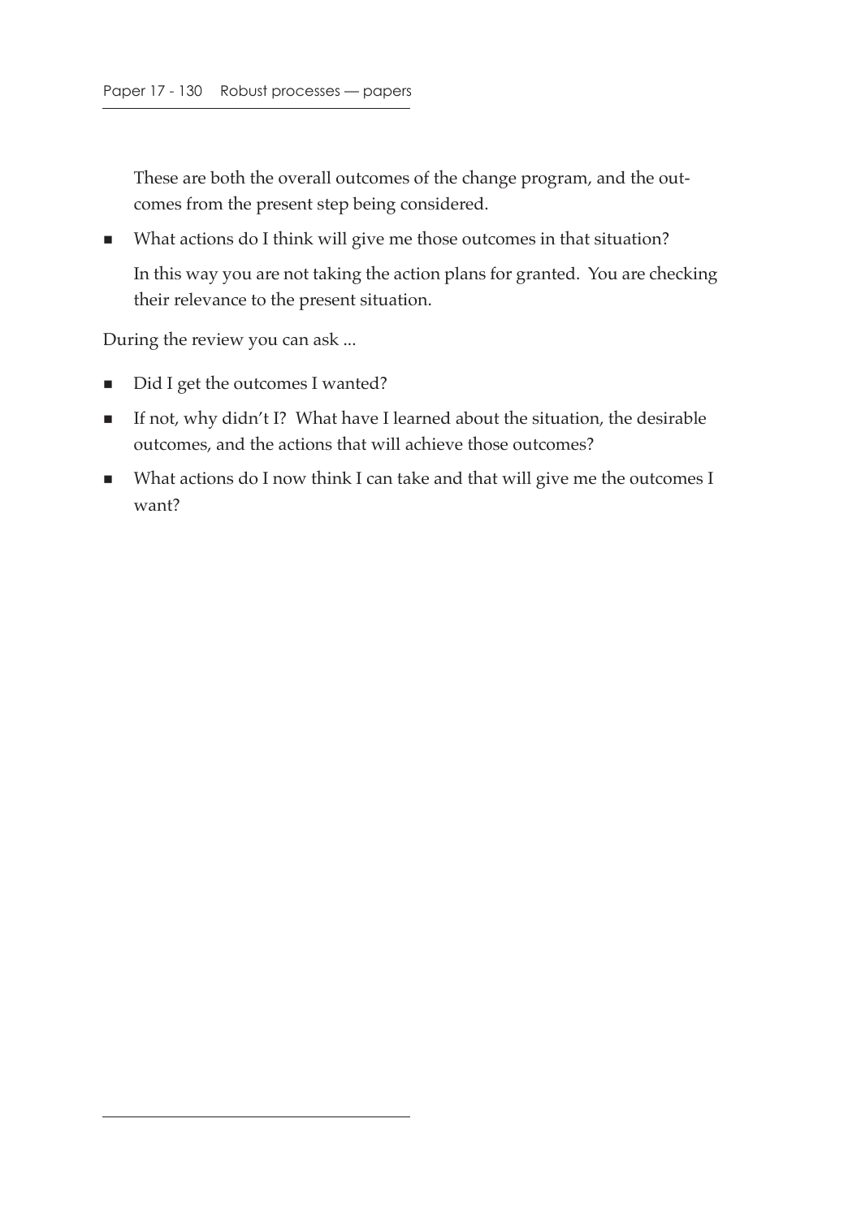These are both the overall outcomes of the change program, and the outcomes from the present step being considered.

- What actions do I think will give me those outcomes in that situation?

  In this way you are not taking the action plans for granted. You are checking their relevance to the present situation.

During the review you can ask ...

- Did I get the outcomes I wanted?
- If not, why didn't I? What have I learned about the situation, the desirable outcomes, and the actions that will achieve those outcomes?
- What actions do I now think I can take and that will give me the outcomes I want?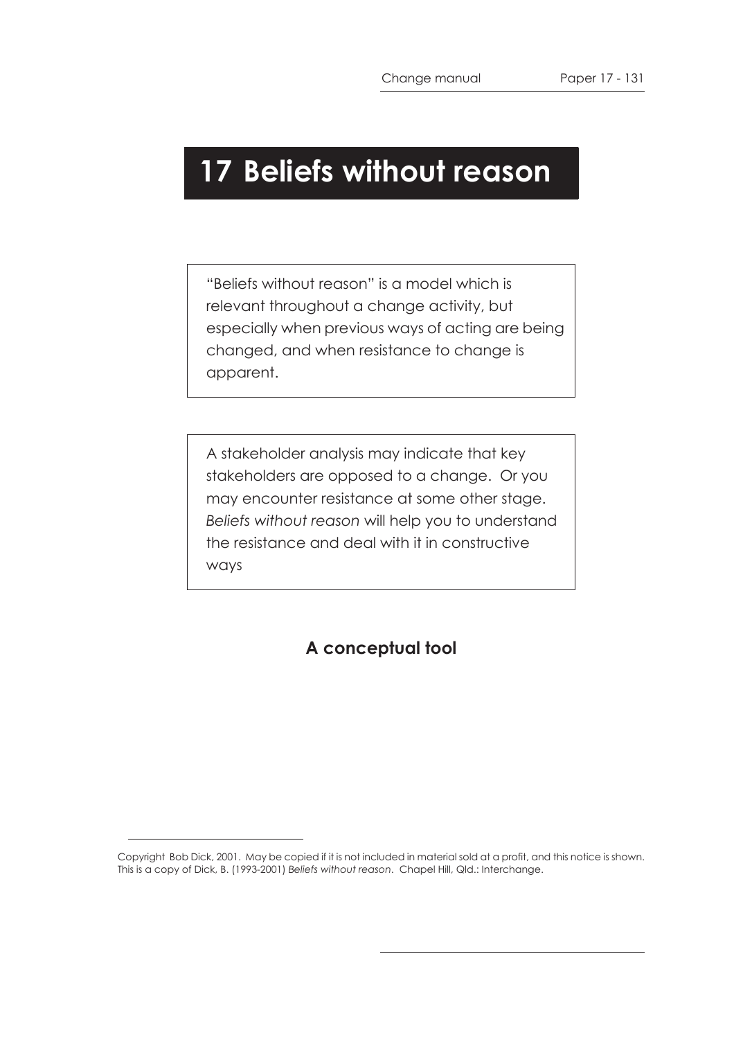# 17 Beliefs without reason

"Beliefs without reason" is a model which is relevant throughout a change activity, but especially when previous ways of acting are being changed, and when resistance to change is apparent.

A stakeholder analysis may indicate that key stakeholders are opposed to a change. Or you may encounter resistance at some other stage. *Beliefs without reason* will help you to understand the resistance and deal with it in constructive ways

## A conceptual tool

Copyright Bob Dick, 2001. May be copied if it is not included in material sold at a profit, and this notice is shown. This is a copy of Dick, B. (1993-2001) *Beliefs without reason*. Chapel Hill, Qld.: Interchange.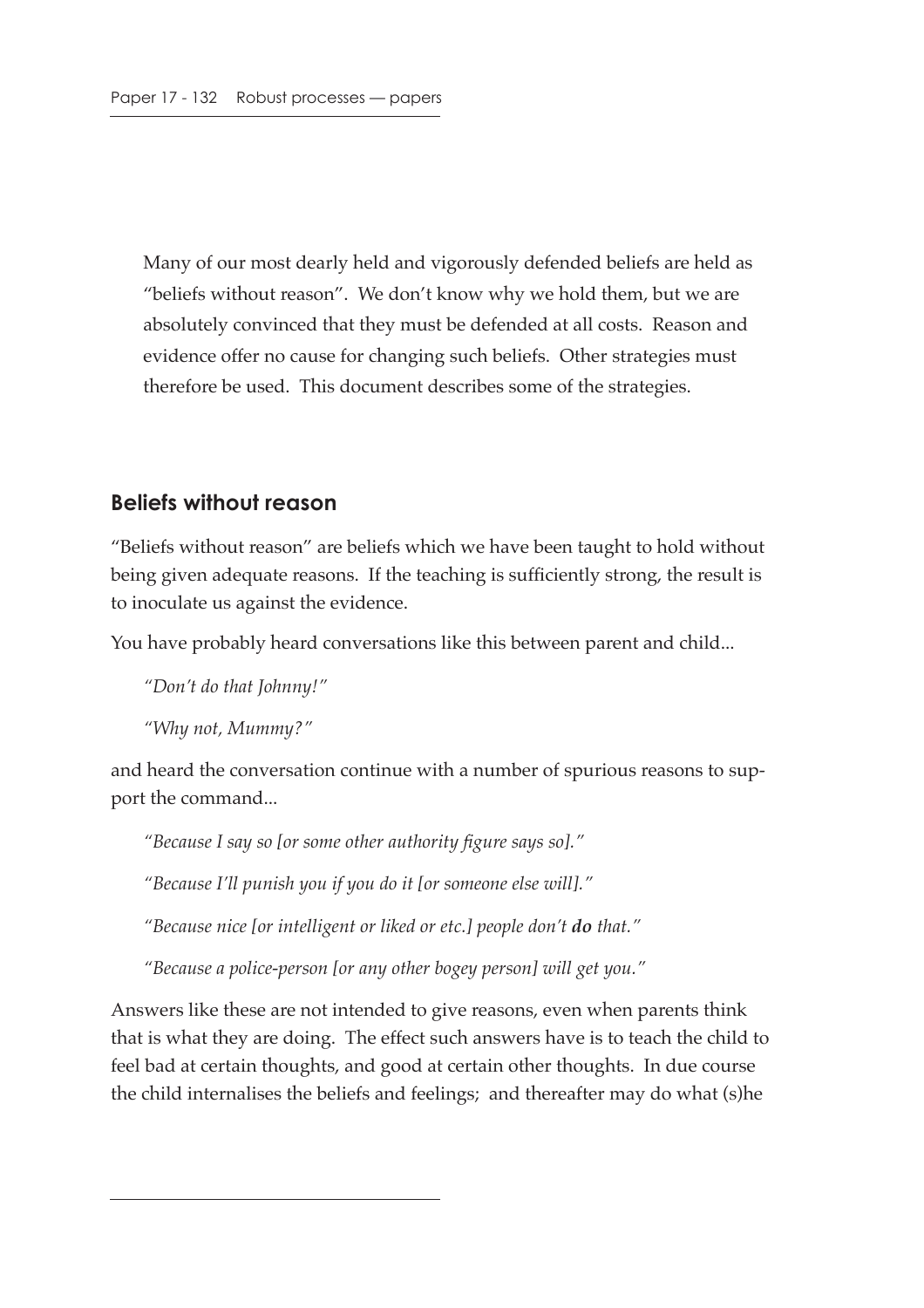Many of our most dearly held and vigorously defended beliefs are held as "beliefs without reason". We don't know why we hold them, but we are absolutely convinced that they must be defended at all costs. Reason and evidence offer no cause for changing such beliefs. Other strategies must therefore be used. This document describes some of the strategies.

## Beliefs without reason

"Beliefs without reason" are beliefs which we have been taught to hold without being given adequate reasons. If the teaching is sufficiently strong, the result is to inoculate us against the evidence.

You have probably heard conversations like this between parent and child...

> *"Don't do that Johnny!"*
>
> *"Why not, Mummy?"*

and heard the conversation continue with a number of spurious reasons to support the command...

> *"Because I say so [or some other authority figure says so]."*
>
> *"Because I'll punish you if you do it [or someone else will]."*
>
> *"Because nice [or intelligent or liked or etc.] people don't **do** that."*
>
> *"Because a police-person [or any other bogey person] will get you."*

Answers like these are not intended to give reasons, even when parents think that is what they are doing. The effect such answers have is to teach the child to feel bad at certain thoughts, and good at certain other thoughts. In due course the child internalises the beliefs and feelings; and thereafter may do what (s)he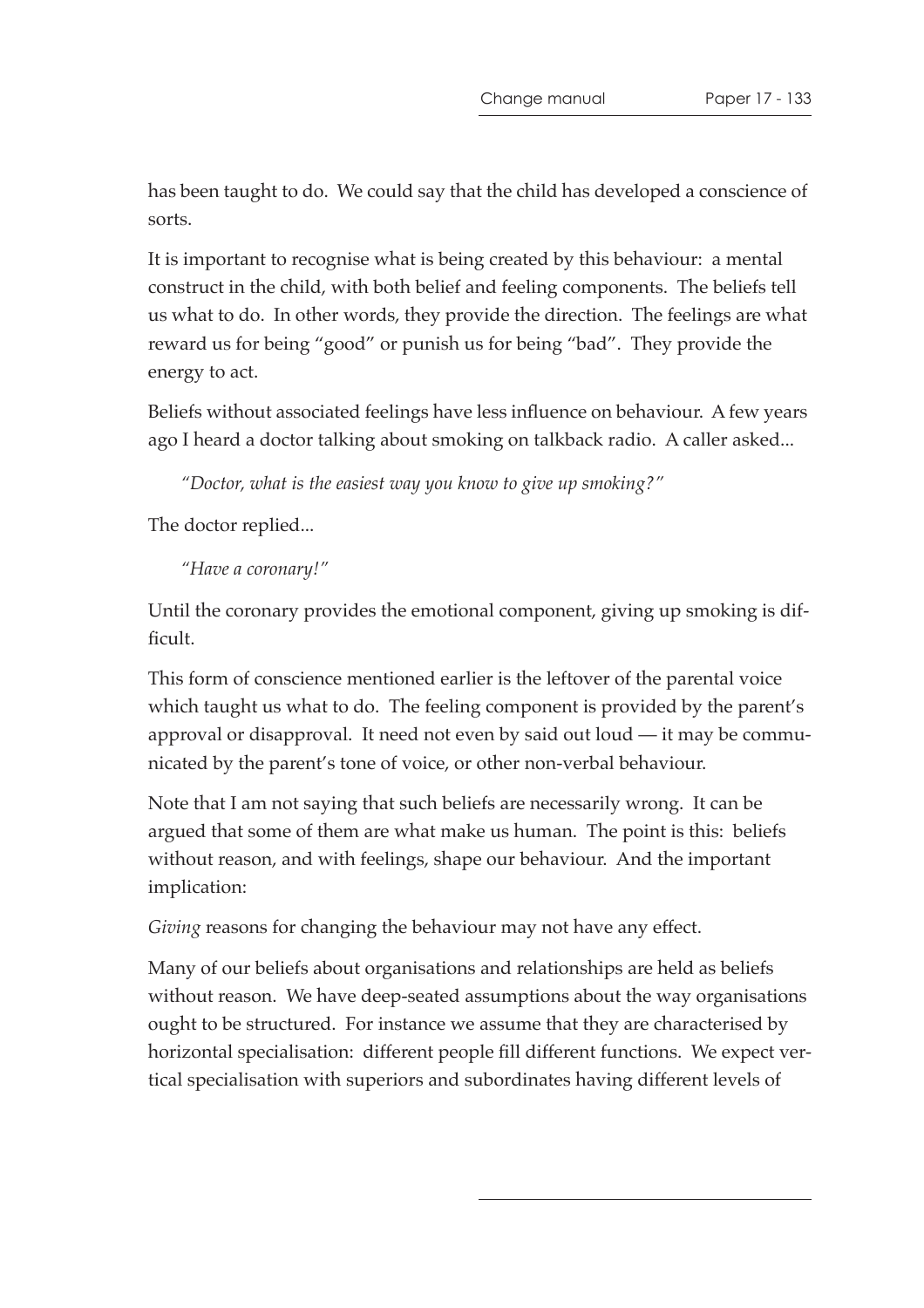has been taught to do. We could say that the child has developed a conscience of sorts.

It is important to recognise what is being created by this behaviour: a mental construct in the child, with both belief and feeling components. The beliefs tell us what to do. In other words, they provide the direction. The feelings are what reward us for being "good" or punish us for being "bad". They provide the energy to act.

Beliefs without associated feelings have less influence on behaviour. A few years ago I heard a doctor talking about smoking on talkback radio. A caller asked...

> *"Doctor, what is the easiest way you know to give up smoking?"*

The doctor replied...

> *"Have a coronary!"*

Until the coronary provides the emotional component, giving up smoking is difficult.

This form of conscience mentioned earlier is the leftover of the parental voice which taught us what to do. The feeling component is provided by the parent's approval or disapproval. It need not even by said out loud — it may be communicated by the parent's tone of voice, or other non-verbal behaviour.

Note that I am not saying that such beliefs are necessarily wrong. It can be argued that some of them are what make us human. The point is this: beliefs without reason, and with feelings, shape our behaviour. And the important implication:

*Giving* reasons for changing the behaviour may not have any effect.

Many of our beliefs about organisations and relationships are held as beliefs without reason. We have deep-seated assumptions about the way organisations ought to be structured. For instance we assume that they are characterised by horizontal specialisation: different people fill different functions. We expect vertical specialisation with superiors and subordinates having different levels of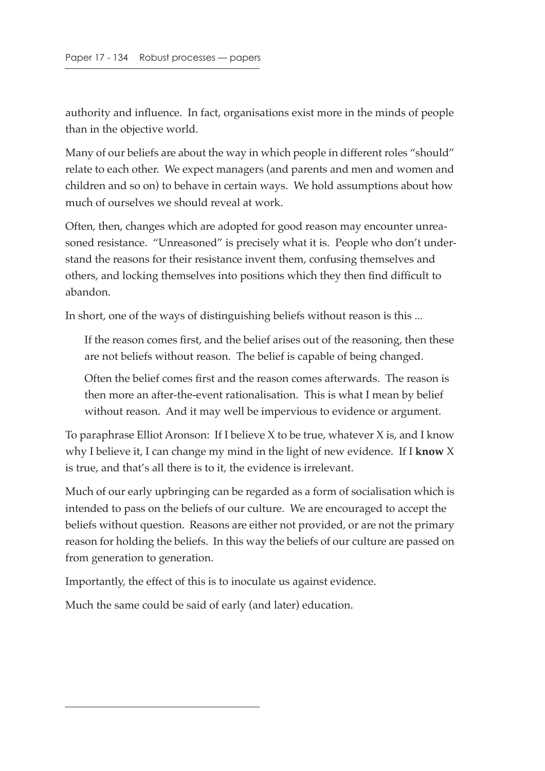authority and influence. In fact, organisations exist more in the minds of people than in the objective world.

Many of our beliefs are about the way in which people in different roles "should" relate to each other. We expect managers (and parents and men and women and children and so on) to behave in certain ways. We hold assumptions about how much of ourselves we should reveal at work.

Often, then, changes which are adopted for good reason may encounter unreasoned resistance. "Unreasoned" is precisely what it is. People who don't understand the reasons for their resistance invent them, confusing themselves and others, and locking themselves into positions which they then find difficult to abandon.

In short, one of the ways of distinguishing beliefs without reason is this ...

> If the reason comes first, and the belief arises out of the reasoning, then these are not beliefs without reason. The belief is capable of being changed.
>
> Often the belief comes first and the reason comes afterwards. The reason is then more an after-the-event rationalisation. This is what I mean by belief without reason. And it may well be impervious to evidence or argument.

To paraphrase Elliot Aronson: If I believe X to be true, whatever X is, and I know why I believe it, I can change my mind in the light of new evidence. If I **know** X is true, and that's all there is to it, the evidence is irrelevant.

Much of our early upbringing can be regarded as a form of socialisation which is intended to pass on the beliefs of our culture. We are encouraged to accept the beliefs without question. Reasons are either not provided, or are not the primary reason for holding the beliefs. In this way the beliefs of our culture are passed on from generation to generation.

Importantly, the effect of this is to inoculate us against evidence.

Much the same could be said of early (and later) education.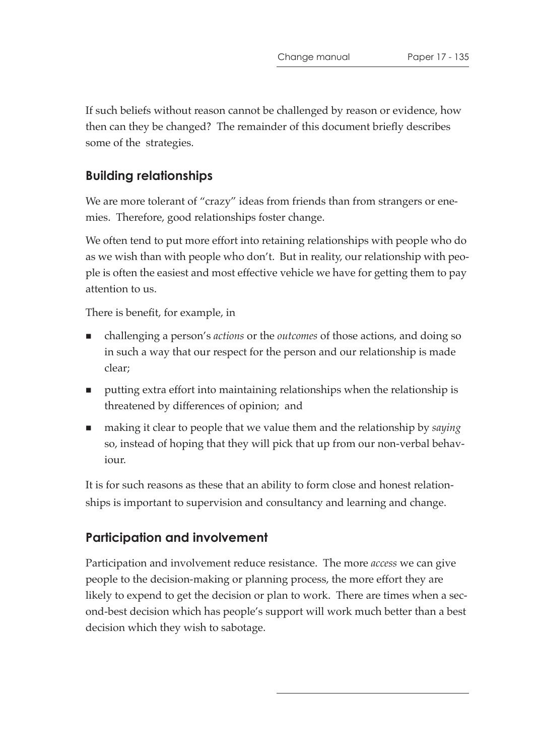If such beliefs without reason cannot be challenged by reason or evidence, how then can they be changed? The remainder of this document briefly describes some of the strategies.

## Building relationships

We are more tolerant of "crazy" ideas from friends than from strangers or enemies. Therefore, good relationships foster change.

We often tend to put more effort into retaining relationships with people who do as we wish than with people who don't. But in reality, our relationship with people is often the easiest and most effective vehicle we have for getting them to pay attention to us.

There is benefit, for example, in

- challenging a person's *actions* or the *outcomes* of those actions, and doing so in such a way that our respect for the person and our relationship is made clear;
- putting extra effort into maintaining relationships when the relationship is threatened by differences of opinion; and
- making it clear to people that we value them and the relationship by *saying* so, instead of hoping that they will pick that up from our non-verbal behaviour.

It is for such reasons as these that an ability to form close and honest relationships is important to supervision and consultancy and learning and change.

## Participation and involvement

Participation and involvement reduce resistance. The more *access* we can give people to the decision-making or planning process, the more effort they are likely to expend to get the decision or plan to work. There are times when a second-best decision which has people's support will work much better than a best decision which they wish to sabotage.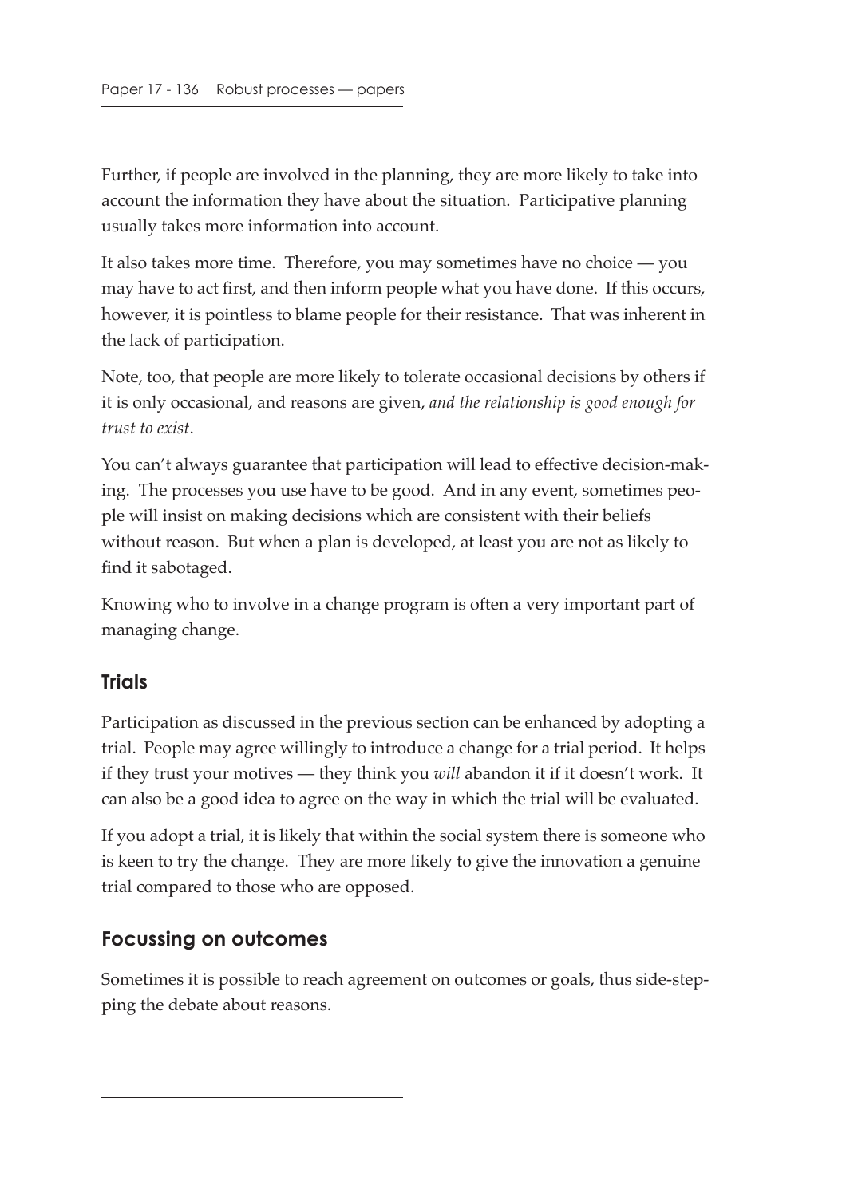Further, if people are involved in the planning, they are more likely to take into account the information they have about the situation. Participative planning usually takes more information into account.

It also takes more time. Therefore, you may sometimes have no choice — you may have to act first, and then inform people what you have done. If this occurs, however, it is pointless to blame people for their resistance. That was inherent in the lack of participation.

Note, too, that people are more likely to tolerate occasional decisions by others if it is only occasional, and reasons are given, *and the relationship is good enough for trust to exist*.

You can't always guarantee that participation will lead to effective decision-making. The processes you use have to be good. And in any event, sometimes people will insist on making decisions which are consistent with their beliefs without reason. But when a plan is developed, at least you are not as likely to find it sabotaged.

Knowing who to involve in a change program is often a very important part of managing change.

## Trials

Participation as discussed in the previous section can be enhanced by adopting a trial. People may agree willingly to introduce a change for a trial period. It helps if they trust your motives — they think you *will* abandon it if it doesn't work. It can also be a good idea to agree on the way in which the trial will be evaluated.

If you adopt a trial, it is likely that within the social system there is someone who is keen to try the change. They are more likely to give the innovation a genuine trial compared to those who are opposed.

## Focussing on outcomes

Sometimes it is possible to reach agreement on outcomes or goals, thus side-stepping the debate about reasons.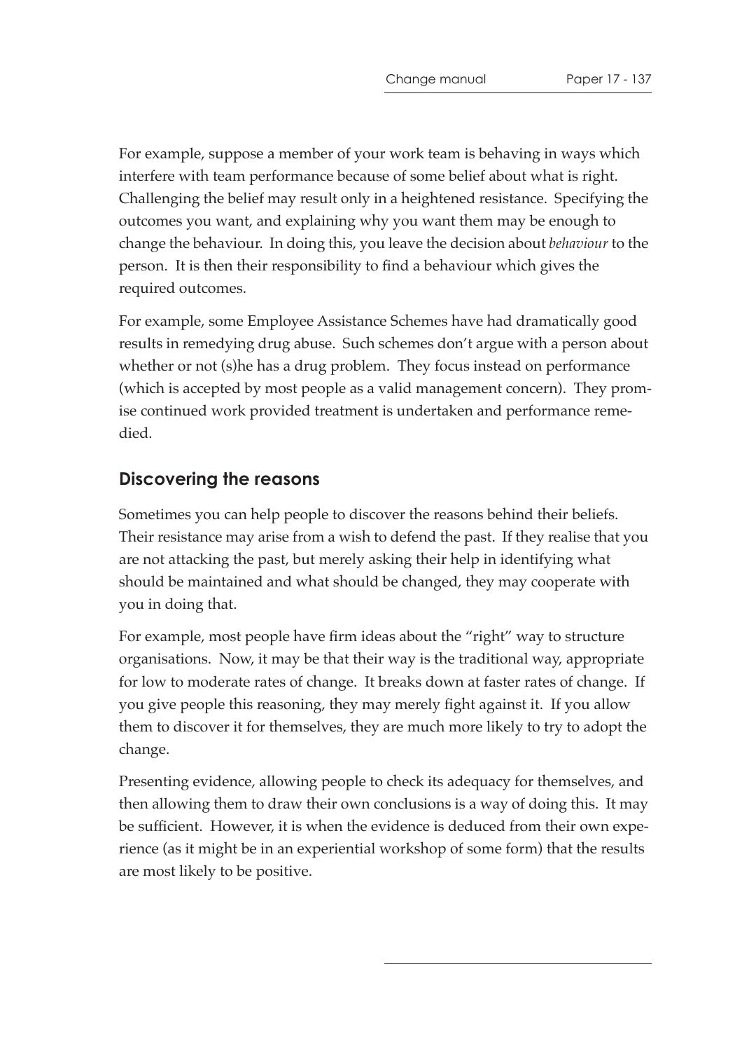For example, suppose a member of your work team is behaving in ways which interfere with team performance because of some belief about what is right. Challenging the belief may result only in a heightened resistance. Specifying the outcomes you want, and explaining why you want them may be enough to change the behaviour. In doing this, you leave the decision about *behaviour* to the person. It is then their responsibility to find a behaviour which gives the required outcomes.

For example, some Employee Assistance Schemes have had dramatically good results in remedying drug abuse. Such schemes don't argue with a person about whether or not (s)he has a drug problem. They focus instead on performance (which is accepted by most people as a valid management concern). They promise continued work provided treatment is undertaken and performance remedied.

## Discovering the reasons

Sometimes you can help people to discover the reasons behind their beliefs. Their resistance may arise from a wish to defend the past. If they realise that you are not attacking the past, but merely asking their help in identifying what should be maintained and what should be changed, they may cooperate with you in doing that.

For example, most people have firm ideas about the "right" way to structure organisations. Now, it may be that their way is the traditional way, appropriate for low to moderate rates of change. It breaks down at faster rates of change. If you give people this reasoning, they may merely fight against it. If you allow them to discover it for themselves, they are much more likely to try to adopt the change.

Presenting evidence, allowing people to check its adequacy for themselves, and then allowing them to draw their own conclusions is a way of doing this. It may be sufficient. However, it is when the evidence is deduced from their own experience (as it might be in an experiential workshop of some form) that the results are most likely to be positive.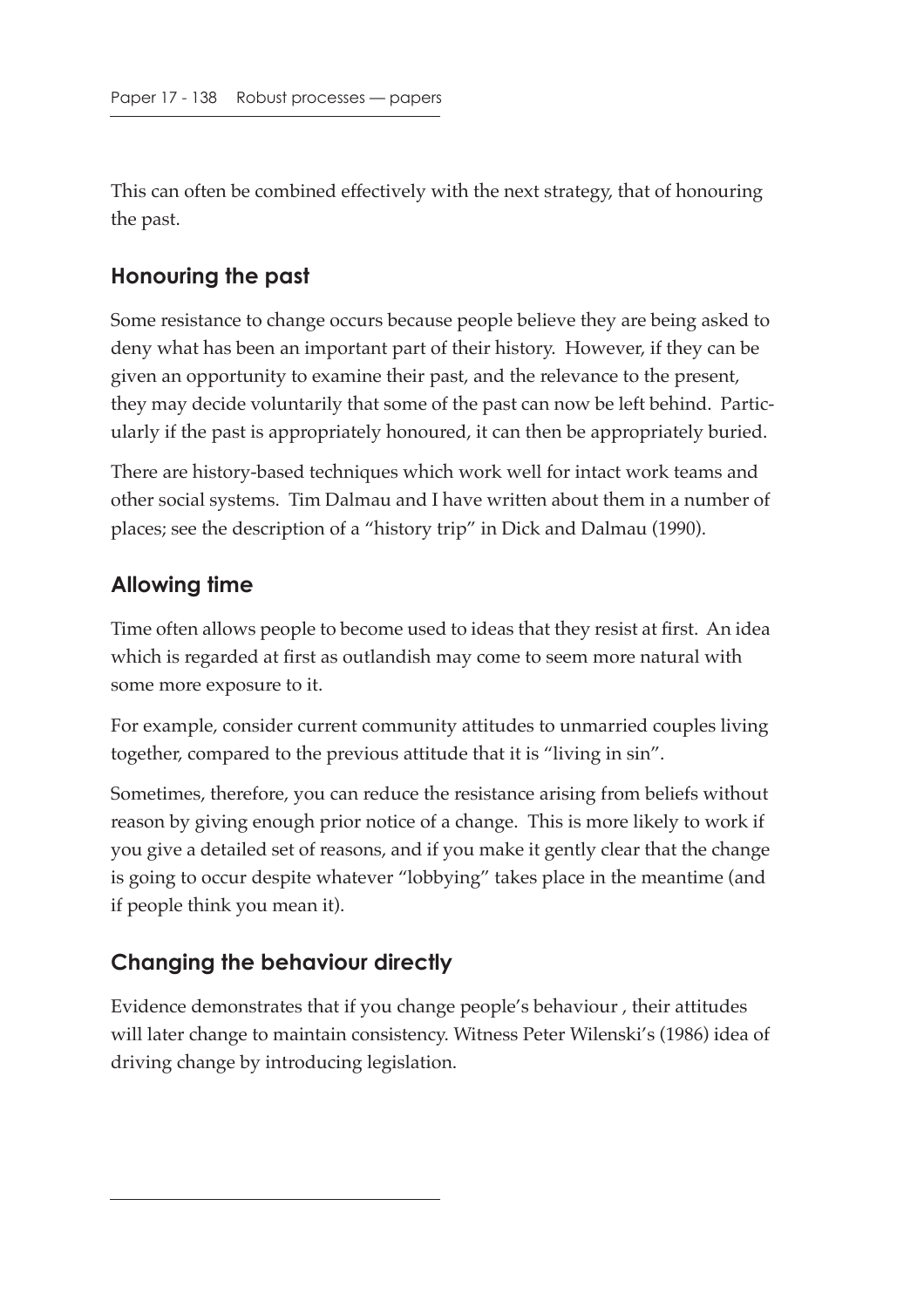This can often be combined effectively with the next strategy, that of honouring the past.

## Honouring the past

Some resistance to change occurs because people believe they are being asked to deny what has been an important part of their history. However, if they can be given an opportunity to examine their past, and the relevance to the present, they may decide voluntarily that some of the past can now be left behind. Particularly if the past is appropriately honoured, it can then be appropriately buried.

There are history-based techniques which work well for intact work teams and other social systems. Tim Dalmau and I have written about them in a number of places; see the description of a "history trip" in Dick and Dalmau (1990).

## Allowing time

Time often allows people to become used to ideas that they resist at first. An idea which is regarded at first as outlandish may come to seem more natural with some more exposure to it.

For example, consider current community attitudes to unmarried couples living together, compared to the previous attitude that it is "living in sin".

Sometimes, therefore, you can reduce the resistance arising from beliefs without reason by giving enough prior notice of a change. This is more likely to work if you give a detailed set of reasons, and if you make it gently clear that the change is going to occur despite whatever "lobbying" takes place in the meantime (and if people think you mean it).

## Changing the behaviour directly

Evidence demonstrates that if you change people's behaviour , their attitudes will later change to maintain consistency. Witness Peter Wilenski's (1986) idea of driving change by introducing legislation.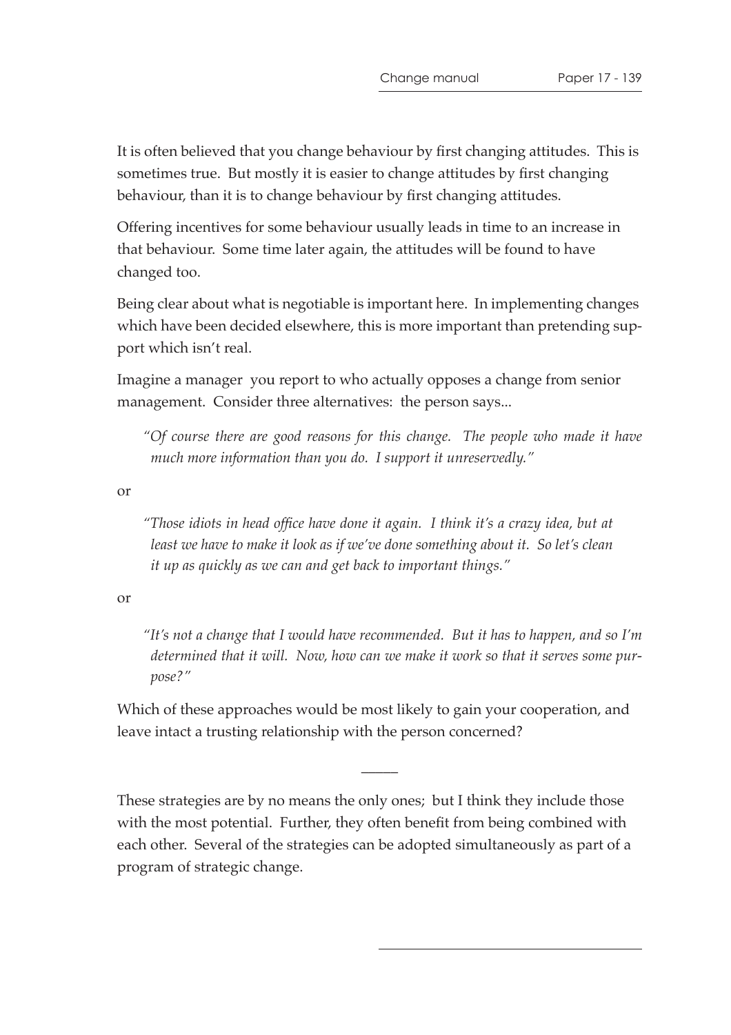It is often believed that you change behaviour by first changing attitudes. This is sometimes true. But mostly it is easier to change attitudes by first changing behaviour, than it is to change behaviour by first changing attitudes.

Offering incentives for some behaviour usually leads in time to an increase in that behaviour. Some time later again, the attitudes will be found to have changed too.

Being clear about what is negotiable is important here. In implementing changes which have been decided elsewhere, this is more important than pretending support which isn't real.

Imagine a manager you report to who actually opposes a change from senior management. Consider three alternatives: the person says...

> *"Of course there are good reasons for this change. The people who made it have much more information than you do. I support it unreservedly."*

or

> *"Those idiots in head office have done it again. I think it's a crazy idea, but at least we have to make it look as if we've done something about it. So let's clean it up as quickly as we can and get back to important things."*

or

> *"It's not a change that I would have recommended. But it has to happen, and so I'm determined that it will. Now, how can we make it work so that it serves some purpose?"*

Which of these approaches would be most likely to gain your cooperation, and leave intact a trusting relationship with the person concerned?

---

These strategies are by no means the only ones; but I think they include those with the most potential. Further, they often benefit from being combined with each other. Several of the strategies can be adopted simultaneously as part of a program of strategic change.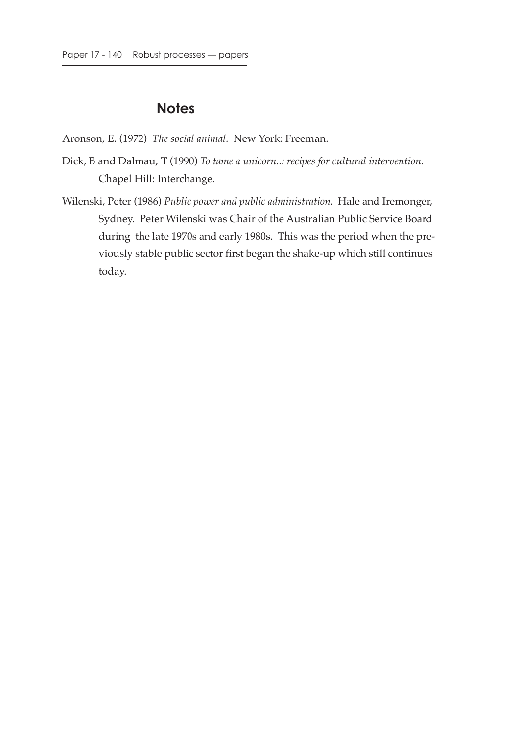## Notes

Aronson, E. (1972) *The social animal*. New York: Freeman.

Dick, B and Dalmau, T (1990) *To tame a unicorn..: recipes for cultural intervention*. Chapel Hill: Interchange.

Wilenski, Peter (1986) *Public power and public administration*. Hale and Iremonger, Sydney. Peter Wilenski was Chair of the Australian Public Service Board during the late 1970s and early 1980s. This was the period when the previously stable public sector first began the shake-up which still continues today.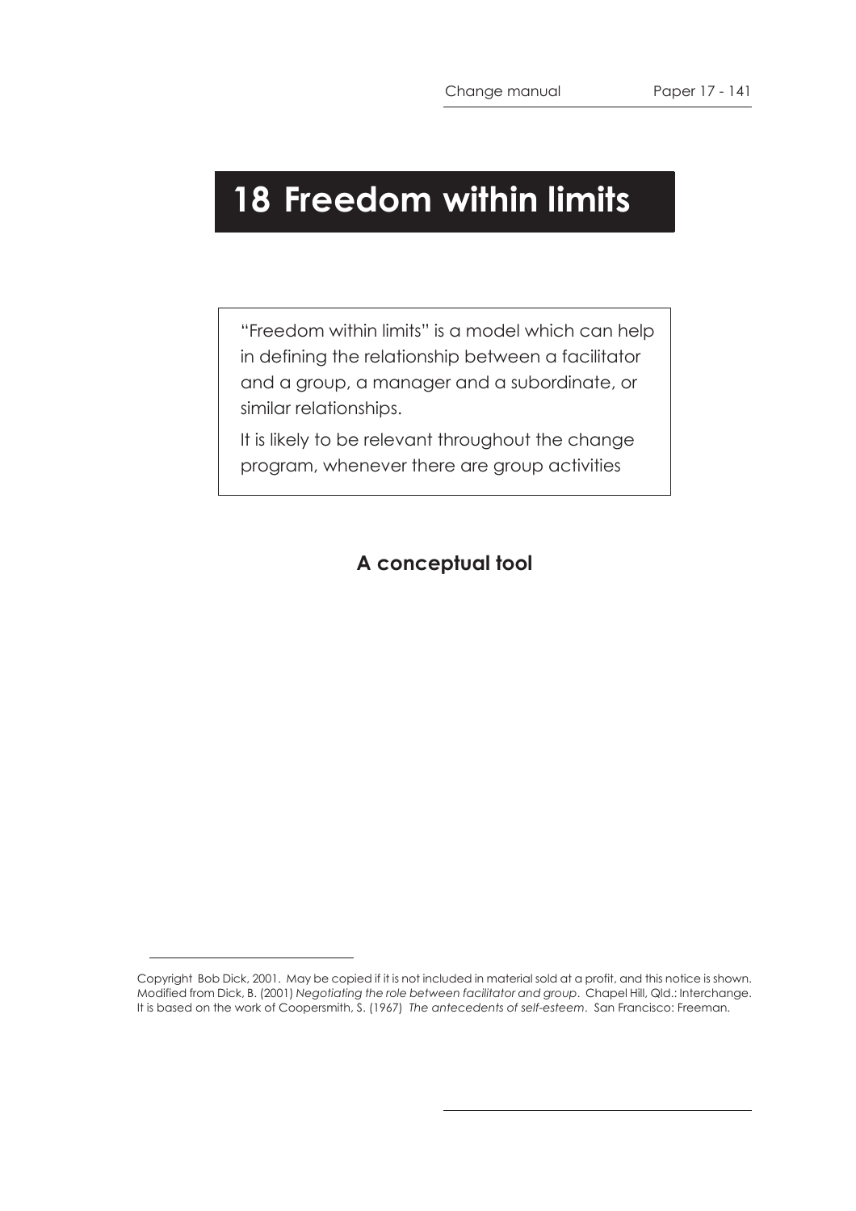# 18 Freedom within limits

"Freedom within limits" is a model which can help in defining the relationship between a facilitator and a group, a manager and a subordinate, or similar relationships.

It is likely to be relevant throughout the change program, whenever there are group activities

**A conceptual tool**

---

Copyright Bob Dick, 2001. May be copied if it is not included in material sold at a profit, and this notice is shown. Modified from Dick, B. (2001) *Negotiating the role between facilitator and group*. Chapel Hill, Qld.: Interchange. It is based on the work of Coopersmith, S. (1967) *The antecedents of self-esteem*. San Francisco: Freeman.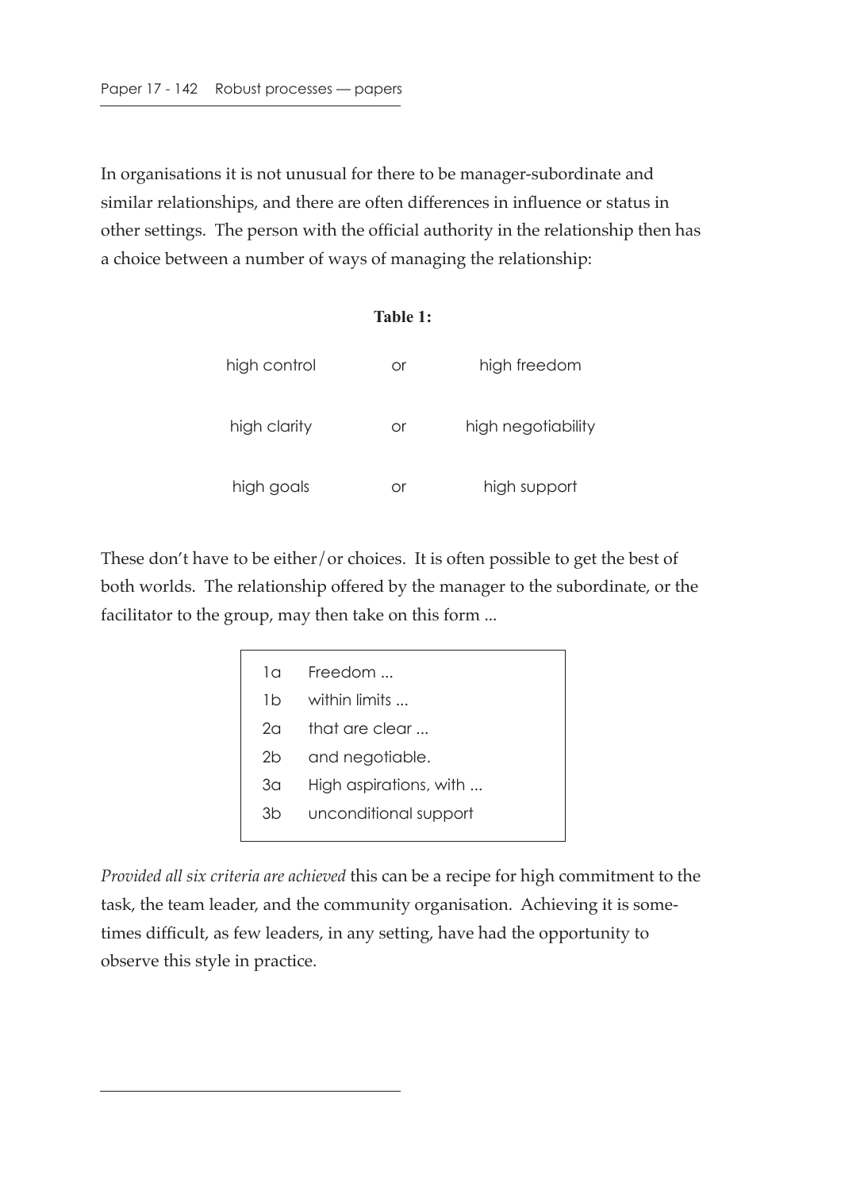In organisations it is not unusual for there to be manager-subordinate and similar relationships, and there are often differences in influence or status in other settings. The person with the official authority in the relationship then has a choice between a number of ways of managing the relationship:

**Table 1:**

| | | |
|---|---|---|
| high control | or | high freedom |
| high clarity | or | high negotiability |
| high goals | or | high support |

These don't have to be either/or choices. It is often possible to get the best of both worlds. The relationship offered by the manager to the subordinate, or the facilitator to the group, may then take on this form ...

| | |
|---|---|
| 1a | Freedom ... |
| 1b | within limits ... |
| 2a | that are clear ... |
| 2b | and negotiable. |
| 3a | High aspirations, with ... |
| 3b | unconditional support |

*Provided all six criteria are achieved* this can be a recipe for high commitment to the task, the team leader, and the community organisation. Achieving it is sometimes difficult, as few leaders, in any setting, have had the opportunity to observe this style in practice.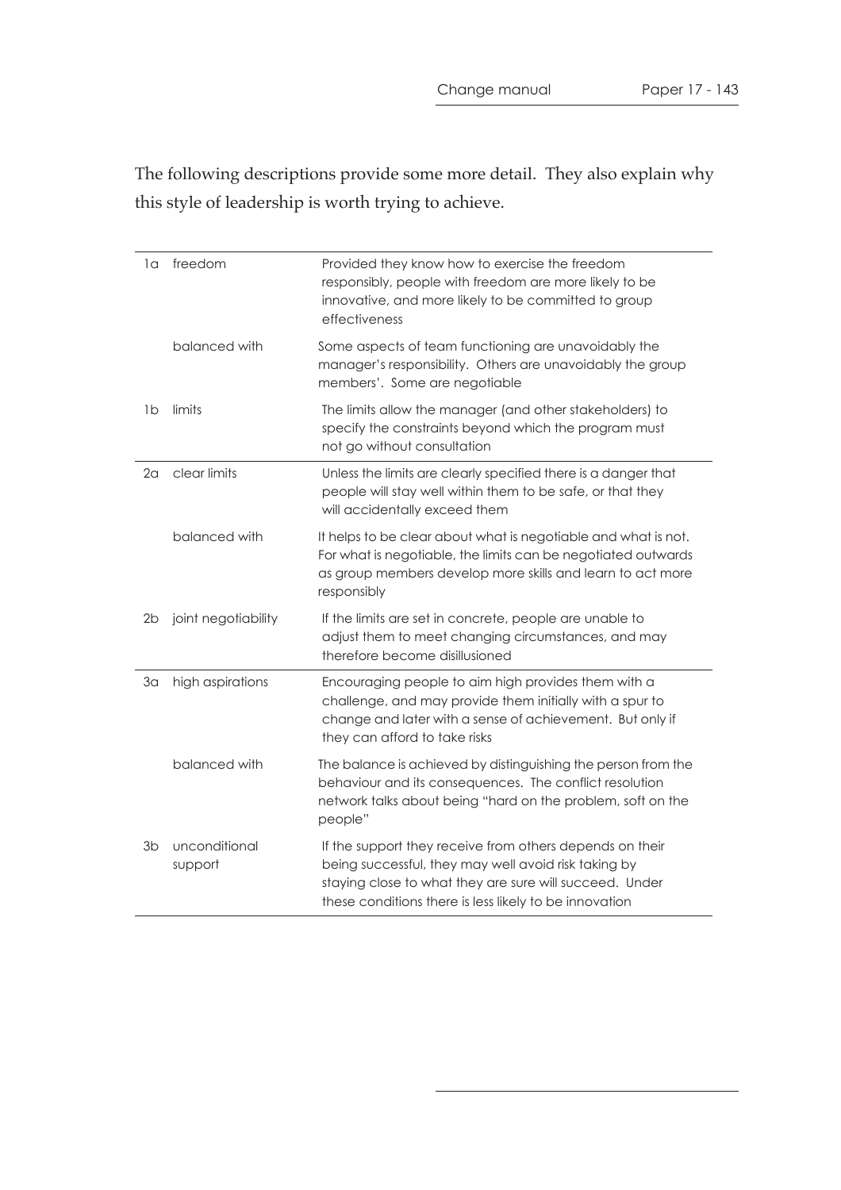The following descriptions provide some more detail. They also explain why this style of leadership is worth trying to achieve.

| | | |
|---|---|---|
| 1a | freedom | Provided they know how to exercise the freedom responsibly, people with freedom are more likely to be innovative, and more likely to be committed to group effectiveness |
| | balanced with | Some aspects of team functioning are unavoidably the manager's responsibility. Others are unavoidably the group members'. Some are negotiable |
| 1b | limits | The limits allow the manager (and other stakeholders) to specify the constraints beyond which the program must not go without consultation |
| 2a | clear limits | Unless the limits are clearly specified there is a danger that people will stay well within them to be safe, or that they will accidentally exceed them |
| | balanced with | It helps to be clear about what is negotiable and what is not. For what is negotiable, the limits can be negotiated outwards as group members develop more skills and learn to act more responsibly |
| 2b | joint negotiability | If the limits are set in concrete, people are unable to adjust them to meet changing circumstances, and may therefore become disillusioned |
| 3a | high aspirations | Encouraging people to aim high provides them with a challenge, and may provide them initially with a spur to change and later with a sense of achievement. But only if they can afford to take risks |
| | balanced with | The balance is achieved by distinguishing the person from the behaviour and its consequences. The conflict resolution network talks about being "hard on the problem, soft on the people" |
| 3b | unconditional support | If the support they receive from others depends on their being successful, they may well avoid risk taking by staying close to what they are sure will succeed. Under these conditions there is less likely to be innovation |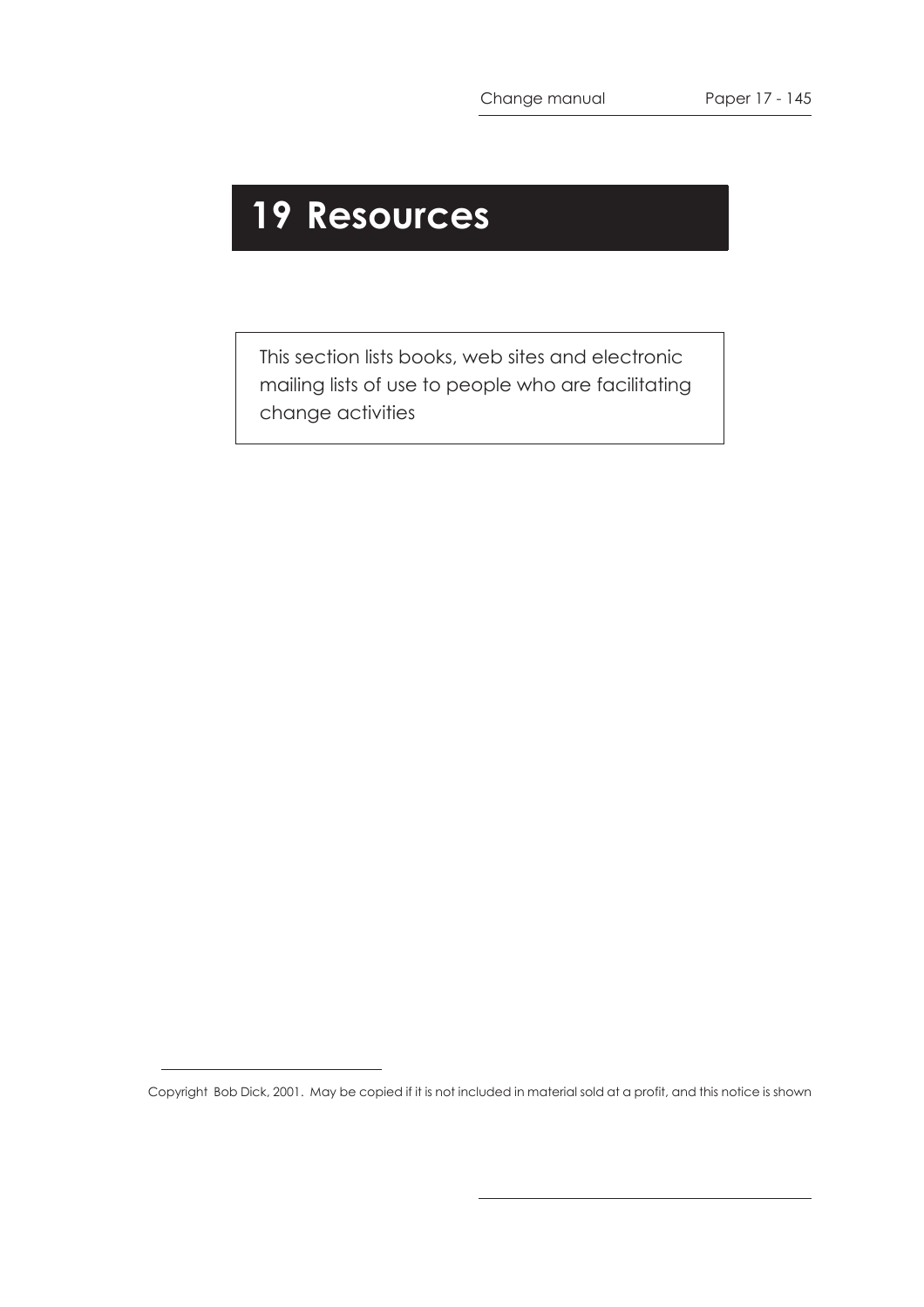# 19 Resources

This section lists books, web sites and electronic mailing lists of use to people who are facilitating change activities

Copyright Bob Dick, 2001. May be copied if it is not included in material sold at a profit, and this notice is shown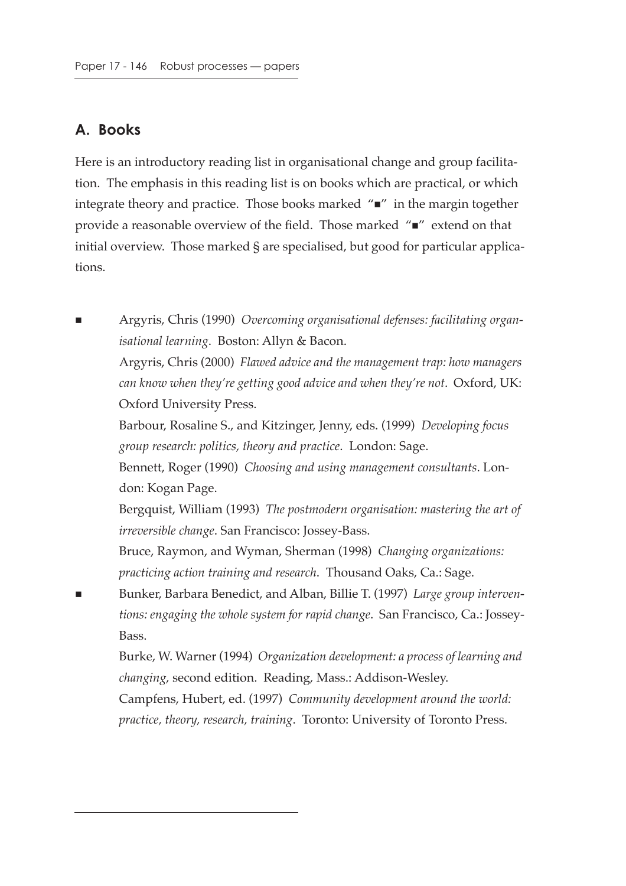## A. Books

Here is an introductory reading list in organisational change and group facilitation. The emphasis in this reading list is on books which are practical, or which integrate theory and practice. Those books marked "■" in the margin together provide a reasonable overview of the field. Those marked "■" extend on that initial overview. Those marked § are specialised, but good for particular applications.

■ Argyris, Chris (1990) *Overcoming organisational defenses: facilitating organisational learning*. Boston: Allyn & Bacon.

Argyris, Chris (2000) *Flawed advice and the management trap: how managers can know when they're getting good advice and when they're not*. Oxford, UK: Oxford University Press.

Barbour, Rosaline S., and Kitzinger, Jenny, eds. (1999) *Developing focus group research: politics, theory and practice*. London: Sage.

Bennett, Roger (1990) *Choosing and using management consultants*. London: Kogan Page.

Bergquist, William (1993) *The postmodern organisation: mastering the art of irreversible change*. San Francisco: Jossey-Bass.

Bruce, Raymon, and Wyman, Sherman (1998) *Changing organizations: practicing action training and research*. Thousand Oaks, Ca.: Sage.

■ Bunker, Barbara Benedict, and Alban, Billie T. (1997) *Large group interventions: engaging the whole system for rapid change*. San Francisco, Ca.: Jossey-Bass.

Burke, W. Warner (1994) *Organization development: a process of learning and changing*, second edition. Reading, Mass.: Addison-Wesley.

Campfens, Hubert, ed. (1997) *Community development around the world: practice, theory, research, training*. Toronto: University of Toronto Press.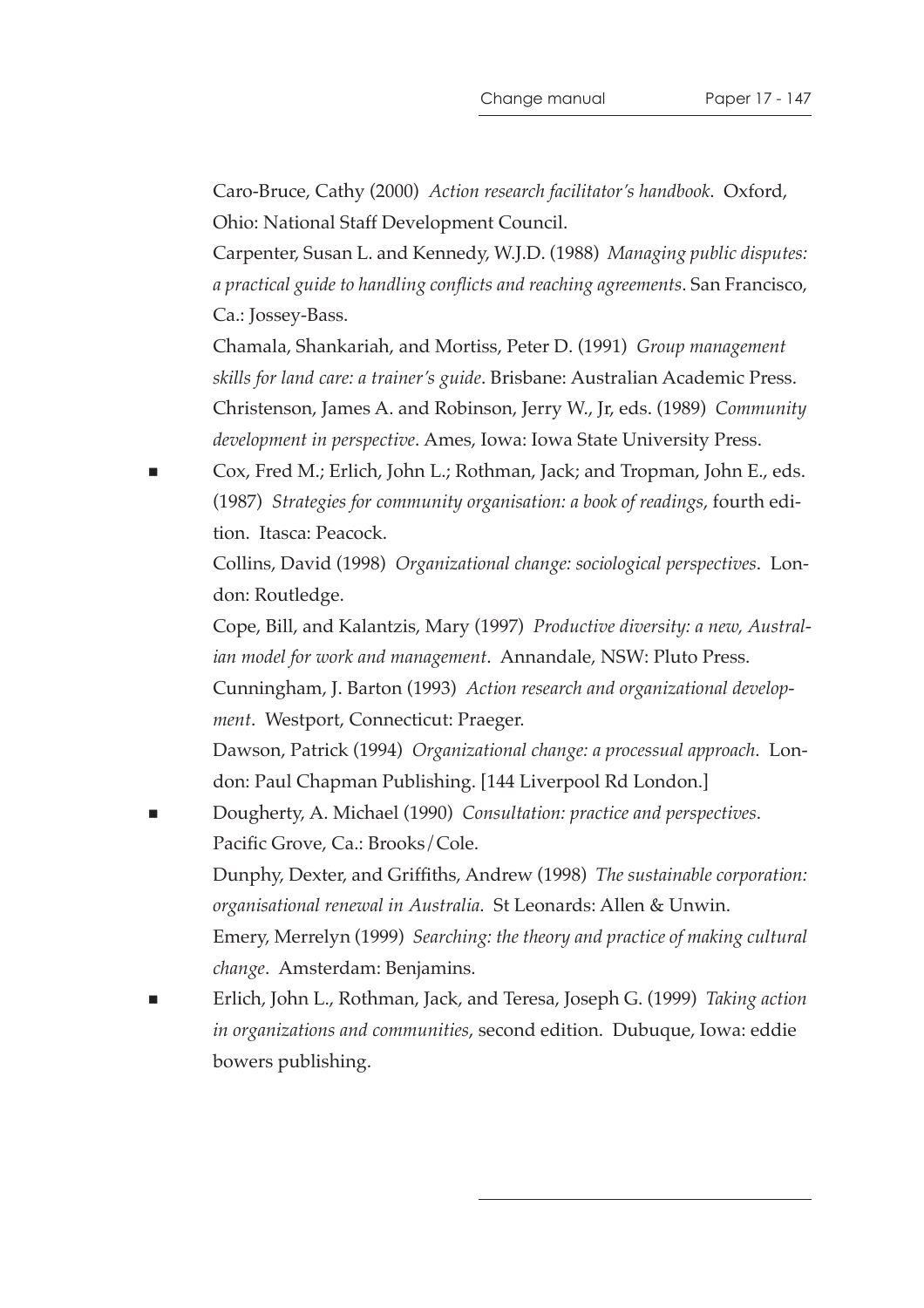Caro-Bruce, Cathy (2000) *Action research facilitator's handbook*. Oxford, Ohio: National Staff Development Council.

Carpenter, Susan L. and Kennedy, W.J.D. (1988) *Managing public disputes: a practical guide to handling conflicts and reaching agreements*. San Francisco, Ca.: Jossey-Bass.

Chamala, Shankariah, and Mortiss, Peter D. (1991) *Group management skills for land care: a trainer's guide*. Brisbane: Australian Academic Press.

Christenson, James A. and Robinson, Jerry W., Jr, eds. (1989) *Community development in perspective*. Ames, Iowa: Iowa State University Press.

■ Cox, Fred M.; Erlich, John L.; Rothman, Jack; and Tropman, John E., eds. (1987) *Strategies for community organisation: a book of readings*, fourth edition. Itasca: Peacock.

Collins, David (1998) *Organizational change: sociological perspectives*. London: Routledge.

Cope, Bill, and Kalantzis, Mary (1997) *Productive diversity: a new, Australian model for work and management*. Annandale, NSW: Pluto Press.

Cunningham, J. Barton (1993) *Action research and organizational development*. Westport, Connecticut: Praeger.

Dawson, Patrick (1994) *Organizational change: a processual approach*. London: Paul Chapman Publishing. [144 Liverpool Rd London.]

■ Dougherty, A. Michael (1990) *Consultation: practice and perspectives*. Pacific Grove, Ca.: Brooks/Cole.

Dunphy, Dexter, and Griffiths, Andrew (1998) *The sustainable corporation: organisational renewal in Australia*. St Leonards: Allen & Unwin.

Emery, Merrelyn (1999) *Searching: the theory and practice of making cultural change*. Amsterdam: Benjamins.

■ Erlich, John L., Rothman, Jack, and Teresa, Joseph G. (1999) *Taking action in organizations and communities*, second edition. Dubuque, Iowa: eddie bowers publishing.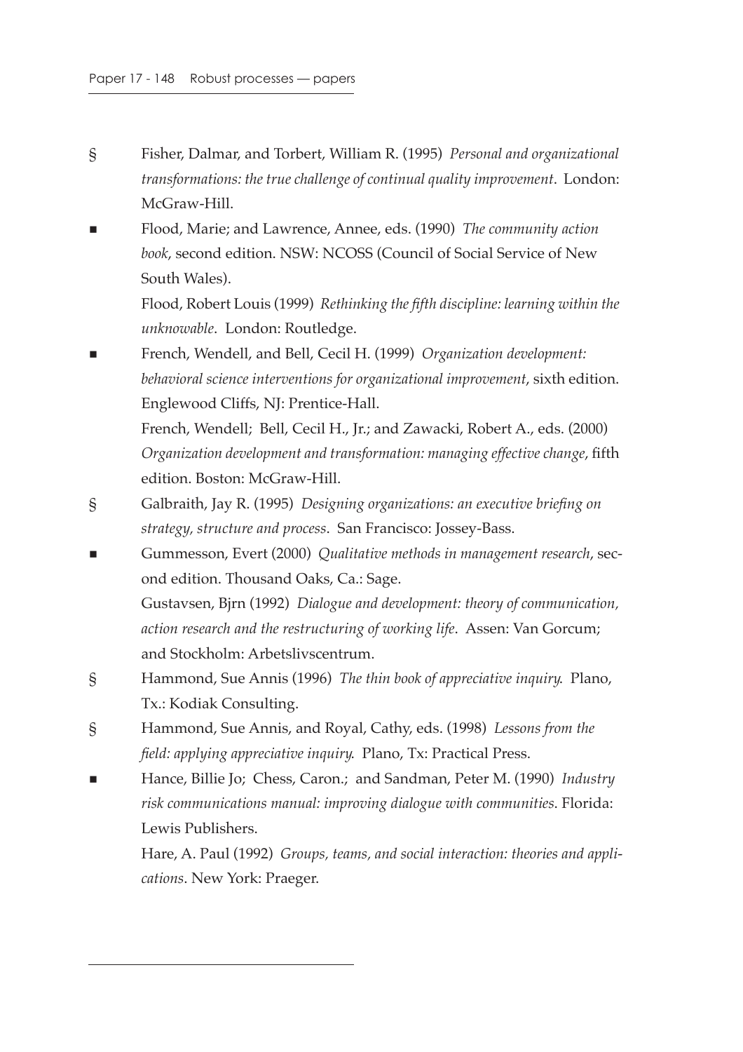§ Fisher, Dalmar, and Torbert, William R. (1995) *Personal and organizational transformations: the true challenge of continual quality improvement*. London: McGraw-Hill.

■ Flood, Marie; and Lawrence, Annee, eds. (1990) *The community action book*, second edition. NSW: NCOSS (Council of Social Service of New South Wales).

Flood, Robert Louis (1999) *Rethinking the fifth discipline: learning within the unknowable*. London: Routledge.

■ French, Wendell, and Bell, Cecil H. (1999) *Organization development: behavioral science interventions for organizational improvement*, sixth edition. Englewood Cliffs, NJ: Prentice-Hall.

French, Wendell; Bell, Cecil H., Jr.; and Zawacki, Robert A., eds. (2000) *Organization development and transformation: managing effective change*, fifth edition. Boston: McGraw-Hill.

§ Galbraith, Jay R. (1995) *Designing organizations: an executive briefing on strategy, structure and process*. San Francisco: Jossey-Bass.

■ Gummesson, Evert (2000) *Qualitative methods in management research*, second edition. Thousand Oaks, Ca.: Sage.

Gustavsen, Bjrn (1992) *Dialogue and development: theory of communication, action research and the restructuring of working life*. Assen: Van Gorcum; and Stockholm: Arbetslivscentrum.

§ Hammond, Sue Annis (1996) *The thin book of appreciative inquiry.* Plano, Tx.: Kodiak Consulting.

§ Hammond, Sue Annis, and Royal, Cathy, eds. (1998) *Lessons from the field: applying appreciative inquiry.* Plano, Tx: Practical Press.

■ Hance, Billie Jo; Chess, Caron.; and Sandman, Peter M. (1990) *Industry risk communications manual: improving dialogue with communities*. Florida: Lewis Publishers.

Hare, A. Paul (1992) *Groups, teams, and social interaction: theories and applications*. New York: Praeger.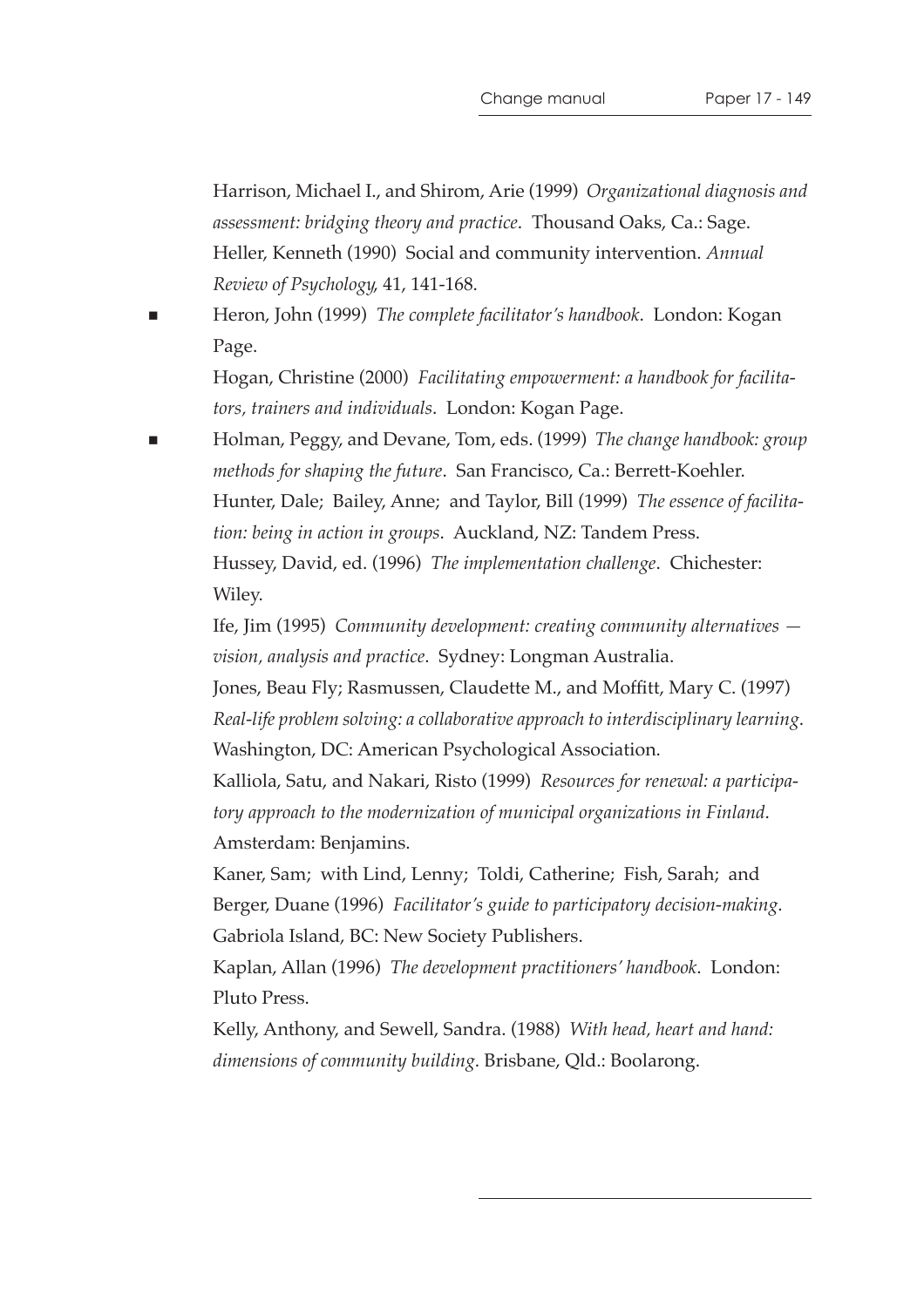Harrison, Michael I., and Shirom, Arie (1999) *Organizational diagnosis and assessment: bridging theory and practice*. Thousand Oaks, Ca.: Sage.

Heller, Kenneth (1990) Social and community intervention. *Annual Review of Psychology*, 41, 141-168.

■ Heron, John (1999) *The complete facilitator's handbook*. London: Kogan Page.

Hogan, Christine (2000) *Facilitating empowerment: a handbook for facilitators, trainers and individuals*. London: Kogan Page.

■ Holman, Peggy, and Devane, Tom, eds. (1999) *The change handbook: group methods for shaping the future*. San Francisco, Ca.: Berrett-Koehler.

Hunter, Dale; Bailey, Anne; and Taylor, Bill (1999) *The essence of facilitation: being in action in groups*. Auckland, NZ: Tandem Press.

Hussey, David, ed. (1996) *The implementation challenge*. Chichester: Wiley.

Ife, Jim (1995) *Community development: creating community alternatives — vision, analysis and practice*. Sydney: Longman Australia.

Jones, Beau Fly; Rasmussen, Claudette M., and Moffitt, Mary C. (1997) *Real-life problem solving: a collaborative approach to interdisciplinary learning*. Washington, DC: American Psychological Association.

Kalliola, Satu, and Nakari, Risto (1999) *Resources for renewal: a participatory approach to the modernization of municipal organizations in Finland*. Amsterdam: Benjamins.

Kaner, Sam; with Lind, Lenny; Toldi, Catherine; Fish, Sarah; and Berger, Duane (1996) *Facilitator's guide to participatory decision-making*. Gabriola Island, BC: New Society Publishers.

Kaplan, Allan (1996) *The development practitioners' handbook*. London: Pluto Press.

Kelly, Anthony, and Sewell, Sandra. (1988) *With head, heart and hand: dimensions of community building*. Brisbane, Qld.: Boolarong.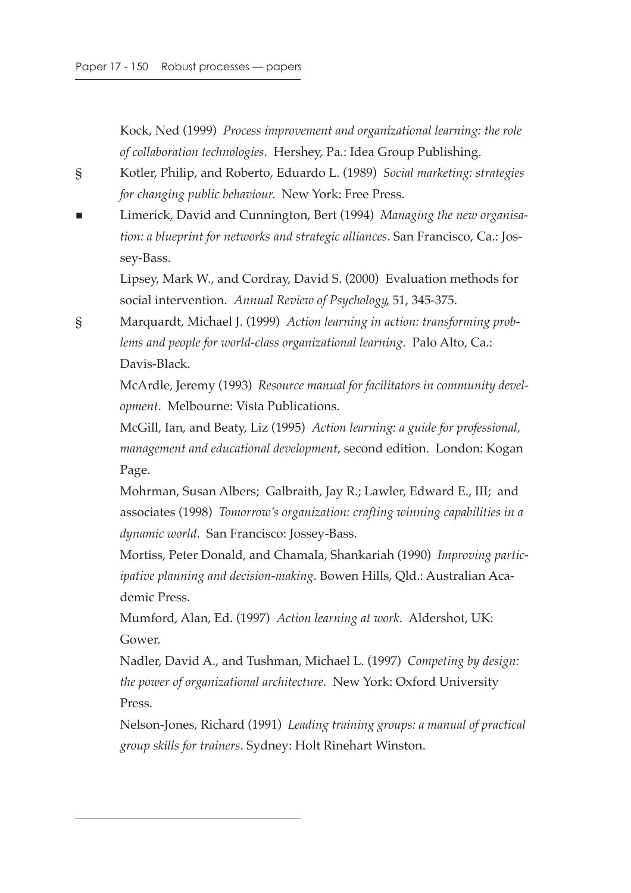Kock, Ned (1999) *Process improvement and organizational learning: the role of collaboration technologies*. Hershey, Pa.: Idea Group Publishing.

§ Kotler, Philip, and Roberto, Eduardo L. (1989) *Social marketing: strategies for changing public behaviour*. New York: Free Press.

■ Limerick, David and Cunnington, Bert (1994) *Managing the new organisation: a blueprint for networks and strategic alliances*. San Francisco, Ca.: Jossey-Bass.

Lipsey, Mark W., and Cordray, David S. (2000) Evaluation methods for social intervention. *Annual Review of Psychology*, 51, 345-375.

§ Marquardt, Michael J. (1999) *Action learning in action: transforming problems and people for world-class organizational learning*. Palo Alto, Ca.: Davis-Black.

McArdle, Jeremy (1993) *Resource manual for facilitators in community development*. Melbourne: Vista Publications.

McGill, Ian, and Beaty, Liz (1995) *Action learning: a guide for professional, management and educational development*, second edition. London: Kogan Page.

Mohrman, Susan Albers; Galbraith, Jay R.; Lawler, Edward E., III; and associates (1998) *Tomorrow's organization: crafting winning capabilities in a dynamic world*. San Francisco: Jossey-Bass.

Mortiss, Peter Donald, and Chamala, Shankariah (1990) *Improving participative planning and decision-making*. Bowen Hills, Qld.: Australian Academic Press.

Mumford, Alan, Ed. (1997) *Action learning at work*. Aldershot, UK: Gower.

Nadler, David A., and Tushman, Michael L. (1997) *Competing by design: the power of organizational architecture*. New York: Oxford University Press.

Nelson-Jones, Richard (1991) *Leading training groups: a manual of practical group skills for trainers*. Sydney: Holt Rinehart Winston.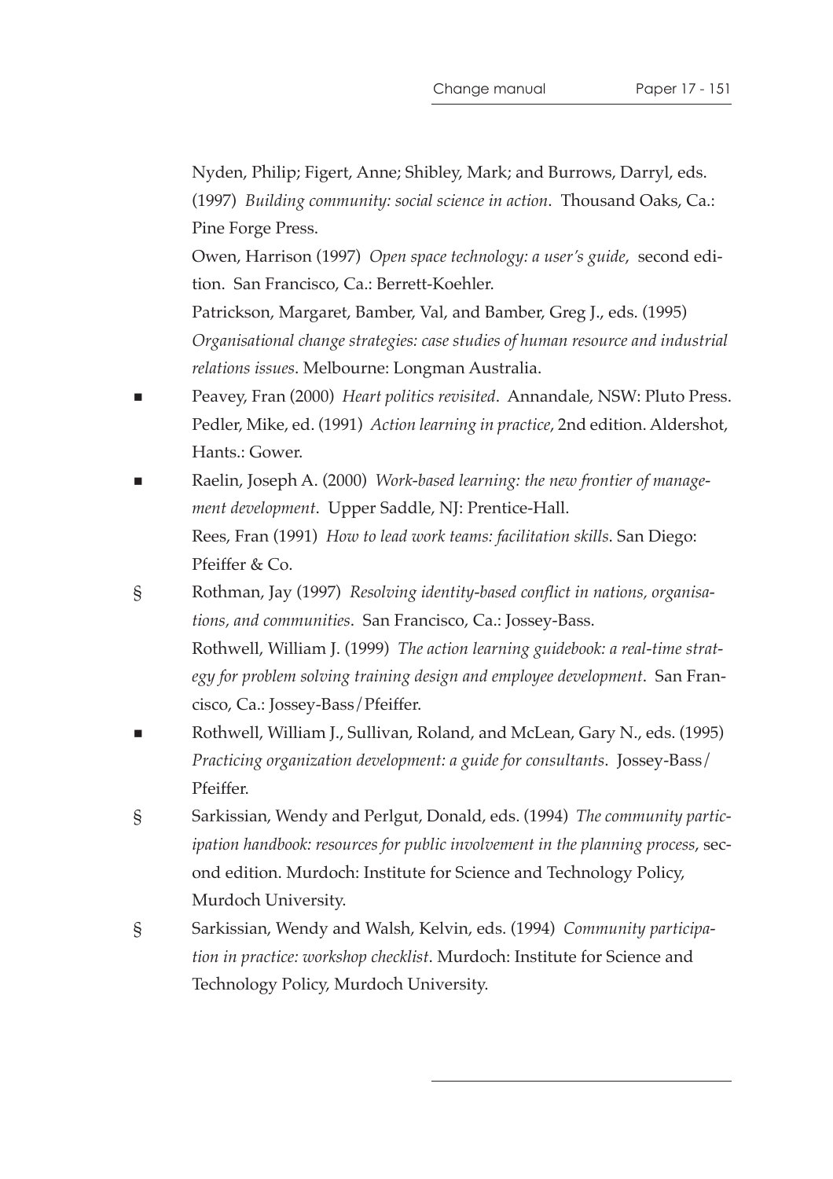Nyden, Philip; Figert, Anne; Shibley, Mark; and Burrows, Darryl, eds. (1997) *Building community: social science in action*. Thousand Oaks, Ca.: Pine Forge Press.

Owen, Harrison (1997) *Open space technology: a user's guide*, second edition. San Francisco, Ca.: Berrett-Koehler.

Patrickson, Margaret, Bamber, Val, and Bamber, Greg J., eds. (1995) *Organisational change strategies: case studies of human resource and industrial relations issues*. Melbourne: Longman Australia.

■ Peavey, Fran (2000) *Heart politics revisited*. Annandale, NSW: Pluto Press.

Pedler, Mike, ed. (1991) *Action learning in practice*, 2nd edition. Aldershot, Hants.: Gower.

■ Raelin, Joseph A. (2000) *Work-based learning: the new frontier of management development*. Upper Saddle, NJ: Prentice-Hall.

Rees, Fran (1991) *How to lead work teams: facilitation skills*. San Diego: Pfeiffer & Co.

§ Rothman, Jay (1997) *Resolving identity-based conflict in nations, organisations, and communities*. San Francisco, Ca.: Jossey-Bass.

Rothwell, William J. (1999) *The action learning guidebook: a real-time strategy for problem solving training design and employee development*. San Francisco, Ca.: Jossey-Bass/Pfeiffer.

■ Rothwell, William J., Sullivan, Roland, and McLean, Gary N., eds. (1995) *Practicing organization development: a guide for consultants*. Jossey-Bass/Pfeiffer.

§ Sarkissian, Wendy and Perlgut, Donald, eds. (1994) *The community participation handbook: resources for public involvement in the planning process*, second edition. Murdoch: Institute for Science and Technology Policy, Murdoch University.

§ Sarkissian, Wendy and Walsh, Kelvin, eds. (1994) *Community participation in practice: workshop checklist*. Murdoch: Institute for Science and Technology Policy, Murdoch University.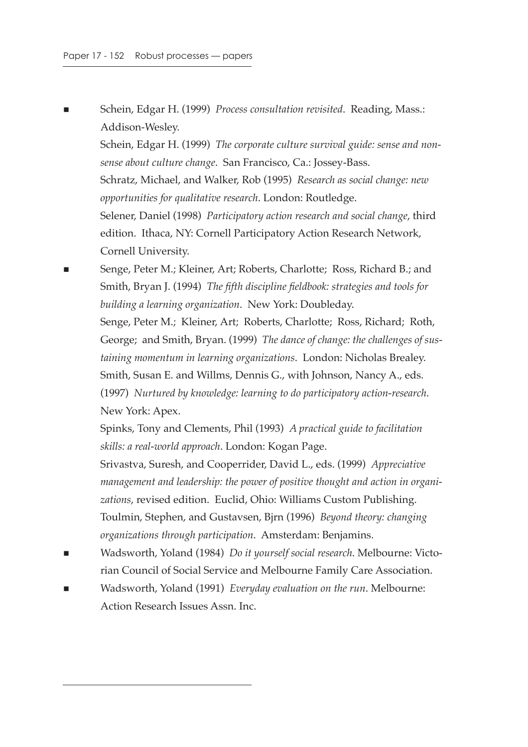- Schein, Edgar H. (1999) *Process consultation revisited*. Reading, Mass.: Addison-Wesley.
  Schein, Edgar H. (1999) *The corporate culture survival guide: sense and non-sense about culture change*. San Francisco, Ca.: Jossey-Bass.
  Schratz, Michael, and Walker, Rob (1995) *Research as social change: new opportunities for qualitative research*. London: Routledge.
  Selener, Daniel (1998) *Participatory action research and social change*, third edition. Ithaca, NY: Cornell Participatory Action Research Network, Cornell University.
- Senge, Peter M.; Kleiner, Art; Roberts, Charlotte; Ross, Richard B.; and Smith, Bryan J. (1994) *The fifth discipline fieldbook: strategies and tools for building a learning organization*. New York: Doubleday.
  Senge, Peter M.; Kleiner, Art; Roberts, Charlotte; Ross, Richard; Roth, George; and Smith, Bryan. (1999) *The dance of change: the challenges of sustaining momentum in learning organizations*. London: Nicholas Brealey.
  Smith, Susan E. and Willms, Dennis G., with Johnson, Nancy A., eds. (1997) *Nurtured by knowledge: learning to do participatory action-research*. New York: Apex.
  Spinks, Tony and Clements, Phil (1993) *A practical guide to facilitation skills: a real-world approach*. London: Kogan Page.
  Srivastva, Suresh, and Cooperrider, David L., eds. (1999) *Appreciative management and leadership: the power of positive thought and action in organizations*, revised edition. Euclid, Ohio: Williams Custom Publishing.
  Toulmin, Stephen, and Gustavsen, Bjrn (1996) *Beyond theory: changing organizations through participation*. Amsterdam: Benjamins.
- Wadsworth, Yoland (1984) *Do it yourself social research*. Melbourne: Victorian Council of Social Service and Melbourne Family Care Association.
- Wadsworth, Yoland (1991) *Everyday evaluation on the run*. Melbourne: Action Research Issues Assn. Inc.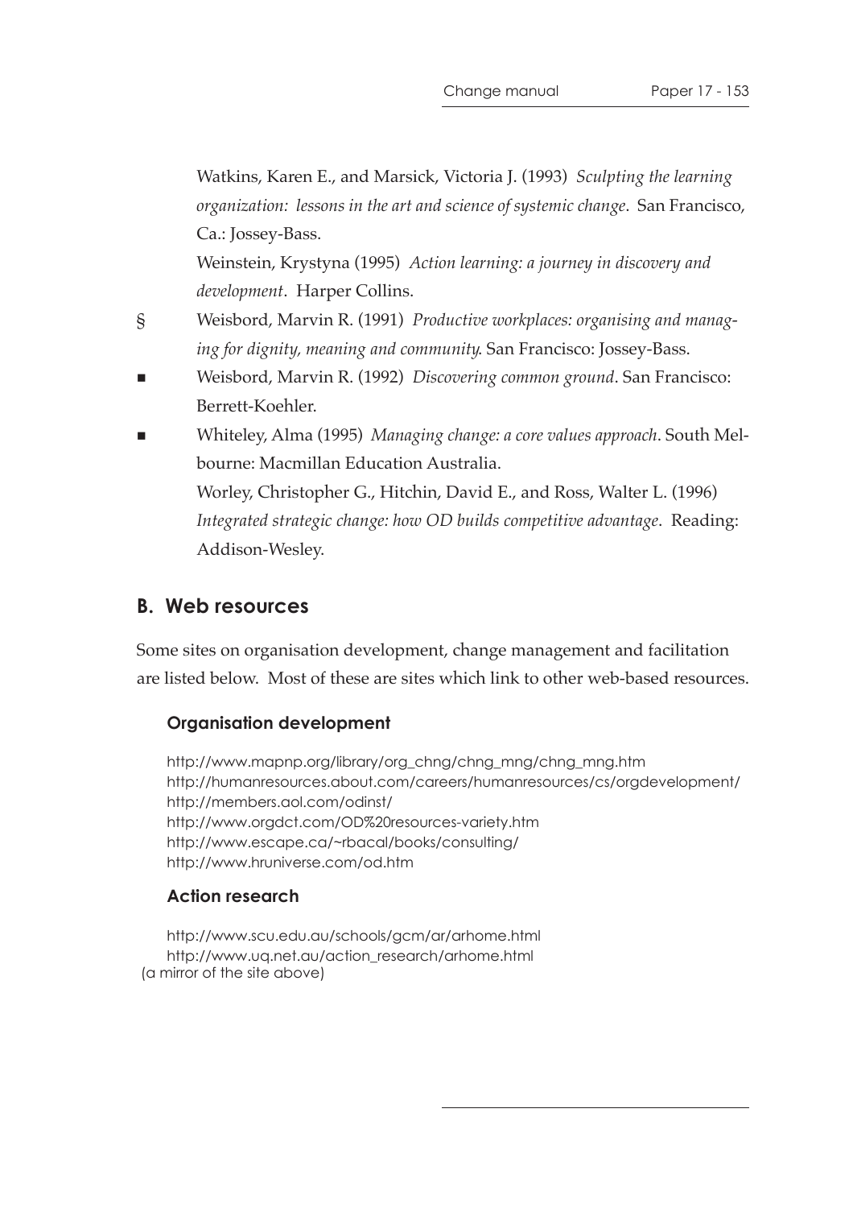Watkins, Karen E., and Marsick, Victoria J. (1993) *Sculpting the learning organization: lessons in the art and science of systemic change*. San Francisco, Ca.: Jossey-Bass.

Weinstein, Krystyna (1995) *Action learning: a journey in discovery and development*. Harper Collins.

§ Weisbord, Marvin R. (1991) *Productive workplaces: organising and managing for dignity, meaning and community*. San Francisco: Jossey-Bass.

■ Weisbord, Marvin R. (1992) *Discovering common ground*. San Francisco: Berrett-Koehler.

■ Whiteley, Alma (1995) *Managing change: a core values approach*. South Melbourne: Macmillan Education Australia.

Worley, Christopher G., Hitchin, David E., and Ross, Walter L. (1996) *Integrated strategic change: how OD builds competitive advantage*. Reading: Addison-Wesley.

## B. Web resources

Some sites on organisation development, change management and facilitation are listed below. Most of these are sites which link to other web-based resources.

### Organisation development

http://www.mapnp.org/library/org_chng/chng_mng/chng_mng.htm
http://humanresources.about.com/careers/humanresources/cs/orgdevelopment/
http://members.aol.com/odinst/
http://www.orgdct.com/OD%20resources-variety.htm
http://www.escape.ca/~rbacal/books/consulting/
http://www.hruniverse.com/od.htm

### Action research

http://www.scu.edu.au/schools/gcm/ar/arhome.html
http://www.uq.net.au/action_research/arhome.html
(a mirror of the site above)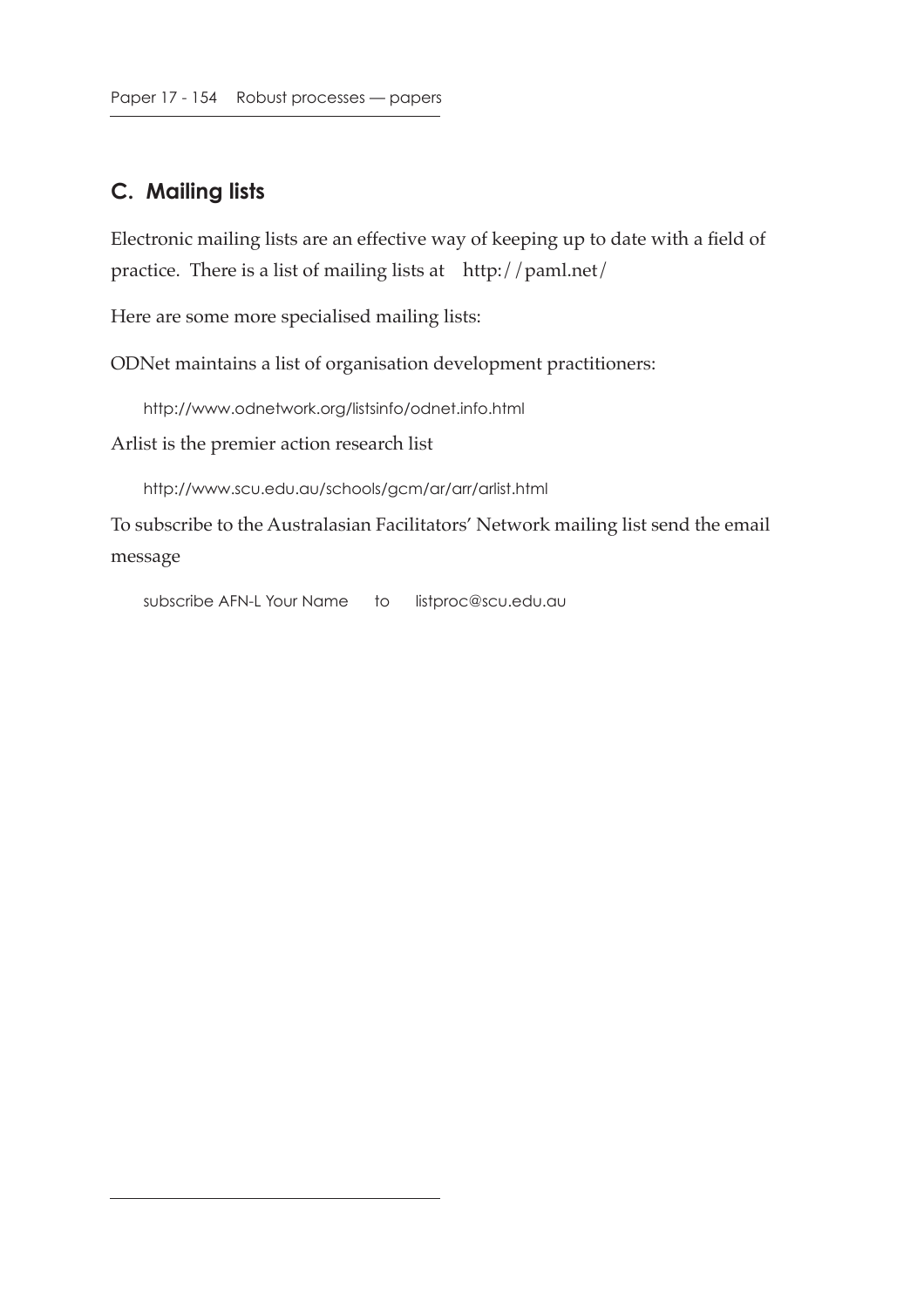## C. Mailing lists

Electronic mailing lists are an effective way of keeping up to date with a field of practice. There is a list of mailing lists at http://paml.net/

Here are some more specialised mailing lists:

ODNet maintains a list of organisation development practitioners:

http://www.odnetwork.org/listsinfo/odnet.info.html

Arlist is the premier action research list

http://www.scu.edu.au/schools/gcm/ar/arr/arlist.html

To subscribe to the Australasian Facilitators' Network mailing list send the email message

subscribe AFN-L Your Name to listproc@scu.edu.au